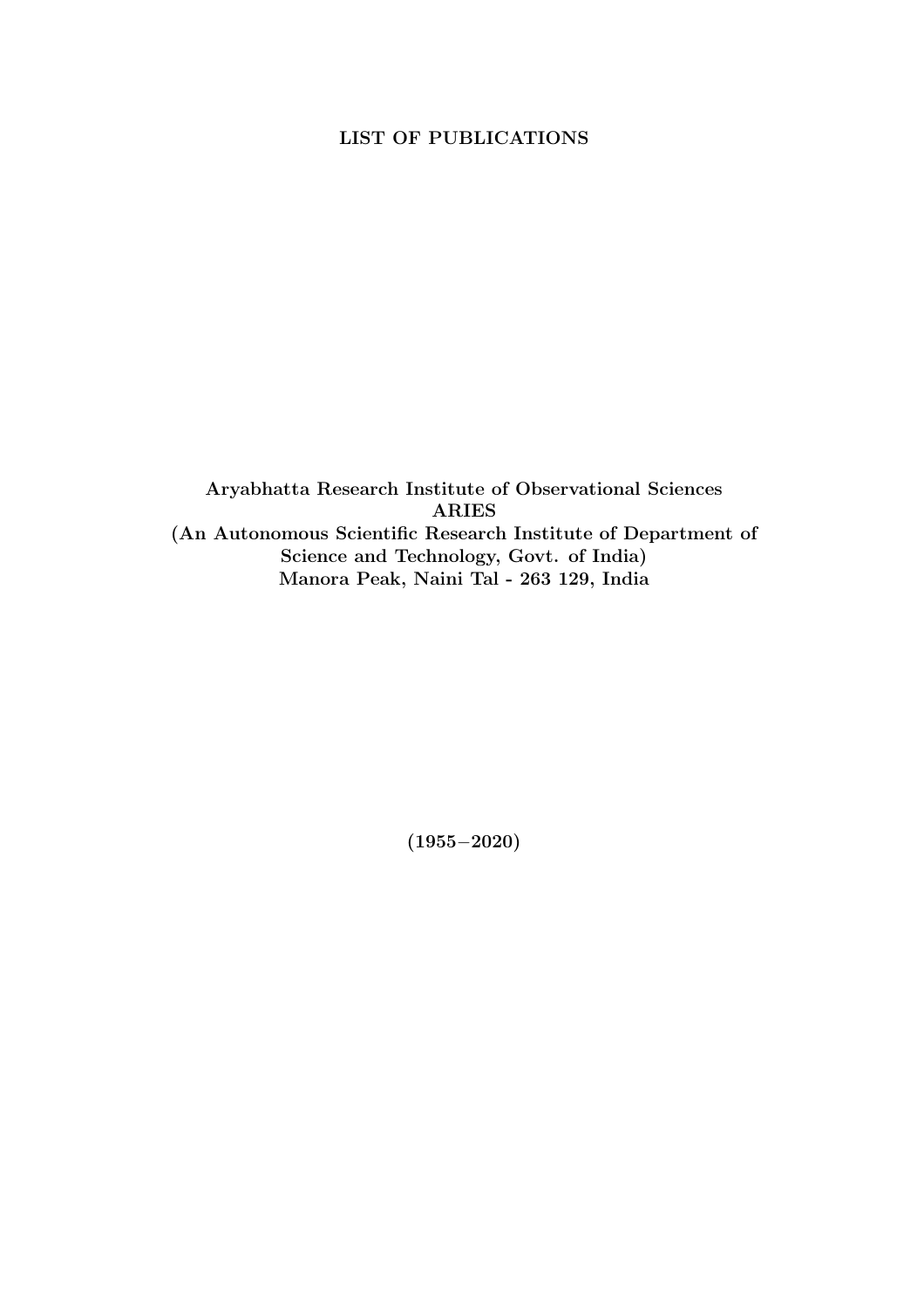# LIST OF PUBLICATIONS

**Aryabhatta Research Institute of Observational Sciences**
**ARIES**
**(An Autonomous Scientific Research Institute of Department of Science and Technology, Govt. of India)**
**Manora Peak, Naini Tal - 263 129, India**

**(1955–2020)**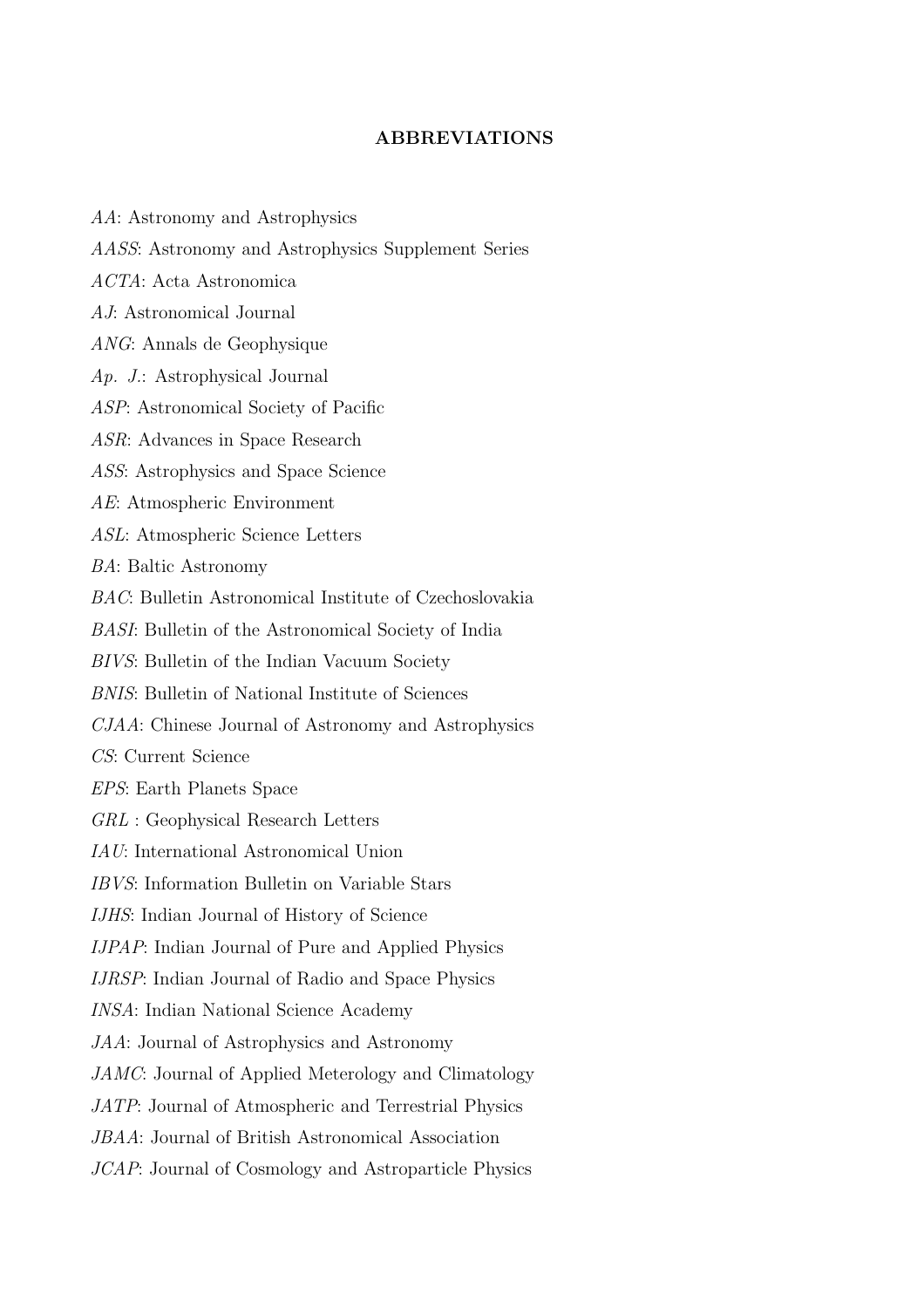## ABBREVIATIONS

*AA*: Astronomy and Astrophysics

*AASS*: Astronomy and Astrophysics Supplement Series

*ACTA*: Acta Astronomica

*AJ*: Astronomical Journal

*ANG*: Annals de Geophysique

*Ap. J.*: Astrophysical Journal

*ASP*: Astronomical Society of Pacific

*ASR*: Advances in Space Research

*ASS*: Astrophysics and Space Science

*AE*: Atmospheric Environment

*ASL*: Atmospheric Science Letters

*BA*: Baltic Astronomy

*BAC*: Bulletin Astronomical Institute of Czechoslovakia

*BASI*: Bulletin of the Astronomical Society of India

*BIVS*: Bulletin of the Indian Vacuum Society

*BNIS*: Bulletin of National Institute of Sciences

*CJAA*: Chinese Journal of Astronomy and Astrophysics

*CS*: Current Science

*EPS*: Earth Planets Space

*GRL* : Geophysical Research Letters

*IAU*: International Astronomical Union

*IBVS*: Information Bulletin on Variable Stars

*IJHS*: Indian Journal of History of Science

*IJPAP*: Indian Journal of Pure and Applied Physics

*IJRSP*: Indian Journal of Radio and Space Physics

*INSA*: Indian National Science Academy

*JAA*: Journal of Astrophysics and Astronomy

*JAMC*: Journal of Applied Meterology and Climatology

*JATP*: Journal of Atmospheric and Terrestrial Physics

*JBAA*: Journal of British Astronomical Association

*JCAP*: Journal of Cosmology and Astroparticle Physics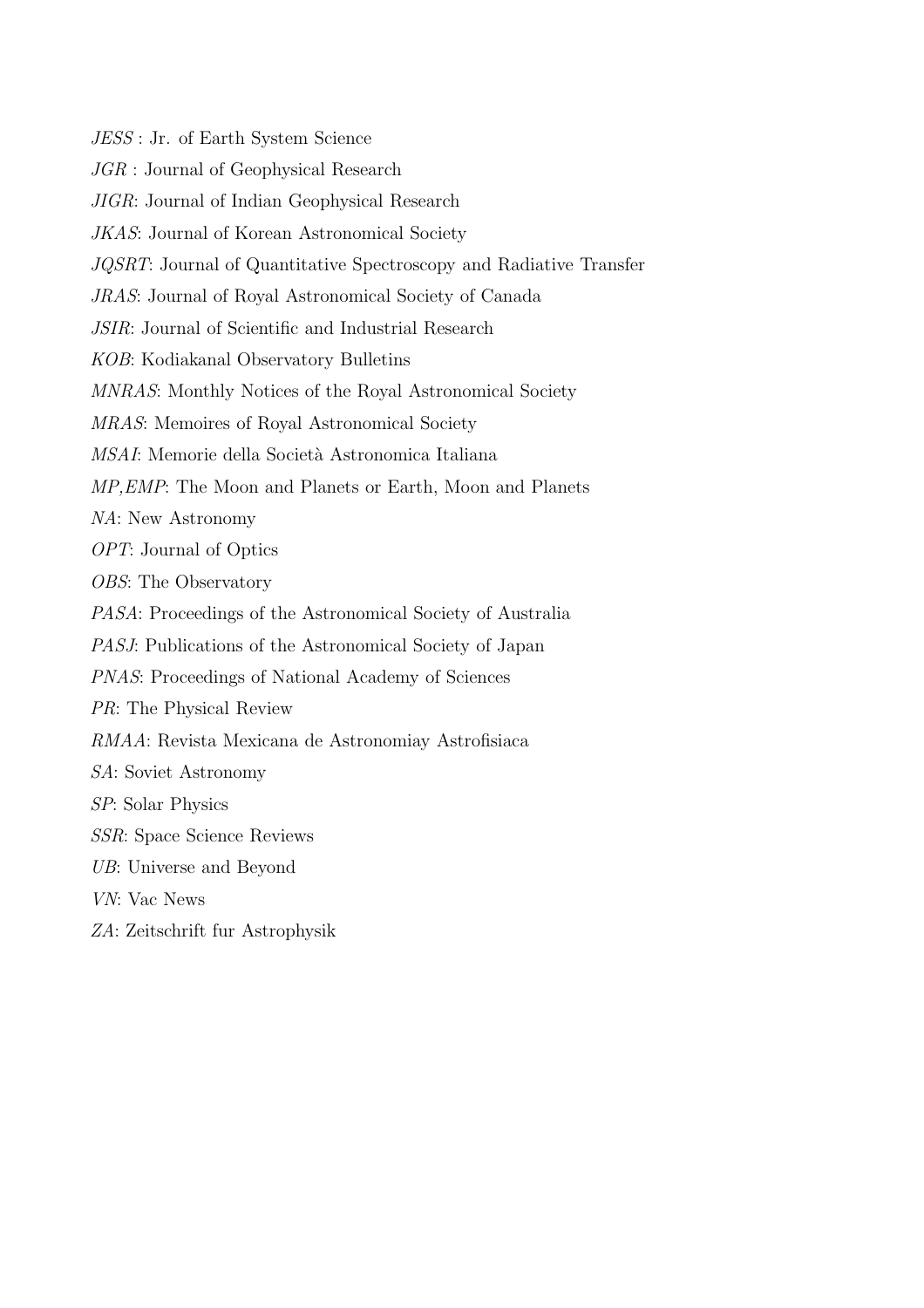*JESS* : Jr. of Earth System Science

*JGR* : Journal of Geophysical Research

*JIGR*: Journal of Indian Geophysical Research

*JKAS*: Journal of Korean Astronomical Society

*JQSRT*: Journal of Quantitative Spectroscopy and Radiative Transfer

*JRAS*: Journal of Royal Astronomical Society of Canada

*JSIR*: Journal of Scientific and Industrial Research

*KOB*: Kodiakanal Observatory Bulletins

*MNRAS*: Monthly Notices of the Royal Astronomical Society

*MRAS*: Memoires of Royal Astronomical Society

*MSAI*: Memorie della Società Astronomica Italiana

*MP,EMP*: The Moon and Planets or Earth, Moon and Planets

*NA*: New Astronomy

*OPT*: Journal of Optics

*OBS*: The Observatory

*PASA*: Proceedings of the Astronomical Society of Australia

*PASJ*: Publications of the Astronomical Society of Japan

*PNAS*: Proceedings of National Academy of Sciences

*PR*: The Physical Review

*RMAA*: Revista Mexicana de Astronomiay Astrofisiaca

*SA*: Soviet Astronomy

*SP*: Solar Physics

*SSR*: Space Science Reviews

*UB*: Universe and Beyond

*VN*: Vac News

*ZA*: Zeitschrift fur Astrophysik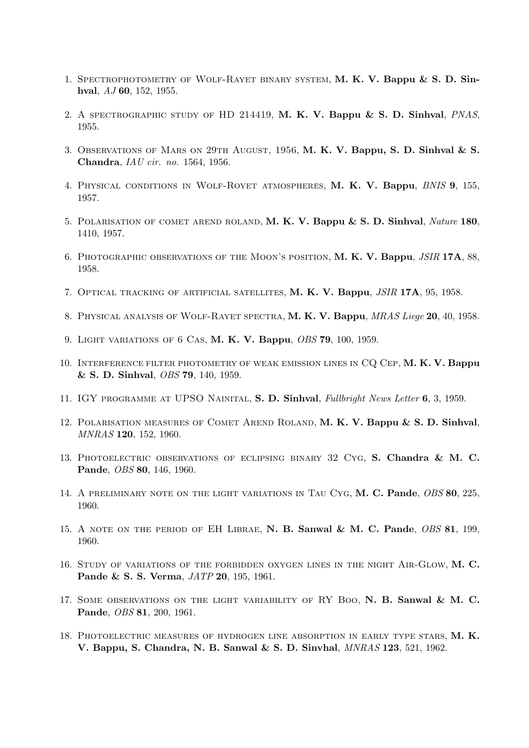1. Spectrophotometry of Wolf-Rayet binary system, **M. K. V. Bappu & S. D. Sinhval**, *AJ* **60**, 152, 1955.

2. A spectrographic study of HD 214419, **M. K. V. Bappu & S. D. Sinhval**, *PNAS*, 1955.

3. Observations of Mars on 29th August, 1956, **M. K. V. Bappu, S. D. Sinhval & S. Chandra**, *IAU cir. no.* 1564, 1956.

4. Physical conditions in Wolf-Royet atmospheres, **M. K. V. Bappu**, *BNIS* **9**, 155, 1957.

5. Polarisation of comet arend roland, **M. K. V. Bappu & S. D. Sinhval**, *Nature* **180**, 1410, 1957.

6. Photographic observations of the Moon's position, **M. K. V. Bappu**, *JSIR* **17A**, 88, 1958.

7. Optical tracking of artificial satellites, **M. K. V. Bappu**, *JSIR* **17A**, 95, 1958.

8. Physical analysis of Wolf-Rayet spectra, **M. K. V. Bappu**, *MRAS Liege* **20**, 40, 1958.

9. Light variations of 6 Cas, **M. K. V. Bappu**, *OBS* **79**, 100, 1959.

10. Interference filter photometry of weak emission lines in CQ Cep, **M. K. V. Bappu & S. D. Sinhval**, *OBS* **79**, 140, 1959.

11. IGY programme at UPSO Nainital, **S. D. Sinhval**, *Fullbright News Letter* **6**, 3, 1959.

12. Polarisation measures of Comet Arend Roland, **M. K. V. Bappu & S. D. Sinhval**, *MNRAS* **120**, 152, 1960.

13. Photoelectric observations of eclipsing binary 32 Cyg, **S. Chandra & M. C. Pande**, *OBS* **80**, 146, 1960.

14. A preliminary note on the light variations in Tau Cyg, **M. C. Pande**, *OBS* **80**, 225, 1960.

15. A note on the period of EH Librae, **N. B. Sanwal & M. C. Pande**, *OBS* **81**, 199, 1960.

16. Study of variations of the forbidden oxygen lines in the night Air-Glow, **M. C. Pande & S. S. Verma**, *JATP* **20**, 195, 1961.

17. Some observations on the light variability of RY Boo, **N. B. Sanwal & M. C. Pande**, *OBS* **81**, 200, 1961.

18. Photoelectric measures of hydrogen line absorption in early type stars, **M. K. V. Bappu, S. Chandra, N. B. Sanwal & S. D. Sinvhal**, *MNRAS* **123**, 521, 1962.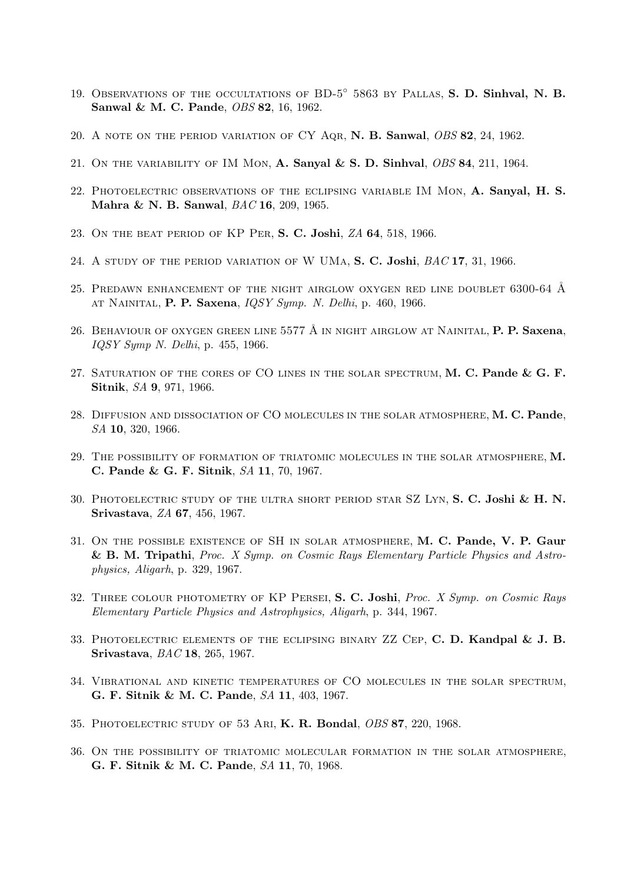19. Observations of the occultations of BD-5° 5863 by Pallas, **S. D. Sinhval, N. B. Sanwal & M. C. Pande**, *OBS* **82**, 16, 1962.

20. A note on the period variation of CY Aqr, **N. B. Sanwal**, *OBS* **82**, 24, 1962.

21. On the variability of IM Mon, **A. Sanyal & S. D. Sinhval**, *OBS* **84**, 211, 1964.

22. Photoelectric observations of the eclipsing variable IM Mon, **A. Sanyal, H. S. Mahra & N. B. Sanwal**, *BAC* **16**, 209, 1965.

23. On the beat period of KP Per, **S. C. Joshi**, *ZA* **64**, 518, 1966.

24. A study of the period variation of W UMa, **S. C. Joshi**, *BAC* **17**, 31, 1966.

25. Predawn enhancement of the night airglow oxygen red line doublet 6300-64 Å at Nainital, **P. P. Saxena**, *IQSY Symp. N. Delhi*, p. 460, 1966.

26. Behaviour of oxygen green line 5577 Å in night airglow at Nainital, **P. P. Saxena**, *IQSY Symp N. Delhi*, p. 455, 1966.

27. Saturation of the cores of CO lines in the solar spectrum, **M. C. Pande & G. F. Sitnik**, *SA* **9**, 971, 1966.

28. Diffusion and dissociation of CO molecules in the solar atmosphere, **M. C. Pande**, *SA* **10**, 320, 1966.

29. The possibility of formation of triatomic molecules in the solar atmosphere, **M. C. Pande & G. F. Sitnik**, *SA* **11**, 70, 1967.

30. Photoelectric study of the ultra short period star SZ Lyn, **S. C. Joshi & H. N. Srivastava**, *ZA* **67**, 456, 1967.

31. On the possible existence of SH in solar atmosphere, **M. C. Pande, V. P. Gaur & B. M. Tripathi**, *Proc. X Symp. on Cosmic Rays Elementary Particle Physics and Astrophysics, Aligarh*, p. 329, 1967.

32. Three colour photometry of KP Persei, **S. C. Joshi**, *Proc. X Symp. on Cosmic Rays Elementary Particle Physics and Astrophysics, Aligarh*, p. 344, 1967.

33. Photoelectric elements of the eclipsing binary ZZ Cep, **C. D. Kandpal & J. B. Srivastava**, *BAC* **18**, 265, 1967.

34. Vibrational and kinetic temperatures of CO molecules in the solar spectrum, **G. F. Sitnik & M. C. Pande**, *SA* **11**, 403, 1967.

35. Photoelectric study of 53 Ari, **K. R. Bondal**, *OBS* **87**, 220, 1968.

36. On the possibility of triatomic molecular formation in the solar atmosphere, **G. F. Sitnik & M. C. Pande**, *SA* **11**, 70, 1968.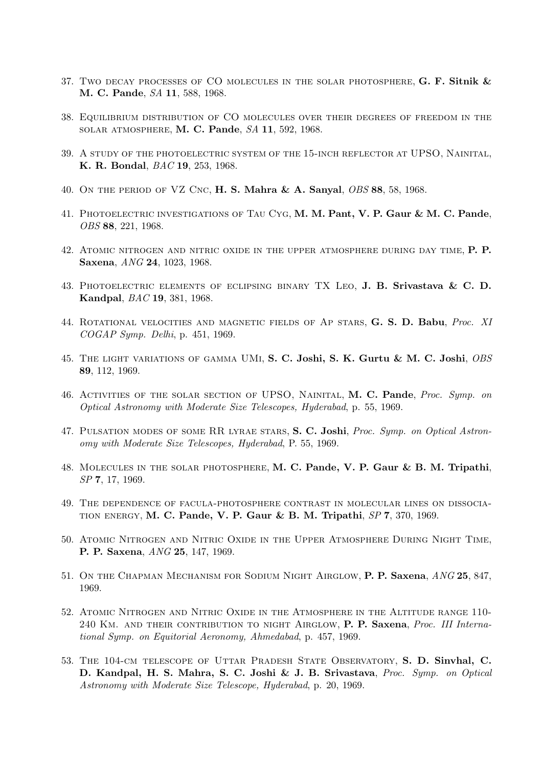37. Two decay processes of CO molecules in the solar photosphere, **G. F. Sitnik & M. C. Pande**, *SA* **11**, 588, 1968.

38. Equilibrium distribution of CO molecules over their degrees of freedom in the solar atmosphere, **M. C. Pande**, *SA* **11**, 592, 1968.

39. A study of the photoelectric system of the 15-inch reflector at UPSO, Nainital, **K. R. Bondal**, *BAC* **19**, 253, 1968.

40. On the period of VZ Cnc, **H. S. Mahra & A. Sanyal**, *OBS* **88**, 58, 1968.

41. Photoelectric investigations of Tau Cyg, **M. M. Pant, V. P. Gaur & M. C. Pande**, *OBS* **88**, 221, 1968.

42. Atomic nitrogen and nitric oxide in the upper atmosphere during day time, **P. P. Saxena**, *ANG* **24**, 1023, 1968.

43. Photoelectric elements of eclipsing binary TX Leo, **J. B. Srivastava & C. D. Kandpal**, *BAC* **19**, 381, 1968.

44. Rotational velocities and magnetic fields of Ap stars, **G. S. D. Babu**, *Proc. XI COGAP Symp. Delhi*, p. 451, 1969.

45. The light variations of gamma UMi, **S. C. Joshi, S. K. Gurtu & M. C. Joshi**, *OBS* **89**, 112, 1969.

46. Activities of the solar section of UPSO, Nainital, **M. C. Pande**, *Proc. Symp. on Optical Astronomy with Moderate Size Telescopes, Hyderabad*, p. 55, 1969.

47. Pulsation modes of some RR lyrae stars, **S. C. Joshi**, *Proc. Symp. on Optical Astronomy with Moderate Size Telescopes, Hyderabad*, P. 55, 1969.

48. Molecules in the solar photosphere, **M. C. Pande, V. P. Gaur & B. M. Tripathi**, *SP* **7**, 17, 1969.

49. The dependence of facula-photosphere contrast in molecular lines on dissociation energy, **M. C. Pande, V. P. Gaur & B. M. Tripathi**, *SP* **7**, 370, 1969.

50. Atomic Nitrogen and Nitric Oxide in the Upper Atmosphere During Night Time, **P. P. Saxena**, *ANG* **25**, 147, 1969.

51. On the Chapman Mechanism for Sodium Night Airglow, **P. P. Saxena**, *ANG* **25**, 847, 1969.

52. Atomic Nitrogen and Nitric Oxide in the Atmosphere in the Altitude range 110-240 Km. and their contribution to night Airglow, **P. P. Saxena**, *Proc. III International Symp. on Equitorial Aeronomy, Ahmedabad*, p. 457, 1969.

53. The 104-cm telescope of Uttar Pradesh State Observatory, **S. D. Sinvhal, C. D. Kandpal, H. S. Mahra, S. C. Joshi & J. B. Srivastava**, *Proc. Symp. on Optical Astronomy with Moderate Size Telescope, Hyderabad*, p. 20, 1969.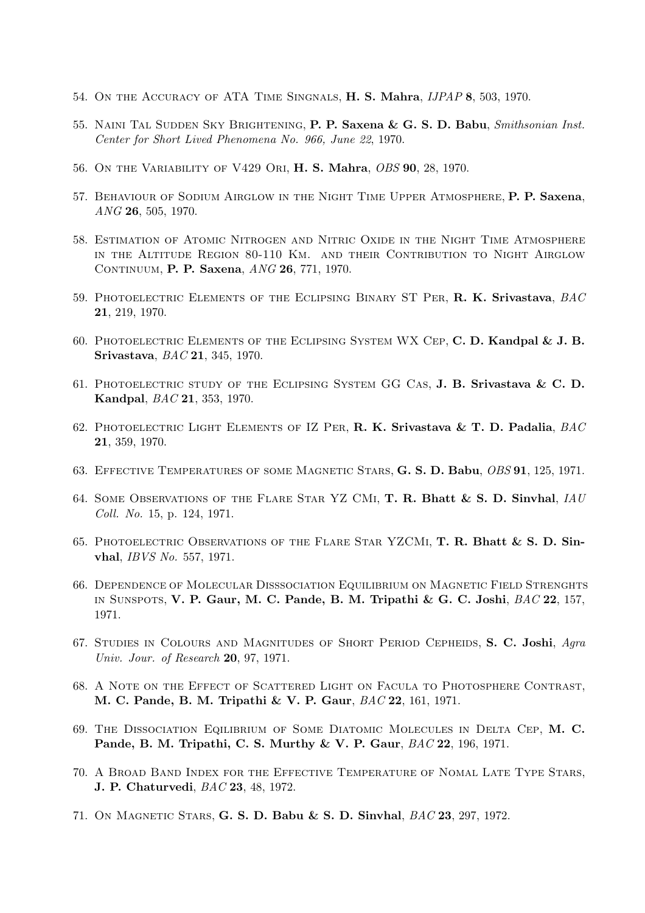54. On the Accuracy of ATA Time Singnals, **H. S. Mahra**, *IJPAP* **8**, 503, 1970.

55. Naini Tal Sudden Sky Brightening, **P. P. Saxena & G. S. D. Babu**, *Smithsonian Inst. Center for Short Lived Phenomena No. 966, June 22*, 1970.

56. On the Variability of V429 Ori, **H. S. Mahra**, *OBS* **90**, 28, 1970.

57. Behaviour of Sodium Airglow in the Night Time Upper Atmosphere, **P. P. Saxena**, *ANG* **26**, 505, 1970.

58. Estimation of Atomic Nitrogen and Nitric Oxide in the Night Time Atmosphere in the Altitude Region 80-110 Km. and their Contribution to Night Airglow Continuum, **P. P. Saxena**, *ANG* **26**, 771, 1970.

59. Photoelectric Elements of the Eclipsing Binary ST Per, **R. K. Srivastava**, *BAC* **21**, 219, 1970.

60. Photoelectric Elements of the Eclipsing System WX Cep, **C. D. Kandpal & J. B. Srivastava**, *BAC* **21**, 345, 1970.

61. Photoelectric study of the Eclipsing System GG Cas, **J. B. Srivastava & C. D. Kandpal**, *BAC* **21**, 353, 1970.

62. Photoelectric Light Elements of IZ Per, **R. K. Srivastava & T. D. Padalia**, *BAC* **21**, 359, 1970.

63. Effective Temperatures of some Magnetic Stars, **G. S. D. Babu**, *OBS* **91**, 125, 1971.

64. Some Observations of the Flare Star YZ CMi, **T. R. Bhatt & S. D. Sinvhal**, *IAU Coll. No.* 15, p. 124, 1971.

65. Photoelectric Observations of the Flare Star YZCMi, **T. R. Bhatt & S. D. Sinvhal**, *IBVS No.* 557, 1971.

66. Dependence of Molecular Disssociation Equilibrium on Magnetic Field Strenghts in Sunspots, **V. P. Gaur, M. C. Pande, B. M. Tripathi & G. C. Joshi**, *BAC* **22**, 157, 1971.

67. Studies in Colours and Magnitudes of Short Period Cepheids, **S. C. Joshi**, *Agra Univ. Jour. of Research* **20**, 97, 1971.

68. A Note on the Effect of Scattered Light on Facula to Photosphere Contrast, **M. C. Pande, B. M. Tripathi & V. P. Gaur**, *BAC* **22**, 161, 1971.

69. The Dissociation Eqilibrium of Some Diatomic Molecules in Delta Cep, **M. C. Pande, B. M. Tripathi, C. S. Murthy & V. P. Gaur**, *BAC* **22**, 196, 1971.

70. A Broad Band Index for the Effective Temperature of Nomal Late Type Stars, **J. P. Chaturvedi**, *BAC* **23**, 48, 1972.

71. On Magnetic Stars, **G. S. D. Babu & S. D. Sinvhal**, *BAC* **23**, 297, 1972.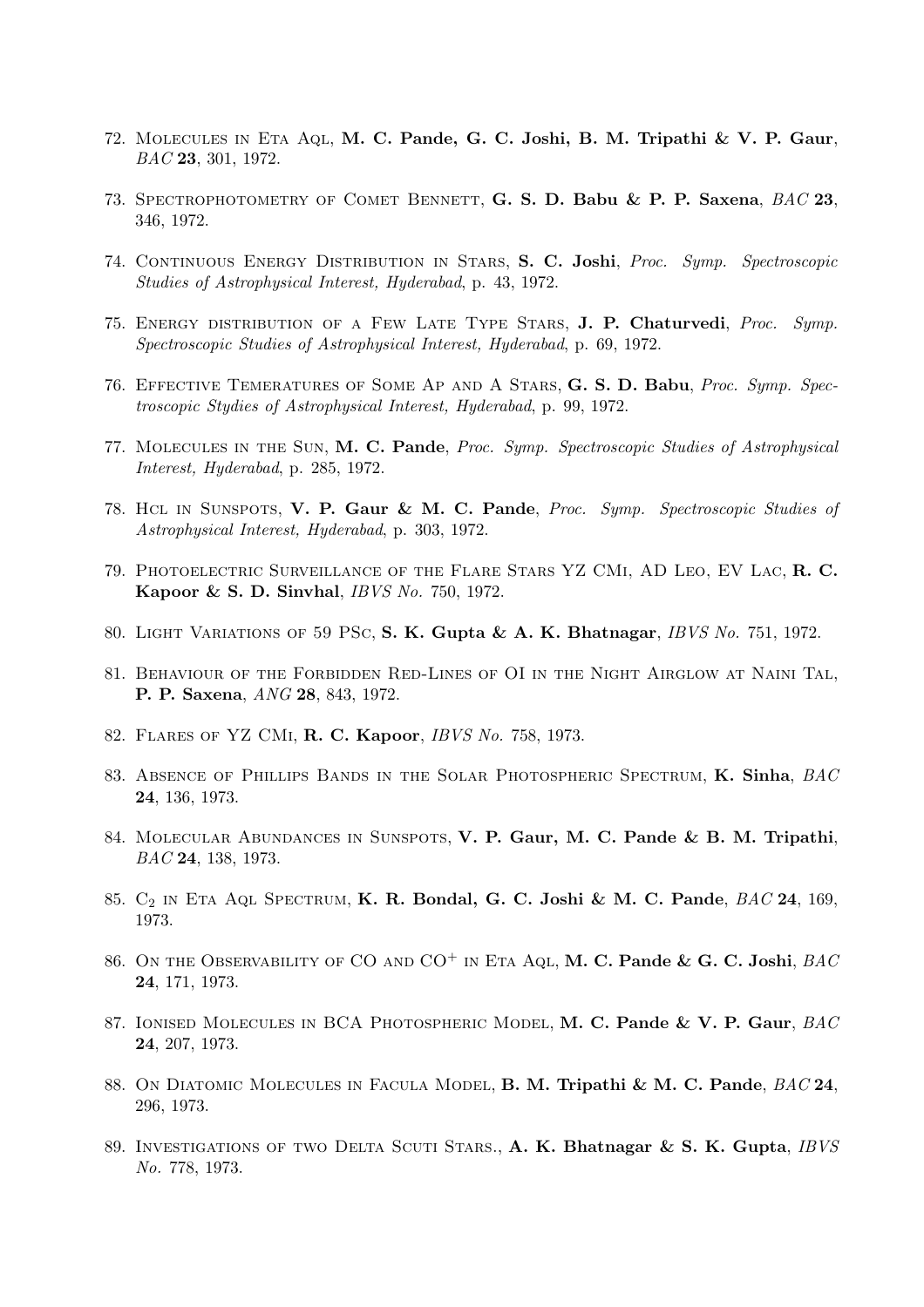72. Molecules in Eta Aql, **M. C. Pande, G. C. Joshi, B. M. Tripathi & V. P. Gaur**, *BAC* **23**, 301, 1972.

73. Spectrophotometry of Comet Bennett, **G. S. D. Babu & P. P. Saxena**, *BAC* **23**, 346, 1972.

74. Continuous Energy Distribution in Stars, **S. C. Joshi**, *Proc. Symp. Spectroscopic Studies of Astrophysical Interest, Hyderabad*, p. 43, 1972.

75. Energy distribution of a Few Late Type Stars, **J. P. Chaturvedi**, *Proc. Symp. Spectroscopic Studies of Astrophysical Interest, Hyderabad*, p. 69, 1972.

76. Effective Temeratures of Some Ap and A Stars, **G. S. D. Babu**, *Proc. Symp. Spectroscopic Stydies of Astrophysical Interest, Hyderabad*, p. 99, 1972.

77. Molecules in the Sun, **M. C. Pande**, *Proc. Symp. Spectroscopic Studies of Astrophysical Interest, Hyderabad*, p. 285, 1972.

78. Hcl in Sunspots, **V. P. Gaur & M. C. Pande**, *Proc. Symp. Spectroscopic Studies of Astrophysical Interest, Hyderabad*, p. 303, 1972.

79. Photoelectric Surveillance of the Flare Stars YZ CMi, AD Leo, EV Lac, **R. C. Kapoor & S. D. Sinvhal**, *IBVS No.* 750, 1972.

80. Light Variations of 59 PSc, **S. K. Gupta & A. K. Bhatnagar**, *IBVS No.* 751, 1972.

81. Behaviour of the Forbidden Red-Lines of OI in the Night Airglow at Naini Tal, **P. P. Saxena**, *ANG* **28**, 843, 1972.

82. Flares of YZ CMi, **R. C. Kapoor**, *IBVS No.* 758, 1973.

83. Absence of Phillips Bands in the Solar Photospheric Spectrum, **K. Sinha**, *BAC* **24**, 136, 1973.

84. Molecular Abundances in Sunspots, **V. P. Gaur, M. C. Pande & B. M. Tripathi**, *BAC* **24**, 138, 1973.

85. $C_2$ in Eta Aql Spectrum, **K. R. Bondal, G. C. Joshi & M. C. Pande**, *BAC* **24**, 169, 1973.

86. On the Observability of CO and $CO^+$ in Eta Aql, **M. C. Pande & G. C. Joshi**, *BAC* **24**, 171, 1973.

87. Ionised Molecules in BCA Photospheric Model, **M. C. Pande & V. P. Gaur**, *BAC* **24**, 207, 1973.

88. On Diatomic Molecules in Facula Model, **B. M. Tripathi & M. C. Pande**, *BAC* **24**, 296, 1973.

89. Investigations of two Delta Scuti Stars., **A. K. Bhatnagar & S. K. Gupta**, *IBVS No.* 778, 1973.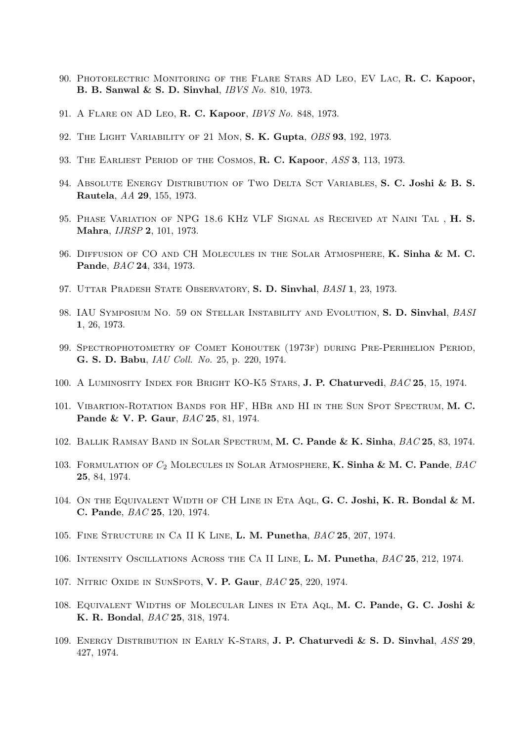90. Photoelectric Monitoring of the Flare Stars AD Leo, EV Lac, **R. C. Kapoor, B. B. Sanwal & S. D. Sinvhal**, *IBVS No.* 810, 1973.

91. A Flare on AD Leo, **R. C. Kapoor**, *IBVS No.* 848, 1973.

92. The Light Variability of 21 Mon, **S. K. Gupta**, *OBS* **93**, 192, 1973.

93. The Earliest Period of the Cosmos, **R. C. Kapoor**, *ASS* **3**, 113, 1973.

94. Absolute Energy Distribution of Two Delta Sct Variables, **S. C. Joshi & B. S. Rautela**, *AA* **29**, 155, 1973.

95. Phase Variation of NPG 18.6 KHz VLF Signal as Received at Naini Tal , **H. S. Mahra**, *IJRSP* **2**, 101, 1973.

96. Diffusion of CO and CH Molecules in the Solar Atmosphere, **K. Sinha & M. C. Pande**, *BAC* **24**, 334, 1973.

97. Uttar Pradesh State Observatory, **S. D. Sinvhal**, *BASI* **1**, 23, 1973.

98. IAU Symposium No. 59 on Stellar Instability and Evolution, **S. D. Sinvhal**, *BASI* **1**, 26, 1973.

99. Spectrophotometry of Comet Kohoutek (1973f) during Pre-Perihelion Period, **G. S. D. Babu**, *IAU Coll. No.* 25, p. 220, 1974.

100. A Luminosity Index for Bright KO-K5 Stars, **J. P. Chaturvedi**, *BAC* **25**, 15, 1974.

101. Vibartion-Rotation Bands for HF, HBr and HI in the Sun Spot Spectrum, **M. C. Pande & V. P. Gaur**, *BAC* **25**, 81, 1974.

102. Ballik Ramsay Band in Solar Spectrum, **M. C. Pande & K. Sinha**, *BAC* **25**, 83, 1974.

103. Formulation of $C_2$ Molecules in Solar Atmosphere, **K. Sinha & M. C. Pande**, *BAC* **25**, 84, 1974.

104. On the Equivalent Width of CH Line in Eta Aql, **G. C. Joshi, K. R. Bondal & M. C. Pande**, *BAC* **25**, 120, 1974.

105. Fine Structure in Ca II K Line, **L. M. Punetha**, *BAC* **25**, 207, 1974.

106. Intensity Oscillations Across the Ca II Line, **L. M. Punetha**, *BAC* **25**, 212, 1974.

107. Nitric Oxide in SunSpots, **V. P. Gaur**, *BAC* **25**, 220, 1974.

108. Equivalent Widths of Molecular Lines in Eta Aql, **M. C. Pande, G. C. Joshi & K. R. Bondal**, *BAC* **25**, 318, 1974.

109. Energy Distribution in Early K-Stars, **J. P. Chaturvedi & S. D. Sinvhal**, *ASS* **29**, 427, 1974.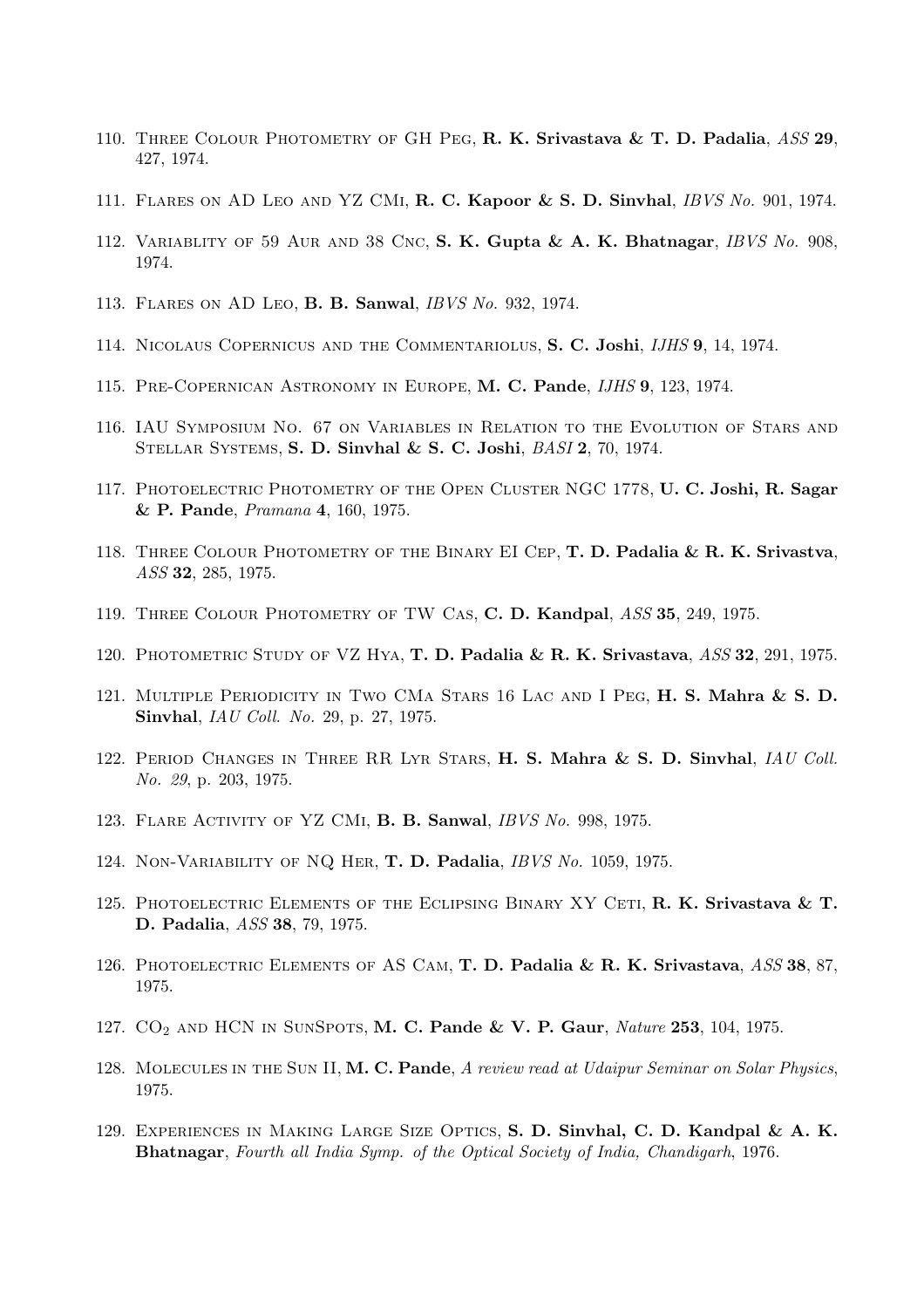110. Three Colour Photometry of GH Peg, **R. K. Srivastava & T. D. Padalia**, *ASS* **29**, 427, 1974.

111. Flares on AD Leo and YZ CMi, **R. C. Kapoor & S. D. Sinvhal**, *IBVS No.* 901, 1974.

112. Variablity of 59 Aur and 38 Cnc, **S. K. Gupta & A. K. Bhatnagar**, *IBVS No.* 908, 1974.

113. Flares on AD Leo, **B. B. Sanwal**, *IBVS No.* 932, 1974.

114. Nicolaus Copernicus and the Commentariolus, **S. C. Joshi**, *IJHS* **9**, 14, 1974.

115. Pre-Copernican Astronomy in Europe, **M. C. Pande**, *IJHS* **9**, 123, 1974.

116. IAU Symposium No. 67 on Variables in Relation to the Evolution of Stars and Stellar Systems, **S. D. Sinvhal & S. C. Joshi**, *BASI* **2**, 70, 1974.

117. Photoelectric Photometry of the Open Cluster NGC 1778, **U. C. Joshi, R. Sagar & P. Pande**, *Pramana* **4**, 160, 1975.

118. Three Colour Photometry of the Binary EI Cep, **T. D. Padalia & R. K. Srivastva**, *ASS* **32**, 285, 1975.

119. Three Colour Photometry of TW Cas, **C. D. Kandpal**, *ASS* **35**, 249, 1975.

120. Photometric Study of VZ Hya, **T. D. Padalia & R. K. Srivastava**, *ASS* **32**, 291, 1975.

121. Multiple Periodicity in Two CMa Stars 16 Lac and I Peg, **H. S. Mahra & S. D. Sinvhal**, *IAU Coll. No.* 29, p. 27, 1975.

122. Period Changes in Three RR Lyr Stars, **H. S. Mahra & S. D. Sinvhal**, *IAU Coll. No. 29*, p. 203, 1975.

123. Flare Activity of YZ CMi, **B. B. Sanwal**, *IBVS No.* 998, 1975.

124. Non-Variability of NQ Her, **T. D. Padalia**, *IBVS No.* 1059, 1975.

125. Photoelectric Elements of the Eclipsing Binary XY Ceti, **R. K. Srivastava & T. D. Padalia**, *ASS* **38**, 79, 1975.

126. Photoelectric Elements of AS Cam, **T. D. Padalia & R. K. Srivastava**, *ASS* **38**, 87, 1975.

127. $CO_2$ and HCN in SunSpots, **M. C. Pande & V. P. Gaur**, *Nature* **253**, 104, 1975.

128. Molecules in the Sun II, **M. C. Pande**, *A review read at Udaipur Seminar on Solar Physics*, 1975.

129. Experiences in Making Large Size Optics, **S. D. Sinvhal, C. D. Kandpal & A. K. Bhatnagar**, *Fourth all India Symp. of the Optical Society of India, Chandigarh*, 1976.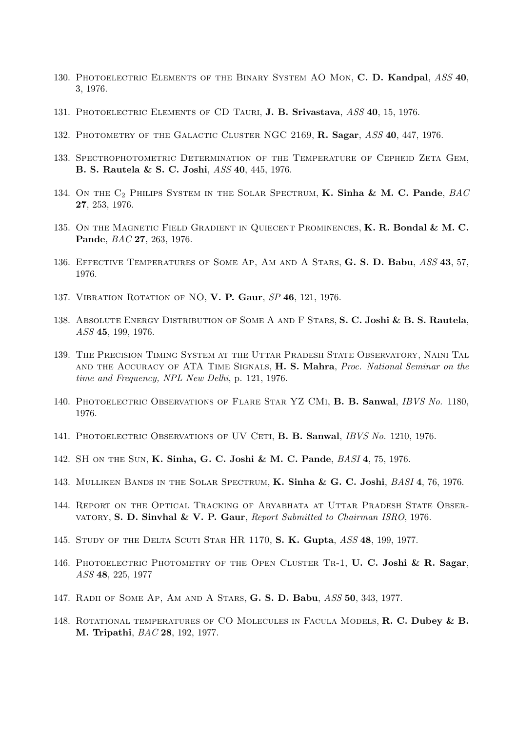130. Photoelectric Elements of the Binary System AO Mon, **C. D. Kandpal**, *ASS* **40**, 3, 1976.

131. Photoelectric Elements of CD Tauri, **J. B. Srivastava**, *ASS* **40**, 15, 1976.

132. Photometry of the Galactic Cluster NGC 2169, **R. Sagar**, *ASS* **40**, 447, 1976.

133. Spectrophotometric Determination of the Temperature of Cepheid Zeta Gem, **B. S. Rautela & S. C. Joshi**, *ASS* **40**, 445, 1976.

134. On the $C_2$ Philips System in the Solar Spectrum, **K. Sinha & M. C. Pande**, *BAC* **27**, 253, 1976.

135. On the Magnetic Field Gradient in Quiecent Prominences, **K. R. Bondal & M. C. Pande**, *BAC* **27**, 263, 1976.

136. Effective Temperatures of Some Ap, Am and A Stars, **G. S. D. Babu**, *ASS* **43**, 57, 1976.

137. Vibration Rotation of NO, **V. P. Gaur**, *SP* **46**, 121, 1976.

138. Absolute Energy Distribution of Some A and F Stars, **S. C. Joshi & B. S. Rautela**, *ASS* **45**, 199, 1976.

139. The Precision Timing System at the Uttar Pradesh State Observatory, Naini Tal and the Accuracy of ATA Time Signals, **H. S. Mahra**, *Proc. National Seminar on the time and Frequency, NPL New Delhi*, p. 121, 1976.

140. Photoelectric Observations of Flare Star YZ CMi, **B. B. Sanwal**, *IBVS No.* 1180, 1976.

141. Photoelectric Observations of UV Ceti, **B. B. Sanwal**, *IBVS No.* 1210, 1976.

142. SH on the Sun, **K. Sinha, G. C. Joshi & M. C. Pande**, *BASI* **4**, 75, 1976.

143. Mulliken Bands in the Solar Spectrum, **K. Sinha & G. C. Joshi**, *BASI* **4**, 76, 1976.

144. Report on the Optical Tracking of Aryabhata at Uttar Pradesh State Observatory, **S. D. Sinvhal & V. P. Gaur**, *Report Submitted to Chairman ISRO*, 1976.

145. Study of the Delta Scuti Star HR 1170, **S. K. Gupta**, *ASS* **48**, 199, 1977.

146. Photoelectric Photometry of the Open Cluster Tr-1, **U. C. Joshi & R. Sagar**, *ASS* **48**, 225, 1977

147. Radii of Some Ap, Am and A Stars, **G. S. D. Babu**, *ASS* **50**, 343, 1977.

148. Rotational temperatures of CO Molecules in Facula Models, **R. C. Dubey & B. M. Tripathi**, *BAC* **28**, 192, 1977.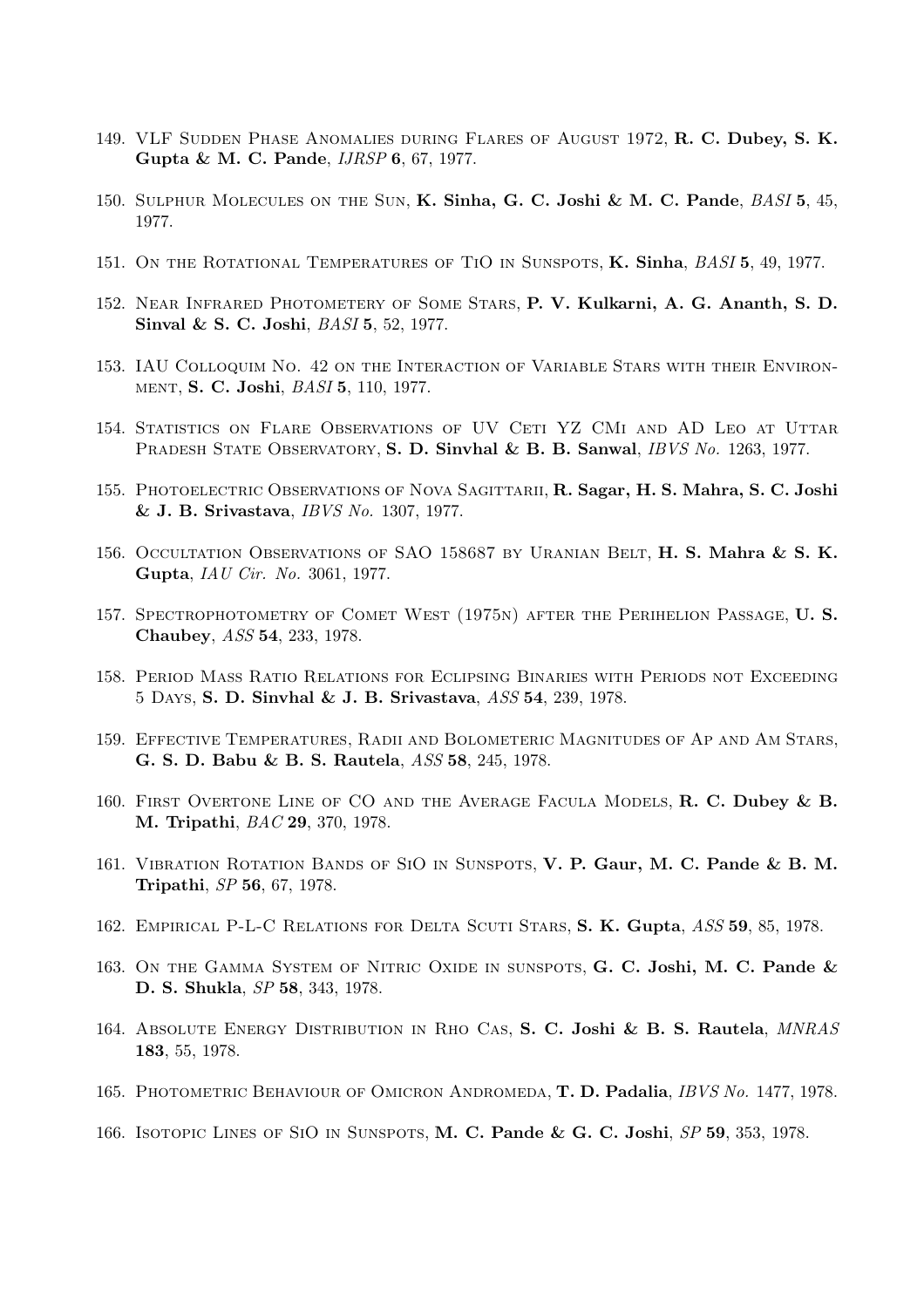149. VLF Sudden Phase Anomalies during Flares of August 1972, **R. C. Dubey, S. K. Gupta & M. C. Pande**, *IJRSP* **6**, 67, 1977.

150. Sulphur Molecules on the Sun, **K. Sinha, G. C. Joshi & M. C. Pande**, *BASI* **5**, 45, 1977.

151. On the Rotational Temperatures of TiO in Sunspots, **K. Sinha**, *BASI* **5**, 49, 1977.

152. Near Infrared Photometery of Some Stars, **P. V. Kulkarni, A. G. Ananth, S. D. Sinval & S. C. Joshi**, *BASI* **5**, 52, 1977.

153. IAU Colloquim No. 42 on the Interaction of Variable Stars with their Environment, **S. C. Joshi**, *BASI* **5**, 110, 1977.

154. Statistics on Flare Observations of UV Ceti YZ CMi and AD Leo at Uttar Pradesh State Observatory, **S. D. Sinvhal & B. B. Sanwal**, *IBVS No.* 1263, 1977.

155. Photoelectric Observations of Nova Sagittarii, **R. Sagar, H. S. Mahra, S. C. Joshi & J. B. Srivastava**, *IBVS No.* 1307, 1977.

156. Occultation Observations of SAO 158687 by Uranian Belt, **H. S. Mahra & S. K. Gupta**, *IAU Cir. No.* 3061, 1977.

157. Spectrophotometry of Comet West (1975n) after the Perihelion Passage, **U. S. Chaubey**, *ASS* **54**, 233, 1978.

158. Period Mass Ratio Relations for Eclipsing Binaries with Periods not Exceeding 5 Days, **S. D. Sinvhal & J. B. Srivastava**, *ASS* **54**, 239, 1978.

159. Effective Temperatures, Radii and Bolometeric Magnitudes of Ap and Am Stars, **G. S. D. Babu & B. S. Rautela**, *ASS* **58**, 245, 1978.

160. First Overtone Line of CO and the Average Facula Models, **R. C. Dubey & B. M. Tripathi**, *BAC* **29**, 370, 1978.

161. Vibration Rotation Bands of SiO in Sunspots, **V. P. Gaur, M. C. Pande & B. M. Tripathi**, *SP* **56**, 67, 1978.

162. Empirical P-L-C Relations for Delta Scuti Stars, **S. K. Gupta**, *ASS* **59**, 85, 1978.

163. On the Gamma System of Nitric Oxide in sunspots, **G. C. Joshi, M. C. Pande & D. S. Shukla**, *SP* **58**, 343, 1978.

164. Absolute Energy Distribution in Rho Cas, **S. C. Joshi & B. S. Rautela**, *MNRAS* **183**, 55, 1978.

165. Photometric Behaviour of Omicron Andromeda, **T. D. Padalia**, *IBVS No.* 1477, 1978.

166. Isotopic Lines of SiO in Sunspots, **M. C. Pande & G. C. Joshi**, *SP* **59**, 353, 1978.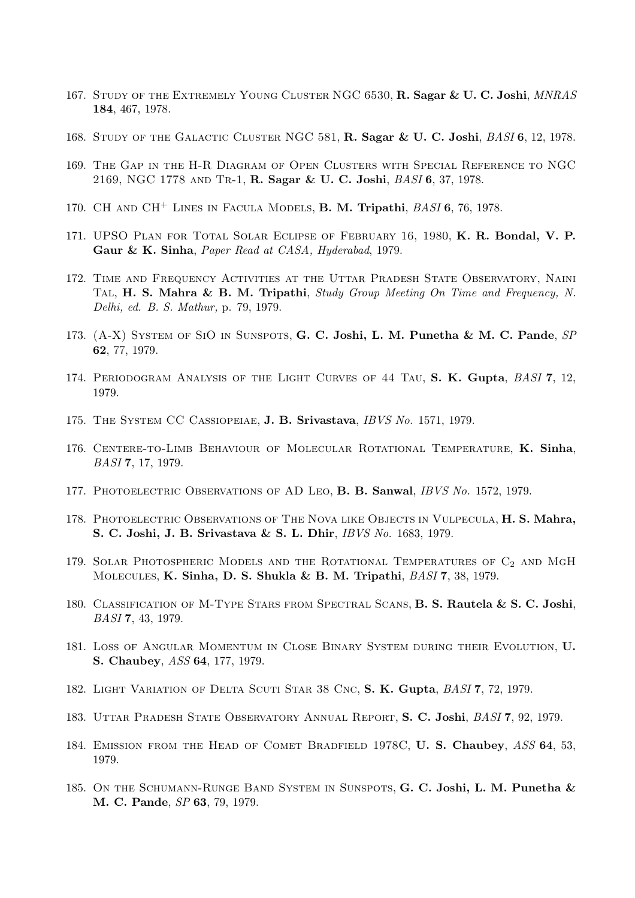167. Study of the Extremely Young Cluster NGC 6530, **R. Sagar & U. C. Joshi**, *MNRAS* **184**, 467, 1978.

168. Study of the Galactic Cluster NGC 581, **R. Sagar & U. C. Joshi**, *BASI* **6**, 12, 1978.

169. The Gap in the H-R Diagram of Open Clusters with Special Reference to NGC 2169, NGC 1778 and Tr-1, **R. Sagar & U. C. Joshi**, *BASI* **6**, 37, 1978.

170. CH and $CH^+$ Lines in Facula Models, **B. M. Tripathi**, *BASI* **6**, 76, 1978.

171. UPSO Plan for Total Solar Eclipse of February 16, 1980, **K. R. Bondal, V. P. Gaur & K. Sinha**, *Paper Read at CASA, Hyderabad*, 1979.

172. Time and Frequency Activities at the Uttar Pradesh State Observatory, Naini Tal, **H. S. Mahra & B. M. Tripathi**, *Study Group Meeting On Time and Frequency, N. Delhi, ed. B. S. Mathur,* p. 79, 1979.

173. (A-X) System of SiO in Sunspots, **G. C. Joshi, L. M. Punetha & M. C. Pande**, *SP* **62**, 77, 1979.

174. Periodogram Analysis of the Light Curves of 44 Tau, **S. K. Gupta**, *BASI* **7**, 12, 1979.

175. The System CC Cassiopeiae, **J. B. Srivastava**, *IBVS No.* 1571, 1979.

176. Centere-to-Limb Behaviour of Molecular Rotational Temperature, **K. Sinha**, *BASI* **7**, 17, 1979.

177. Photoelectric Observations of AD Leo, **B. B. Sanwal**, *IBVS No.* 1572, 1979.

178. Photoelectric Observations of The Nova like Objects in Vulpecula, **H. S. Mahra, S. C. Joshi, J. B. Srivastava & S. L. Dhir**, *IBVS No.* 1683, 1979.

179. Solar Photospheric Models and the Rotational Temperatures of $C_2$ and MgH Molecules, **K. Sinha, D. S. Shukla & B. M. Tripathi**, *BASI* **7**, 38, 1979.

180. Classification of M-Type Stars from Spectral Scans, **B. S. Rautela & S. C. Joshi**, *BASI* **7**, 43, 1979.

181. Loss of Angular Momentum in Close Binary System during their Evolution, **U. S. Chaubey**, *ASS* **64**, 177, 1979.

182. Light Variation of Delta Scuti Star 38 Cnc, **S. K. Gupta**, *BASI* **7**, 72, 1979.

183. Uttar Pradesh State Observatory Annual Report, **S. C. Joshi**, *BASI* **7**, 92, 1979.

184. Emission from the Head of Comet Bradfield 1978C, **U. S. Chaubey**, *ASS* **64**, 53, 1979.

185. On the Schumann-Runge Band System in Sunspots, **G. C. Joshi, L. M. Punetha & M. C. Pande**, *SP* **63**, 79, 1979.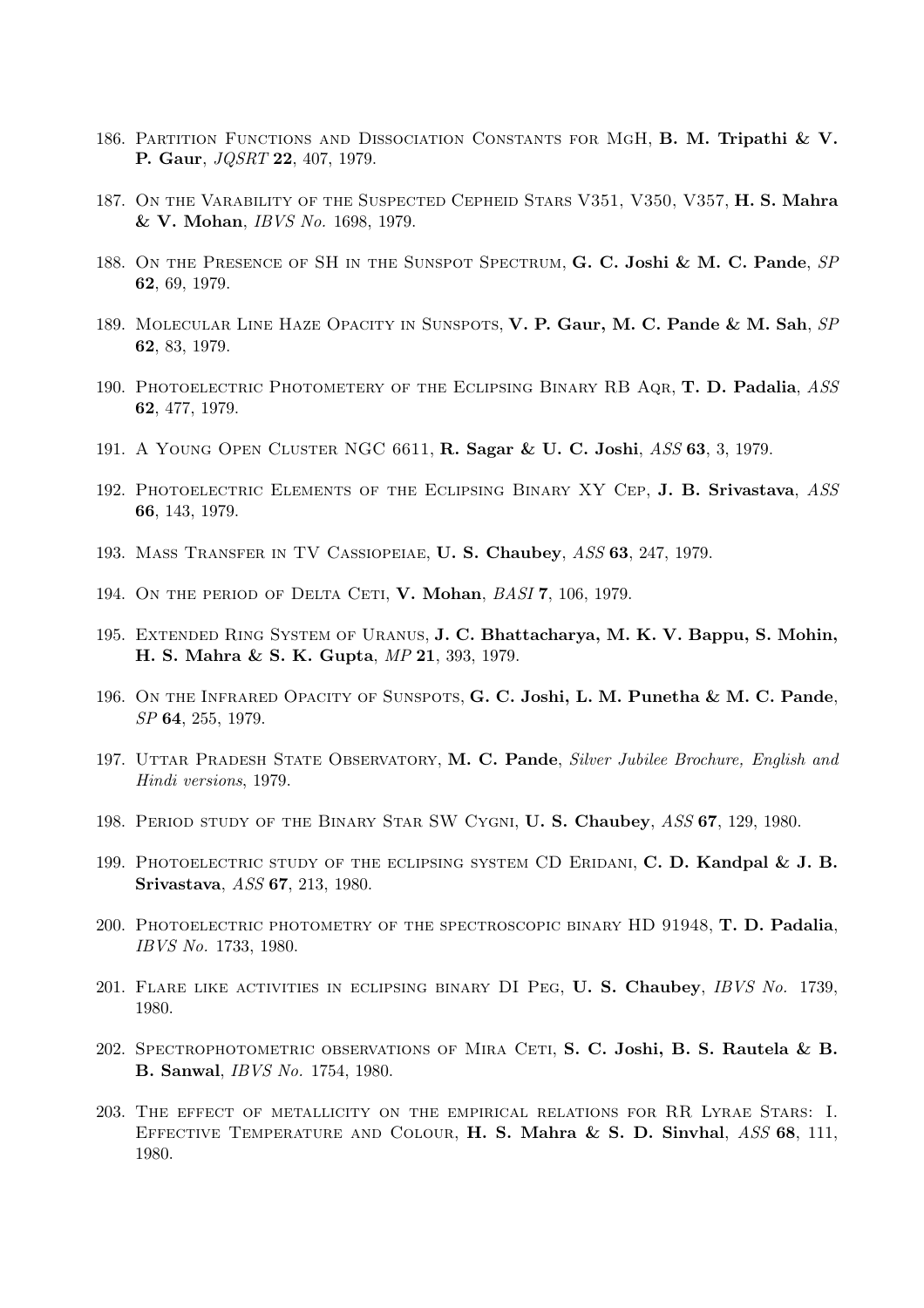186. Partition Functions and Dissociation Constants for MgH, **B. M. Tripathi & V. P. Gaur**, *JQSRT* **22**, 407, 1979.

187. On the Varability of the Suspected Cepheid Stars V351, V350, V357, **H. S. Mahra & V. Mohan**, *IBVS No.* 1698, 1979.

188. On the Presence of SH in the Sunspot Spectrum, **G. C. Joshi & M. C. Pande**, *SP* **62**, 69, 1979.

189. Molecular Line Haze Opacity in Sunspots, **V. P. Gaur, M. C. Pande & M. Sah**, *SP* **62**, 83, 1979.

190. Photoelectric Photometery of the Eclipsing Binary RB Aqr, **T. D. Padalia**, *ASS* **62**, 477, 1979.

191. A Young Open Cluster NGC 6611, **R. Sagar & U. C. Joshi**, *ASS* **63**, 3, 1979.

192. Photoelectric Elements of the Eclipsing Binary XY Cep, **J. B. Srivastava**, *ASS* **66**, 143, 1979.

193. Mass Transfer in TV Cassiopeiae, **U. S. Chaubey**, *ASS* **63**, 247, 1979.

194. On the period of Delta Ceti, **V. Mohan**, *BASI* **7**, 106, 1979.

195. Extended Ring System of Uranus, **J. C. Bhattacharya, M. K. V. Bappu, S. Mohin, H. S. Mahra & S. K. Gupta**, *MP* **21**, 393, 1979.

196. On the Infrared Opacity of Sunspots, **G. C. Joshi, L. M. Punetha & M. C. Pande**, *SP* **64**, 255, 1979.

197. Uttar Pradesh State Observatory, **M. C. Pande**, *Silver Jubilee Brochure, English and Hindi versions*, 1979.

198. Period study of the Binary Star SW Cygni, **U. S. Chaubey**, *ASS* **67**, 129, 1980.

199. Photoelectric study of the eclipsing system CD Eridani, **C. D. Kandpal & J. B. Srivastava**, *ASS* **67**, 213, 1980.

200. Photoelectric photometry of the spectroscopic binary HD 91948, **T. D. Padalia**, *IBVS No.* 1733, 1980.

201. Flare like activities in eclipsing binary DI Peg, **U. S. Chaubey**, *IBVS No.* 1739, 1980.

202. Spectrophotometric observations of Mira Ceti, **S. C. Joshi, B. S. Rautela & B. B. Sanwal**, *IBVS No.* 1754, 1980.

203. The effect of metallicity on the empirical relations for RR Lyrae Stars: I. Effective Temperature and Colour, **H. S. Mahra & S. D. Sinvhal**, *ASS* **68**, 111, 1980.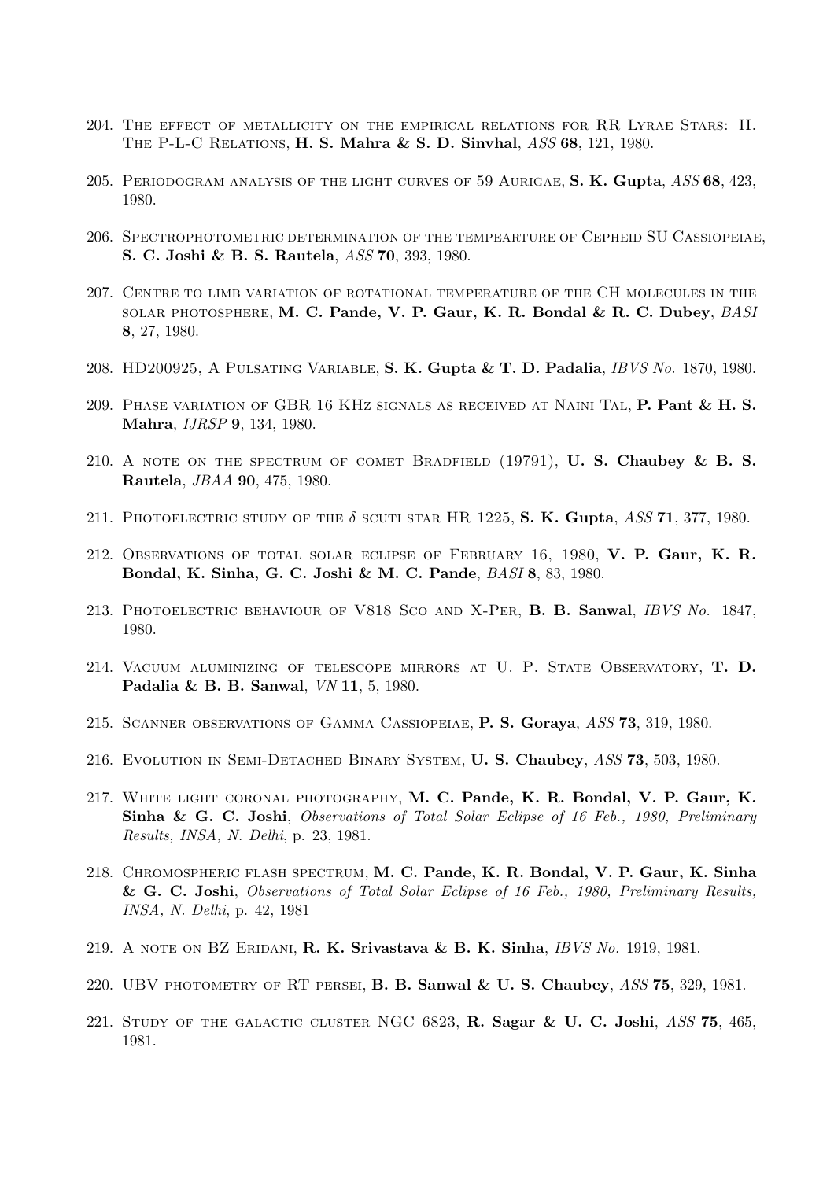204. The effect of metallicity on the empirical relations for RR Lyrae Stars: II. The P-L-C Relations, **H. S. Mahra & S. D. Sinvhal**, *ASS* **68**, 121, 1980.

205. Periodogram analysis of the light curves of 59 Aurigae, **S. K. Gupta**, *ASS* **68**, 423, 1980.

206. Spectrophotometric determination of the tempearture of Cepheid SU Cassiopeiae, **S. C. Joshi & B. S. Rautela**, *ASS* **70**, 393, 1980.

207. Centre to limb variation of rotational temperature of the CH molecules in the solar photosphere, **M. C. Pande, V. P. Gaur, K. R. Bondal & R. C. Dubey**, *BASI* **8**, 27, 1980.

208. HD200925, A Pulsating Variable, **S. K. Gupta & T. D. Padalia**, *IBVS No.* 1870, 1980.

209. Phase variation of GBR 16 KHz signals as received at Naini Tal, **P. Pant & H. S. Mahra**, *IJRSP* **9**, 134, 1980.

210. A note on the spectrum of comet Bradfield (19791), **U. S. Chaubey & B. S. Rautela**, *JBAA* **90**, 475, 1980.

211. Photoelectric study of the $\delta$ scuti star HR 1225, **S. K. Gupta**, *ASS* **71**, 377, 1980.

212. Observations of total solar eclipse of February 16, 1980, **V. P. Gaur, K. R. Bondal, K. Sinha, G. C. Joshi & M. C. Pande**, *BASI* **8**, 83, 1980.

213. Photoelectric behaviour of V818 Sco and X-Per, **B. B. Sanwal**, *IBVS No.* 1847, 1980.

214. Vacuum aluminizing of telescope mirrors at U. P. State Observatory, **T. D. Padalia & B. B. Sanwal**, *VN* **11**, 5, 1980.

215. Scanner observations of Gamma Cassiopeiae, **P. S. Goraya**, *ASS* **73**, 319, 1980.

216. Evolution in Semi-Detached Binary System, **U. S. Chaubey**, *ASS* **73**, 503, 1980.

217. White light coronal photography, **M. C. Pande, K. R. Bondal, V. P. Gaur, K. Sinha & G. C. Joshi**, *Observations of Total Solar Eclipse of 16 Feb., 1980, Preliminary Results, INSA, N. Delhi*, p. 23, 1981.

218. Chromospheric flash spectrum, **M. C. Pande, K. R. Bondal, V. P. Gaur, K. Sinha & G. C. Joshi**, *Observations of Total Solar Eclipse of 16 Feb., 1980, Preliminary Results, INSA, N. Delhi*, p. 42, 1981

219. A note on BZ Eridani, **R. K. Srivastava & B. K. Sinha**, *IBVS No.* 1919, 1981.

220. UBV photometry of RT persei, **B. B. Sanwal & U. S. Chaubey**, *ASS* **75**, 329, 1981.

221. Study of the galactic cluster NGC 6823, **R. Sagar & U. C. Joshi**, *ASS* **75**, 465, 1981.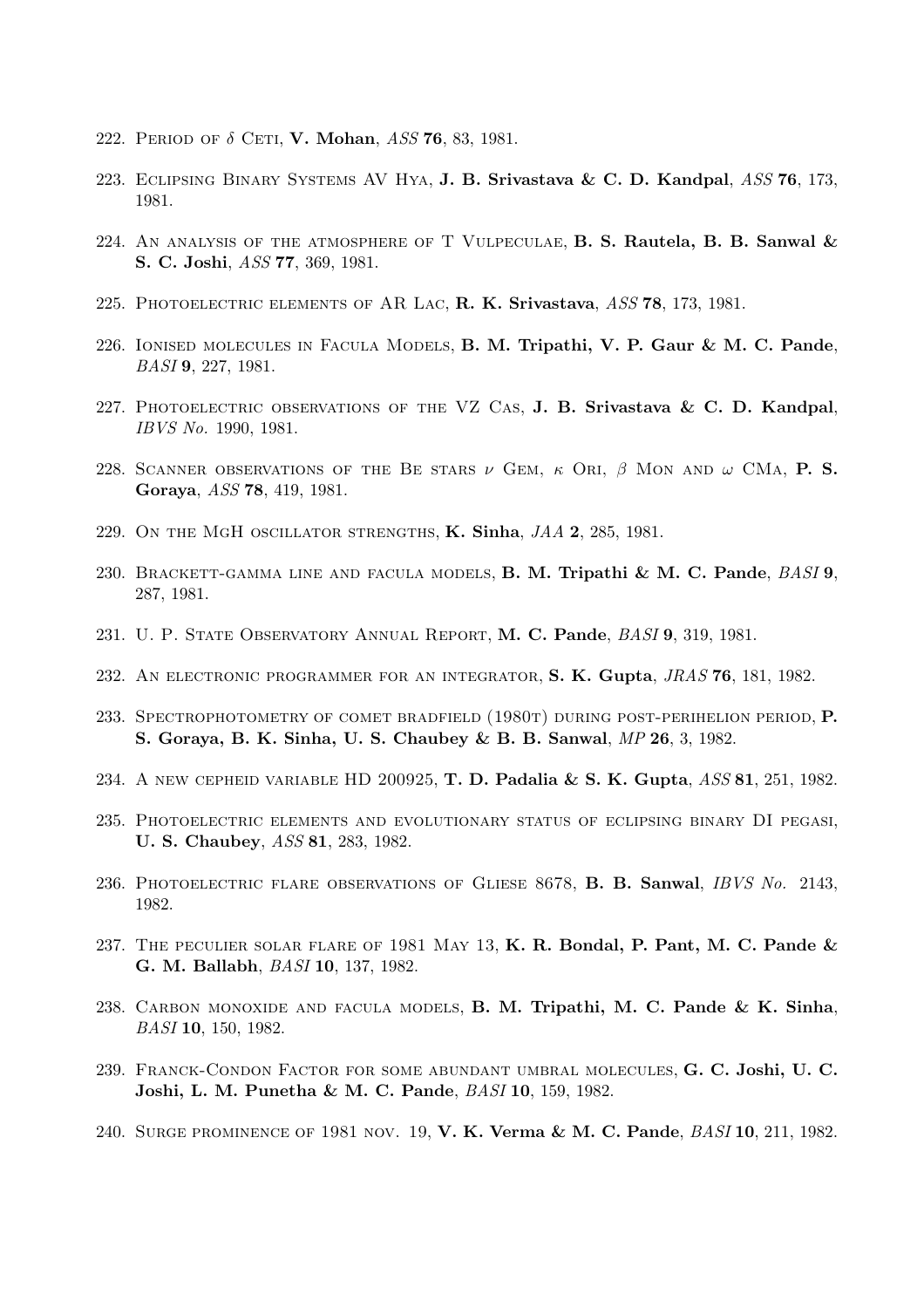222. Period of $\delta$ Ceti, **V. Mohan**, *ASS* **76**, 83, 1981.

223. Eclipsing Binary Systems AV Hya, **J. B. Srivastava & C. D. Kandpal**, *ASS* **76**, 173, 1981.

224. An analysis of the atmosphere of T Vulpeculae, **B. S. Rautela, B. B. Sanwal & S. C. Joshi**, *ASS* **77**, 369, 1981.

225. Photoelectric elements of AR Lac, **R. K. Srivastava**, *ASS* **78**, 173, 1981.

226. Ionised molecules in Facula Models, **B. M. Tripathi, V. P. Gaur & M. C. Pande**, *BASI* **9**, 227, 1981.

227. Photoelectric observations of the VZ Cas, **J. B. Srivastava & C. D. Kandpal**, *IBVS No.* 1990, 1981.

228. Scanner observations of the Be stars $\nu$ Gem, $\kappa$ Ori, $\beta$ Mon and $\omega$ CMa, **P. S. Goraya**, *ASS* **78**, 419, 1981.

229. On the MgH oscillator strengths, **K. Sinha**, *JAA* **2**, 285, 1981.

230. Brackett-gamma line and facula models, **B. M. Tripathi & M. C. Pande**, *BASI* **9**, 287, 1981.

231. U. P. State Observatory Annual Report, **M. C. Pande**, *BASI* **9**, 319, 1981.

232. An electronic programmer for an integrator, **S. K. Gupta**, *JRAS* **76**, 181, 1982.

233. Spectrophotometry of comet bradfield (1980t) during post-perihelion period, **P. S. Goraya, B. K. Sinha, U. S. Chaubey & B. B. Sanwal**, *MP* **26**, 3, 1982.

234. A new cepheid variable HD 200925, **T. D. Padalia & S. K. Gupta**, *ASS* **81**, 251, 1982.

235. Photoelectric elements and evolutionary status of eclipsing binary DI pegasi, **U. S. Chaubey**, *ASS* **81**, 283, 1982.

236. Photoelectric flare observations of Gliese 8678, **B. B. Sanwal**, *IBVS No.* 2143, 1982.

237. The peculier solar flare of 1981 May 13, **K. R. Bondal, P. Pant, M. C. Pande & G. M. Ballabh**, *BASI* **10**, 137, 1982.

238. Carbon monoxide and facula models, **B. M. Tripathi, M. C. Pande & K. Sinha**, *BASI* **10**, 150, 1982.

239. Franck-Condon Factor for some abundant umbral molecules, **G. C. Joshi, U. C. Joshi, L. M. Punetha & M. C. Pande**, *BASI* **10**, 159, 1982.

240. Surge prominence of 1981 nov. 19, **V. K. Verma & M. C. Pande**, *BASI* **10**, 211, 1982.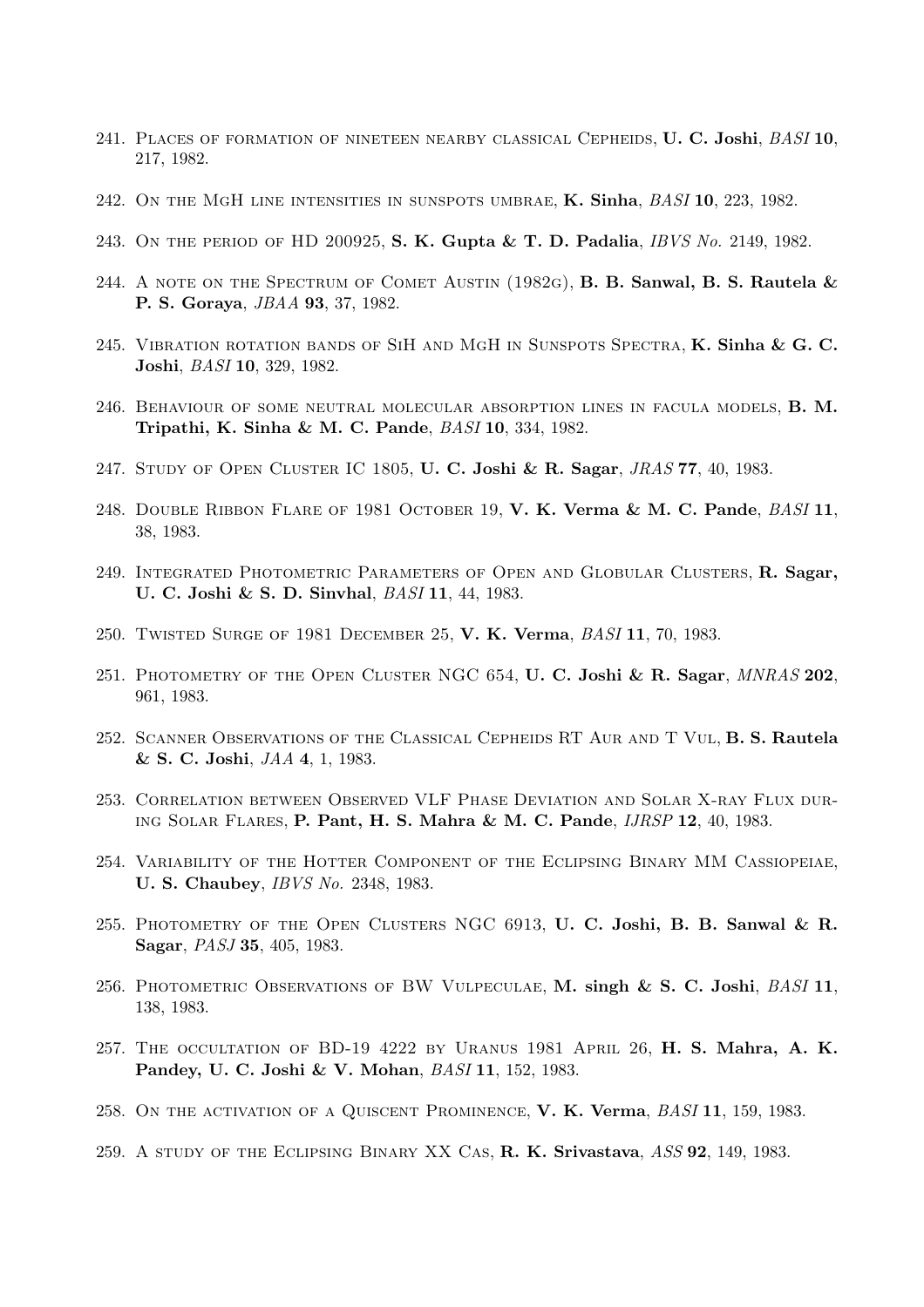241. Places of formation of nineteen nearby classical Cepheids, **U. C. Joshi**, *BASI* **10**, 217, 1982.

242. On the MgH line intensities in sunspots umbrae, **K. Sinha**, *BASI* **10**, 223, 1982.

243. On the period of HD 200925, **S. K. Gupta & T. D. Padalia**, *IBVS No.* 2149, 1982.

244. A note on the Spectrum of Comet Austin (1982g), **B. B. Sanwal, B. S. Rautela & P. S. Goraya**, *JBAA* **93**, 37, 1982.

245. Vibration rotation bands of SiH and MgH in Sunspots Spectra, **K. Sinha & G. C. Joshi**, *BASI* **10**, 329, 1982.

246. Behaviour of some neutral molecular absorption lines in facula models, **B. M. Tripathi, K. Sinha & M. C. Pande**, *BASI* **10**, 334, 1982.

247. Study of Open Cluster IC 1805, **U. C. Joshi & R. Sagar**, *JRAS* **77**, 40, 1983.

248. Double Ribbon Flare of 1981 October 19, **V. K. Verma & M. C. Pande**, *BASI* **11**, 38, 1983.

249. Integrated Photometric Parameters of Open and Globular Clusters, **R. Sagar, U. C. Joshi & S. D. Sinvhal**, *BASI* **11**, 44, 1983.

250. Twisted Surge of 1981 December 25, **V. K. Verma**, *BASI* **11**, 70, 1983.

251. Photometry of the Open Cluster NGC 654, **U. C. Joshi & R. Sagar**, *MNRAS* **202**, 961, 1983.

252. Scanner Observations of the Classical Cepheids RT Aur and T Vul, **B. S. Rautela & S. C. Joshi**, *JAA* **4**, 1, 1983.

253. Correlation between Observed VLF Phase Deviation and Solar X-ray Flux during Solar Flares, **P. Pant, H. S. Mahra & M. C. Pande**, *IJRSP* **12**, 40, 1983.

254. Variability of the Hotter Component of the Eclipsing Binary MM Cassiopeiae, **U. S. Chaubey**, *IBVS No.* 2348, 1983.

255. Photometry of the Open Clusters NGC 6913, **U. C. Joshi, B. B. Sanwal & R. Sagar**, *PASJ* **35**, 405, 1983.

256. Photometric Observations of BW Vulpeculae, **M. singh & S. C. Joshi**, *BASI* **11**, 138, 1983.

257. The occultation of BD-19 4222 by Uranus 1981 April 26, **H. S. Mahra, A. K. Pandey, U. C. Joshi & V. Mohan**, *BASI* **11**, 152, 1983.

258. On the activation of a Quiscent Prominence, **V. K. Verma**, *BASI* **11**, 159, 1983.

259. A study of the Eclipsing Binary XX Cas, **R. K. Srivastava**, *ASS* **92**, 149, 1983.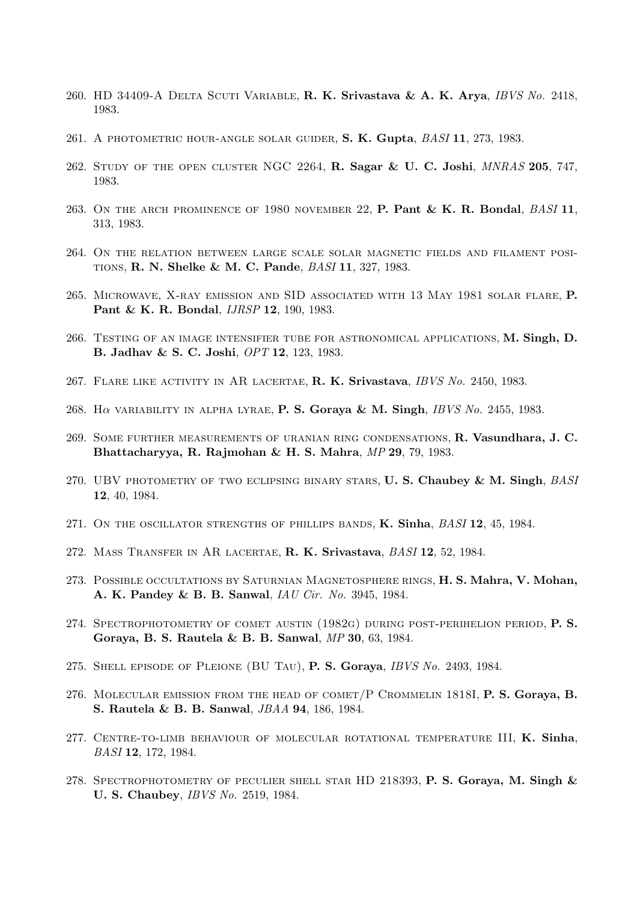260. HD 34409-A Delta Scuti Variable, **R. K. Srivastava & A. K. Arya**, *IBVS No.* 2418, 1983.

261. A photometric hour-angle solar guider, **S. K. Gupta**, *BASI* **11**, 273, 1983.

262. Study of the open cluster NGC 2264, **R. Sagar & U. C. Joshi**, *MNRAS* **205**, 747, 1983.

263. On the arch prominence of 1980 november 22, **P. Pant & K. R. Bondal**, *BASI* **11**, 313, 1983.

264. On the relation between large scale solar magnetic fields and filament positions, **R. N. Shelke & M. C. Pande**, *BASI* **11**, 327, 1983.

265. Microwave, X-ray emission and SID associated with 13 May 1981 solar flare, **P. Pant & K. R. Bondal**, *IJRSP* **12**, 190, 1983.

266. Testing of an image intensifier tube for astronomical applications, **M. Singh, D. B. Jadhav & S. C. Joshi**, *OPT* **12**, 123, 1983.

267. Flare like activity in AR lacertae, **R. K. Srivastava**, *IBVS No.* 2450, 1983.

268. H$\alpha$ variability in alpha lyrae, **P. S. Goraya & M. Singh**, *IBVS No.* 2455, 1983.

269. Some further measurements of uranian ring condensations, **R. Vasundhara, J. C. Bhattacharyya, R. Rajmohan & H. S. Mahra**, *MP* **29**, 79, 1983.

270. UBV photometry of two eclipsing binary stars, **U. S. Chaubey & M. Singh**, *BASI* **12**, 40, 1984.

271. On the oscillator strengths of phillips bands, **K. Sinha**, *BASI* **12**, 45, 1984.

272. Mass Transfer in AR lacertae, **R. K. Srivastava**, *BASI* **12**, 52, 1984.

273. Possible occultations by Saturnian Magnetosphere rings, **H. S. Mahra, V. Mohan, A. K. Pandey & B. B. Sanwal**, *IAU Cir. No.* 3945, 1984.

274. Spectrophotometry of comet austin (1982g) during post-perihelion period, **P. S. Goraya, B. S. Rautela & B. B. Sanwal**, *MP* **30**, 63, 1984.

275. Shell episode of Pleione (BU Tau), **P. S. Goraya**, *IBVS No.* 2493, 1984.

276. Molecular emission from the head of comet/P Crommelin 1818I, **P. S. Goraya, B. S. Rautela & B. B. Sanwal**, *JBAA* **94**, 186, 1984.

277. Centre-to-limb behaviour of molecular rotational temperature III, **K. Sinha**, *BASI* **12**, 172, 1984.

278. Spectrophotometry of peculier shell star HD 218393, **P. S. Goraya, M. Singh & U. S. Chaubey**, *IBVS No.* 2519, 1984.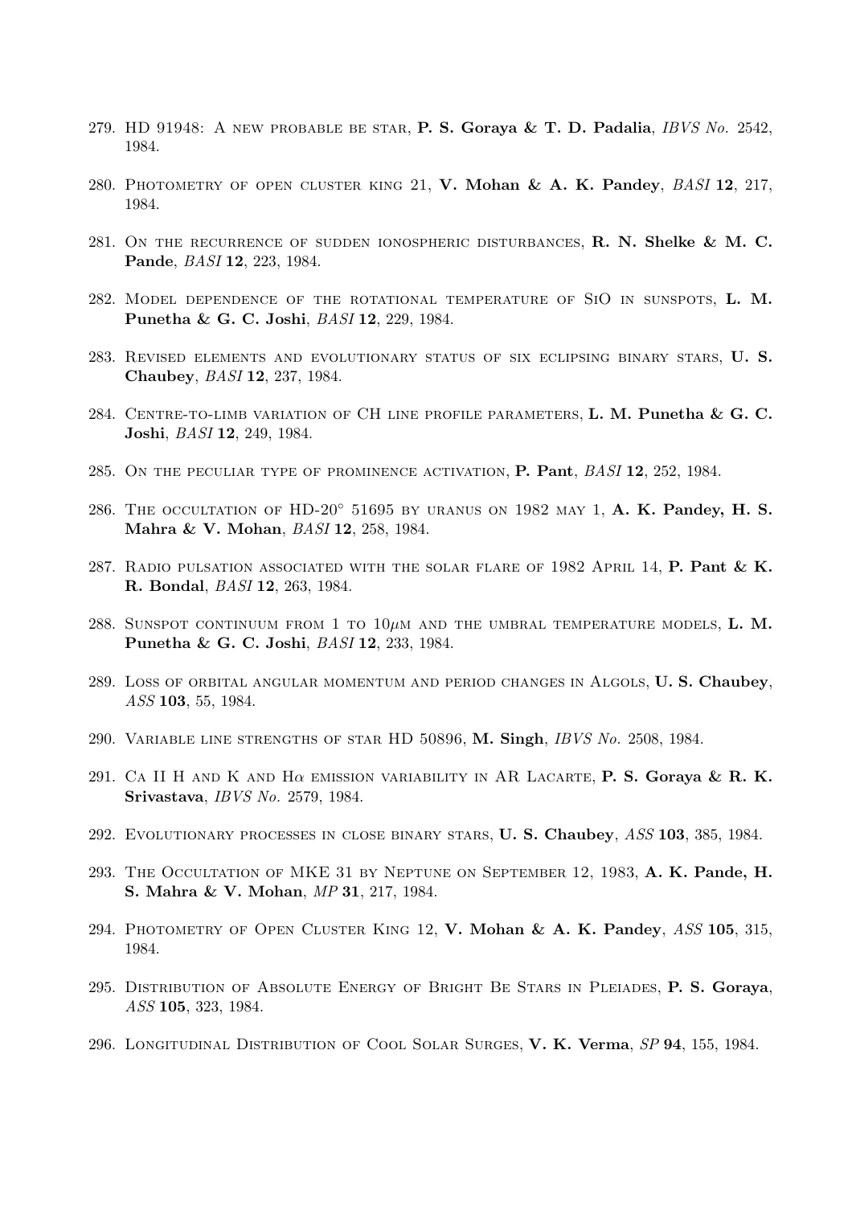279. HD 91948: A new probable be star, **P. S. Goraya & T. D. Padalia**, *IBVS No.* 2542, 1984.

280. Photometry of open cluster king 21, **V. Mohan & A. K. Pandey**, *BASI* **12**, 217, 1984.

281. On the recurrence of sudden ionospheric disturbances, **R. N. Shelke & M. C. Pande**, *BASI* **12**, 223, 1984.

282. Model dependence of the rotational temperature of SiO in sunspots, **L. M. Punetha & G. C. Joshi**, *BASI* **12**, 229, 1984.

283. Revised elements and evolutionary status of six eclipsing binary stars, **U. S. Chaubey**, *BASI* **12**, 237, 1984.

284. Centre-to-limb variation of CH line profile parameters, **L. M. Punetha & G. C. Joshi**, *BASI* **12**, 249, 1984.

285. On the peculiar type of prominence activation, **P. Pant**, *BASI* **12**, 252, 1984.

286. The occultation of HD-20° 51695 by uranus on 1982 may 1, **A. K. Pandey, H. S. Mahra & V. Mohan**, *BASI* **12**, 258, 1984.

287. Radio pulsation associated with the solar flare of 1982 April 14, **P. Pant & K. R. Bondal**, *BASI* **12**, 263, 1984.

288. Sunspot continuum from 1 to $10\mu$m and the umbral temperature models, **L. M. Punetha & G. C. Joshi**, *BASI* **12**, 233, 1984.

289. Loss of orbital angular momentum and period changes in Algols, **U. S. Chaubey**, *ASS* **103**, 55, 1984.

290. Variable line strengths of star HD 50896, **M. Singh**, *IBVS No.* 2508, 1984.

291. Ca II H and K and H$\alpha$ emission variability in AR Lacarte, **P. S. Goraya & R. K. Srivastava**, *IBVS No.* 2579, 1984.

292. Evolutionary processes in close binary stars, **U. S. Chaubey**, *ASS* **103**, 385, 1984.

293. The Occultation of MKE 31 by Neptune on September 12, 1983, **A. K. Pande, H. S. Mahra & V. Mohan**, *MP* **31**, 217, 1984.

294. Photometry of Open Cluster King 12, **V. Mohan & A. K. Pandey**, *ASS* **105**, 315, 1984.

295. Distribution of Absolute Energy of Bright Be Stars in Pleiades, **P. S. Goraya**, *ASS* **105**, 323, 1984.

296. Longitudinal Distribution of Cool Solar Surges, **V. K. Verma**, *SP* **94**, 155, 1984.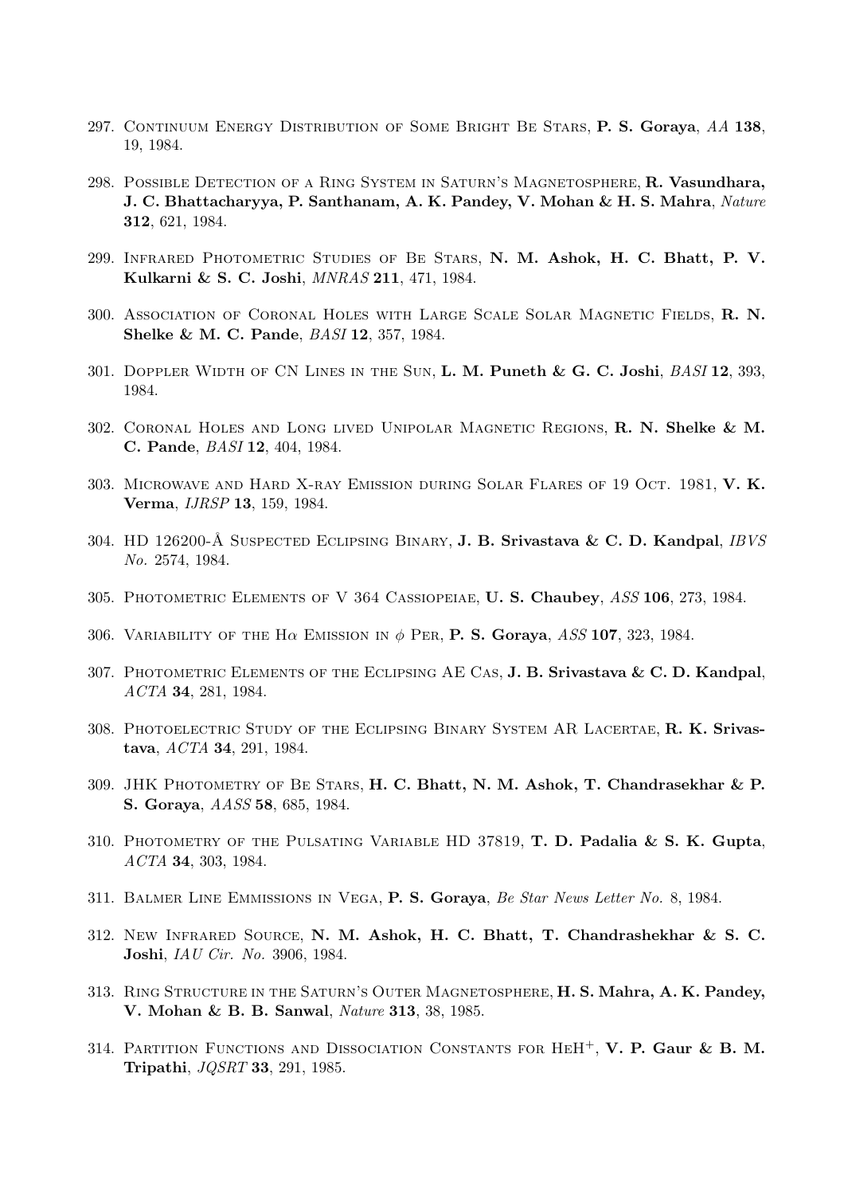297. Continuum Energy Distribution of Some Bright Be Stars, **P. S. Goraya**, *AA* **138**, 19, 1984.

298. Possible Detection of a Ring System in Saturn's Magnetosphere, **R. Vasundhara, J. C. Bhattacharyya, P. Santhanam, A. K. Pandey, V. Mohan & H. S. Mahra**, *Nature* **312**, 621, 1984.

299. Infrared Photometric Studies of Be Stars, **N. M. Ashok, H. C. Bhatt, P. V. Kulkarni & S. C. Joshi**, *MNRAS* **211**, 471, 1984.

300. Association of Coronal Holes with Large Scale Solar Magnetic Fields, **R. N. Shelke & M. C. Pande**, *BASI* **12**, 357, 1984.

301. Doppler Width of CN Lines in the Sun, **L. M. Puneth & G. C. Joshi**, *BASI* **12**, 393, 1984.

302. Coronal Holes and Long lived Unipolar Magnetic Regions, **R. N. Shelke & M. C. Pande**, *BASI* **12**, 404, 1984.

303. Microwave and Hard X-ray Emission during Solar Flares of 19 Oct. 1981, **V. K. Verma**, *IJRSP* **13**, 159, 1984.

304. HD 126200-Å Suspected Eclipsing Binary, **J. B. Srivastava & C. D. Kandpal**, *IBVS No.* 2574, 1984.

305. Photometric Elements of V 364 Cassiopeiae, **U. S. Chaubey**, *ASS* **106**, 273, 1984.

306. Variability of the H$\alpha$ Emission in $\phi$ Per, **P. S. Goraya**, *ASS* **107**, 323, 1984.

307. Photometric Elements of the Eclipsing AE Cas, **J. B. Srivastava & C. D. Kandpal**, *ACTA* **34**, 281, 1984.

308. Photoelectric Study of the Eclipsing Binary System AR Lacertae, **R. K. Srivastava**, *ACTA* **34**, 291, 1984.

309. JHK Photometry of Be Stars, **H. C. Bhatt, N. M. Ashok, T. Chandrasekhar & P. S. Goraya**, *AASS* **58**, 685, 1984.

310. Photometry of the Pulsating Variable HD 37819, **T. D. Padalia & S. K. Gupta**, *ACTA* **34**, 303, 1984.

311. Balmer Line Emmissions in Vega, **P. S. Goraya**, *Be Star News Letter No.* 8, 1984.

312. New Infrared Source, **N. M. Ashok, H. C. Bhatt, T. Chandrashekhar & S. C. Joshi**, *IAU Cir. No.* 3906, 1984.

313. Ring Structure in the Saturn's Outer Magnetosphere, **H. S. Mahra, A. K. Pandey, V. Mohan & B. B. Sanwal**, *Nature* **313**, 38, 1985.

314. Partition Functions and Dissociation Constants for $HeH^+$, **V. P. Gaur & B. M. Tripathi**, *JQSRT* **33**, 291, 1985.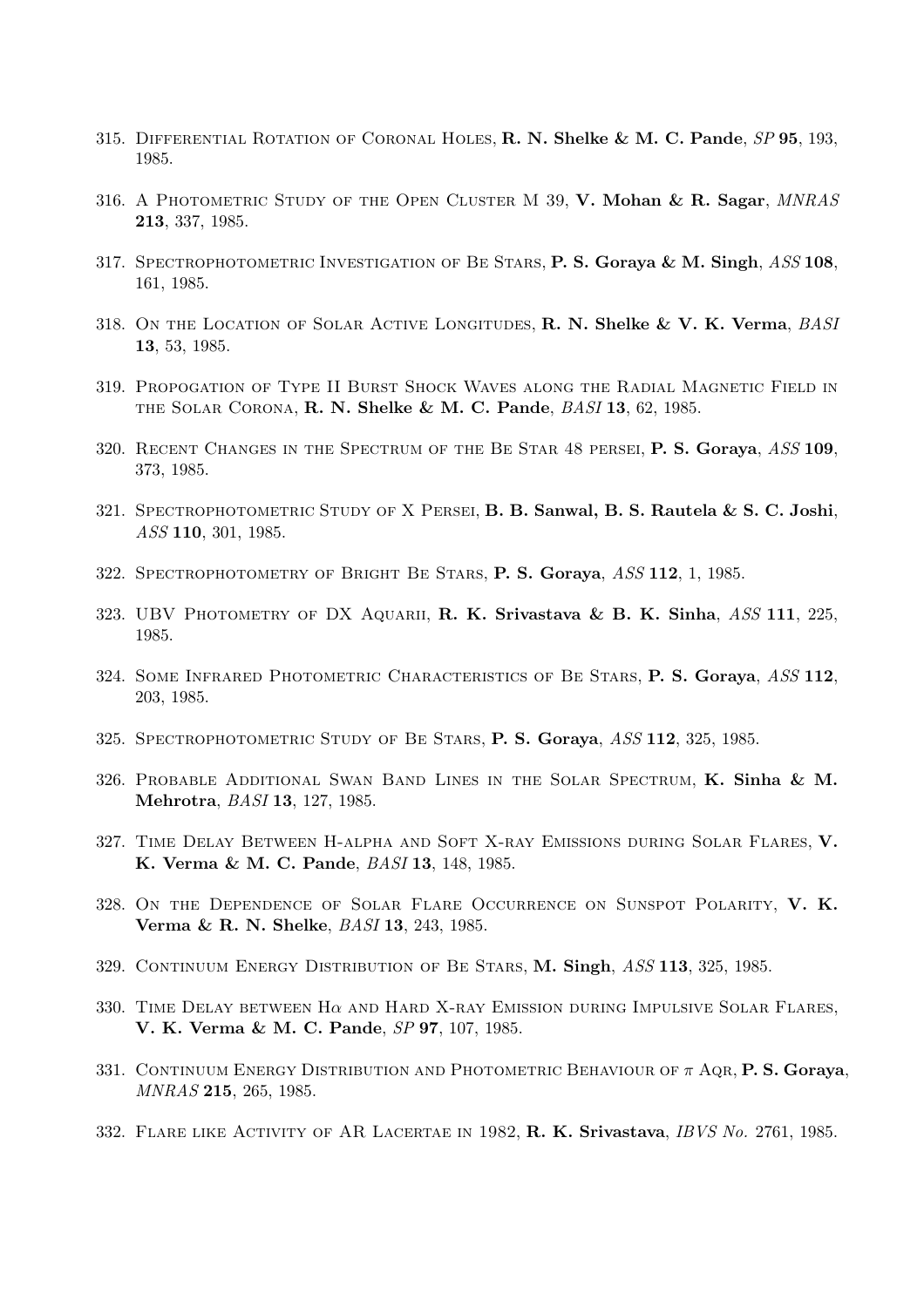315. Differential Rotation of Coronal Holes, **R. N. Shelke & M. C. Pande**, *SP* **95**, 193, 1985.

316. A Photometric Study of the Open Cluster M 39, **V. Mohan & R. Sagar**, *MNRAS* **213**, 337, 1985.

317. Spectrophotometric Investigation of Be Stars, **P. S. Goraya & M. Singh**, *ASS* **108**, 161, 1985.

318. On the Location of Solar Active Longitudes, **R. N. Shelke & V. K. Verma**, *BASI* **13**, 53, 1985.

319. Propogation of Type II Burst Shock Waves along the Radial Magnetic Field in the Solar Corona, **R. N. Shelke & M. C. Pande**, *BASI* **13**, 62, 1985.

320. Recent Changes in the Spectrum of the Be Star 48 persei, **P. S. Goraya**, *ASS* **109**, 373, 1985.

321. Spectrophotometric Study of X Persei, **B. B. Sanwal, B. S. Rautela & S. C. Joshi**, *ASS* **110**, 301, 1985.

322. Spectrophotometry of Bright Be Stars, **P. S. Goraya**, *ASS* **112**, 1, 1985.

323. UBV Photometry of DX Aquarii, **R. K. Srivastava & B. K. Sinha**, *ASS* **111**, 225, 1985.

324. Some Infrared Photometric Characteristics of Be Stars, **P. S. Goraya**, *ASS* **112**, 203, 1985.

325. Spectrophotometric Study of Be Stars, **P. S. Goraya**, *ASS* **112**, 325, 1985.

326. Probable Additional Swan Band Lines in the Solar Spectrum, **K. Sinha & M. Mehrotra**, *BASI* **13**, 127, 1985.

327. Time Delay Between H-alpha and Soft X-ray Emissions during Solar Flares, **V. K. Verma & M. C. Pande**, *BASI* **13**, 148, 1985.

328. On the Dependence of Solar Flare Occurrence on Sunspot Polarity, **V. K. Verma & R. N. Shelke**, *BASI* **13**, 243, 1985.

329. Continuum Energy Distribution of Be Stars, **M. Singh**, *ASS* **113**, 325, 1985.

330. Time Delay between H$\alpha$ and Hard X-ray Emission during Impulsive Solar Flares, **V. K. Verma & M. C. Pande**, *SP* **97**, 107, 1985.

331. Continuum Energy Distribution and Photometric Behaviour of $\pi$ Aqr, **P. S. Goraya**, *MNRAS* **215**, 265, 1985.

332. Flare like Activity of AR Lacertae in 1982, **R. K. Srivastava**, *IBVS No.* 2761, 1985.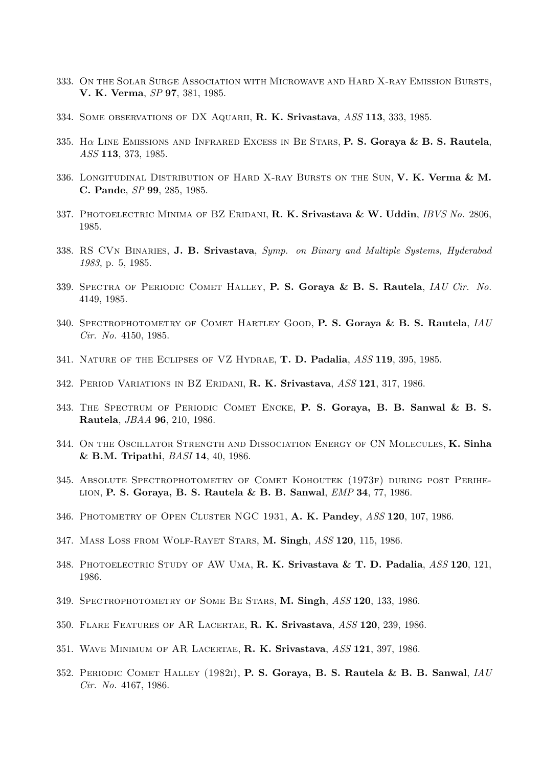333. On the Solar Surge Association with Microwave and Hard X-ray Emission Bursts, **V. K. Verma**, *SP* **97**, 381, 1985.

334. Some observations of DX Aquarii, **R. K. Srivastava**, *ASS* **113**, 333, 1985.

335. H$\alpha$ Line Emissions and Infrared Excess in Be Stars, **P. S. Goraya & B. S. Rautela**, *ASS* **113**, 373, 1985.

336. Longitudinal Distribution of Hard X-ray Bursts on the Sun, **V. K. Verma & M. C. Pande**, *SP* **99**, 285, 1985.

337. Photoelectric Minima of BZ Eridani, **R. K. Srivastava & W. Uddin**, *IBVS No.* 2806, 1985.

338. RS CVn Binaries, **J. B. Srivastava**, *Symp. on Binary and Multiple Systems, Hyderabad 1983*, p. 5, 1985.

339. Spectra of Periodic Comet Halley, **P. S. Goraya & B. S. Rautela**, *IAU Cir. No.* 4149, 1985.

340. Spectrophotometry of Comet Hartley Good, **P. S. Goraya & B. S. Rautela**, *IAU Cir. No.* 4150, 1985.

341. Nature of the Eclipses of VZ Hydrae, **T. D. Padalia**, *ASS* **119**, 395, 1985.

342. Period Variations in BZ Eridani, **R. K. Srivastava**, *ASS* **121**, 317, 1986.

343. The Spectrum of Periodic Comet Encke, **P. S. Goraya, B. B. Sanwal & B. S. Rautela**, *JBAA* **96**, 210, 1986.

344. On the Oscillator Strength and Dissociation Energy of CN Molecules, **K. Sinha & B.M. Tripathi**, *BASI* **14**, 40, 1986.

345. Absolute Spectrophotometry of Comet Kohoutek (1973f) during post Perihelion, **P. S. Goraya, B. S. Rautela & B. B. Sanwal**, *EMP* **34**, 77, 1986.

346. Photometry of Open Cluster NGC 1931, **A. K. Pandey**, *ASS* **120**, 107, 1986.

347. Mass Loss from Wolf-Rayet Stars, **M. Singh**, *ASS* **120**, 115, 1986.

348. Photoelectric Study of AW Uma, **R. K. Srivastava & T. D. Padalia**, *ASS* **120**, 121, 1986.

349. Spectrophotometry of Some Be Stars, **M. Singh**, *ASS* **120**, 133, 1986.

350. Flare Features of AR Lacertae, **R. K. Srivastava**, *ASS* **120**, 239, 1986.

351. Wave Minimum of AR Lacertae, **R. K. Srivastava**, *ASS* **121**, 397, 1986.

352. Periodic Comet Halley (1982i), **P. S. Goraya, B. S. Rautela & B. B. Sanwal**, *IAU Cir. No.* 4167, 1986.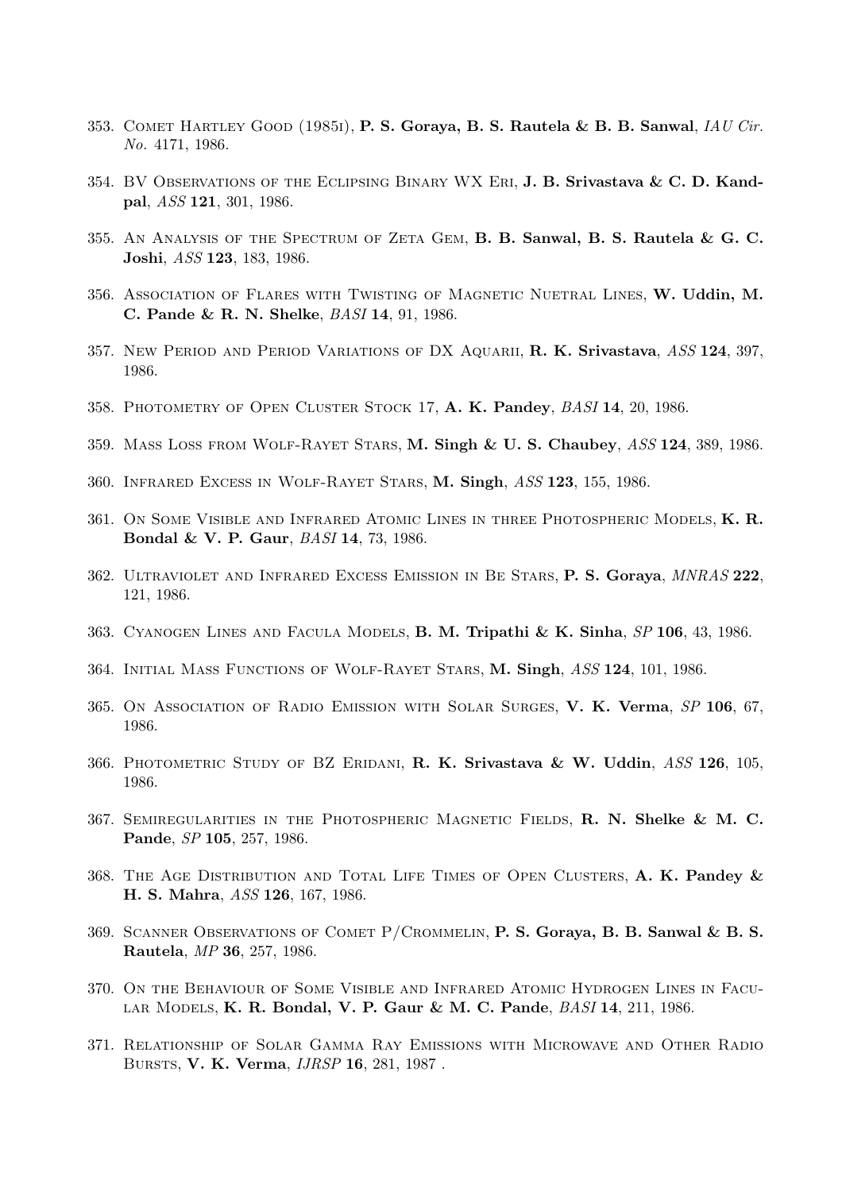353. Comet Hartley Good (1985i), **P. S. Goraya, B. S. Rautela & B. B. Sanwal**, *IAU Cir. No.* 4171, 1986.

354. BV Observations of the Eclipsing Binary WX Eri, **J. B. Srivastava & C. D. Kandpal**, *ASS* **121**, 301, 1986.

355. An Analysis of the Spectrum of Zeta Gem, **B. B. Sanwal, B. S. Rautela & G. C. Joshi**, *ASS* **123**, 183, 1986.

356. Association of Flares with Twisting of Magnetic Nuetral Lines, **W. Uddin, M. C. Pande & R. N. Shelke**, *BASI* **14**, 91, 1986.

357. New Period and Period Variations of DX Aquarii, **R. K. Srivastava**, *ASS* **124**, 397, 1986.

358. Photometry of Open Cluster Stock 17, **A. K. Pandey**, *BASI* **14**, 20, 1986.

359. Mass Loss from Wolf-Rayet Stars, **M. Singh & U. S. Chaubey**, *ASS* **124**, 389, 1986.

360. Infrared Excess in Wolf-Rayet Stars, **M. Singh**, *ASS* **123**, 155, 1986.

361. On Some Visible and Infrared Atomic Lines in three Photospheric Models, **K. R. Bondal & V. P. Gaur**, *BASI* **14**, 73, 1986.

362. Ultraviolet and Infrared Excess Emission in Be Stars, **P. S. Goraya**, *MNRAS* **222**, 121, 1986.

363. Cyanogen Lines and Facula Models, **B. M. Tripathi & K. Sinha**, *SP* **106**, 43, 1986.

364. Initial Mass Functions of Wolf-Rayet Stars, **M. Singh**, *ASS* **124**, 101, 1986.

365. On Association of Radio Emission with Solar Surges, **V. K. Verma**, *SP* **106**, 67, 1986.

366. Photometric Study of BZ Eridani, **R. K. Srivastava & W. Uddin**, *ASS* **126**, 105, 1986.

367. Semiregularities in the Photospheric Magnetic Fields, **R. N. Shelke & M. C. Pande**, *SP* **105**, 257, 1986.

368. The Age Distribution and Total Life Times of Open Clusters, **A. K. Pandey & H. S. Mahra**, *ASS* **126**, 167, 1986.

369. Scanner Observations of Comet P/Crommelin, **P. S. Goraya, B. B. Sanwal & B. S. Rautela**, *MP* **36**, 257, 1986.

370. On the Behaviour of Some Visible and Infrared Atomic Hydrogen Lines in Facular Models, **K. R. Bondal, V. P. Gaur & M. C. Pande**, *BASI* **14**, 211, 1986.

371. Relationship of Solar Gamma Ray Emissions with Microwave and Other Radio Bursts, **V. K. Verma**, *IJRSP* **16**, 281, 1987 .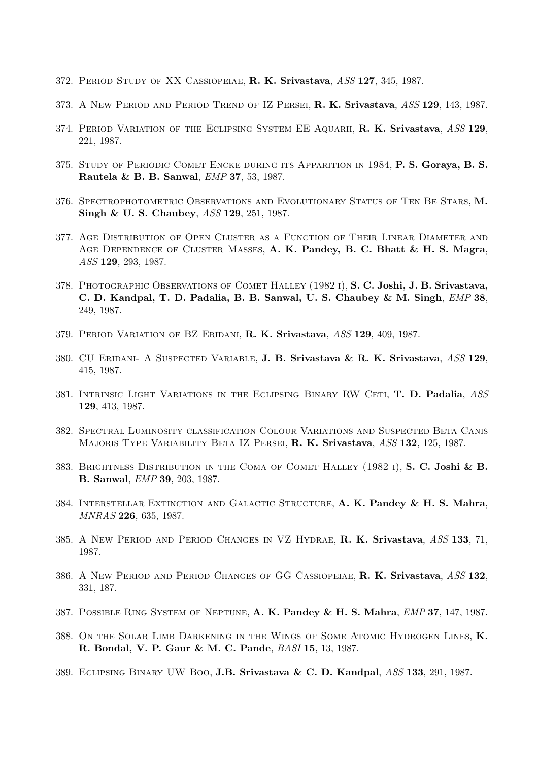372. Period Study of XX Cassiopeiae, **R. K. Srivastava**, *ASS* **127**, 345, 1987.

373. A New Period and Period Trend of IZ Persei, **R. K. Srivastava**, *ASS* **129**, 143, 1987.

374. Period Variation of the Eclipsing System EE Aquarii, **R. K. Srivastava**, *ASS* **129**, 221, 1987.

375. Study of Periodic Comet Encke during its Apparition in 1984, **P. S. Goraya, B. S. Rautela & B. B. Sanwal**, *EMP* **37**, 53, 1987.

376. Spectrophotometric Observations and Evolutionary Status of Ten Be Stars, **M. Singh & U. S. Chaubey**, *ASS* **129**, 251, 1987.

377. Age Distribution of Open Cluster as a Function of Their Linear Diameter and Age Dependence of Cluster Masses, **A. K. Pandey, B. C. Bhatt & H. S. Magra**, *ASS* **129**, 293, 1987.

378. Photographic Observations of Comet Halley (1982 i), **S. C. Joshi, J. B. Srivastava, C. D. Kandpal, T. D. Padalia, B. B. Sanwal, U. S. Chaubey & M. Singh**, *EMP* **38**, 249, 1987.

379. Period Variation of BZ Eridani, **R. K. Srivastava**, *ASS* **129**, 409, 1987.

380. CU Eridani- A Suspected Variable, **J. B. Srivastava & R. K. Srivastava**, *ASS* **129**, 415, 1987.

381. Intrinsic Light Variations in the Eclipsing Binary RW Ceti, **T. D. Padalia**, *ASS* **129**, 413, 1987.

382. Spectral Luminosity classification Colour Variations and Suspected Beta Canis Majoris Type Variability Beta IZ Persei, **R. K. Srivastava**, *ASS* **132**, 125, 1987.

383. Brightness Distribution in the Coma of Comet Halley (1982 i), **S. C. Joshi & B. B. Sanwal**, *EMP* **39**, 203, 1987.

384. Interstellar Extinction and Galactic Structure, **A. K. Pandey & H. S. Mahra**, *MNRAS* **226**, 635, 1987.

385. A New Period and Period Changes in VZ Hydrae, **R. K. Srivastava**, *ASS* **133**, 71, 1987.

386. A New Period and Period Changes of GG Cassiopeiae, **R. K. Srivastava**, *ASS* **132**, 331, 187.

387. Possible Ring System of Neptune, **A. K. Pandey & H. S. Mahra**, *EMP* **37**, 147, 1987.

388. On the Solar Limb Darkening in the Wings of Some Atomic Hydrogen Lines, **K. R. Bondal, V. P. Gaur & M. C. Pande**, *BASI* **15**, 13, 1987.

389. Eclipsing Binary UW Boo, **J.B. Srivastava & C. D. Kandpal**, *ASS* **133**, 291, 1987.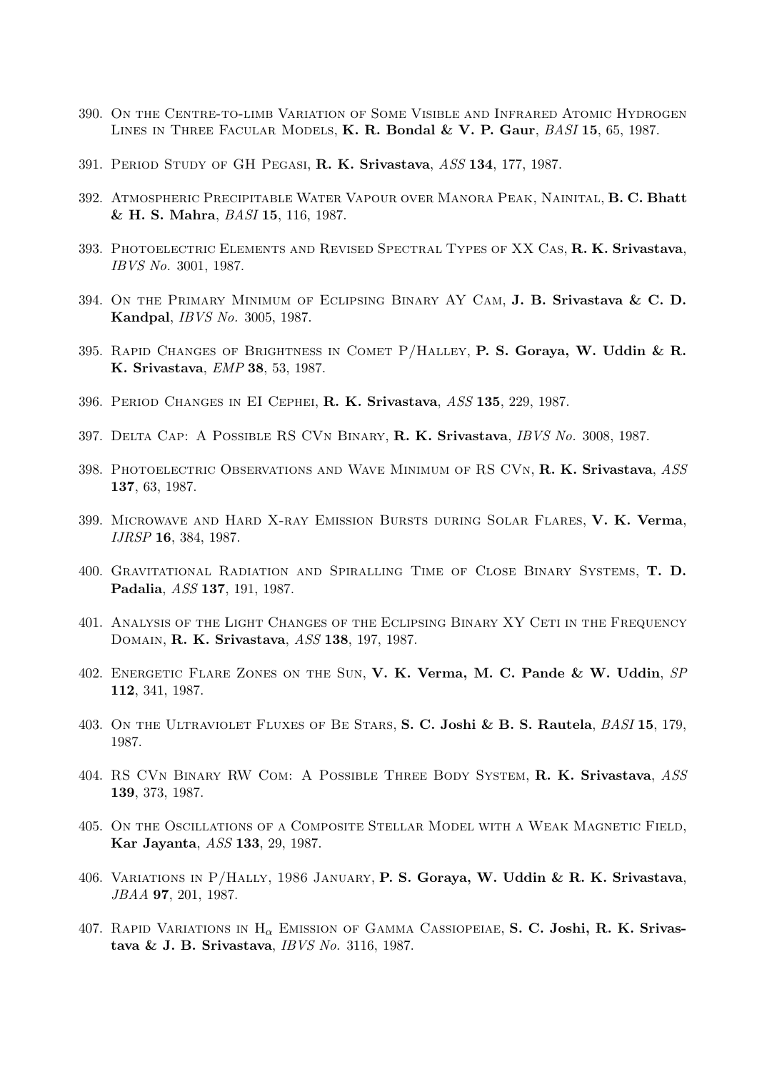390. On the Centre-to-limb Variation of Some Visible and Infrared Atomic Hydrogen Lines in Three Facular Models, **K. R. Bondal & V. P. Gaur**, *BASI* **15**, 65, 1987.

391. Period Study of GH Pegasi, **R. K. Srivastava**, *ASS* **134**, 177, 1987.

392. Atmospheric Precipitable Water Vapour over Manora Peak, Nainital, **B. C. Bhatt & H. S. Mahra**, *BASI* **15**, 116, 1987.

393. Photoelectric Elements and Revised Spectral Types of XX Cas, **R. K. Srivastava**, *IBVS No.* 3001, 1987.

394. On the Primary Minimum of Eclipsing Binary AY Cam, **J. B. Srivastava & C. D. Kandpal**, *IBVS No.* 3005, 1987.

395. Rapid Changes of Brightness in Comet P/Halley, **P. S. Goraya, W. Uddin & R. K. Srivastava**, *EMP* **38**, 53, 1987.

396. Period Changes in EI Cephei, **R. K. Srivastava**, *ASS* **135**, 229, 1987.

397. Delta Cap: A Possible RS CVn Binary, **R. K. Srivastava**, *IBVS No.* 3008, 1987.

398. Photoelectric Observations and Wave Minimum of RS CVn, **R. K. Srivastava**, *ASS* **137**, 63, 1987.

399. Microwave and Hard X-ray Emission Bursts during Solar Flares, **V. K. Verma**, *IJRSP* **16**, 384, 1987.

400. Gravitational Radiation and Spiralling Time of Close Binary Systems, **T. D. Padalia**, *ASS* **137**, 191, 1987.

401. Analysis of the Light Changes of the Eclipsing Binary XY Ceti in the Frequency Domain, **R. K. Srivastava**, *ASS* **138**, 197, 1987.

402. Energetic Flare Zones on the Sun, **V. K. Verma, M. C. Pande & W. Uddin**, *SP* **112**, 341, 1987.

403. On the Ultraviolet Fluxes of Be Stars, **S. C. Joshi & B. S. Rautela**, *BASI* **15**, 179, 1987.

404. RS CVn Binary RW Com: A Possible Three Body System, **R. K. Srivastava**, *ASS* **139**, 373, 1987.

405. On the Oscillations of a Composite Stellar Model with a Weak Magnetic Field, **Kar Jayanta**, *ASS* **133**, 29, 1987.

406. Variations in P/Hally, 1986 January, **P. S. Goraya, W. Uddin & R. K. Srivastava**, *JBAA* **97**, 201, 1987.

407. Rapid Variations in $H_\alpha$ Emission of Gamma Cassiopeiae, **S. C. Joshi, R. K. Srivastava & J. B. Srivastava**, *IBVS No.* 3116, 1987.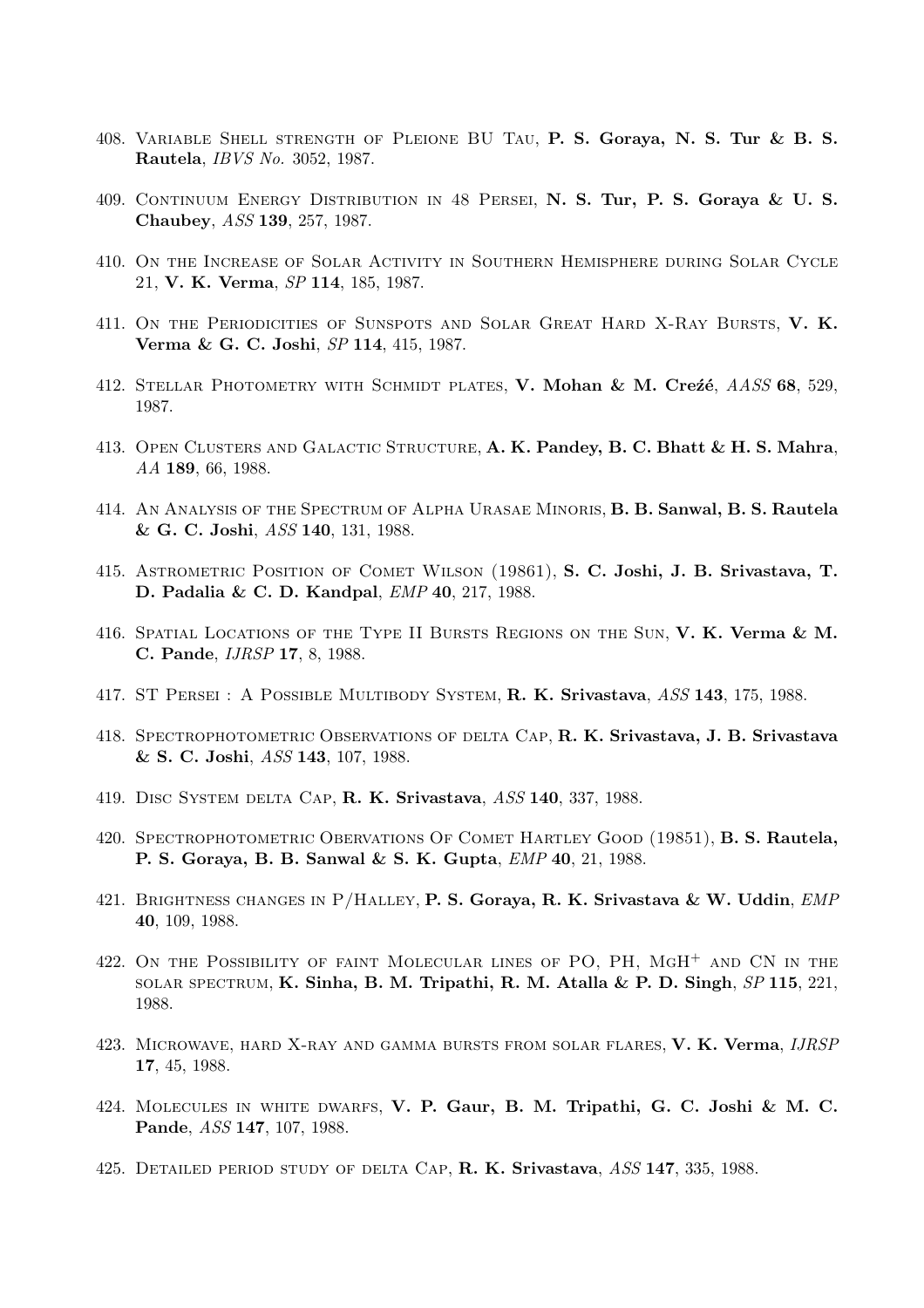408. Variable Shell strength of Pleione BU Tau, **P. S. Goraya, N. S. Tur & B. S. Rautela**, *IBVS No.* 3052, 1987.

409. Continuum Energy Distribution in 48 Persei, **N. S. Tur, P. S. Goraya & U. S. Chaubey**, *ASS* **139**, 257, 1987.

410. On the Increase of Solar Activity in Southern Hemisphere during Solar Cycle 21, **V. K. Verma**, *SP* **114**, 185, 1987.

411. On the Periodicities of Sunspots and Solar Great Hard X-Ray Bursts, **V. K. Verma & G. C. Joshi**, *SP* **114**, 415, 1987.

412. Stellar Photometry with Schmidt plates, **V. Mohan & M. Creźé**, *AASS* **68**, 529, 1987.

413. Open Clusters and Galactic Structure, **A. K. Pandey, B. C. Bhatt & H. S. Mahra**, *AA* **189**, 66, 1988.

414. An Analysis of the Spectrum of Alpha Urasae Minoris, **B. B. Sanwal, B. S. Rautela & G. C. Joshi**, *ASS* **140**, 131, 1988.

415. Astrometric Position of Comet Wilson (19861), **S. C. Joshi, J. B. Srivastava, T. D. Padalia & C. D. Kandpal**, *EMP* **40**, 217, 1988.

416. Spatial Locations of the Type II Bursts Regions on the Sun, **V. K. Verma & M. C. Pande**, *IJRSP* **17**, 8, 1988.

417. ST Persei : A Possible Multibody System, **R. K. Srivastava**, *ASS* **143**, 175, 1988.

418. Spectrophotometric Observations of delta Cap, **R. K. Srivastava, J. B. Srivastava & S. C. Joshi**, *ASS* **143**, 107, 1988.

419. Disc System delta Cap, **R. K. Srivastava**, *ASS* **140**, 337, 1988.

420. Spectrophotometric Obervations Of Comet Hartley Good (19851), **B. S. Rautela, P. S. Goraya, B. B. Sanwal & S. K. Gupta**, *EMP* **40**, 21, 1988.

421. Brightness changes in P/Halley, **P. S. Goraya, R. K. Srivastava & W. Uddin**, *EMP* **40**, 109, 1988.

422. On the Possibility of faint Molecular lines of PO, PH, $MgH^{+}$ and CN in the solar spectrum, **K. Sinha, B. M. Tripathi, R. M. Atalla & P. D. Singh**, *SP* **115**, 221, 1988.

423. Microwave, hard X-ray and gamma bursts from solar flares, **V. K. Verma**, *IJRSP* **17**, 45, 1988.

424. Molecules in white dwarfs, **V. P. Gaur, B. M. Tripathi, G. C. Joshi & M. C. Pande**, *ASS* **147**, 107, 1988.

425. Detailed period study of delta Cap, **R. K. Srivastava**, *ASS* **147**, 335, 1988.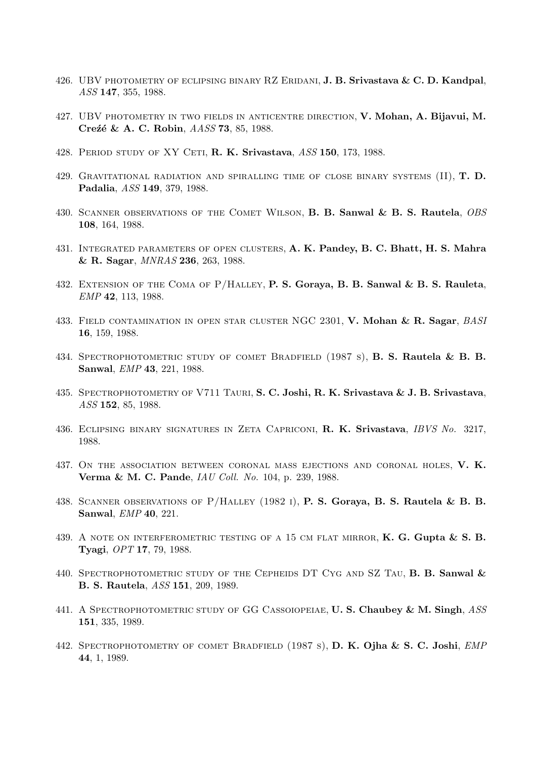426. UBV photometry of eclipsing binary RZ Eridani, **J. B. Srivastava & C. D. Kandpal**, *ASS* **147**, 355, 1988.

427. UBV photometry in two fields in anticentre direction, **V. Mohan, A. Bijavui, M. Creźé & A. C. Robin**, *AASS* **73**, 85, 1988.

428. Period study of XY Ceti, **R. K. Srivastava**, *ASS* **150**, 173, 1988.

429. Gravitational radiation and spiralling time of close binary systems (II), **T. D. Padalia**, *ASS* **149**, 379, 1988.

430. Scanner observations of the Comet Wilson, **B. B. Sanwal & B. S. Rautela**, *OBS* **108**, 164, 1988.

431. Integrated parameters of open clusters, **A. K. Pandey, B. C. Bhatt, H. S. Mahra & R. Sagar**, *MNRAS* **236**, 263, 1988.

432. Extension of the Coma of P/Halley, **P. S. Goraya, B. B. Sanwal & B. S. Rauleta**, *EMP* **42**, 113, 1988.

433. Field contamination in open star cluster NGC 2301, **V. Mohan & R. Sagar**, *BASI* **16**, 159, 1988.

434. Spectrophotometric study of comet Bradfield (1987 s), **B. S. Rautela & B. B. Sanwal**, *EMP* **43**, 221, 1988.

435. Spectrophotometry of V711 Tauri, **S. C. Joshi, R. K. Srivastava & J. B. Srivastava**, *ASS* **152**, 85, 1988.

436. Eclipsing binary signatures in Zeta Capriconi, **R. K. Srivastava**, *IBVS No.* 3217, 1988.

437. On the association between coronal mass ejections and coronal holes, **V. K. Verma & M. C. Pande**, *IAU Coll. No.* 104, p. 239, 1988.

438. Scanner observations of P/Halley (1982 i), **P. S. Goraya, B. S. Rautela & B. B. Sanwal**, *EMP* **40**, 221.

439. A note on interferometric testing of a 15 cm flat mirror, **K. G. Gupta & S. B. Tyagi**, *OPT* **17**, 79, 1988.

440. Spectrophotometric study of the Cepheids DT Cyg and SZ Tau, **B. B. Sanwal & B. S. Rautela**, *ASS* **151**, 209, 1989.

441. A Spectrophotometric study of GG Cassoiopeiae, **U. S. Chaubey & M. Singh**, *ASS* **151**, 335, 1989.

442. Spectrophotometry of comet Bradfield (1987 s), **D. K. Ojha & S. C. Joshi**, *EMP* **44**, 1, 1989.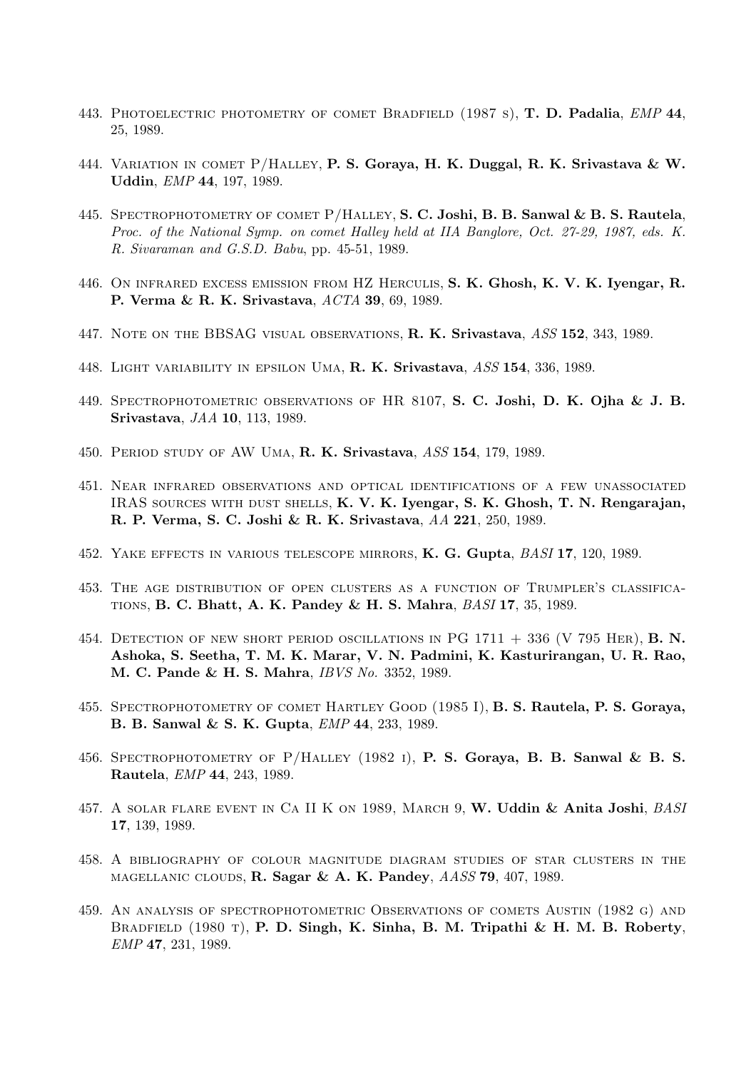443. Photoelectric photometry of comet Bradfield (1987 s), **T. D. Padalia**, *EMP* **44**, 25, 1989.

444. Variation in comet P/Halley, **P. S. Goraya, H. K. Duggal, R. K. Srivastava & W. Uddin**, *EMP* **44**, 197, 1989.

445. Spectrophotometry of comet P/Halley, **S. C. Joshi, B. B. Sanwal & B. S. Rautela**, *Proc. of the National Symp. on comet Halley held at IIA Banglore, Oct. 27-29, 1987, eds. K. R. Sivaraman and G.S.D. Babu*, pp. 45-51, 1989.

446. On infrared excess emission from HZ Herculis, **S. K. Ghosh, K. V. K. Iyengar, R. P. Verma & R. K. Srivastava**, *ACTA* **39**, 69, 1989.

447. Note on the BBSAG visual observations, **R. K. Srivastava**, *ASS* **152**, 343, 1989.

448. Light variability in epsilon Uma, **R. K. Srivastava**, *ASS* **154**, 336, 1989.

449. Spectrophotometric observations of HR 8107, **S. C. Joshi, D. K. Ojha & J. B. Srivastava**, *JAA* **10**, 113, 1989.

450. Period study of AW Uma, **R. K. Srivastava**, *ASS* **154**, 179, 1989.

451. Near infrared observations and optical identifications of a few unassociated IRAS sources with dust shells, **K. V. K. Iyengar, S. K. Ghosh, T. N. Rengarajan, R. P. Verma, S. C. Joshi & R. K. Srivastava**, *AA* **221**, 250, 1989.

452. Yake effects in various telescope mirrors, **K. G. Gupta**, *BASI* **17**, 120, 1989.

453. The age distribution of open clusters as a function of Trumpler's classifications, **B. C. Bhatt, A. K. Pandey & H. S. Mahra**, *BASI* **17**, 35, 1989.

454. Detection of new short period oscillations in PG 1711 + 336 (V 795 Her), **B. N. Ashoka, S. Seetha, T. M. K. Marar, V. N. Padmini, K. Kasturirangan, U. R. Rao, M. C. Pande & H. S. Mahra**, *IBVS No.* 3352, 1989.

455. Spectrophotometry of comet Hartley Good (1985 I), **B. S. Rautela, P. S. Goraya, B. B. Sanwal & S. K. Gupta**, *EMP* **44**, 233, 1989.

456. Spectrophotometry of P/Halley (1982 i), **P. S. Goraya, B. B. Sanwal & B. S. Rautela**, *EMP* **44**, 243, 1989.

457. A solar flare event in Ca II K on 1989, March 9, **W. Uddin & Anita Joshi**, *BASI* **17**, 139, 1989.

458. A bibliography of colour magnitude diagram studies of star clusters in the magellanic clouds, **R. Sagar & A. K. Pandey**, *AASS* **79**, 407, 1989.

459. An analysis of spectrophotometric Observations of comets Austin (1982 g) and Bradfield (1980 t), **P. D. Singh, K. Sinha, B. M. Tripathi & H. M. B. Roberty**, *EMP* **47**, 231, 1989.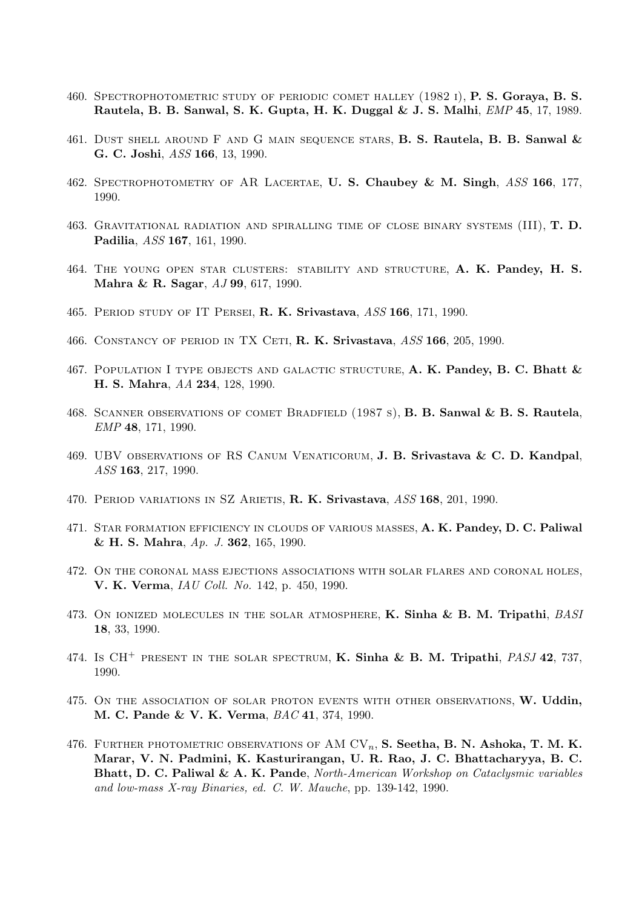460. Spectrophotometric study of periodic comet halley (1982 i), **P. S. Goraya, B. S. Rautela, B. B. Sanwal, S. K. Gupta, H. K. Duggal & J. S. Malhi**, *EMP* **45**, 17, 1989.

461. Dust shell around F and G main sequence stars, **B. S. Rautela, B. B. Sanwal & G. C. Joshi**, *ASS* **166**, 13, 1990.

462. Spectrophotometry of AR Lacertae, **U. S. Chaubey & M. Singh**, *ASS* **166**, 177, 1990.

463. Gravitational radiation and spiralling time of close binary systems (III), **T. D. Padilia**, *ASS* **167**, 161, 1990.

464. The young open star clusters: stability and structure, **A. K. Pandey, H. S. Mahra & R. Sagar**, *AJ* **99**, 617, 1990.

465. Period study of IT Persei, **R. K. Srivastava**, *ASS* **166**, 171, 1990.

466. Constancy of period in TX Ceti, **R. K. Srivastava**, *ASS* **166**, 205, 1990.

467. Population I type objects and galactic structure, **A. K. Pandey, B. C. Bhatt & H. S. Mahra**, *AA* **234**, 128, 1990.

468. Scanner observations of comet Bradfield (1987 s), **B. B. Sanwal & B. S. Rautela**, *EMP* **48**, 171, 1990.

469. UBV observations of RS Canum Venaticorum, **J. B. Srivastava & C. D. Kandpal**, *ASS* **163**, 217, 1990.

470. Period variations in SZ Arietis, **R. K. Srivastava**, *ASS* **168**, 201, 1990.

471. Star formation efficiency in clouds of various masses, **A. K. Pandey, D. C. Paliwal & H. S. Mahra**, *Ap. J.* **362**, 165, 1990.

472. On the coronal mass ejections associations with solar flares and coronal holes, **V. K. Verma**, *IAU Coll. No.* 142, p. 450, 1990.

473. On ionized molecules in the solar atmosphere, **K. Sinha & B. M. Tripathi**, *BASI* **18**, 33, 1990.

474. Is $CH^+$ present in the solar spectrum, **K. Sinha & B. M. Tripathi**, *PASJ* **42**, 737, 1990.

475. On the association of solar proton events with other observations, **W. Uddin, M. C. Pande & V. K. Verma**, *BAC* **41**, 374, 1990.

476. Further photometric observations of AM $CV_n$, **S. Seetha, B. N. Ashoka, T. M. K. Marar, V. N. Padmini, K. Kasturirangan, U. R. Rao, J. C. Bhattacharyya, B. C. Bhatt, D. C. Paliwal & A. K. Pande**, *North-American Workshop on Cataclysmic variables and low-mass X-ray Binaries, ed. C. W. Mauche*, pp. 139-142, 1990.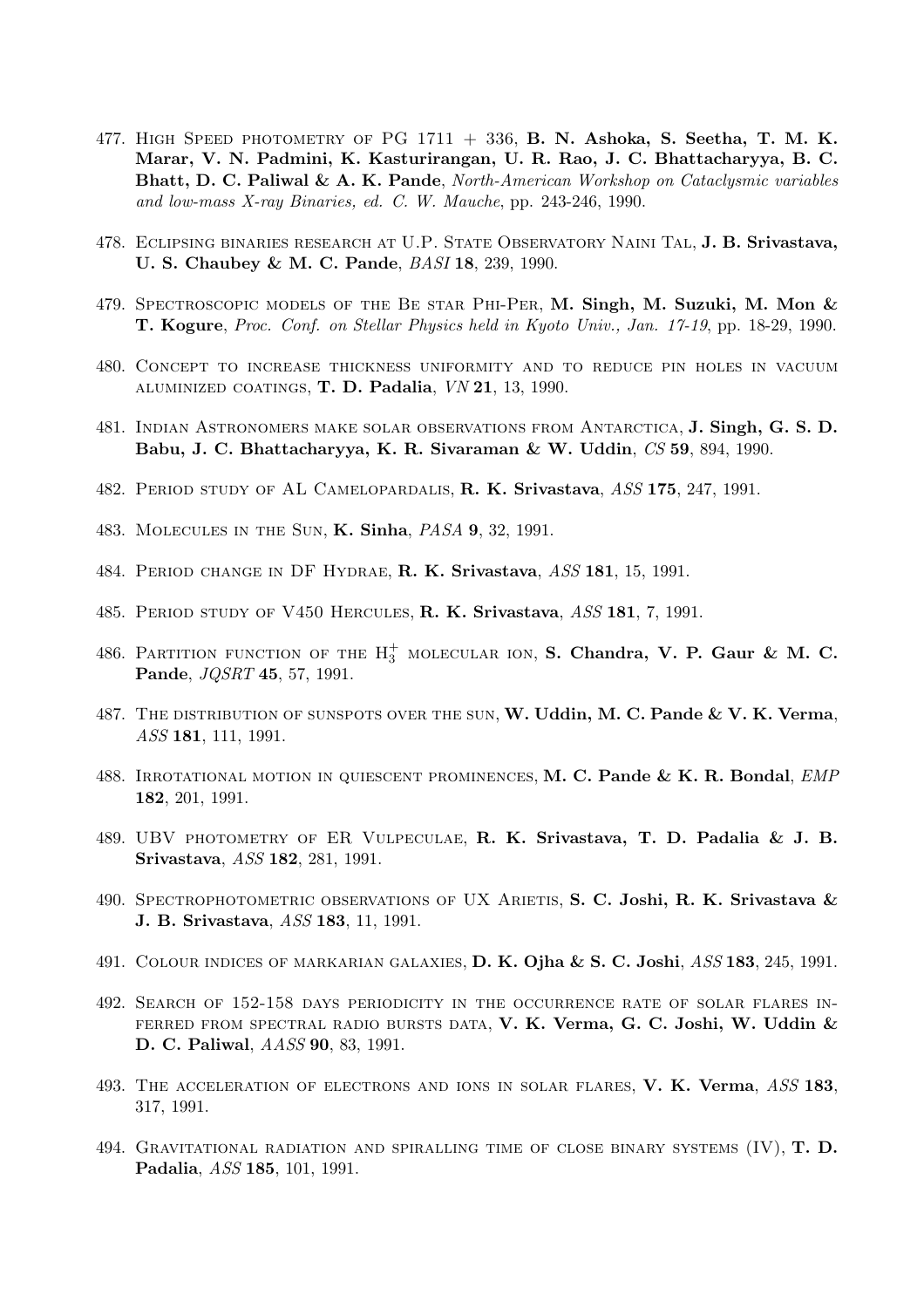477. High Speed photometry of PG 1711 + 336, **B. N. Ashoka, S. Seetha, T. M. K. Marar, V. N. Padmini, K. Kasturirangan, U. R. Rao, J. C. Bhattacharyya, B. C. Bhatt, D. C. Paliwal & A. K. Pande**, *North-American Workshop on Cataclysmic variables and low-mass X-ray Binaries, ed. C. W. Mauche*, pp. 243-246, 1990.

478. Eclipsing binaries research at U.P. State Observatory Naini Tal, **J. B. Srivastava, U. S. Chaubey & M. C. Pande**, *BASI* **18**, 239, 1990.

479. Spectroscopic models of the Be star Phi-Per, **M. Singh, M. Suzuki, M. Mon & T. Kogure**, *Proc. Conf. on Stellar Physics held in Kyoto Univ., Jan. 17-19*, pp. 18-29, 1990.

480. Concept to increase thickness uniformity and to reduce pin holes in vacuum aluminized coatings, **T. D. Padalia**, *VN* **21**, 13, 1990.

481. Indian Astronomers make solar observations from Antarctica, **J. Singh, G. S. D. Babu, J. C. Bhattacharyya, K. R. Sivaraman & W. Uddin**, *CS* **59**, 894, 1990.

482. Period study of AL Camelopardalis, **R. K. Srivastava**, *ASS* **175**, 247, 1991.

483. Molecules in the Sun, **K. Sinha**, *PASA* **9**, 32, 1991.

484. Period change in DF Hydrae, **R. K. Srivastava**, *ASS* **181**, 15, 1991.

485. Period study of V450 Hercules, **R. K. Srivastava**, *ASS* **181**, 7, 1991.

486. Partition function of the $H_3^+$ molecular ion, **S. Chandra, V. P. Gaur & M. C. Pande**, *JQSRT* **45**, 57, 1991.

487. The distribution of sunspots over the sun, **W. Uddin, M. C. Pande & V. K. Verma**, *ASS* **181**, 111, 1991.

488. Irrotational motion in quiescent prominences, **M. C. Pande & K. R. Bondal**, *EMP* **182**, 201, 1991.

489. UBV photometry of ER Vulpeculae, **R. K. Srivastava, T. D. Padalia & J. B. Srivastava**, *ASS* **182**, 281, 1991.

490. Spectrophotometric observations of UX Arietis, **S. C. Joshi, R. K. Srivastava & J. B. Srivastava**, *ASS* **183**, 11, 1991.

491. Colour indices of markarian galaxies, **D. K. Ojha & S. C. Joshi**, *ASS* **183**, 245, 1991.

492. Search of 152-158 days periodicity in the occurrence rate of solar flares inferred from spectral radio bursts data, **V. K. Verma, G. C. Joshi, W. Uddin & D. C. Paliwal**, *AASS* **90**, 83, 1991.

493. The acceleration of electrons and ions in solar flares, **V. K. Verma**, *ASS* **183**, 317, 1991.

494. Gravitational radiation and spiralling time of close binary systems (IV), **T. D. Padalia**, *ASS* **185**, 101, 1991.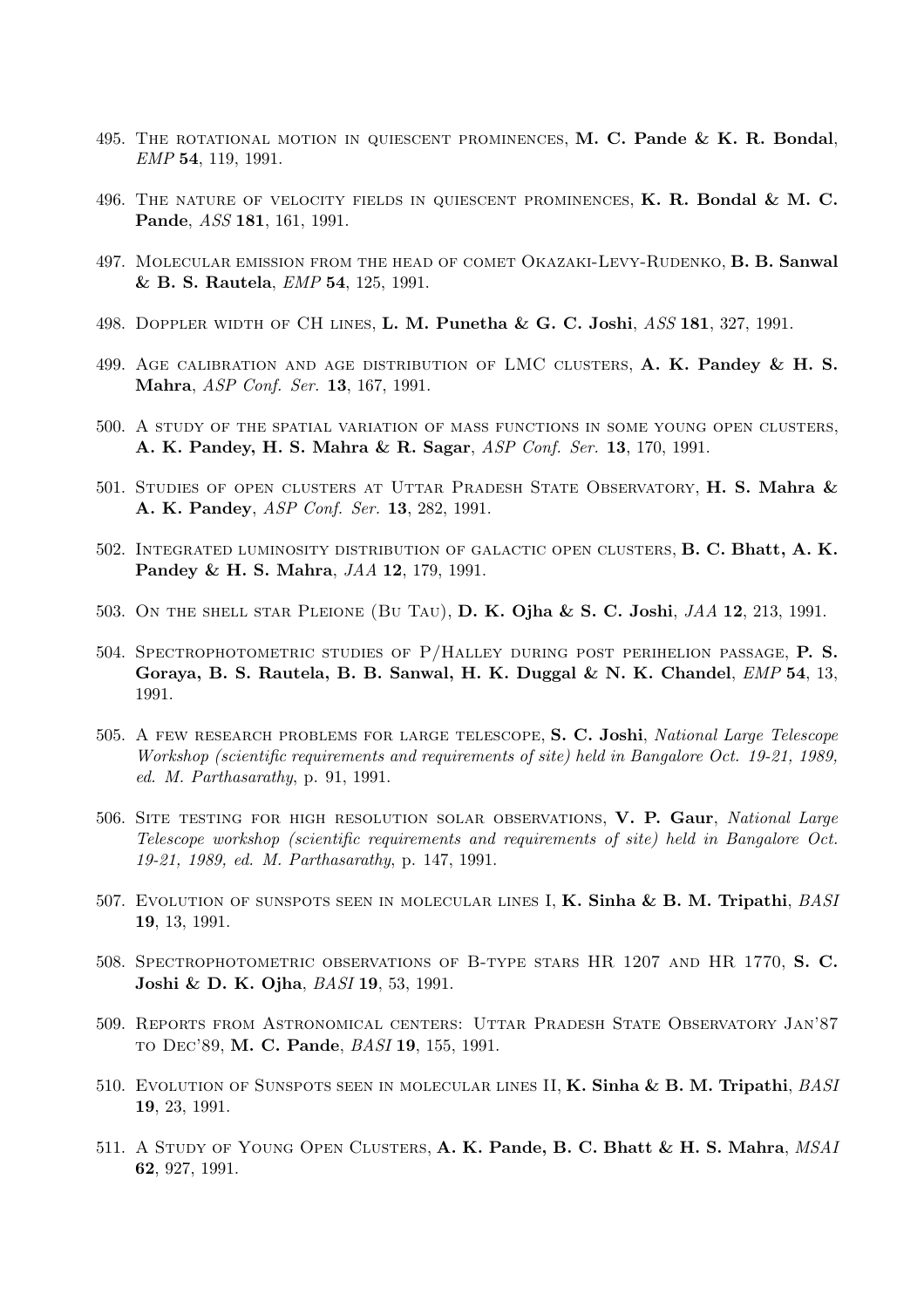495. The rotational motion in quiescent prominences, **M. C. Pande & K. R. Bondal**, *EMP* **54**, 119, 1991.

496. The nature of velocity fields in quiescent prominences, **K. R. Bondal & M. C. Pande**, *ASS* **181**, 161, 1991.

497. Molecular emission from the head of comet Okazaki-Levy-Rudenko, **B. B. Sanwal & B. S. Rautela**, *EMP* **54**, 125, 1991.

498. Doppler width of CH lines, **L. M. Punetha & G. C. Joshi**, *ASS* **181**, 327, 1991.

499. Age calibration and age distribution of LMC clusters, **A. K. Pandey & H. S. Mahra**, *ASP Conf. Ser.* **13**, 167, 1991.

500. A study of the spatial variation of mass functions in some young open clusters, **A. K. Pandey, H. S. Mahra & R. Sagar**, *ASP Conf. Ser.* **13**, 170, 1991.

501. Studies of open clusters at Uttar Pradesh State Observatory, **H. S. Mahra & A. K. Pandey**, *ASP Conf. Ser.* **13**, 282, 1991.

502. Integrated luminosity distribution of galactic open clusters, **B. C. Bhatt, A. K. Pandey & H. S. Mahra**, *JAA* **12**, 179, 1991.

503. On the shell star Pleione (Bu Tau), **D. K. Ojha & S. C. Joshi**, *JAA* **12**, 213, 1991.

504. Spectrophotometric studies of P/Halley during post perihelion passage, **P. S. Goraya, B. S. Rautela, B. B. Sanwal, H. K. Duggal & N. K. Chandel**, *EMP* **54**, 13, 1991.

505. A few research problems for large telescope, **S. C. Joshi**, *National Large Telescope Workshop (scientific requirements and requirements of site) held in Bangalore Oct. 19-21, 1989, ed. M. Parthasarathy*, p. 91, 1991.

506. Site testing for high resolution solar observations, **V. P. Gaur**, *National Large Telescope workshop (scientific requirements and requirements of site) held in Bangalore Oct. 19-21, 1989, ed. M. Parthasarathy*, p. 147, 1991.

507. Evolution of sunspots seen in molecular lines I, **K. Sinha & B. M. Tripathi**, *BASI* **19**, 13, 1991.

508. Spectrophotometric observations of B-type stars HR 1207 and HR 1770, **S. C. Joshi & D. K. Ojha**, *BASI* **19**, 53, 1991.

509. Reports from Astronomical centers: Uttar Pradesh State Observatory Jan'87 to Dec'89, **M. C. Pande**, *BASI* **19**, 155, 1991.

510. Evolution of Sunspots seen in molecular lines II, **K. Sinha & B. M. Tripathi**, *BASI* **19**, 23, 1991.

511. A Study of Young Open Clusters, **A. K. Pande, B. C. Bhatt & H. S. Mahra**, *MSAI* **62**, 927, 1991.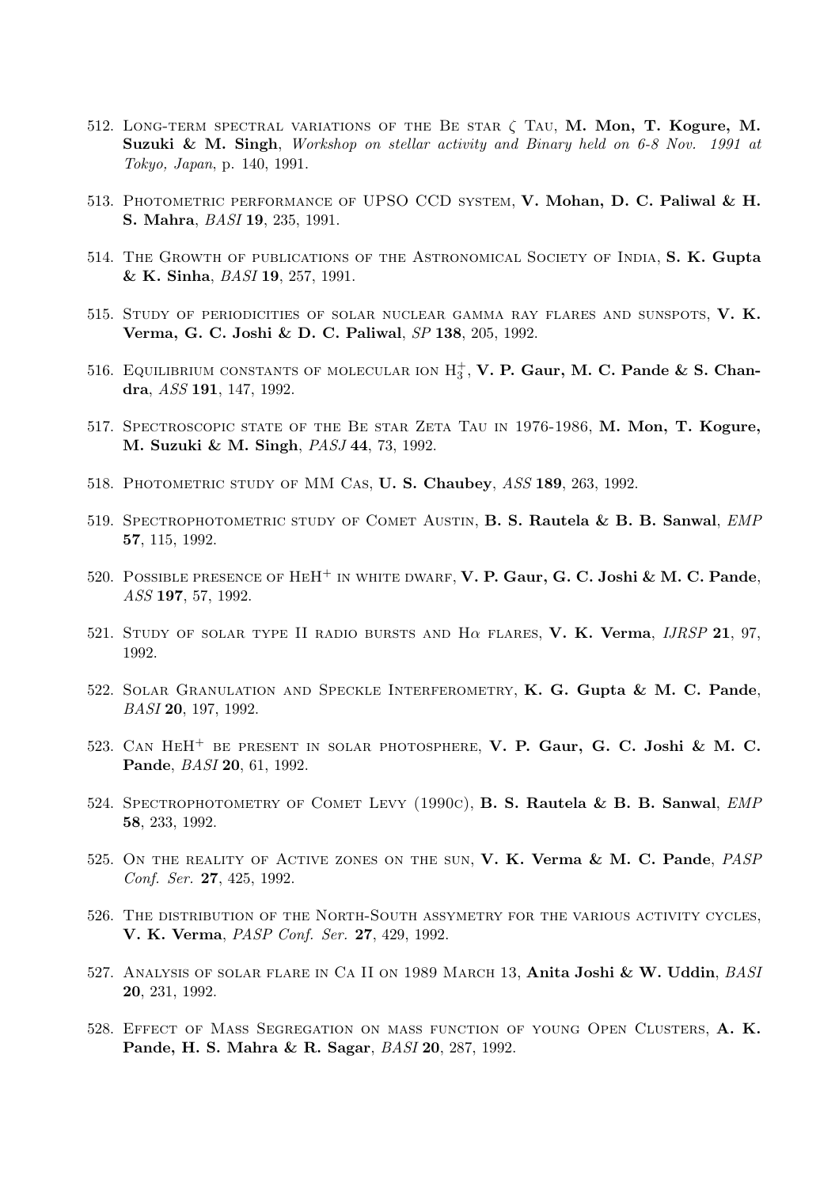512. Long-term spectral variations of the Be star $\zeta$ Tau, **M. Mon, T. Kogure, M. Suzuki & M. Singh**, *Workshop on stellar activity and Binary held on 6-8 Nov. 1991 at Tokyo, Japan*, p. 140, 1991.

513. Photometric performance of UPSO CCD system, **V. Mohan, D. C. Paliwal & H. S. Mahra**, *BASI* **19**, 235, 1991.

514. The Growth of publications of the Astronomical Society of India, **S. K. Gupta & K. Sinha**, *BASI* **19**, 257, 1991.

515. Study of periodicities of solar nuclear gamma ray flares and sunspots, **V. K. Verma, G. C. Joshi & D. C. Paliwal**, *SP* **138**, 205, 1992.

516. Equilibrium constants of molecular ion $H_3^+$, **V. P. Gaur, M. C. Pande & S. Chandra**, *ASS* **191**, 147, 1992.

517. Spectroscopic state of the Be star Zeta Tau in 1976-1986, **M. Mon, T. Kogure, M. Suzuki & M. Singh**, *PASJ* **44**, 73, 1992.

518. Photometric study of MM Cas, **U. S. Chaubey**, *ASS* **189**, 263, 1992.

519. Spectrophotometric study of Comet Austin, **B. S. Rautela & B. B. Sanwal**, *EMP* **57**, 115, 1992.

520. Possible presence of $HeH^+$ in white dwarf, **V. P. Gaur, G. C. Joshi & M. C. Pande**, *ASS* **197**, 57, 1992.

521. Study of solar type II radio bursts and H$\alpha$ flares, **V. K. Verma**, *IJRSP* **21**, 97, 1992.

522. Solar Granulation and Speckle Interferometry, **K. G. Gupta & M. C. Pande**, *BASI* **20**, 197, 1992.

523. Can $HeH^+$ be present in solar photosphere, **V. P. Gaur, G. C. Joshi & M. C. Pande**, *BASI* **20**, 61, 1992.

524. Spectrophotometry of Comet Levy (1990c), **B. S. Rautela & B. B. Sanwal**, *EMP* **58**, 233, 1992.

525. On the reality of Active zones on the sun, **V. K. Verma & M. C. Pande**, *PASP Conf. Ser.* **27**, 425, 1992.

526. The distribution of the North-South assymetry for the various activity cycles, **V. K. Verma**, *PASP Conf. Ser.* **27**, 429, 1992.

527. Analysis of solar flare in Ca II on 1989 March 13, **Anita Joshi & W. Uddin**, *BASI* **20**, 231, 1992.

528. Effect of Mass Segregation on mass function of young Open Clusters, **A. K. Pande, H. S. Mahra & R. Sagar**, *BASI* **20**, 287, 1992.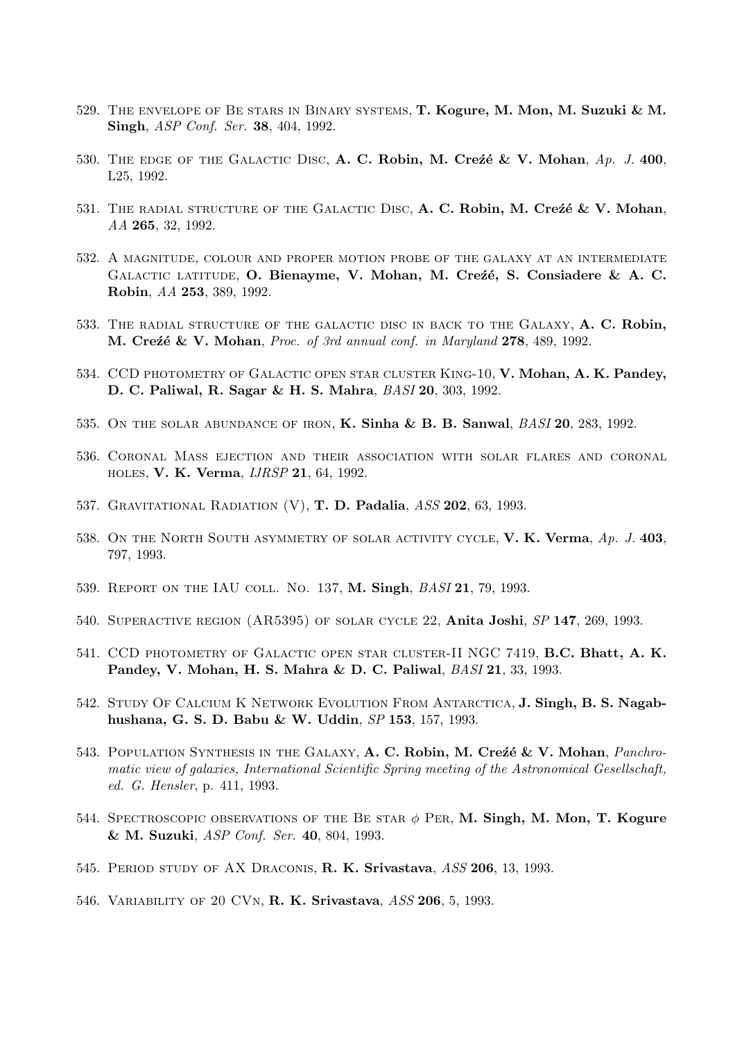529. The envelope of Be stars in Binary systems, **T. Kogure, M. Mon, M. Suzuki & M. Singh**, *ASP Conf. Ser.* **38**, 404, 1992.

530. The edge of the Galactic Disc, **A. C. Robin, M. Creźé & V. Mohan**, *Ap. J.* **400**, L25, 1992.

531. The radial structure of the Galactic Disc, **A. C. Robin, M. Creźé & V. Mohan**, *AA* **265**, 32, 1992.

532. A magnitude, colour and proper motion probe of the galaxy at an intermediate Galactic latitude, **O. Bienayme, V. Mohan, M. Creźé, S. Consiadere & A. C. Robin**, *AA* **253**, 389, 1992.

533. The radial structure of the galactic disc in back to the Galaxy, **A. C. Robin, M. Creźé & V. Mohan**, *Proc. of 3rd annual conf. in Maryland* **278**, 489, 1992.

534. CCD photometry of Galactic open star cluster King-10, **V. Mohan, A. K. Pandey, D. C. Paliwal, R. Sagar & H. S. Mahra**, *BASI* **20**, 303, 1992.

535. On the solar abundance of iron, **K. Sinha & B. B. Sanwal**, *BASI* **20**, 283, 1992.

536. Coronal Mass ejection and their association with solar flares and coronal holes, **V. K. Verma**, *IJRSP* **21**, 64, 1992.

537. Gravitational Radiation (V), **T. D. Padalia**, *ASS* **202**, 63, 1993.

538. On the North South asymmetry of solar activity cycle, **V. K. Verma**, *Ap. J.* **403**, 797, 1993.

539. Report on the IAU coll. No. 137, **M. Singh**, *BASI* **21**, 79, 1993.

540. Superactive region (AR5395) of solar cycle 22, **Anita Joshi**, *SP* **147**, 269, 1993.

541. CCD photometry of Galactic open star cluster-II NGC 7419, **B.C. Bhatt, A. K. Pandey, V. Mohan, H. S. Mahra & D. C. Paliwal**, *BASI* **21**, 33, 1993.

542. Study Of Calcium K Network Evolution From Antarctica, **J. Singh, B. S. Nagabhushana, G. S. D. Babu & W. Uddin**, *SP* **153**, 157, 1993.

543. Population Synthesis in the Galaxy, **A. C. Robin, M. Creźé & V. Mohan**, *Panchromatic view of galaxies, International Scientific Spring meeting of the Astronomical Gesellschaft, ed. G. Hensler*, p. 411, 1993.

544. Spectroscopic observations of the Be star $\phi$ Per, **M. Singh, M. Mon, T. Kogure & M. Suzuki**, *ASP Conf. Ser.* **40**, 804, 1993.

545. Period study of AX Draconis, **R. K. Srivastava**, *ASS* **206**, 13, 1993.

546. Variability of 20 CVn, **R. K. Srivastava**, *ASS* **206**, 5, 1993.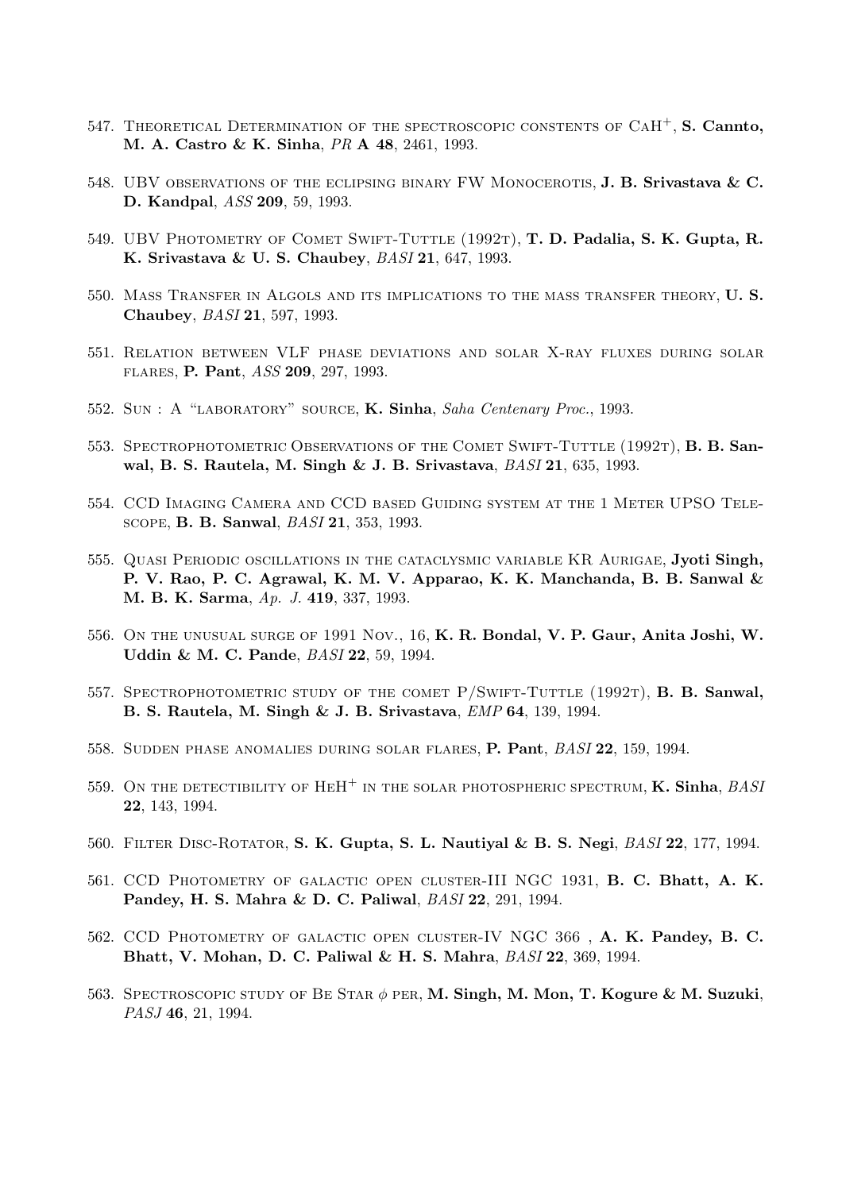547. Theoretical Determination of the spectroscopic constents of $CaH^+$, **S. Cannto, M. A. Castro & K. Sinha**, *PR* **A 48**, 2461, 1993.

548. UBV observations of the eclipsing binary FW Monocerotis, **J. B. Srivastava & C. D. Kandpal**, *ASS* **209**, 59, 1993.

549. UBV Photometry of Comet Swift-Tuttle (1992t), **T. D. Padalia, S. K. Gupta, R. K. Srivastava & U. S. Chaubey**, *BASI* **21**, 647, 1993.

550. Mass Transfer in Algols and its implications to the mass transfer theory, **U. S. Chaubey**, *BASI* **21**, 597, 1993.

551. Relation between VLF phase deviations and solar X-ray fluxes during solar flares, **P. Pant**, *ASS* **209**, 297, 1993.

552. Sun : A "laboratory" source, **K. Sinha**, *Saha Centenary Proc.*, 1993.

553. Spectrophotometric Observations of the Comet Swift-Tuttle (1992t), **B. B. Sanwal, B. S. Rautela, M. Singh & J. B. Srivastava**, *BASI* **21**, 635, 1993.

554. CCD Imaging Camera and CCD based Guiding system at the 1 Meter UPSO Telescope, **B. B. Sanwal**, *BASI* **21**, 353, 1993.

555. Quasi Periodic oscillations in the cataclysmic variable KR Aurigae, **Jyoti Singh, P. V. Rao, P. C. Agrawal, K. M. V. Apparao, K. K. Manchanda, B. B. Sanwal & M. B. K. Sarma**, *Ap. J.* **419**, 337, 1993.

556. On the unusual surge of 1991 Nov., 16, **K. R. Bondal, V. P. Gaur, Anita Joshi, W. Uddin & M. C. Pande**, *BASI* **22**, 59, 1994.

557. Spectrophotometric study of the comet P/Swift-Tuttle (1992t), **B. B. Sanwal, B. S. Rautela, M. Singh & J. B. Srivastava**, *EMP* **64**, 139, 1994.

558. Sudden phase anomalies during solar flares, **P. Pant**, *BASI* **22**, 159, 1994.

559. On the detectibility of $HeH^+$ in the solar photospheric spectrum, **K. Sinha**, *BASI* **22**, 143, 1994.

560. Filter Disc-Rotator, **S. K. Gupta, S. L. Nautiyal & B. S. Negi**, *BASI* **22**, 177, 1994.

561. CCD Photometry of galactic open cluster-III NGC 1931, **B. C. Bhatt, A. K. Pandey, H. S. Mahra & D. C. Paliwal**, *BASI* **22**, 291, 1994.

562. CCD Photometry of galactic open cluster-IV NGC 366 , **A. K. Pandey, B. C. Bhatt, V. Mohan, D. C. Paliwal & H. S. Mahra**, *BASI* **22**, 369, 1994.

563. Spectroscopic study of Be Star $\phi$ per, **M. Singh, M. Mon, T. Kogure & M. Suzuki**, *PASJ* **46**, 21, 1994.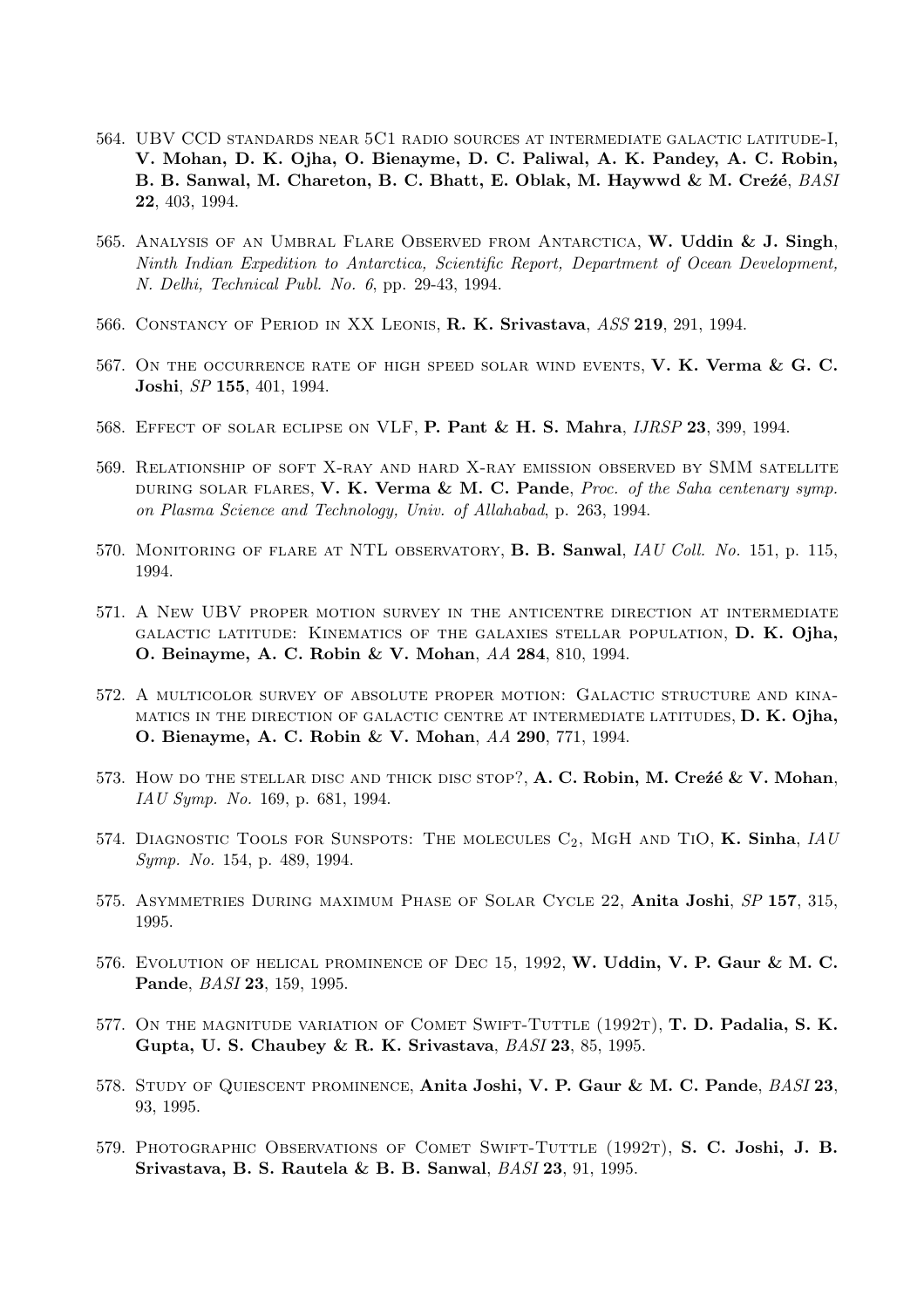564. UBV CCD standards near 5C1 radio sources at intermediate galactic latitude-I, **V. Mohan, D. K. Ojha, O. Bienayme, D. C. Paliwal, A. K. Pandey, A. C. Robin, B. B. Sanwal, M. Chareton, B. C. Bhatt, E. Oblak, M. Haywwd & M. Creźé**, *BASI* **22**, 403, 1994.

565. Analysis of an Umbral Flare Observed from Antarctica, **W. Uddin & J. Singh**, *Ninth Indian Expedition to Antarctica, Scientific Report, Department of Ocean Development, N. Delhi, Technical Publ. No. 6*, pp. 29-43, 1994.

566. Constancy of Period in XX Leonis, **R. K. Srivastava**, *ASS* **219**, 291, 1994.

567. On the occurrence rate of high speed solar wind events, **V. K. Verma & G. C. Joshi**, *SP* **155**, 401, 1994.

568. Effect of solar eclipse on VLF, **P. Pant & H. S. Mahra**, *IJRSP* **23**, 399, 1994.

569. Relationship of soft X-ray and hard X-ray emission observed by SMM satellite during solar flares, **V. K. Verma & M. C. Pande**, *Proc. of the Saha centenary symp. on Plasma Science and Technology, Univ. of Allahabad*, p. 263, 1994.

570. Monitoring of flare at NTL observatory, **B. B. Sanwal**, *IAU Coll. No.* 151, p. 115, 1994.

571. A New UBV proper motion survey in the anticentre direction at intermediate galactic latitude: Kinematics of the galaxies stellar population, **D. K. Ojha, O. Beinayme, A. C. Robin & V. Mohan**, *AA* **284**, 810, 1994.

572. A multicolor survey of absolute proper motion: Galactic structure and kinamatics in the direction of galactic centre at intermediate latitudes, **D. K. Ojha, O. Bienayme, A. C. Robin & V. Mohan**, *AA* **290**, 771, 1994.

573. How do the stellar disc and thick disc stop?, **A. C. Robin, M. Creźé & V. Mohan**, *IAU Symp. No.* 169, p. 681, 1994.

574. Diagnostic Tools for Sunspots: The molecules $C_2$, MgH and TiO, **K. Sinha**, *IAU Symp. No.* 154, p. 489, 1994.

575. Asymmetries During maximum Phase of Solar Cycle 22, **Anita Joshi**, *SP* **157**, 315, 1995.

576. Evolution of helical prominence of Dec 15, 1992, **W. Uddin, V. P. Gaur & M. C. Pande**, *BASI* **23**, 159, 1995.

577. On the magnitude variation of Comet Swift-Tuttle (1992t), **T. D. Padalia, S. K. Gupta, U. S. Chaubey & R. K. Srivastava**, *BASI* **23**, 85, 1995.

578. Study of Quiescent prominence, **Anita Joshi, V. P. Gaur & M. C. Pande**, *BASI* **23**, 93, 1995.

579. Photographic Observations of Comet Swift-Tuttle (1992t), **S. C. Joshi, J. B. Srivastava, B. S. Rautela & B. B. Sanwal**, *BASI* **23**, 91, 1995.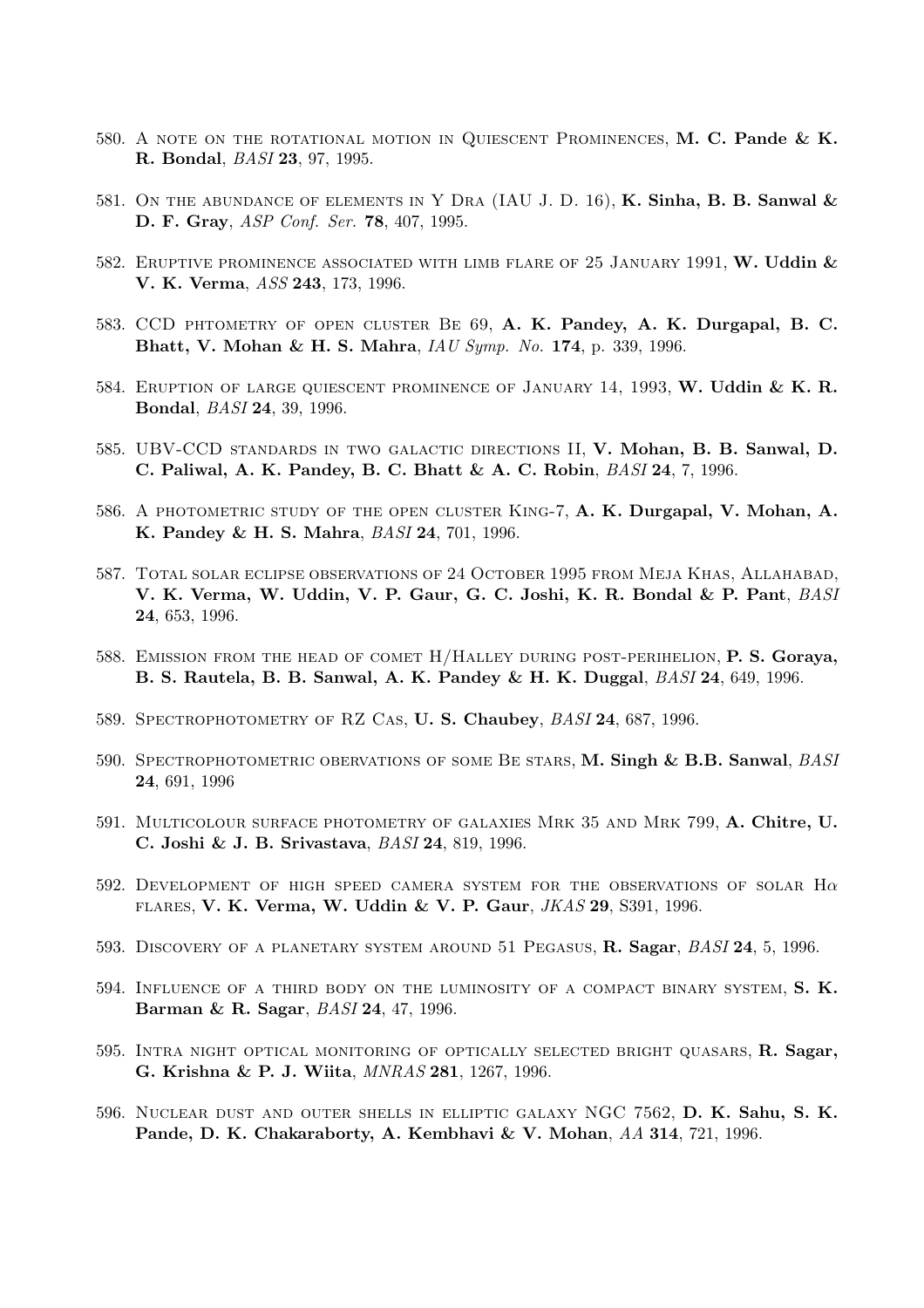580. A note on the rotational motion in Quiescent Prominences, **M. C. Pande & K. R. Bondal**, *BASI* **23**, 97, 1995.

581. On the abundance of elements in Y Dra (IAU J. D. 16), **K. Sinha, B. B. Sanwal & D. F. Gray**, *ASP Conf. Ser.* **78**, 407, 1995.

582. Eruptive prominence associated with limb flare of 25 January 1991, **W. Uddin & V. K. Verma**, *ASS* **243**, 173, 1996.

583. CCD phtometry of open cluster Be 69, **A. K. Pandey, A. K. Durgapal, B. C. Bhatt, V. Mohan & H. S. Mahra**, *IAU Symp. No.* **174**, p. 339, 1996.

584. Eruption of large quiescent prominence of January 14, 1993, **W. Uddin & K. R. Bondal**, *BASI* **24**, 39, 1996.

585. UBV-CCD standards in two galactic directions II, **V. Mohan, B. B. Sanwal, D. C. Paliwal, A. K. Pandey, B. C. Bhatt & A. C. Robin**, *BASI* **24**, 7, 1996.

586. A photometric study of the open cluster King-7, **A. K. Durgapal, V. Mohan, A. K. Pandey & H. S. Mahra**, *BASI* **24**, 701, 1996.

587. Total solar eclipse observations of 24 October 1995 from Meja Khas, Allahabad, **V. K. Verma, W. Uddin, V. P. Gaur, G. C. Joshi, K. R. Bondal & P. Pant**, *BASI* **24**, 653, 1996.

588. Emission from the head of comet H/Halley during post-perihelion, **P. S. Goraya, B. S. Rautela, B. B. Sanwal, A. K. Pandey & H. K. Duggal**, *BASI* **24**, 649, 1996.

589. Spectrophotometry of RZ Cas, **U. S. Chaubey**, *BASI* **24**, 687, 1996.

590. Spectrophotometric obervations of some Be stars, **M. Singh & B.B. Sanwal**, *BASI* **24**, 691, 1996

591. Multicolour surface photometry of galaxies Mrk 35 and Mrk 799, **A. Chitre, U. C. Joshi & J. B. Srivastava**, *BASI* **24**, 819, 1996.

592. Development of high speed camera system for the observations of solar H$\alpha$ flares, **V. K. Verma, W. Uddin & V. P. Gaur**, *JKAS* **29**, S391, 1996.

593. Discovery of a planetary system around 51 Pegasus, **R. Sagar**, *BASI* **24**, 5, 1996.

594. Influence of a third body on the luminosity of a compact binary system, **S. K. Barman & R. Sagar**, *BASI* **24**, 47, 1996.

595. Intra night optical monitoring of optically selected bright quasars, **R. Sagar, G. Krishna & P. J. Wiita**, *MNRAS* **281**, 1267, 1996.

596. Nuclear dust and outer shells in elliptic galaxy NGC 7562, **D. K. Sahu, S. K. Pande, D. K. Chakaraborty, A. Kembhavi & V. Mohan**, *AA* **314**, 721, 1996.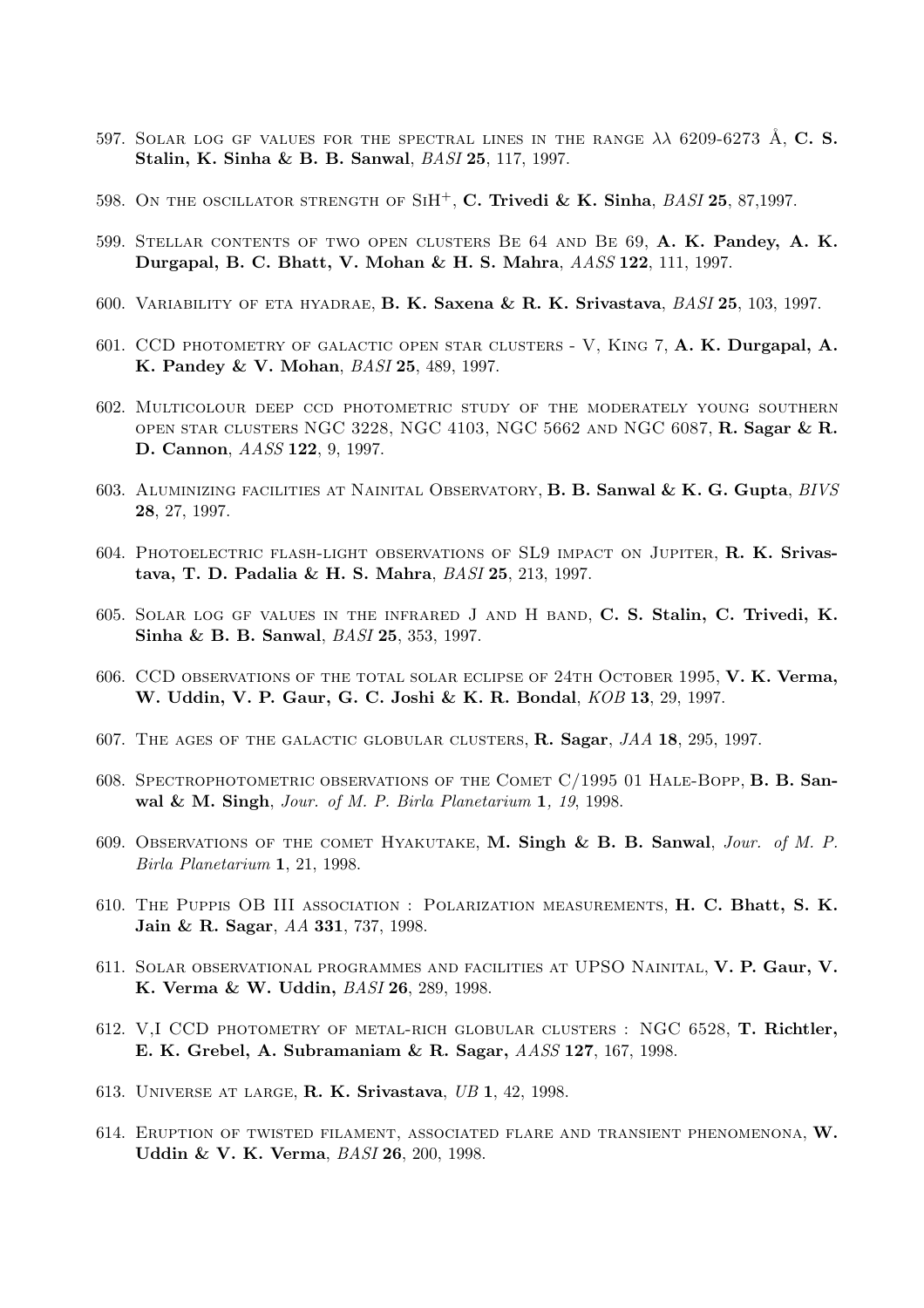597. Solar log gf values for the spectral lines in the range $\lambda\lambda$ 6209-6273 Å, **C. S. Stalin, K. Sinha & B. B. Sanwal**, *BASI* **25**, 117, 1997.

598. On the oscillator strength of $SiH^+$, **C. Trivedi & K. Sinha**, *BASI* **25**, 87,1997.

599. Stellar contents of two open clusters Be 64 and Be 69, **A. K. Pandey, A. K. Durgapal, B. C. Bhatt, V. Mohan & H. S. Mahra**, *AASS* **122**, 111, 1997.

600. Variability of eta hyadrae, **B. K. Saxena & R. K. Srivastava**, *BASI* **25**, 103, 1997.

601. CCD photometry of galactic open star clusters - V, King 7, **A. K. Durgapal, A. K. Pandey & V. Mohan**, *BASI* **25**, 489, 1997.

602. Multicolour deep ccd photometric study of the moderately young southern open star clusters NGC 3228, NGC 4103, NGC 5662 and NGC 6087, **R. Sagar & R. D. Cannon**, *AASS* **122**, 9, 1997.

603. Aluminizing facilities at Nainital Observatory, **B. B. Sanwal & K. G. Gupta**, *BIVS* **28**, 27, 1997.

604. Photoelectric flash-light observations of SL9 impact on Jupiter, **R. K. Srivastava, T. D. Padalia & H. S. Mahra**, *BASI* **25**, 213, 1997.

605. Solar log gf values in the infrared J and H band, **C. S. Stalin, C. Trivedi, K. Sinha & B. B. Sanwal**, *BASI* **25**, 353, 1997.

606. CCD observations of the total solar eclipse of 24th October 1995, **V. K. Verma, W. Uddin, V. P. Gaur, G. C. Joshi & K. R. Bondal**, *KOB* **13**, 29, 1997.

607. The ages of the galactic globular clusters, **R. Sagar**, *JAA* **18**, 295, 1997.

608. Spectrophotometric observations of the Comet C/1995 01 Hale-Bopp, **B. B. Sanwal & M. Singh**, *Jour. of M. P. Birla Planetarium* **1**, *19*, 1998.

609. Observations of the comet Hyakutake, **M. Singh & B. B. Sanwal**, *Jour. of M. P. Birla Planetarium* **1**, 21, 1998.

610. The Puppis OB III association : Polarization measurements, **H. C. Bhatt, S. K. Jain & R. Sagar**, *AA* **331**, 737, 1998.

611. Solar observational programmes and facilities at UPSO Nainital, **V. P. Gaur, V. K. Verma & W. Uddin,** *BASI* **26**, 289, 1998.

612. V,I CCD photometry of metal-rich globular clusters : NGC 6528, **T. Richtler, E. K. Grebel, A. Subramaniam & R. Sagar,** *AASS* **127**, 167, 1998.

613. Universe at large, **R. K. Srivastava**, *UB* **1**, 42, 1998.

614. Eruption of twisted filament, associated flare and transient phenomenona, **W. Uddin & V. K. Verma**, *BASI* **26**, 200, 1998.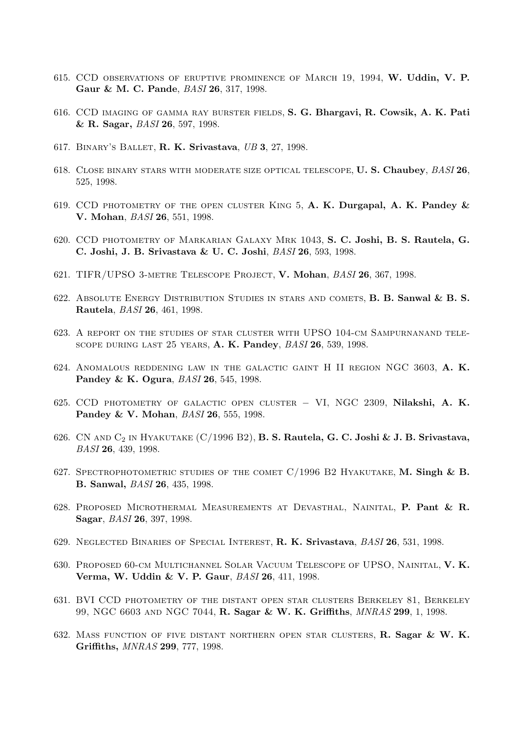615. CCD observations of eruptive prominence of March 19, 1994, **W. Uddin, V. P. Gaur & M. C. Pande**, *BASI* **26**, 317, 1998.

616. CCD imaging of gamma ray burster fields, **S. G. Bhargavi, R. Cowsik, A. K. Pati & R. Sagar,** *BASI* **26**, 597, 1998.

617. Binary's Ballet, **R. K. Srivastava**, *UB* **3**, 27, 1998.

618. Close binary stars with moderate size optical telescope, **U. S. Chaubey**, *BASI* **26**, 525, 1998.

619. CCD photometry of the open cluster King 5, **A. K. Durgapal, A. K. Pandey & V. Mohan**, *BASI* **26**, 551, 1998.

620. CCD photometry of Markarian Galaxy Mrk 1043, **S. C. Joshi, B. S. Rautela, G. C. Joshi, J. B. Srivastava & U. C. Joshi**, *BASI* **26**, 593, 1998.

621. TIFR/UPSO 3-metre Telescope Project, **V. Mohan**, *BASI* **26**, 367, 1998.

622. Absolute Energy Distribution Studies in stars and comets, **B. B. Sanwal & B. S. Rautela**, *BASI* **26**, 461, 1998.

623. A report on the studies of star cluster with UPSO 104-cm Sampurnanand telescope during last 25 years, **A. K. Pandey**, *BASI* **26**, 539, 1998.

624. Anomalous reddening law in the galactic gaint H II region NGC 3603, **A. K. Pandey & K. Ogura**, *BASI* **26**, 545, 1998.

625. CCD photometry of galactic open cluster – VI, NGC 2309, **Nilakshi, A. K. Pandey & V. Mohan**, *BASI* **26**, 555, 1998.

626. CN and $C_2$ in Hyakutake (C/1996 B2), **B. S. Rautela, G. C. Joshi & J. B. Srivastava,** *BASI* **26**, 439, 1998.

627. Spectrophotometric studies of the comet C/1996 B2 Hyakutake, **M. Singh & B. B. Sanwal,** *BASI* **26**, 435, 1998.

628. Proposed Microthermal Measurements at Devasthal, Nainital, **P. Pant & R. Sagar**, *BASI* **26**, 397, 1998.

629. Neglected Binaries of Special Interest, **R. K. Srivastava**, *BASI* **26**, 531, 1998.

630. Proposed 60-cm Multichannel Solar Vacuum Telescope of UPSO, Nainital, **V. K. Verma, W. Uddin & V. P. Gaur**, *BASI* **26**, 411, 1998.

631. BVI CCD photometry of the distant open star clusters Berkeley 81, Berkeley 99, NGC 6603 and NGC 7044, **R. Sagar & W. K. Griffiths**, *MNRAS* **299**, 1, 1998.

632. Mass function of five distant northern open star clusters, **R. Sagar & W. K. Griffiths,** *MNRAS* **299**, 777, 1998.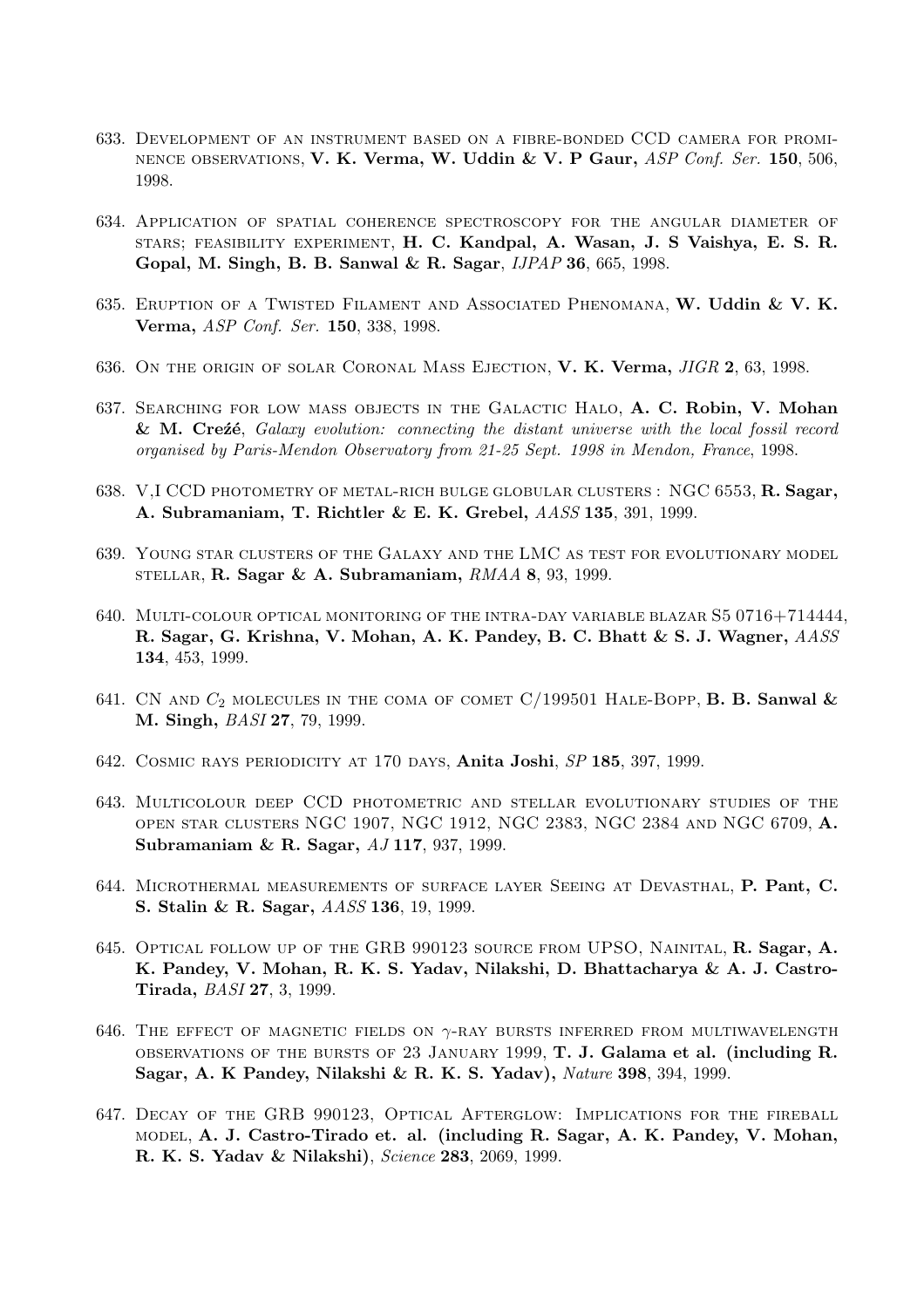633. Development of an instrument based on a fibre-bonded CCD camera for prominence observations, **V. K. Verma, W. Uddin & V. P Gaur,** *ASP Conf. Ser.* **150**, 506, 1998.

634. Application of spatial coherence spectroscopy for the angular diameter of stars; feasibility experiment, **H. C. Kandpal, A. Wasan, J. S Vaishya, E. S. R. Gopal, M. Singh, B. B. Sanwal & R. Sagar**, *IJPAP* **36**, 665, 1998.

635. Eruption of a Twisted Filament and Associated Phenomana, **W. Uddin & V. K. Verma,** *ASP Conf. Ser.* **150**, 338, 1998.

636. On the origin of solar Coronal Mass Ejection, **V. K. Verma,** *JIGR* **2**, 63, 1998.

637. Searching for low mass objects in the Galactic Halo, **A. C. Robin, V. Mohan & M. Creźé**, *Galaxy evolution: connecting the distant universe with the local fossil record organised by Paris-Mendon Observatory from 21-25 Sept. 1998 in Mendon, France*, 1998.

638. V,I CCD photometry of metal-rich bulge globular clusters : NGC 6553, **R. Sagar, A. Subramaniam, T. Richtler & E. K. Grebel,** *AASS* **135**, 391, 1999.

639. Young star clusters of the Galaxy and the LMC as test for evolutionary model stellar, **R. Sagar & A. Subramaniam,** *RMAA* **8**, 93, 1999.

640. Multi-colour optical monitoring of the intra-day variable blazar S5 0716+714444, **R. Sagar, G. Krishna, V. Mohan, A. K. Pandey, B. C. Bhatt & S. J. Wagner,** *AASS* **134**, 453, 1999.

641. CN and $C_2$ molecules in the coma of comet C/199501 Hale-Bopp, **B. B. Sanwal & M. Singh,** *BASI* **27**, 79, 1999.

642. Cosmic rays periodicity at 170 days, **Anita Joshi**, *SP* **185**, 397, 1999.

643. Multicolour deep CCD photometric and stellar evolutionary studies of the open star clusters NGC 1907, NGC 1912, NGC 2383, NGC 2384 and NGC 6709, **A. Subramaniam & R. Sagar,** *AJ* **117**, 937, 1999.

644. Microthermal measurements of surface layer Seeing at Devasthal, **P. Pant, C. S. Stalin & R. Sagar,** *AASS* **136**, 19, 1999.

645. Optical follow up of the GRB 990123 source from UPSO, Nainital, **R. Sagar, A. K. Pandey, V. Mohan, R. K. S. Yadav, Nilakshi, D. Bhattacharya & A. J. Castro-Tirada,** *BASI* **27**, 3, 1999.

646. The effect of magnetic fields on $\gamma$-ray bursts inferred from multiwavelength observations of the bursts of 23 January 1999, **T. J. Galama et al. (including R. Sagar, A. K Pandey, Nilakshi & R. K. S. Yadav),** *Nature* **398**, 394, 1999.

647. Decay of the GRB 990123, Optical Afterglow: Implications for the fireball model, **A. J. Castro-Tirado et. al. (including R. Sagar, A. K. Pandey, V. Mohan, R. K. S. Yadav & Nilakshi),** *Science* **283**, 2069, 1999.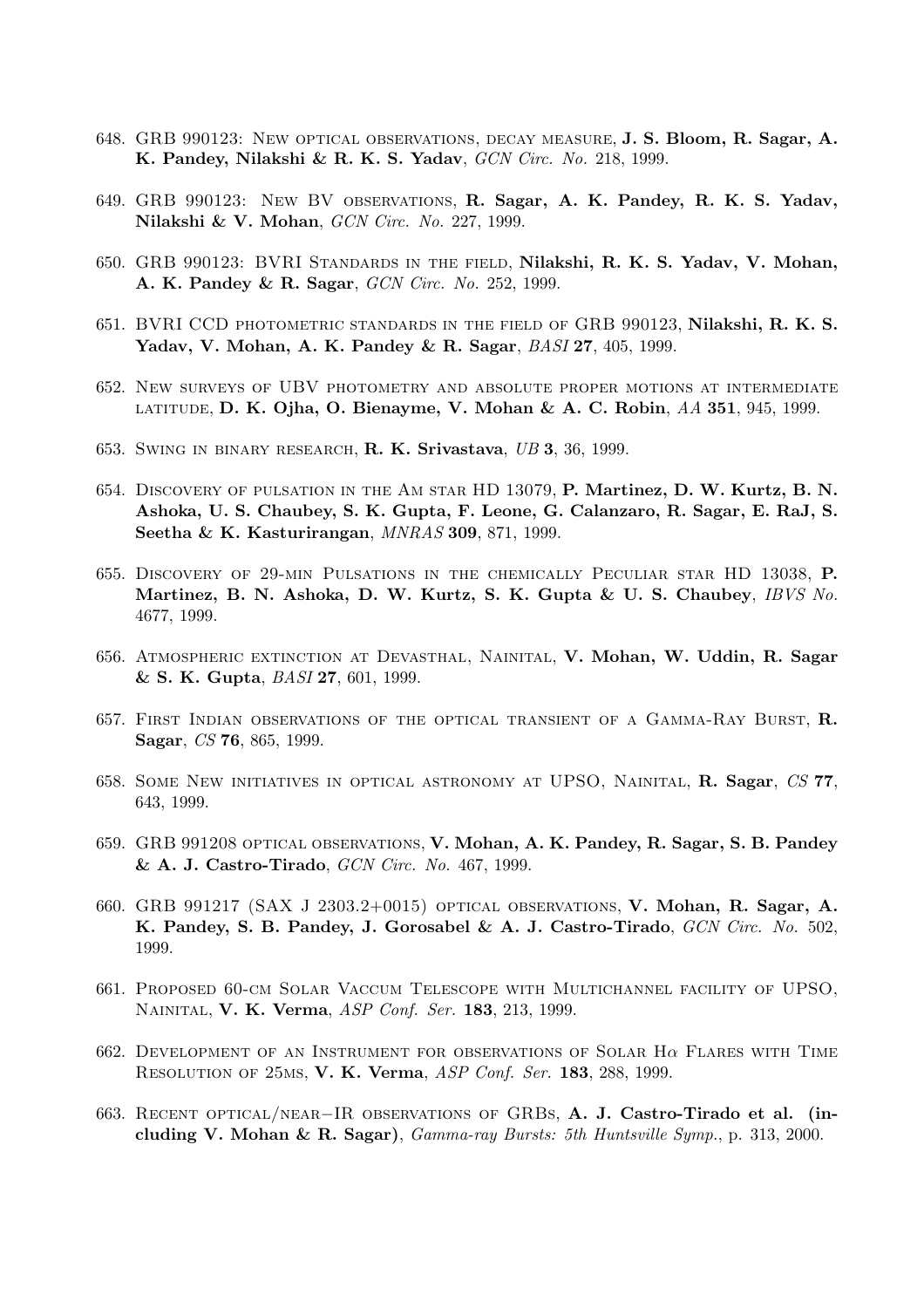648. GRB 990123: New optical observations, decay measure, **J. S. Bloom, R. Sagar, A. K. Pandey, Nilakshi & R. K. S. Yadav**, *GCN Circ. No.* 218, 1999.

649. GRB 990123: New BV observations, **R. Sagar, A. K. Pandey, R. K. S. Yadav, Nilakshi & V. Mohan**, *GCN Circ. No.* 227, 1999.

650. GRB 990123: BVRI Standards in the field, **Nilakshi, R. K. S. Yadav, V. Mohan, A. K. Pandey & R. Sagar**, *GCN Circ. No.* 252, 1999.

651. BVRI CCD photometric standards in the field of GRB 990123, **Nilakshi, R. K. S. Yadav, V. Mohan, A. K. Pandey & R. Sagar**, *BASI* **27**, 405, 1999.

652. New surveys of UBV photometry and absolute proper motions at intermediate latitude, **D. K. Ojha, O. Bienayme, V. Mohan & A. C. Robin**, *AA* **351**, 945, 1999.

653. Swing in binary research, **R. K. Srivastava**, *UB* **3**, 36, 1999.

654. Discovery of pulsation in the Am star HD 13079, **P. Martinez, D. W. Kurtz, B. N. Ashoka, U. S. Chaubey, S. K. Gupta, F. Leone, G. Calanzaro, R. Sagar, E. RaJ, S. Seetha & K. Kasturirangan**, *MNRAS* **309**, 871, 1999.

655. Discovery of 29-min Pulsations in the chemically Peculiar star HD 13038, **P. Martinez, B. N. Ashoka, D. W. Kurtz, S. K. Gupta & U. S. Chaubey**, *IBVS No.* 4677, 1999.

656. Atmospheric extinction at Devasthal, Nainital, **V. Mohan, W. Uddin, R. Sagar & S. K. Gupta**, *BASI* **27**, 601, 1999.

657. First Indian observations of the optical transient of a Gamma-Ray Burst, **R. Sagar**, *CS* **76**, 865, 1999.

658. Some New initiatives in optical astronomy at UPSO, Nainital, **R. Sagar**, *CS* **77**, 643, 1999.

659. GRB 991208 optical observations, **V. Mohan, A. K. Pandey, R. Sagar, S. B. Pandey & A. J. Castro-Tirado**, *GCN Circ. No.* 467, 1999.

660. GRB 991217 (SAX J 2303.2+0015) optical observations, **V. Mohan, R. Sagar, A. K. Pandey, S. B. Pandey, J. Gorosabel & A. J. Castro-Tirado**, *GCN Circ. No.* 502, 1999.

661. Proposed 60-cm Solar Vaccum Telescope with Multichannel facility of UPSO, Nainital, **V. K. Verma**, *ASP Conf. Ser.* **183**, 213, 1999.

662. Development of an Instrument for observations of Solar H$\alpha$ Flares with Time Resolution of 25ms, **V. K. Verma**, *ASP Conf. Ser.* **183**, 288, 1999.

663. Recent optical/near−IR observations of GRBs, **A. J. Castro-Tirado et al. (including V. Mohan & R. Sagar)**, *Gamma-ray Bursts: 5th Huntsville Symp.*, p. 313, 2000.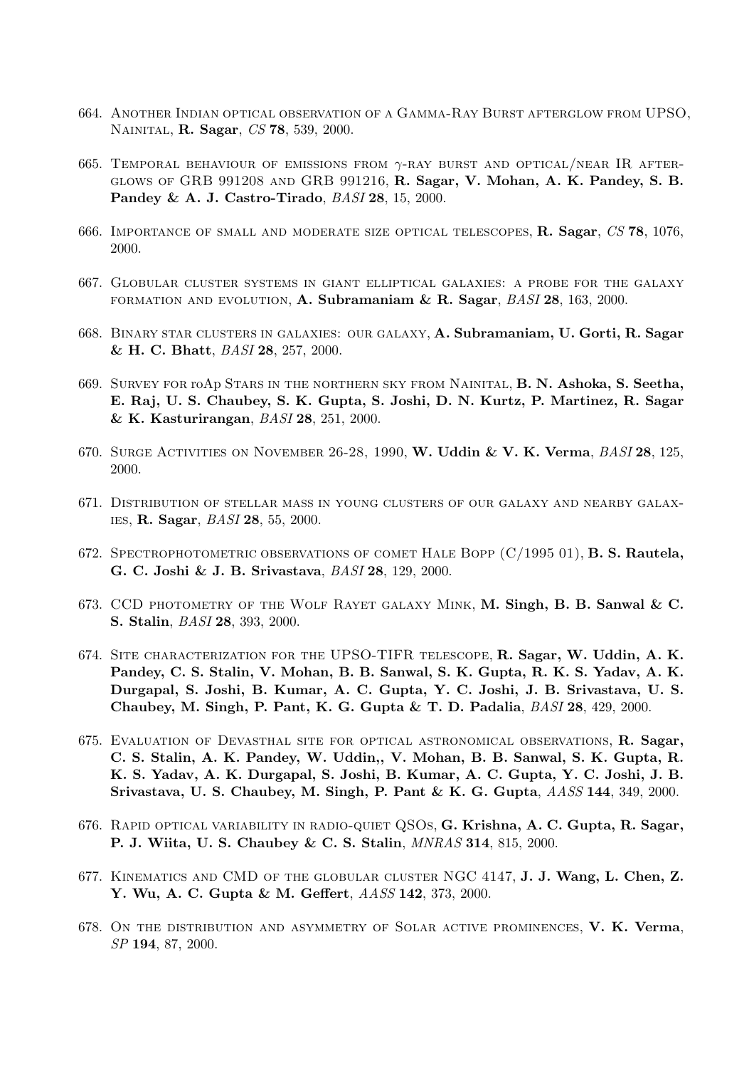664. Another Indian optical observation of a Gamma-Ray Burst afterglow from UPSO, Nainital, **R. Sagar**, *CS* **78**, 539, 2000.

665. Temporal behaviour of emissions from $\gamma$-ray burst and optical/near IR afterglows of GRB 991208 and GRB 991216, **R. Sagar, V. Mohan, A. K. Pandey, S. B. Pandey & A. J. Castro-Tirado**, *BASI* **28**, 15, 2000.

666. Importance of small and moderate size optical telescopes, **R. Sagar**, *CS* **78**, 1076, 2000.

667. Globular cluster systems in giant elliptical galaxies: a probe for the galaxy formation and evolution, **A. Subramaniam & R. Sagar**, *BASI* **28**, 163, 2000.

668. Binary star clusters in galaxies: our galaxy, **A. Subramaniam, U. Gorti, R. Sagar & H. C. Bhatt**, *BASI* **28**, 257, 2000.

669. Survey for roAp Stars in the northern sky from Nainital, **B. N. Ashoka, S. Seetha, E. Raj, U. S. Chaubey, S. K. Gupta, S. Joshi, D. N. Kurtz, P. Martinez, R. Sagar & K. Kasturirangan**, *BASI* **28**, 251, 2000.

670. Surge Activities on November 26-28, 1990, **W. Uddin & V. K. Verma**, *BASI* **28**, 125, 2000.

671. Distribution of stellar mass in young clusters of our galaxy and nearby galaxies, **R. Sagar**, *BASI* **28**, 55, 2000.

672. Spectrophotometric observations of comet Hale Bopp (C/1995 01), **B. S. Rautela, G. C. Joshi & J. B. Srivastava**, *BASI* **28**, 129, 2000.

673. CCD photometry of the Wolf Rayet galaxy Mink, **M. Singh, B. B. Sanwal & C. S. Stalin**, *BASI* **28**, 393, 2000.

674. Site characterization for the UPSO-TIFR telescope, **R. Sagar, W. Uddin, A. K. Pandey, C. S. Stalin, V. Mohan, B. B. Sanwal, S. K. Gupta, R. K. S. Yadav, A. K. Durgapal, S. Joshi, B. Kumar, A. C. Gupta, Y. C. Joshi, J. B. Srivastava, U. S. Chaubey, M. Singh, P. Pant, K. G. Gupta & T. D. Padalia**, *BASI* **28**, 429, 2000.

675. Evaluation of Devasthal site for optical astronomical observations, **R. Sagar, C. S. Stalin, A. K. Pandey, W. Uddin,, V. Mohan, B. B. Sanwal, S. K. Gupta, R. K. S. Yadav, A. K. Durgapal, S. Joshi, B. Kumar, A. C. Gupta, Y. C. Joshi, J. B. Srivastava, U. S. Chaubey, M. Singh, P. Pant & K. G. Gupta**, *AASS* **144**, 349, 2000.

676. Rapid optical variability in radio-quiet QSOs, **G. Krishna, A. C. Gupta, R. Sagar, P. J. Wiita, U. S. Chaubey & C. S. Stalin**, *MNRAS* **314**, 815, 2000.

677. Kinematics and CMD of the globular cluster NGC 4147, **J. J. Wang, L. Chen, Z. Y. Wu, A. C. Gupta & M. Geffert**, *AASS* **142**, 373, 2000.

678. On the distribution and asymmetry of Solar active prominences, **V. K. Verma**, *SP* **194**, 87, 2000.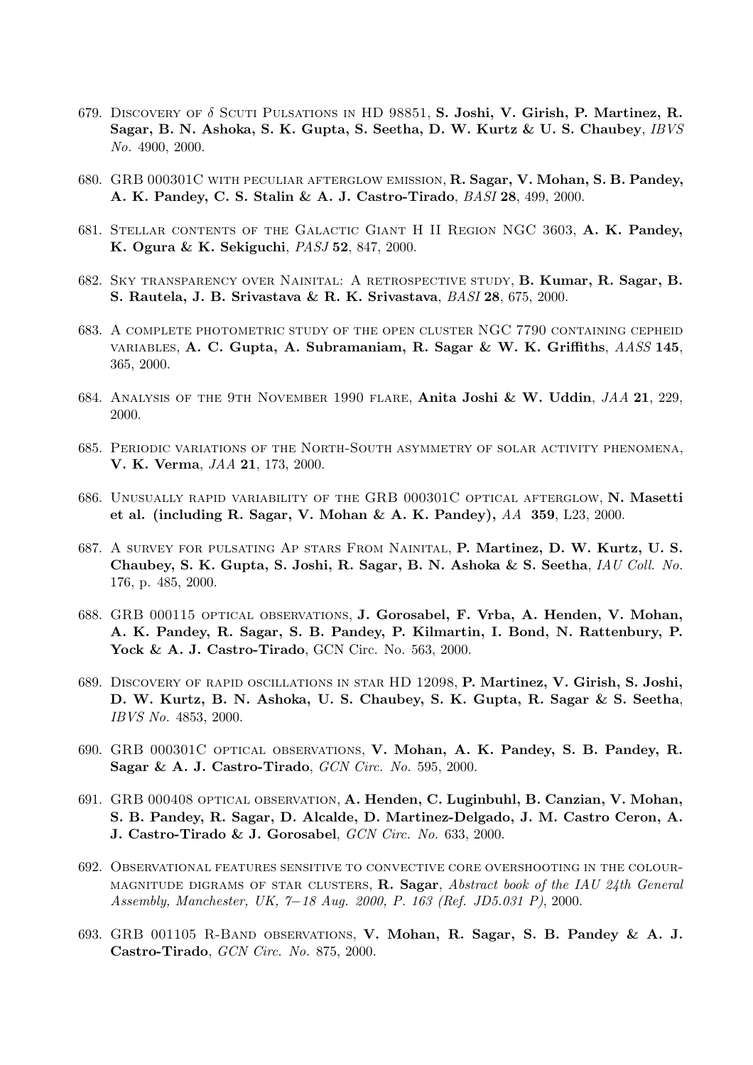679. Discovery of $\delta$ Scuti Pulsations in HD 98851, **S. Joshi, V. Girish, P. Martinez, R. Sagar, B. N. Ashoka, S. K. Gupta, S. Seetha, D. W. Kurtz & U. S. Chaubey**, *IBVS No.* 4900, 2000.

680. GRB 000301C with peculiar afterglow emission, **R. Sagar, V. Mohan, S. B. Pandey, A. K. Pandey, C. S. Stalin & A. J. Castro-Tirado**, *BASI* **28**, 499, 2000.

681. Stellar contents of the Galactic Giant H II Region NGC 3603, **A. K. Pandey, K. Ogura & K. Sekiguchi**, *PASJ* **52**, 847, 2000.

682. Sky transparency over Nainital: A retrospective study, **B. Kumar, R. Sagar, B. S. Rautela, J. B. Srivastava & R. K. Srivastava**, *BASI* **28**, 675, 2000.

683. A complete photometric study of the open cluster NGC 7790 containing cepheid variables, **A. C. Gupta, A. Subramaniam, R. Sagar & W. K. Griffiths**, *AASS* **145**, 365, 2000.

684. Analysis of the 9th November 1990 flare, **Anita Joshi & W. Uddin**, *JAA* **21**, 229, 2000.

685. Periodic variations of the North-South asymmetry of solar activity phenomena, **V. K. Verma**, *JAA* **21**, 173, 2000.

686. Unusually rapid variability of the GRB 000301C optical afterglow, **N. Masetti et al. (including R. Sagar, V. Mohan & A. K. Pandey),** *AA* **359**, L23, 2000.

687. A survey for pulsating Ap stars From Nainital, **P. Martinez, D. W. Kurtz, U. S. Chaubey, S. K. Gupta, S. Joshi, R. Sagar, B. N. Ashoka & S. Seetha**, *IAU Coll. No.* 176, p. 485, 2000.

688. GRB 000115 optical observations, **J. Gorosabel, F. Vrba, A. Henden, V. Mohan, A. K. Pandey, R. Sagar, S. B. Pandey, P. Kilmartin, I. Bond, N. Rattenbury, P. Yock & A. J. Castro-Tirado**, GCN Circ. No. 563, 2000.

689. Discovery of rapid oscillations in star HD 12098, **P. Martinez, V. Girish, S. Joshi, D. W. Kurtz, B. N. Ashoka, U. S. Chaubey, S. K. Gupta, R. Sagar & S. Seetha**, *IBVS No.* 4853, 2000.

690. GRB 000301C optical observations, **V. Mohan, A. K. Pandey, S. B. Pandey, R. Sagar & A. J. Castro-Tirado**, *GCN Circ. No.* 595, 2000.

691. GRB 000408 optical observation, **A. Henden, C. Luginbuhl, B. Canzian, V. Mohan, S. B. Pandey, R. Sagar, D. Alcalde, D. Martinez-Delgado, J. M. Castro Ceron, A. J. Castro-Tirado & J. Gorosabel**, *GCN Circ. No.* 633, 2000.

692. Observational features sensitive to convective core overshooting in the colour-magnitude digrams of star clusters, **R. Sagar**, *Abstract book of the IAU 24th General Assembly, Manchester, UK, 7−18 Aug. 2000, P. 163 (Ref. JD5.031 P)*, 2000.

693. GRB 001105 R-Band observations, **V. Mohan, R. Sagar, S. B. Pandey & A. J. Castro-Tirado**, *GCN Circ. No.* 875, 2000.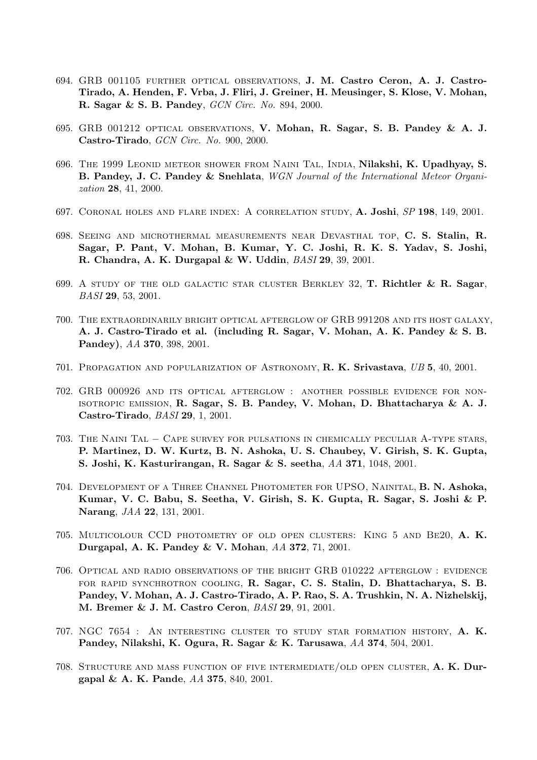694. GRB 001105 further optical observations, **J. M. Castro Ceron, A. J. Castro-Tirado, A. Henden, F. Vrba, J. Fliri, J. Greiner, H. Meusinger, S. Klose, V. Mohan, R. Sagar & S. B. Pandey**, *GCN Circ. No.* 894, 2000.

695. GRB 001212 optical observations, **V. Mohan, R. Sagar, S. B. Pandey & A. J. Castro-Tirado**, *GCN Circ. No.* 900, 2000.

696. The 1999 Leonid meteor shower from Naini Tal, India, **Nilakshi, K. Upadhyay, S. B. Pandey, J. C. Pandey & Snehlata**, *WGN Journal of the International Meteor Organization* **28**, 41, 2000.

697. Coronal holes and flare index: A correlation study, **A. Joshi**, *SP* **198**, 149, 2001.

698. Seeing and microthermal measurements near Devasthal top, **C. S. Stalin, R. Sagar, P. Pant, V. Mohan, B. Kumar, Y. C. Joshi, R. K. S. Yadav, S. Joshi, R. Chandra, A. K. Durgapal & W. Uddin**, *BASI* **29**, 39, 2001.

699. A study of the old galactic star cluster Berkley 32, **T. Richtler & R. Sagar**, *BASI* **29**, 53, 2001.

700. The extraordinarily bright optical afterglow of GRB 991208 and its host galaxy, **A. J. Castro-Tirado et al. (including R. Sagar, V. Mohan, A. K. Pandey & S. B. Pandey)**, *AA* **370**, 398, 2001.

701. Propagation and popularization of Astronomy, **R. K. Srivastava**, *UB* **5**, 40, 2001.

702. GRB 000926 and its optical afterglow : another possible evidence for non-isotropic emission, **R. Sagar, S. B. Pandey, V. Mohan, D. Bhattacharya & A. J. Castro-Tirado**, *BASI* **29**, 1, 2001.

703. The Naini Tal – Cape survey for pulsations in chemically peculiar A-type stars, **P. Martinez, D. W. Kurtz, B. N. Ashoka, U. S. Chaubey, V. Girish, S. K. Gupta, S. Joshi, K. Kasturirangan, R. Sagar & S. seetha**, *AA* **371**, 1048, 2001.

704. Development of a Three Channel Photometer for UPSO, Nainital, **B. N. Ashoka, Kumar, V. C. Babu, S. Seetha, V. Girish, S. K. Gupta, R. Sagar, S. Joshi & P. Narang**, *JAA* **22**, 131, 2001.

705. Multicolour CCD photometry of old open clusters: King 5 and Be20, **A. K. Durgapal, A. K. Pandey & V. Mohan**, *AA* **372**, 71, 2001.

706. Optical and radio observations of the bright GRB 010222 afterglow : evidence for rapid synchrotron cooling, **R. Sagar, C. S. Stalin, D. Bhattacharya, S. B. Pandey, V. Mohan, A. J. Castro-Tirado, A. P. Rao, S. A. Trushkin, N. A. Nizhelskij, M. Bremer & J. M. Castro Ceron**, *BASI* **29**, 91, 2001.

707. NGC 7654 : An interesting cluster to study star formation history, **A. K. Pandey, Nilakshi, K. Ogura, R. Sagar & K. Tarusawa**, *AA* **374**, 504, 2001.

708. Structure and mass function of five intermediate/old open cluster, **A. K. Durgapal & A. K. Pande**, *AA* **375**, 840, 2001.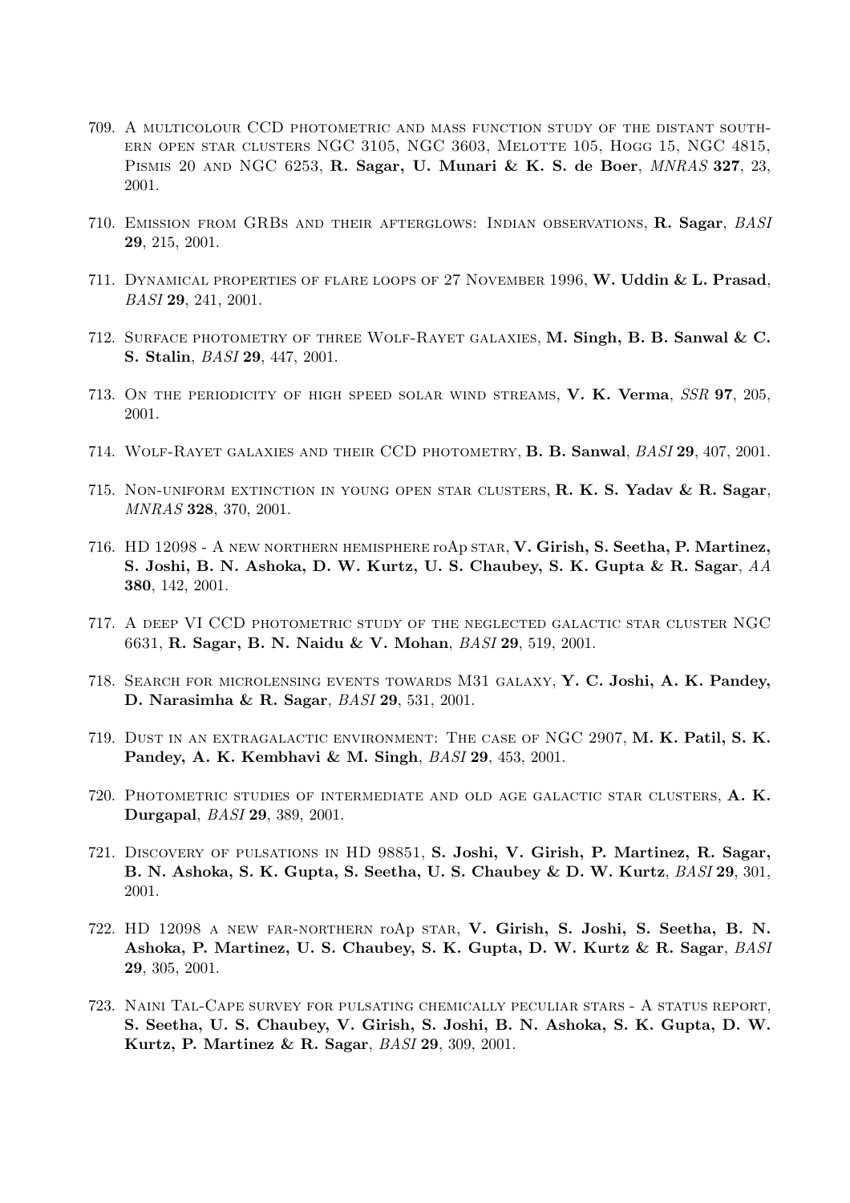709. A multicolour CCD photometric and mass function study of the distant southern open star clusters NGC 3105, NGC 3603, Melotte 105, Hogg 15, NGC 4815, Pismis 20 and NGC 6253, **R. Sagar, U. Munari & K. S. de Boer**, *MNRAS* **327**, 23, 2001.

710. Emission from GRBs and their afterglows: Indian observations, **R. Sagar**, *BASI* **29**, 215, 2001.

711. Dynamical properties of flare loops of 27 November 1996, **W. Uddin & L. Prasad**, *BASI* **29**, 241, 2001.

712. Surface photometry of three Wolf-Rayet galaxies, **M. Singh, B. B. Sanwal & C. S. Stalin**, *BASI* **29**, 447, 2001.

713. On the periodicity of high speed solar wind streams, **V. K. Verma**, *SSR* **97**, 205, 2001.

714. Wolf-Rayet galaxies and their CCD photometry, **B. B. Sanwal**, *BASI* **29**, 407, 2001.

715. Non-uniform extinction in young open star clusters, **R. K. S. Yadav & R. Sagar**, *MNRAS* **328**, 370, 2001.

716. HD 12098 - A new northern hemisphere roAp star, **V. Girish, S. Seetha, P. Martinez, S. Joshi, B. N. Ashoka, D. W. Kurtz, U. S. Chaubey, S. K. Gupta & R. Sagar**, *AA* **380**, 142, 2001.

717. A deep VI CCD photometric study of the neglected galactic star cluster NGC 6631, **R. Sagar, B. N. Naidu & V. Mohan**, *BASI* **29**, 519, 2001.

718. Search for microlensing events towards M31 galaxy, **Y. C. Joshi, A. K. Pandey, D. Narasimha & R. Sagar**, *BASI* **29**, 531, 2001.

719. Dust in an extragalactic environment: The case of NGC 2907, **M. K. Patil, S. K. Pandey, A. K. Kembhavi & M. Singh**, *BASI* **29**, 453, 2001.

720. Photometric studies of intermediate and old age galactic star clusters, **A. K. Durgapal**, *BASI* **29**, 389, 2001.

721. Discovery of pulsations in HD 98851, **S. Joshi, V. Girish, P. Martinez, R. Sagar, B. N. Ashoka, S. K. Gupta, S. Seetha, U. S. Chaubey & D. W. Kurtz**, *BASI* **29**, 301, 2001.

722. HD 12098 a new far-northern roAp star, **V. Girish, S. Joshi, S. Seetha, B. N. Ashoka, P. Martinez, U. S. Chaubey, S. K. Gupta, D. W. Kurtz & R. Sagar**, *BASI* **29**, 305, 2001.

723. Naini Tal-Cape survey for pulsating chemically peculiar stars - A status report, **S. Seetha, U. S. Chaubey, V. Girish, S. Joshi, B. N. Ashoka, S. K. Gupta, D. W. Kurtz, P. Martinez & R. Sagar**, *BASI* **29**, 309, 2001.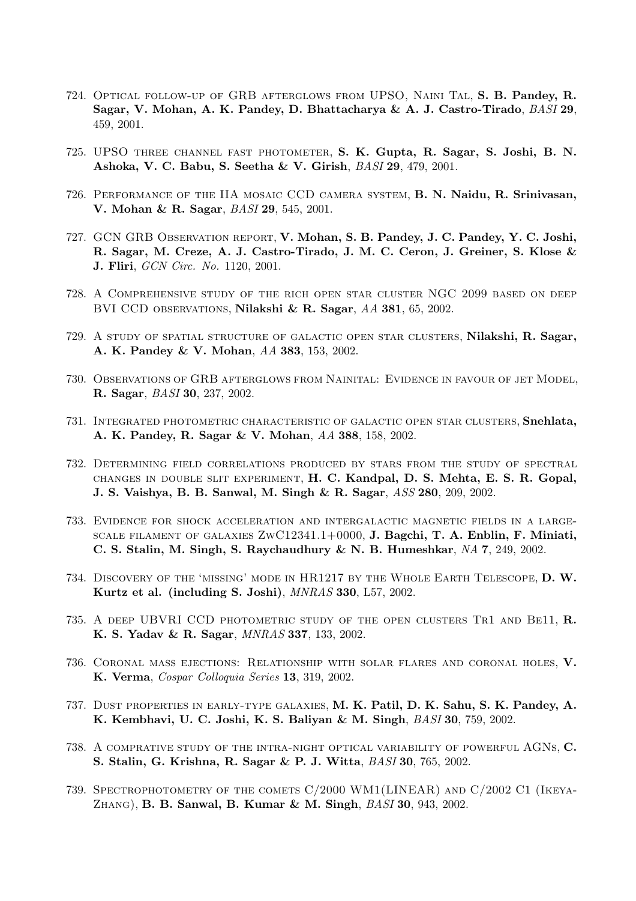724. Optical follow-up of GRB afterglows from UPSO, Naini Tal, **S. B. Pandey, R. Sagar, V. Mohan, A. K. Pandey, D. Bhattacharya & A. J. Castro-Tirado**, *BASI* **29**, 459, 2001.

725. UPSO three channel fast photometer, **S. K. Gupta, R. Sagar, S. Joshi, B. N. Ashoka, V. C. Babu, S. Seetha & V. Girish**, *BASI* **29**, 479, 2001.

726. Performance of the IIA mosaic CCD camera system, **B. N. Naidu, R. Srinivasan, V. Mohan & R. Sagar**, *BASI* **29**, 545, 2001.

727. GCN GRB Observation report, **V. Mohan, S. B. Pandey, J. C. Pandey, Y. C. Joshi, R. Sagar, M. Creze, A. J. Castro-Tirado, J. M. C. Ceron, J. Greiner, S. Klose & J. Fliri**, *GCN Circ. No.* 1120, 2001.

728. A Comprehensive study of the rich open star cluster NGC 2099 based on deep BVI CCD observations, **Nilakshi & R. Sagar**, *AA* **381**, 65, 2002.

729. A study of spatial structure of galactic open star clusters, **Nilakshi, R. Sagar, A. K. Pandey & V. Mohan**, *AA* **383**, 153, 2002.

730. Observations of GRB afterglows from Nainital: Evidence in favour of jet Model, **R. Sagar**, *BASI* **30**, 237, 2002.

731. Integrated photometric characteristic of galactic open star clusters, **Snehlata, A. K. Pandey, R. Sagar & V. Mohan**, *AA* **388**, 158, 2002.

732. Determining field correlations produced by stars from the study of spectral changes in double slit experiment, **H. C. Kandpal, D. S. Mehta, E. S. R. Gopal, J. S. Vaishya, B. B. Sanwal, M. Singh & R. Sagar**, *ASS* **280**, 209, 2002.

733. Evidence for shock acceleration and intergalactic magnetic fields in a large-scale filament of galaxies ZwC12341.1+0000, **J. Bagchi, T. A. Enblin, F. Miniati, C. S. Stalin, M. Singh, S. Raychaudhury & N. B. Humeshkar**, *NA* **7**, 249, 2002.

734. Discovery of the 'missing' mode in HR1217 by the Whole Earth Telescope, **D. W. Kurtz et al. (including S. Joshi)**, *MNRAS* **330**, L57, 2002.

735. A deep UBVRI CCD photometric study of the open clusters Tr1 and Be11, **R. K. S. Yadav & R. Sagar**, *MNRAS* **337**, 133, 2002.

736. Coronal mass ejections: Relationship with solar flares and coronal holes, **V. K. Verma**, *Cospar Colloquia Series* **13**, 319, 2002.

737. Dust properties in early-type galaxies, **M. K. Patil, D. K. Sahu, S. K. Pandey, A. K. Kembhavi, U. C. Joshi, K. S. Baliyan & M. Singh**, *BASI* **30**, 759, 2002.

738. A comprative study of the intra-night optical variability of powerful AGNs, **C. S. Stalin, G. Krishna, R. Sagar & P. J. Witta**, *BASI* **30**, 765, 2002.

739. Spectrophotometry of the comets C/2000 WM1(LINEAR) and C/2002 C1 (Ikeya-Zhang), **B. B. Sanwal, B. Kumar & M. Singh**, *BASI* **30**, 943, 2002.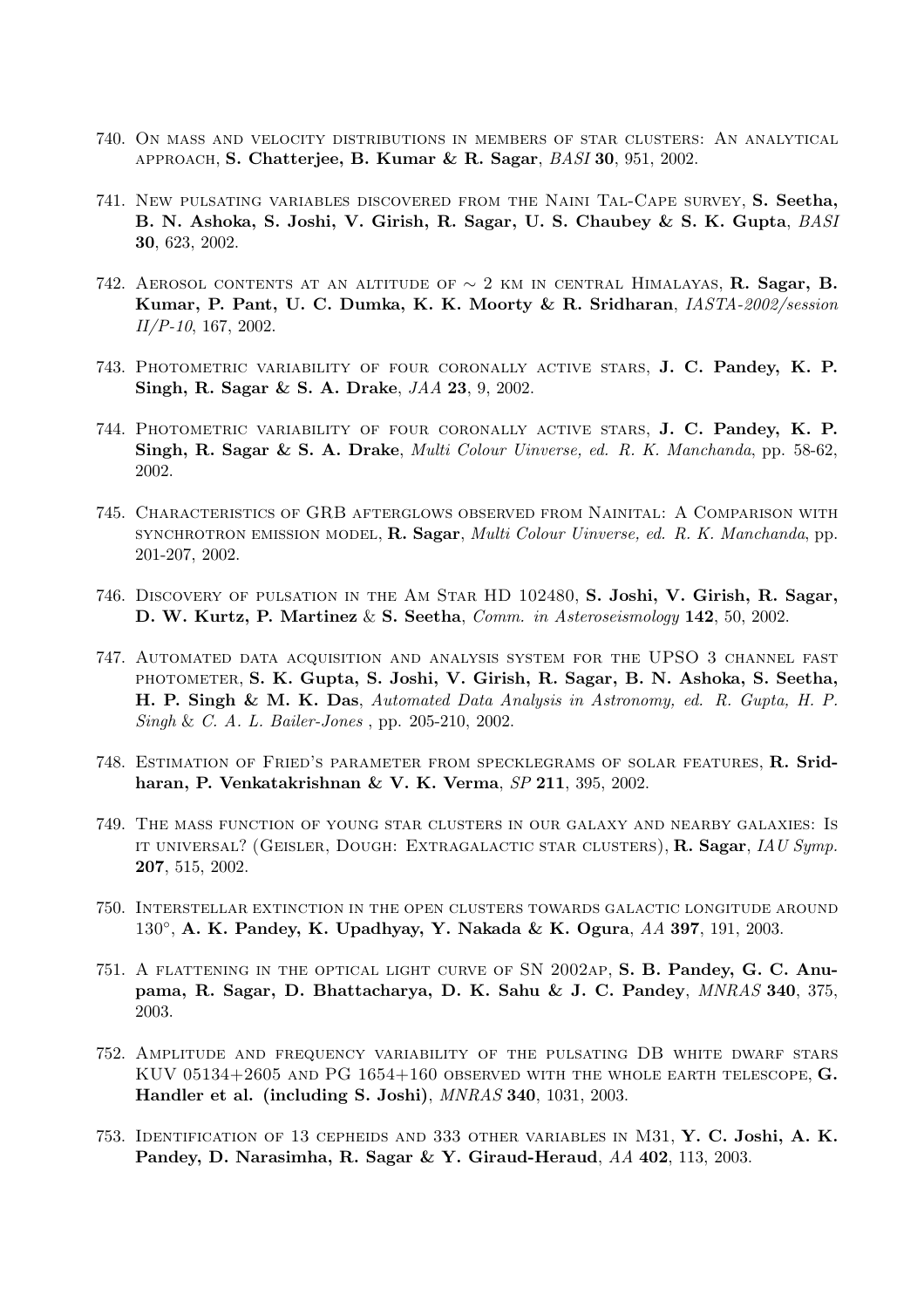740. On mass and velocity distributions in members of star clusters: An analytical approach, **S. Chatterjee, B. Kumar & R. Sagar**, *BASI* **30**, 951, 2002.

741. New pulsating variables discovered from the Naini Tal-Cape survey, **S. Seetha, B. N. Ashoka, S. Joshi, V. Girish, R. Sagar, U. S. Chaubey & S. K. Gupta**, *BASI* **30**, 623, 2002.

742. Aerosol contents at an altitude of $\sim$ 2 km in central Himalayas, **R. Sagar, B. Kumar, P. Pant, U. C. Dumka, K. K. Moorty & R. Sridharan**, *IASTA-2002/session II/P-10*, 167, 2002.

743. Photometric variability of four coronally active stars, **J. C. Pandey, K. P. Singh, R. Sagar & S. A. Drake**, *JAA* **23**, 9, 2002.

744. Photometric variability of four coronally active stars, **J. C. Pandey, K. P. Singh, R. Sagar & S. A. Drake**, *Multi Colour Uinverse, ed. R. K. Manchanda*, pp. 58-62, 2002.

745. Characteristics of GRB afterglows observed from Nainital: A Comparison with synchrotron emission model, **R. Sagar**, *Multi Colour Uinverse, ed. R. K. Manchanda*, pp. 201-207, 2002.

746. Discovery of pulsation in the Am Star HD 102480, **S. Joshi, V. Girish, R. Sagar, D. W. Kurtz, P. Martinez** & **S. Seetha**, *Comm. in Asteroseismology* **142**, 50, 2002.

747. Automated data acquisition and analysis system for the UPSO 3 channel fast photometer, **S. K. Gupta, S. Joshi, V. Girish, R. Sagar, B. N. Ashoka, S. Seetha, H. P. Singh & M. K. Das**, *Automated Data Analysis in Astronomy, ed. R. Gupta, H. P. Singh & C. A. L. Bailer-Jones* , pp. 205-210, 2002.

748. Estimation of Fried's parameter from specklegrams of solar features, **R. Sridharan, P. Venkatakrishnan & V. K. Verma**, *SP* **211**, 395, 2002.

749. The mass function of young star clusters in our galaxy and nearby galaxies: Is it universal? (Geisler, Dough: Extragalactic star clusters), **R. Sagar**, *IAU Symp.* **207**, 515, 2002.

750. Interstellar extinction in the open clusters towards galactic longitude around 130°, **A. K. Pandey, K. Upadhyay, Y. Nakada & K. Ogura**, *AA* **397**, 191, 2003.

751. A flattening in the optical light curve of SN 2002ap, **S. B. Pandey, G. C. Anupama, R. Sagar, D. Bhattacharya, D. K. Sahu & J. C. Pandey**, *MNRAS* **340**, 375, 2003.

752. Amplitude and frequency variability of the pulsating DB white dwarf stars KUV 05134+2605 and PG 1654+160 observed with the whole earth telescope, **G. Handler et al. (including S. Joshi)**, *MNRAS* **340**, 1031, 2003.

753. Identification of 13 cepheids and 333 other variables in M31, **Y. C. Joshi, A. K. Pandey, D. Narasimha, R. Sagar & Y. Giraud-Heraud**, *AA* **402**, 113, 2003.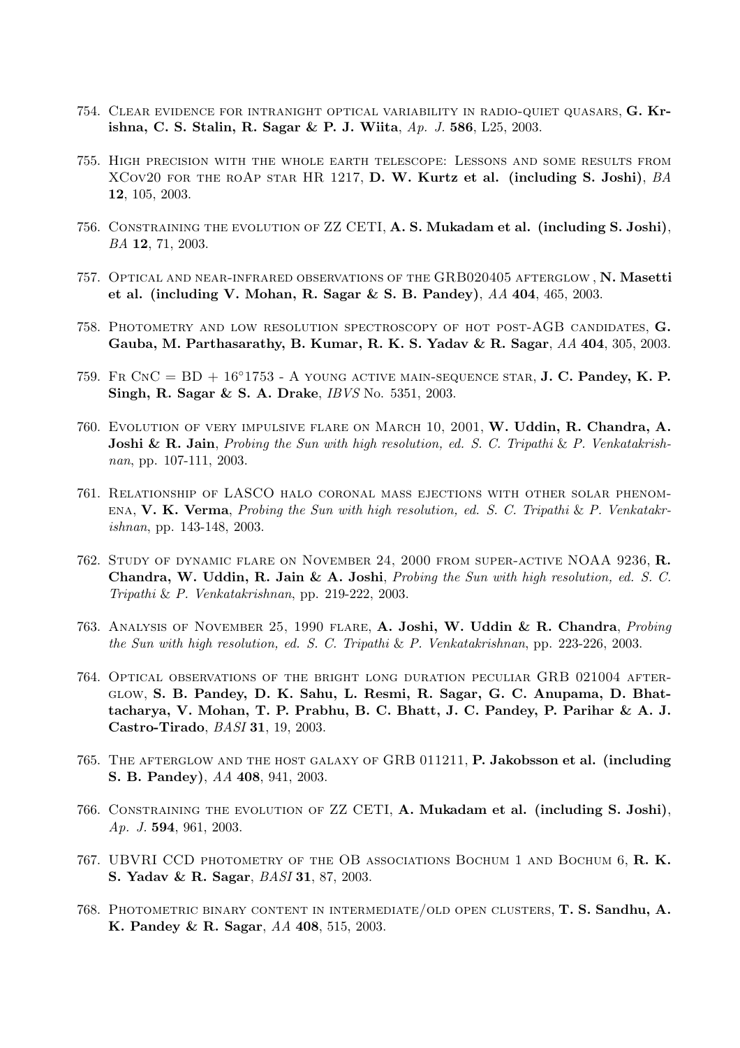754. Clear evidence for intranight optical variability in radio-quiet quasars, **G. Krishna, C. S. Stalin, R. Sagar & P. J. Wiita**, *Ap. J.* **586**, L25, 2003.

755. High precision with the whole earth telescope: Lessons and some results from XCov20 for the roAp star HR 1217, **D. W. Kurtz et al. (including S. Joshi)**, *BA* **12**, 105, 2003.

756. Constraining the evolution of ZZ CETI, **A. S. Mukadam et al. (including S. Joshi)**, *BA* **12**, 71, 2003.

757. Optical and near-infrared observations of the GRB020405 afterglow , **N. Masetti et al. (including V. Mohan, R. Sagar & S. B. Pandey)**, *AA* **404**, 465, 2003.

758. Photometry and low resolution spectroscopy of hot post-AGB candidates, **G. Gauba, M. Parthasarathy, B. Kumar, R. K. S. Yadav & R. Sagar**, *AA* **404**, 305, 2003.

759. Fr CnC = BD + 16°1753 - A young active main-sequence star, **J. C. Pandey, K. P. Singh, R. Sagar & S. A. Drake**, *IBVS* No. 5351, 2003.

760. Evolution of very impulsive flare on March 10, 2001, **W. Uddin, R. Chandra, A. Joshi & R. Jain**, *Probing the Sun with high resolution, ed. S. C. Tripathi & P. Venkatakrishnan*, pp. 107-111, 2003.

761. Relationship of LASCO halo coronal mass ejections with other solar phenomena, **V. K. Verma**, *Probing the Sun with high resolution, ed. S. C. Tripathi & P. Venkatakrishnan*, pp. 143-148, 2003.

762. Study of dynamic flare on November 24, 2000 from super-active NOAA 9236, **R. Chandra, W. Uddin, R. Jain & A. Joshi**, *Probing the Sun with high resolution, ed. S. C. Tripathi & P. Venkatakrishnan*, pp. 219-222, 2003.

763. Analysis of November 25, 1990 flare, **A. Joshi, W. Uddin & R. Chandra**, *Probing the Sun with high resolution, ed. S. C. Tripathi & P. Venkatakrishnan*, pp. 223-226, 2003.

764. Optical observations of the bright long duration peculiar GRB 021004 afterglow, **S. B. Pandey, D. K. Sahu, L. Resmi, R. Sagar, G. C. Anupama, D. Bhattacharya, V. Mohan, T. P. Prabhu, B. C. Bhatt, J. C. Pandey, P. Parihar & A. J. Castro-Tirado**, *BASI* **31**, 19, 2003.

765. The afterglow and the host galaxy of GRB 011211, **P. Jakobsson et al. (including S. B. Pandey)**, *AA* **408**, 941, 2003.

766. Constraining the evolution of ZZ CETI, **A. Mukadam et al. (including S. Joshi)**, *Ap. J.* **594**, 961, 2003.

767. UBVRI CCD photometry of the OB associations Bochum 1 and Bochum 6, **R. K. S. Yadav & R. Sagar**, *BASI* **31**, 87, 2003.

768. Photometric binary content in intermediate/old open clusters, **T. S. Sandhu, A. K. Pandey & R. Sagar**, *AA* **408**, 515, 2003.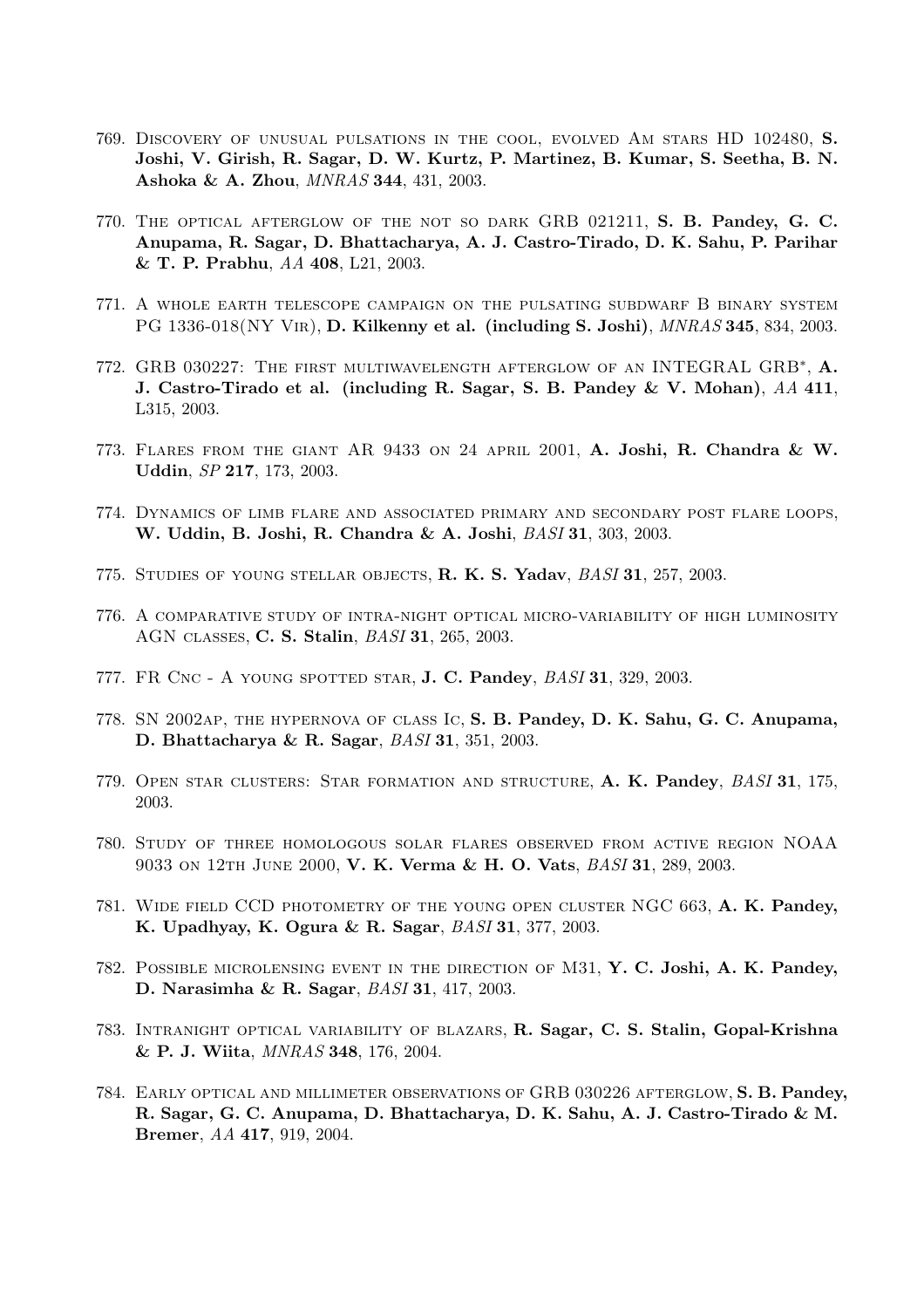769. Discovery of unusual pulsations in the cool, evolved Am stars HD 102480, **S. Joshi, V. Girish, R. Sagar, D. W. Kurtz, P. Martinez, B. Kumar, S. Seetha, B. N. Ashoka & A. Zhou**, *MNRAS* **344**, 431, 2003.

770. The optical afterglow of the not so dark GRB 021211, **S. B. Pandey, G. C. Anupama, R. Sagar, D. Bhattacharya, A. J. Castro-Tirado, D. K. Sahu, P. Parihar & T. P. Prabhu**, *AA* **408**, L21, 2003.

771. A whole earth telescope campaign on the pulsating subdwarf B binary system PG 1336-018(NY Vir), **D. Kilkenny et al. (including S. Joshi)**, *MNRAS* **345**, 834, 2003.

772. GRB 030227: The first multiwavelength afterglow of an INTEGRAL GRB*, **A. J. Castro-Tirado et al. (including R. Sagar, S. B. Pandey & V. Mohan)**, *AA* **411**, L315, 2003.

773. Flares from the giant AR 9433 on 24 april 2001, **A. Joshi, R. Chandra & W. Uddin**, *SP* **217**, 173, 2003.

774. Dynamics of limb flare and associated primary and secondary post flare loops, **W. Uddin, B. Joshi, R. Chandra & A. Joshi**, *BASI* **31**, 303, 2003.

775. Studies of young stellar objects, **R. K. S. Yadav**, *BASI* **31**, 257, 2003.

776. A comparative study of intra-night optical micro-variability of high luminosity AGN classes, **C. S. Stalin**, *BASI* **31**, 265, 2003.

777. FR Cnc - A young spotted star, **J. C. Pandey**, *BASI* **31**, 329, 2003.

778. SN 2002ap, the hypernova of class Ic, **S. B. Pandey, D. K. Sahu, G. C. Anupama, D. Bhattacharya & R. Sagar**, *BASI* **31**, 351, 2003.

779. Open star clusters: Star formation and structure, **A. K. Pandey**, *BASI* **31**, 175, 2003.

780. Study of three homologous solar flares observed from active region NOAA 9033 on 12th June 2000, **V. K. Verma & H. O. Vats**, *BASI* **31**, 289, 2003.

781. Wide field CCD photometry of the young open cluster NGC 663, **A. K. Pandey, K. Upadhyay, K. Ogura & R. Sagar**, *BASI* **31**, 377, 2003.

782. Possible microlensing event in the direction of M31, **Y. C. Joshi, A. K. Pandey, D. Narasimha & R. Sagar**, *BASI* **31**, 417, 2003.

783. Intranight optical variability of blazars, **R. Sagar, C. S. Stalin, Gopal-Krishna & P. J. Wiita**, *MNRAS* **348**, 176, 2004.

784. Early optical and millimeter observations of GRB 030226 afterglow, **S. B. Pandey, R. Sagar, G. C. Anupama, D. Bhattacharya, D. K. Sahu, A. J. Castro-Tirado & M. Bremer**, *AA* **417**, 919, 2004.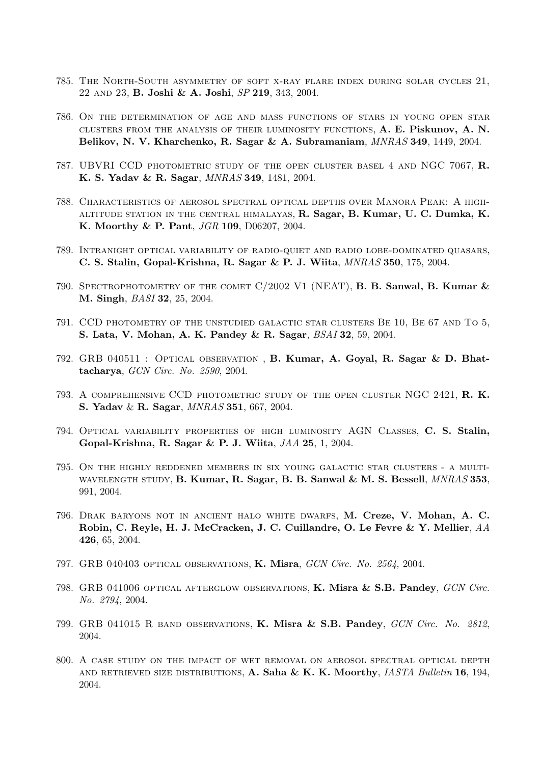785. The North-South asymmetry of soft x-ray flare index during solar cycles 21, 22 and 23, **B. Joshi & A. Joshi**, *SP* **219**, 343, 2004.

786. On the determination of age and mass functions of stars in young open star clusters from the analysis of their luminosity functions, **A. E. Piskunov, A. N. Belikov, N. V. Kharchenko, R. Sagar & A. Subramaniam**, *MNRAS* **349**, 1449, 2004.

787. UBVRI CCD photometric study of the open cluster basel 4 and NGC 7067, **R. K. S. Yadav & R. Sagar**, *MNRAS* **349**, 1481, 2004.

788. Characteristics of aerosol spectral optical depths over Manora Peak: A high-altitude station in the central himalayas, **R. Sagar, B. Kumar, U. C. Dumka, K. K. Moorthy & P. Pant**, *JGR* **109**, D06207, 2004.

789. Intranight optical variability of radio-quiet and radio lobe-dominated quasars, **C. S. Stalin, Gopal-Krishna, R. Sagar & P. J. Wiita**, *MNRAS* **350**, 175, 2004.

790. Spectrophotometry of the comet C/2002 V1 (NEAT), **B. B. Sanwal, B. Kumar & M. Singh**, *BASI* **32**, 25, 2004.

791. CCD photometry of the unstudied galactic star clusters Be 10, Be 67 and To 5, **S. Lata, V. Mohan, A. K. Pandey & R. Sagar**, *BSAI* **32**, 59, 2004.

792. GRB 040511 : Optical observation , **B. Kumar, A. Goyal, R. Sagar & D. Bhattacharya**, *GCN Circ. No. 2590*, 2004.

793. A comprehensive CCD photometric study of the open cluster NGC 2421, **R. K. S. Yadav** & **R. Sagar**, *MNRAS* **351**, 667, 2004.

794. Optical variability properties of high luminosity AGN Classes, **C. S. Stalin, Gopal-Krishna, R. Sagar & P. J. Wiita**, *JAA* **25**, 1, 2004.

795. On the highly reddened members in six young galactic star clusters - a multi-wavelength study, **B. Kumar, R. Sagar, B. B. Sanwal & M. S. Bessell**, *MNRAS* **353**, 991, 2004.

796. Drak baryons not in ancient halo white dwarfs, **M. Creze, V. Mohan, A. C. Robin, C. Reyle, H. J. McCracken, J. C. Cuillandre, O. Le Fevre & Y. Mellier**, *AA* **426**, 65, 2004.

797. GRB 040403 optical observations, **K. Misra**, *GCN Circ. No. 2564*, 2004.

798. GRB 041006 optical afterglow observations, **K. Misra & S.B. Pandey**, *GCN Circ. No. 2794*, 2004.

799. GRB 041015 R band observations, **K. Misra & S.B. Pandey**, *GCN Circ. No. 2812*, 2004.

800. A case study on the impact of wet removal on aerosol spectral optical depth and retrieved size distributions, **A. Saha & K. K. Moorthy**, *IASTA Bulletin* **16**, 194, 2004.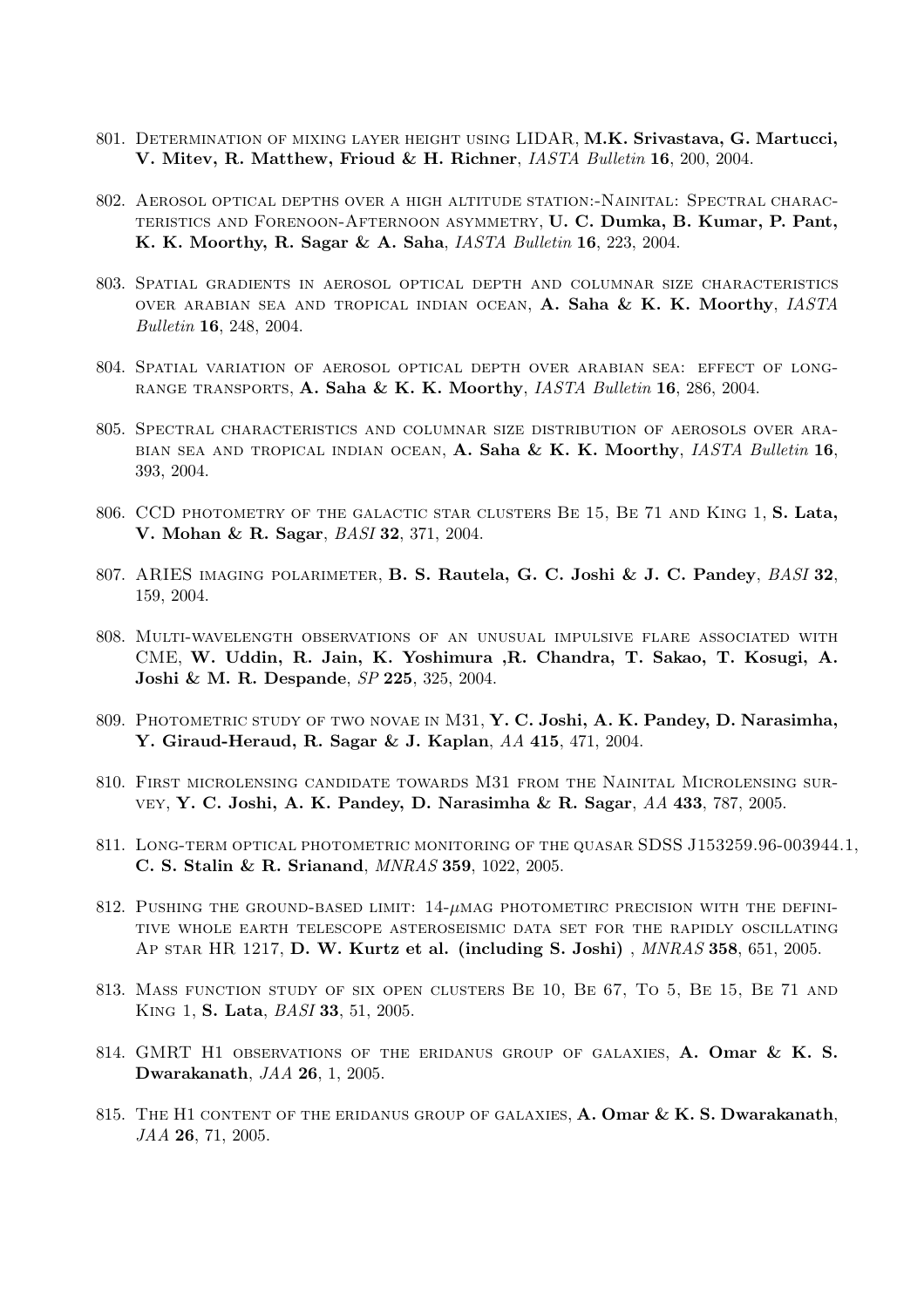801. Determination of mixing layer height using LIDAR, **M.K. Srivastava, G. Martucci, V. Mitev, R. Matthew, Frioud & H. Richner**, *IASTA Bulletin* **16**, 200, 2004.

802. Aerosol optical depths over a high altitude station:-Nainital: Spectral characteristics and Forenoon-Afternoon asymmetry, **U. C. Dumka, B. Kumar, P. Pant, K. K. Moorthy, R. Sagar & A. Saha**, *IASTA Bulletin* **16**, 223, 2004.

803. Spatial gradients in aerosol optical depth and columnar size characteristics over arabian sea and tropical indian ocean, **A. Saha & K. K. Moorthy**, *IASTA Bulletin* **16**, 248, 2004.

804. Spatial variation of aerosol optical depth over arabian sea: effect of long-range transports, **A. Saha & K. K. Moorthy**, *IASTA Bulletin* **16**, 286, 2004.

805. Spectral characteristics and columnar size distribution of aerosols over arabian sea and tropical indian ocean, **A. Saha & K. K. Moorthy**, *IASTA Bulletin* **16**, 393, 2004.

806. CCD photometry of the galactic star clusters Be 15, Be 71 and King 1, **S. Lata, V. Mohan & R. Sagar**, *BASI* **32**, 371, 2004.

807. ARIES imaging polarimeter, **B. S. Rautela, G. C. Joshi & J. C. Pandey**, *BASI* **32**, 159, 2004.

808. Multi-wavelength observations of an unusual impulsive flare associated with CME, **W. Uddin, R. Jain, K. Yoshimura ,R. Chandra, T. Sakao, T. Kosugi, A. Joshi & M. R. Despande**, *SP* **225**, 325, 2004.

809. Photometric study of two novae in M31, **Y. C. Joshi, A. K. Pandey, D. Narasimha, Y. Giraud-Heraud, R. Sagar & J. Kaplan**, *AA* **415**, 471, 2004.

810. First microlensing candidate towards M31 from the Nainital Microlensing survey, **Y. C. Joshi, A. K. Pandey, D. Narasimha & R. Sagar**, *AA* **433**, 787, 2005.

811. Long-term optical photometric monitoring of the quasar SDSS J153259.96-003944.1, **C. S. Stalin & R. Srianand**, *MNRAS* **359**, 1022, 2005.

812. Pushing the ground-based limit: 14-$\mu$mag photometirc precision with the definitive whole earth telescope asteroseismic data set for the rapidly oscillating Ap star HR 1217, **D. W. Kurtz et al. (including S. Joshi)** , *MNRAS* **358**, 651, 2005.

813. Mass function study of six open clusters Be 10, Be 67, To 5, Be 15, Be 71 and King 1, **S. Lata**, *BASI* **33**, 51, 2005.

814. GMRT H1 observations of the eridanus group of galaxies, **A. Omar & K. S. Dwarakanath**, *JAA* **26**, 1, 2005.

815. The H1 content of the eridanus group of galaxies, **A. Omar & K. S. Dwarakanath**, *JAA* **26**, 71, 2005.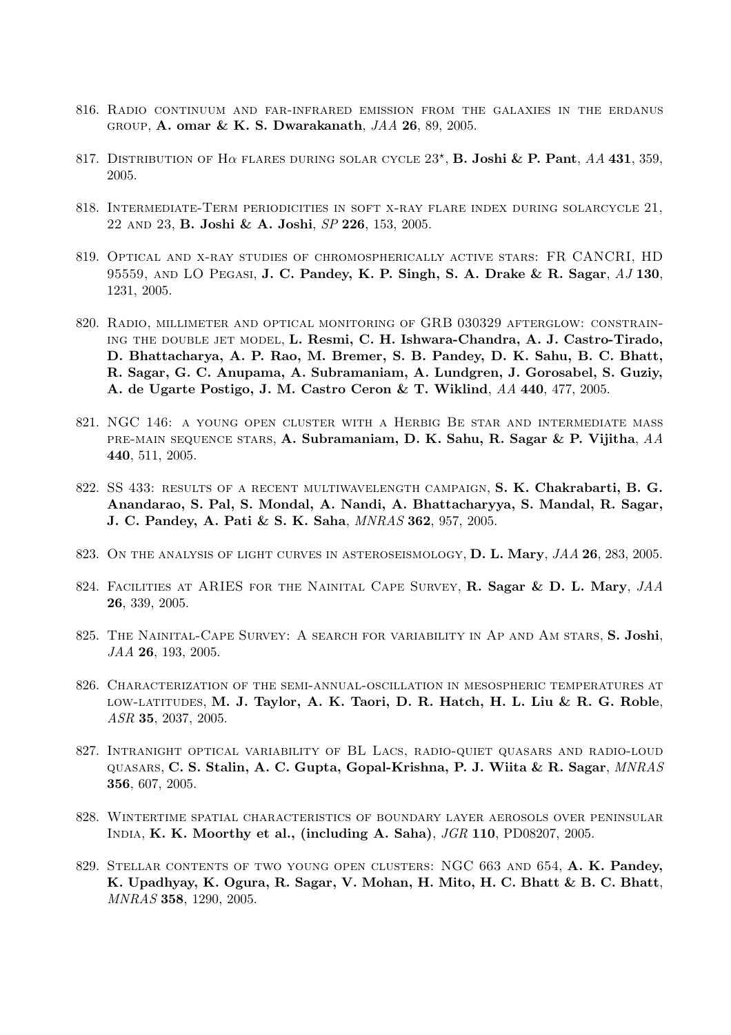816. Radio continuum and far-infrared emission from the galaxies in the erdanus group, **A. omar & K. S. Dwarakanath**, *JAA* **26**, 89, 2005.

817. Distribution of H$\alpha$ flares during solar cycle 23$^{\star}$, **B. Joshi & P. Pant**, *AA* **431**, 359, 2005.

818. Intermediate-Term periodicities in soft x-ray flare index during solarcycle 21, 22 and 23, **B. Joshi & A. Joshi**, *SP* **226**, 153, 2005.

819. Optical and x-ray studies of chromospherically active stars: FR CANCRI, HD 95559, and LO Pegasi, **J. C. Pandey, K. P. Singh, S. A. Drake & R. Sagar**, *AJ* **130**, 1231, 2005.

820. Radio, millimeter and optical monitoring of GRB 030329 afterglow: constraining the double jet model, **L. Resmi, C. H. Ishwara-Chandra, A. J. Castro-Tirado, D. Bhattacharya, A. P. Rao, M. Bremer, S. B. Pandey, D. K. Sahu, B. C. Bhatt, R. Sagar, G. C. Anupama, A. Subramaniam, A. Lundgren, J. Gorosabel, S. Guziy, A. de Ugarte Postigo, J. M. Castro Ceron & T. Wiklind**, *AA* **440**, 477, 2005.

821. NGC 146: a young open cluster with a Herbig Be star and intermediate mass pre-main sequence stars, **A. Subramaniam, D. K. Sahu, R. Sagar & P. Vijitha**, *AA* **440**, 511, 2005.

822. SS 433: results of a recent multiwavelength campaign, **S. K. Chakrabarti, B. G. Anandarao, S. Pal, S. Mondal, A. Nandi, A. Bhattacharyya, S. Mandal, R. Sagar, J. C. Pandey, A. Pati & S. K. Saha**, *MNRAS* **362**, 957, 2005.

823. On the analysis of light curves in asteroseismology, **D. L. Mary**, *JAA* **26**, 283, 2005.

824. Facilities at ARIES for the Nainital Cape Survey, **R. Sagar & D. L. Mary**, *JAA* **26**, 339, 2005.

825. The Nainital-Cape Survey: A search for variability in Ap and Am stars, **S. Joshi**, *JAA* **26**, 193, 2005.

826. Characterization of the semi-annual-oscillation in mesospheric temperatures at low-latitudes, **M. J. Taylor, A. K. Taori, D. R. Hatch, H. L. Liu & R. G. Roble**, *ASR* **35**, 2037, 2005.

827. Intranight optical variability of BL Lacs, radio-quiet quasars and radio-loud quasars, **C. S. Stalin, A. C. Gupta, Gopal-Krishna, P. J. Wiita & R. Sagar**, *MNRAS* **356**, 607, 2005.

828. Wintertime spatial characteristics of boundary layer aerosols over peninsular India, **K. K. Moorthy et al., (including A. Saha)**, *JGR* **110**, PD08207, 2005.

829. Stellar contents of two young open clusters: NGC 663 and 654, **A. K. Pandey, K. Upadhyay, K. Ogura, R. Sagar, V. Mohan, H. Mito, H. C. Bhatt & B. C. Bhatt**, *MNRAS* **358**, 1290, 2005.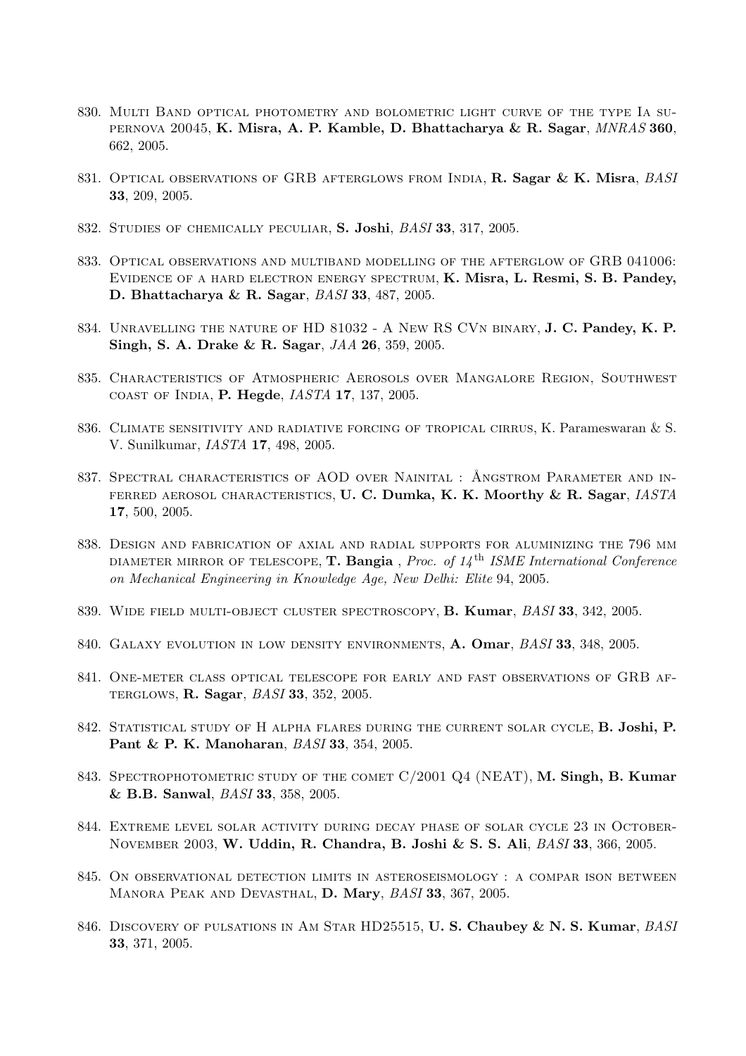830. Multi Band optical photometry and bolometric light curve of the type Ia supernova 20045, **K. Misra, A. P. Kamble, D. Bhattacharya & R. Sagar**, *MNRAS* **360**, 662, 2005.

831. Optical observations of GRB afterglows from India, **R. Sagar & K. Misra**, *BASI* **33**, 209, 2005.

832. Studies of chemically peculiar, **S. Joshi**, *BASI* **33**, 317, 2005.

833. Optical observations and multiband modelling of the afterglow of GRB 041006: Evidence of a hard electron energy spectrum, **K. Misra, L. Resmi, S. B. Pandey, D. Bhattacharya & R. Sagar**, *BASI* **33**, 487, 2005.

834. Unravelling the nature of HD 81032 - A New RS CVn binary, **J. C. Pandey, K. P. Singh, S. A. Drake & R. Sagar**, *JAA* **26**, 359, 2005.

835. Characteristics of Atmospheric Aerosols over Mangalore Region, Southwest coast of India, **P. Hegde**, *IASTA* **17**, 137, 2005.

836. Climate sensitivity and radiative forcing of tropical cirrus, K. Parameswaran & S. V. Sunilkumar, *IASTA* **17**, 498, 2005.

837. Spectral characteristics of AOD over Nainital : Ångstrom Parameter and inferred aerosol characteristics, **U. C. Dumka, K. K. Moorthy & R. Sagar**, *IASTA* **17**, 500, 2005.

838. Design and fabrication of axial and radial supports for aluminizing the 796 mm diameter mirror of telescope, **T. Bangia** , *Proc. of 14th ISME International Conference on Mechanical Engineering in Knowledge Age, New Delhi: Elite* 94, 2005.

839. Wide field multi-object cluster spectroscopy, **B. Kumar**, *BASI* **33**, 342, 2005.

840. Galaxy evolution in low density environments, **A. Omar**, *BASI* **33**, 348, 2005.

841. One-meter class optical telescope for early and fast observations of GRB afterglows, **R. Sagar**, *BASI* **33**, 352, 2005.

842. Statistical study of H alpha flares during the current solar cycle, **B. Joshi, P. Pant & P. K. Manoharan**, *BASI* **33**, 354, 2005.

843. Spectrophotometric study of the comet C/2001 Q4 (NEAT), **M. Singh, B. Kumar & B.B. Sanwal**, *BASI* **33**, 358, 2005.

844. Extreme level solar activity during decay phase of solar cycle 23 in October-November 2003, **W. Uddin, R. Chandra, B. Joshi & S. S. Ali**, *BASI* **33**, 366, 2005.

845. On observational detection limits in asteroseismology : a compar ison between Manora Peak and Devasthal, **D. Mary**, *BASI* **33**, 367, 2005.

846. Discovery of pulsations in Am Star HD25515, **U. S. Chaubey & N. S. Kumar**, *BASI* **33**, 371, 2005.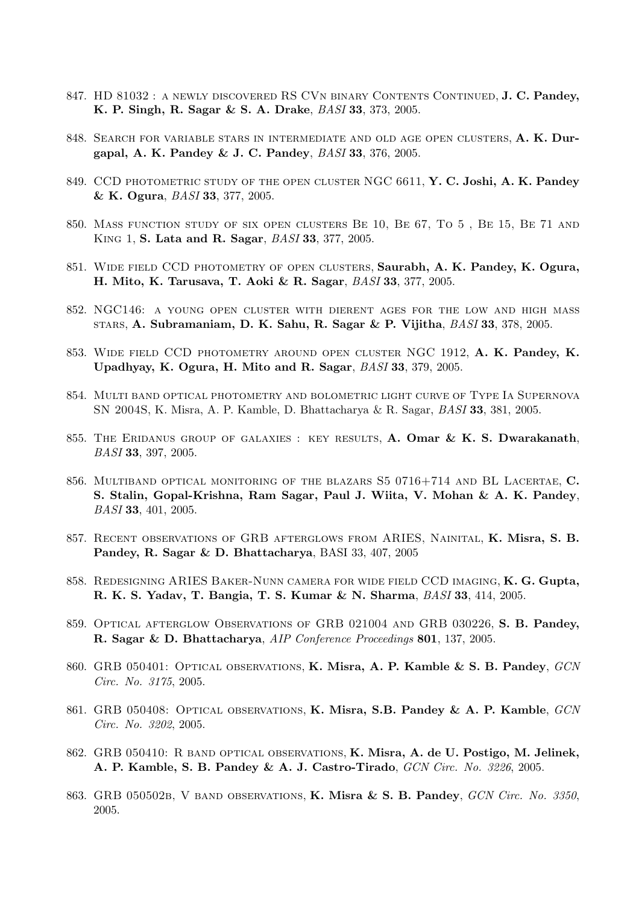847. HD 81032 : a newly discovered RS CVn binary Contents Continued, **J. C. Pandey, K. P. Singh, R. Sagar & S. A. Drake**, *BASI* **33**, 373, 2005.

848. Search for variable stars in intermediate and old age open clusters, **A. K. Durgapal, A. K. Pandey & J. C. Pandey**, *BASI* **33**, 376, 2005.

849. CCD photometric study of the open cluster NGC 6611, **Y. C. Joshi, A. K. Pandey & K. Ogura**, *BASI* **33**, 377, 2005.

850. Mass function study of six open clusters Be 10, Be 67, To 5 , Be 15, Be 71 and King 1, **S. Lata and R. Sagar**, *BASI* **33**, 377, 2005.

851. Wide field CCD photometry of open clusters, **Saurabh, A. K. Pandey, K. Ogura, H. Mito, K. Tarusava, T. Aoki & R. Sagar**, *BASI* **33**, 377, 2005.

852. NGC146: a young open cluster with dierent ages for the low and high mass stars, **A. Subramaniam, D. K. Sahu, R. Sagar & P. Vijitha**, *BASI* **33**, 378, 2005.

853. Wide field CCD photometry around open cluster NGC 1912, **A. K. Pandey, K. Upadhyay, K. Ogura, H. Mito and R. Sagar**, *BASI* **33**, 379, 2005.

854. Multi band optical photometry and bolometric light curve of Type Ia Supernova SN 2004S, K. Misra, A. P. Kamble, D. Bhattacharya & R. Sagar, *BASI* **33**, 381, 2005.

855. The Eridanus group of galaxies : key results, **A. Omar & K. S. Dwarakanath**, *BASI* **33**, 397, 2005.

856. Multiband optical monitoring of the blazars S5 0716+714 and BL Lacertae, **C. S. Stalin, Gopal-Krishna, Ram Sagar, Paul J. Wiita, V. Mohan & A. K. Pandey**, *BASI* **33**, 401, 2005.

857. Recent observations of GRB afterglows from ARIES, Nainital, **K. Misra, S. B. Pandey, R. Sagar & D. Bhattacharya**, BASI 33, 407, 2005

858. Redesigning ARIES Baker-Nunn camera for wide field CCD imaging, **K. G. Gupta, R. K. S. Yadav, T. Bangia, T. S. Kumar & N. Sharma**, *BASI* **33**, 414, 2005.

859. Optical afterglow Observations of GRB 021004 and GRB 030226, **S. B. Pandey, R. Sagar & D. Bhattacharya**, *AIP Conference Proceedings* **801**, 137, 2005.

860. GRB 050401: Optical observations, **K. Misra, A. P. Kamble & S. B. Pandey**, *GCN Circ. No. 3175*, 2005.

861. GRB 050408: Optical observations, **K. Misra, S.B. Pandey & A. P. Kamble**, *GCN Circ. No. 3202*, 2005.

862. GRB 050410: R band optical observations, **K. Misra, A. de U. Postigo, M. Jelinek, A. P. Kamble, S. B. Pandey & A. J. Castro-Tirado**, *GCN Circ. No. 3226*, 2005.

863. GRB 050502b, V band observations, **K. Misra & S. B. Pandey**, *GCN Circ. No. 3350*, 2005.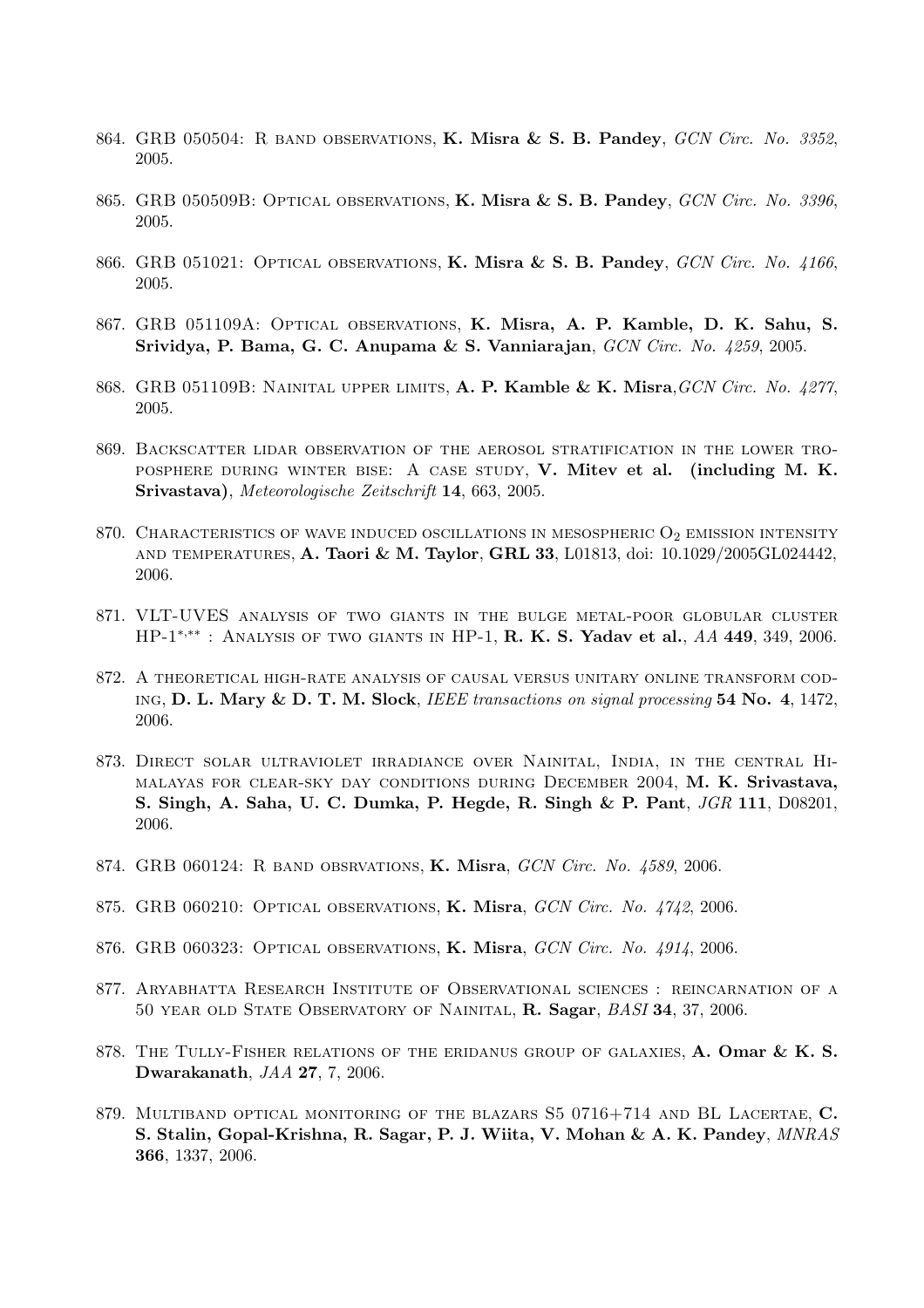864. GRB 050504: R band observations, **K. Misra & S. B. Pandey**, *GCN Circ. No. 3352*, 2005.

865. GRB 050509B: Optical observations, **K. Misra & S. B. Pandey**, *GCN Circ. No. 3396*, 2005.

866. GRB 051021: Optical observations, **K. Misra & S. B. Pandey**, *GCN Circ. No. 4166*, 2005.

867. GRB 051109A: Optical observations, **K. Misra, A. P. Kamble, D. K. Sahu, S. Srividya, P. Bama, G. C. Anupama & S. Vanniarajan**, *GCN Circ. No. 4259*, 2005.

868. GRB 051109B: Nainital upper limits, **A. P. Kamble & K. Misra**,*GCN Circ. No. 4277*, 2005.

869. Backscatter lidar observation of the aerosol stratification in the lower troposphere during winter bise: A case study, **V. Mitev et al. (including M. K. Srivastava)**, *Meteorologische Zeitschrift* **14**, 663, 2005.

870. Characteristics of wave induced oscillations in mesospheric $O_2$ emission intensity and temperatures, **A. Taori & M. Taylor**, **GRL 33**, L01813, doi: 10.1029/2005GL024442, 2006.

871. VLT-UVES analysis of two giants in the bulge metal-poor globular cluster HP-1*,** : Analysis of two giants in HP-1, **R. K. S. Yadav et al.**, *AA* **449**, 349, 2006.

872. A theoretical high-rate analysis of causal versus unitary online transform coding, **D. L. Mary & D. T. M. Slock**, *IEEE transactions on signal processing* **54 No. 4**, 1472, 2006.

873. Direct solar ultraviolet irradiance over Nainital, India, in the central Himalayas for clear-sky day conditions during December 2004, **M. K. Srivastava, S. Singh, A. Saha, U. C. Dumka, P. Hegde, R. Singh & P. Pant**, *JGR* **111**, D08201, 2006.

874. GRB 060124: R band obsrvations, **K. Misra**, *GCN Circ. No. 4589*, 2006.

875. GRB 060210: Optical observations, **K. Misra**, *GCN Circ. No. 4742*, 2006.

876. GRB 060323: Optical observations, **K. Misra**, *GCN Circ. No. 4914*, 2006.

877. Aryabhatta Research Institute of Observational sciences : reincarnation of a 50 year old State Observatory of Nainital, **R. Sagar**, *BASI* **34**, 37, 2006.

878. The Tully-Fisher relations of the eridanus group of galaxies, **A. Omar & K. S. Dwarakanath**, *JAA* **27**, 7, 2006.

879. Multiband optical monitoring of the blazars S5 0716+714 and BL Lacertae, **C. S. Stalin, Gopal-Krishna, R. Sagar, P. J. Wiita, V. Mohan & A. K. Pandey**, *MNRAS* **366**, 1337, 2006.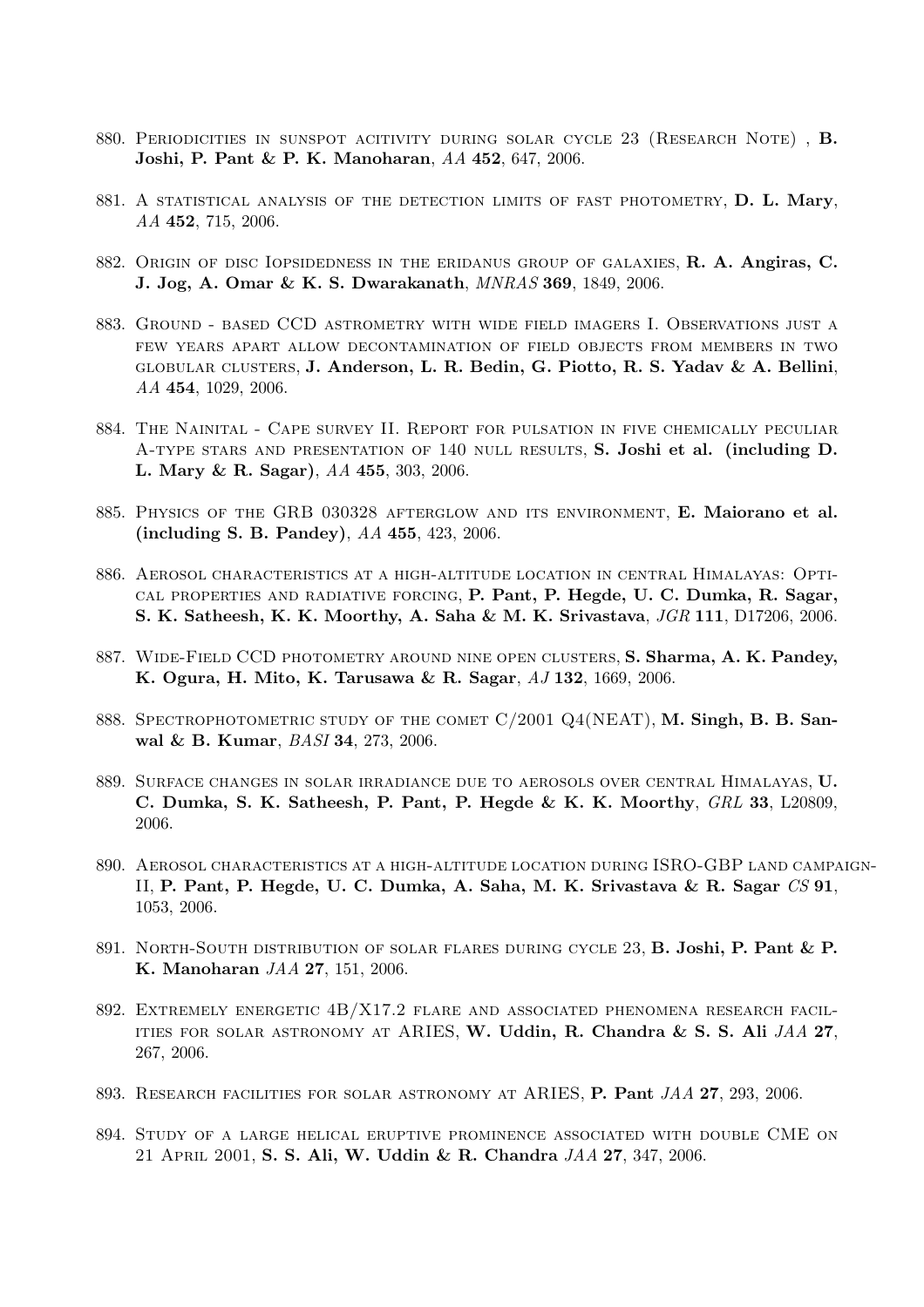880. Periodicities in sunspot acitivity during solar cycle 23 (Research Note) , **B. Joshi, P. Pant & P. K. Manoharan**, *AA* **452**, 647, 2006.

881. A statistical analysis of the detection limits of fast photometry, **D. L. Mary**, *AA* **452**, 715, 2006.

882. Origin of disc Iopsidedness in the eridanus group of galaxies, **R. A. Angiras, C. J. Jog, A. Omar & K. S. Dwarakanath**, *MNRAS* **369**, 1849, 2006.

883. Ground - based CCD astrometry with wide field imagers I. Observations just a few years apart allow decontamination of field objects from members in two globular clusters, **J. Anderson, L. R. Bedin, G. Piotto, R. S. Yadav & A. Bellini**, *AA* **454**, 1029, 2006.

884. The Nainital - Cape survey II. Report for pulsation in five chemically peculiar A-type stars and presentation of 140 null results, **S. Joshi et al. (including D. L. Mary & R. Sagar)**, *AA* **455**, 303, 2006.

885. Physics of the GRB 030328 afterglow and its environment, **E. Maiorano et al. (including S. B. Pandey)**, *AA* **455**, 423, 2006.

886. Aerosol characteristics at a high-altitude location in central Himalayas: Optical properties and radiative forcing, **P. Pant, P. Hegde, U. C. Dumka, R. Sagar, S. K. Satheesh, K. K. Moorthy, A. Saha & M. K. Srivastava**, *JGR* **111**, D17206, 2006.

887. Wide-Field CCD photometry around nine open clusters, **S. Sharma, A. K. Pandey, K. Ogura, H. Mito, K. Tarusawa & R. Sagar**, *AJ* **132**, 1669, 2006.

888. Spectrophotometric study of the comet C/2001 Q4(NEAT), **M. Singh, B. B. Sanwal & B. Kumar**, *BASI* **34**, 273, 2006.

889. Surface changes in solar irradiance due to aerosols over central Himalayas, **U. C. Dumka, S. K. Satheesh, P. Pant, P. Hegde & K. K. Moorthy**, *GRL* **33**, L20809, 2006.

890. Aerosol characteristics at a high-altitude location during ISRO-GBP land campaign-II, **P. Pant, P. Hegde, U. C. Dumka, A. Saha, M. K. Srivastava & R. Sagar** *CS* **91**, 1053, 2006.

891. North-South distribution of solar flares during cycle 23, **B. Joshi, P. Pant & P. K. Manoharan** *JAA* **27**, 151, 2006.

892. Extremely energetic 4B/X17.2 flare and associated phenomena research facilities for solar astronomy at ARIES, **W. Uddin, R. Chandra & S. S. Ali** *JAA* **27**, 267, 2006.

893. Research facilities for solar astronomy at ARIES, **P. Pant** *JAA* **27**, 293, 2006.

894. Study of a large helical eruptive prominence associated with double CME on 21 April 2001, **S. S. Ali, W. Uddin & R. Chandra** *JAA* **27**, 347, 2006.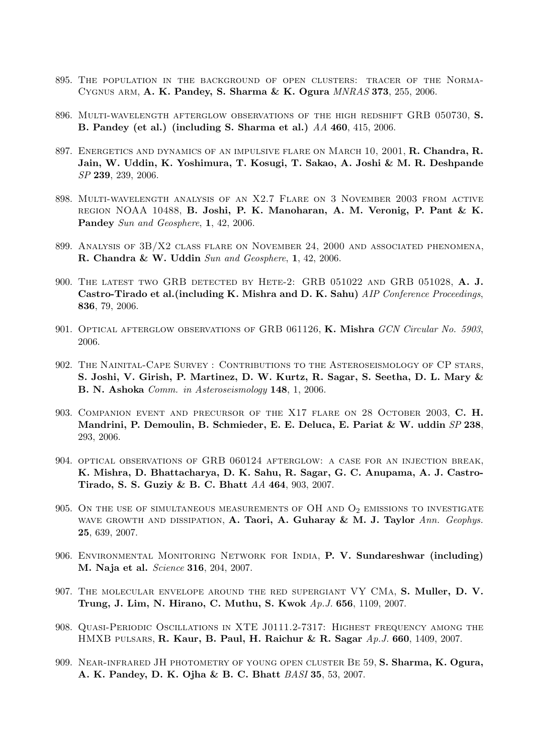895. The population in the background of open clusters: tracer of the Norma-Cygnus arm, **A. K. Pandey, S. Sharma & K. Ogura** *MNRAS* **373**, 255, 2006.

896. Multi-wavelength afterglow observations of the high redshift GRB 050730, **S. B. Pandey (et al.) (including S. Sharma et al.)** *AA* **460**, 415, 2006.

897. Energetics and dynamics of an impulsive flare on March 10, 2001, **R. Chandra, R. Jain, W. Uddin, K. Yoshimura, T. Kosugi, T. Sakao, A. Joshi & M. R. Deshpande** *SP* **239**, 239, 2006.

898. Multi-wavelength analysis of an X2.7 Flare on 3 November 2003 from active region NOAA 10488, **B. Joshi, P. K. Manoharan, A. M. Veronig, P. Pant & K. Pandey** *Sun and Geosphere*, **1**, 42, 2006.

899. Analysis of 3B/X2 class flare on November 24, 2000 and associated phenomena, **R. Chandra & W. Uddin** *Sun and Geosphere*, **1**, 42, 2006.

900. The latest two GRB detected by Hete-2: GRB 051022 and GRB 051028, **A. J. Castro-Tirado et al.(including K. Mishra and D. K. Sahu)** *AIP Conference Proceedings*, **836**, 79, 2006.

901. Optical afterglow observations of GRB 061126, **K. Mishra** *GCN Circular No. 5903*, 2006.

902. The Nainital-Cape Survey : Contributions to the Asteroseismology of CP stars, **S. Joshi, V. Girish, P. Martinez, D. W. Kurtz, R. Sagar, S. Seetha, D. L. Mary & B. N. Ashoka** *Comm. in Asteroseismology* **148**, 1, 2006.

903. Companion event and precursor of the X17 flare on 28 October 2003, **C. H. Mandrini, P. Demoulin, B. Schmieder, E. E. Deluca, E. Pariat & W. uddin** *SP* **238**, 293, 2006.

904. optical observations of GRB 060124 afterglow: a case for an injection break, **K. Mishra, D. Bhattacharya, D. K. Sahu, R. Sagar, G. C. Anupama, A. J. Castro-Tirado, S. S. Guziy & B. C. Bhatt** *AA* **464**, 903, 2007.

905. On the use of simultaneous measurements of OH and $O_2$ emissions to investigate wave growth and dissipation, **A. Taori, A. Guharay & M. J. Taylor** *Ann. Geophys.* **25**, 639, 2007.

906. Environmental Monitoring Network for India, **P. V. Sundareshwar (including) M. Naja et al.** *Science* **316**, 204, 2007.

907. The molecular envelope around the red supergiant VY CMa, **S. Muller, D. V. Trung, J. Lim, N. Hirano, C. Muthu, S. Kwok** *Ap.J.* **656**, 1109, 2007.

908. Quasi-Periodic Oscillations in XTE J0111.2-7317: Highest frequency among the HMXB pulsars, **R. Kaur, B. Paul, H. Raichur & R. Sagar** *Ap.J.* **660**, 1409, 2007.

909. Near-infrared JH photometry of young open cluster Be 59, **S. Sharma, K. Ogura, A. K. Pandey, D. K. Ojha & B. C. Bhatt** *BASI* **35**, 53, 2007.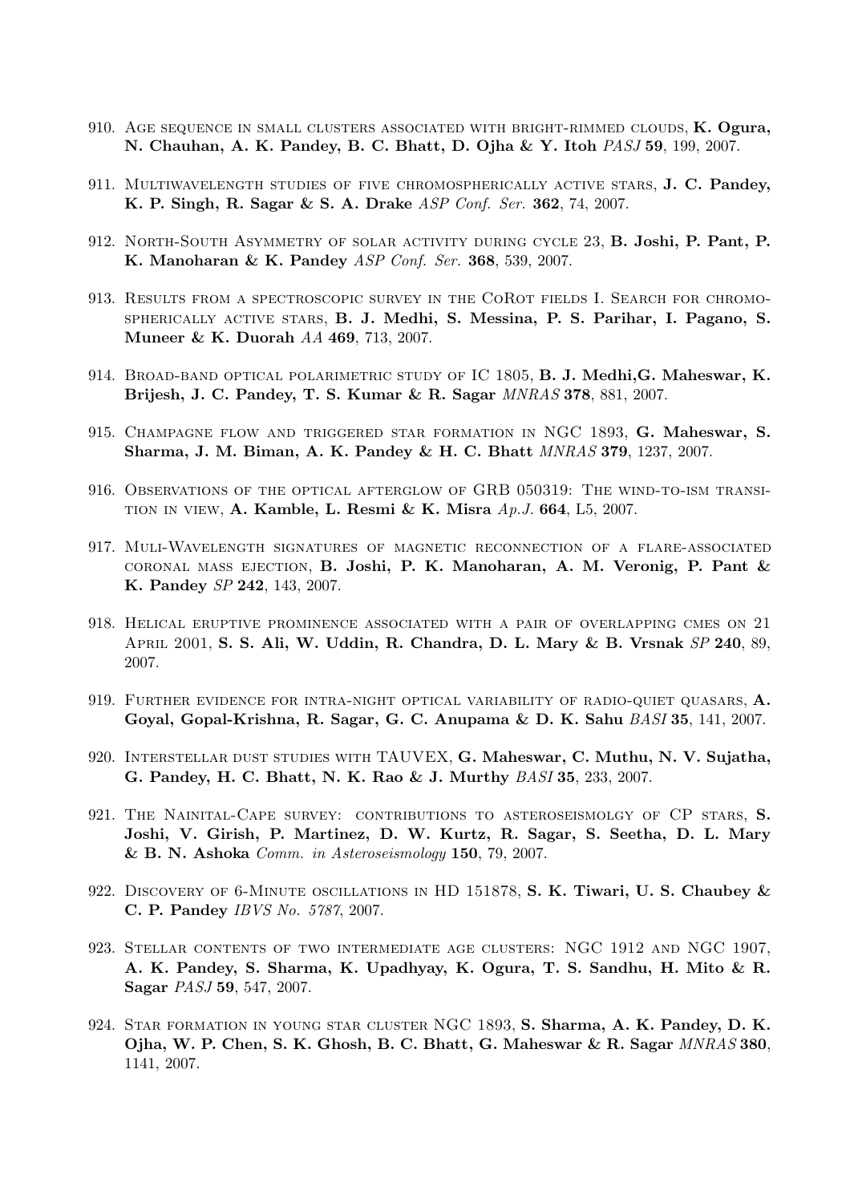910. Age sequence in small clusters associated with bright-rimmed clouds, **K. Ogura, N. Chauhan, A. K. Pandey, B. C. Bhatt, D. Ojha & Y. Itoh** *PASJ* **59**, 199, 2007.

911. Multiwavelength studies of five chromospherically active stars, **J. C. Pandey, K. P. Singh, R. Sagar & S. A. Drake** *ASP Conf. Ser.* **362**, 74, 2007.

912. North-South Asymmetry of solar activity during cycle 23, **B. Joshi, P. Pant, P. K. Manoharan & K. Pandey** *ASP Conf. Ser.* **368**, 539, 2007.

913. Results from a spectroscopic survey in the CoRot fields I. Search for chromospherically active stars, **B. J. Medhi, S. Messina, P. S. Parihar, I. Pagano, S. Muneer & K. Duorah** *AA* **469**, 713, 2007.

914. Broad-band optical polarimetric study of IC 1805, **B. J. Medhi,G. Maheswar, K. Brijesh, J. C. Pandey, T. S. Kumar & R. Sagar** *MNRAS* **378**, 881, 2007.

915. Champagne flow and triggered star formation in NGC 1893, **G. Maheswar, S. Sharma, J. M. Biman, A. K. Pandey & H. C. Bhatt** *MNRAS* **379**, 1237, 2007.

916. Observations of the optical afterglow of GRB 050319: The wind-to-ism transition in view, **A. Kamble, L. Resmi & K. Misra** *Ap.J.* **664**, L5, 2007.

917. Muli-Wavelength signatures of magnetic reconnection of a flare-associated coronal mass ejection, **B. Joshi, P. K. Manoharan, A. M. Veronig, P. Pant & K. Pandey** *SP* **242**, 143, 2007.

918. Helical eruptive prominence associated with a pair of overlapping cmes on 21 April 2001, **S. S. Ali, W. Uddin, R. Chandra, D. L. Mary & B. Vrsnak** *SP* **240**, 89, 2007.

919. Further evidence for intra-night optical variability of radio-quiet quasars, **A. Goyal, Gopal-Krishna, R. Sagar, G. C. Anupama & D. K. Sahu** *BASI* **35**, 141, 2007.

920. Interstellar dust studies with TAUVEX, **G. Maheswar, C. Muthu, N. V. Sujatha, G. Pandey, H. C. Bhatt, N. K. Rao & J. Murthy** *BASI* **35**, 233, 2007.

921. The Nainital-Cape survey: contributions to asteroseismolgy of CP stars, **S. Joshi, V. Girish, P. Martinez, D. W. Kurtz, R. Sagar, S. Seetha, D. L. Mary & B. N. Ashoka** *Comm. in Asteroseismology* **150**, 79, 2007.

922. Discovery of 6-Minute oscillations in HD 151878, **S. K. Tiwari, U. S. Chaubey & C. P. Pandey** *IBVS No. 5787*, 2007.

923. Stellar contents of two intermediate age clusters: NGC 1912 and NGC 1907, **A. K. Pandey, S. Sharma, K. Upadhyay, K. Ogura, T. S. Sandhu, H. Mito & R. Sagar** *PASJ* **59**, 547, 2007.

924. Star formation in young star cluster NGC 1893, **S. Sharma, A. K. Pandey, D. K. Ojha, W. P. Chen, S. K. Ghosh, B. C. Bhatt, G. Maheswar & R. Sagar** *MNRAS* **380**, 1141, 2007.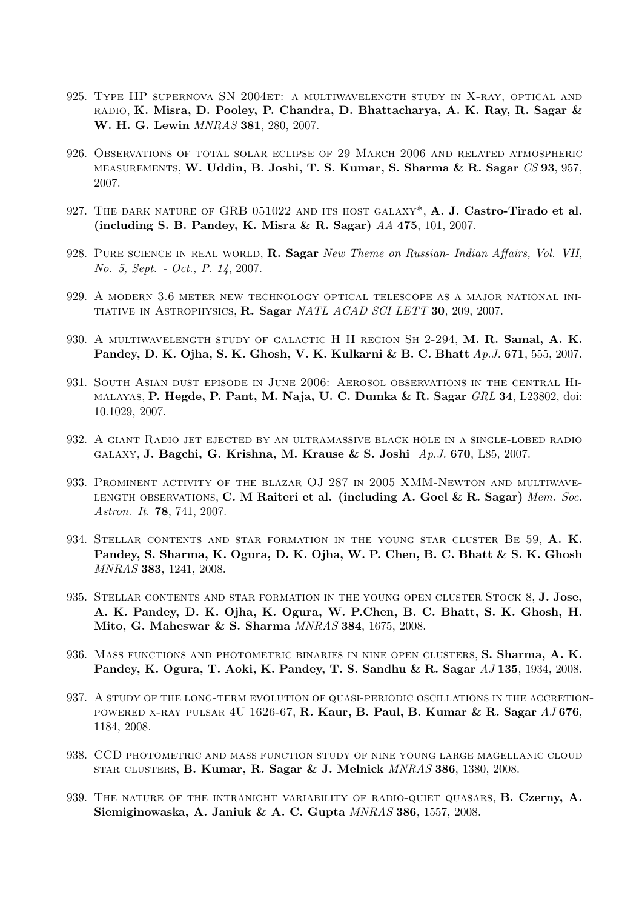925. Type IIP supernova SN 2004et: a multiwavelength study in X-ray, optical and radio, **K. Misra, D. Pooley, P. Chandra, D. Bhattacharya, A. K. Ray, R. Sagar & W. H. G. Lewin** *MNRAS* **381**, 280, 2007.

926. Observations of total solar eclipse of 29 March 2006 and related atmospheric measurements, **W. Uddin, B. Joshi, T. S. Kumar, S. Sharma & R. Sagar** *CS* **93**, 957, 2007.

927. The dark nature of GRB 051022 and its host galaxy*, **A. J. Castro-Tirado et al. (including S. B. Pandey, K. Misra & R. Sagar)** *AA* **475**, 101, 2007.

928. Pure science in real world, **R. Sagar** *New Theme on Russian- Indian Affairs, Vol. VII, No. 5, Sept. - Oct., P. 14*, 2007.

929. A modern 3.6 meter new technology optical telescope as a major national initiative in Astrophysics, **R. Sagar** *NATL ACAD SCI LETT* **30**, 209, 2007.

930. A multiwavelength study of galactic H II region Sh 2-294, **M. R. Samal, A. K. Pandey, D. K. Ojha, S. K. Ghosh, V. K. Kulkarni & B. C. Bhatt** *Ap.J.* **671**, 555, 2007.

931. South Asian dust episode in June 2006: Aerosol observations in the central Himalayas, **P. Hegde, P. Pant, M. Naja, U. C. Dumka & R. Sagar** *GRL* **34**, L23802, doi: 10.1029, 2007.

932. A giant Radio jet ejected by an ultramassive black hole in a single-lobed radio galaxy, **J. Bagchi, G. Krishna, M. Krause & S. Joshi** *Ap.J.* **670**, L85, 2007.

933. Prominent activity of the blazar OJ 287 in 2005 XMM-Newton and multiwavelength observations, **C. M Raiteri et al. (including A. Goel & R. Sagar)** *Mem. Soc. Astron. It.* **78**, 741, 2007.

934. Stellar contents and star formation in the young star cluster Be 59, **A. K. Pandey, S. Sharma, K. Ogura, D. K. Ojha, W. P. Chen, B. C. Bhatt & S. K. Ghosh** *MNRAS* **383**, 1241, 2008.

935. Stellar contents and star formation in the young open cluster Stock 8, **J. Jose, A. K. Pandey, D. K. Ojha, K. Ogura, W. P.Chen, B. C. Bhatt, S. K. Ghosh, H. Mito, G. Maheswar & S. Sharma** *MNRAS* **384**, 1675, 2008.

936. Mass functions and photometric binaries in nine open clusters, **S. Sharma, A. K. Pandey, K. Ogura, T. Aoki, K. Pandey, T. S. Sandhu & R. Sagar** *AJ* **135**, 1934, 2008.

937. A study of the long-term evolution of quasi-periodic oscillations in the accretion-powered x-ray pulsar 4U 1626-67, **R. Kaur, B. Paul, B. Kumar & R. Sagar** *AJ* **676**, 1184, 2008.

938. CCD photometric and mass function study of nine young large magellanic cloud star clusters, **B. Kumar, R. Sagar & J. Melnick** *MNRAS* **386**, 1380, 2008.

939. The nature of the intranight variability of radio-quiet quasars, **B. Czerny, A. Siemiginowaska, A. Janiuk & A. C. Gupta** *MNRAS* **386**, 1557, 2008.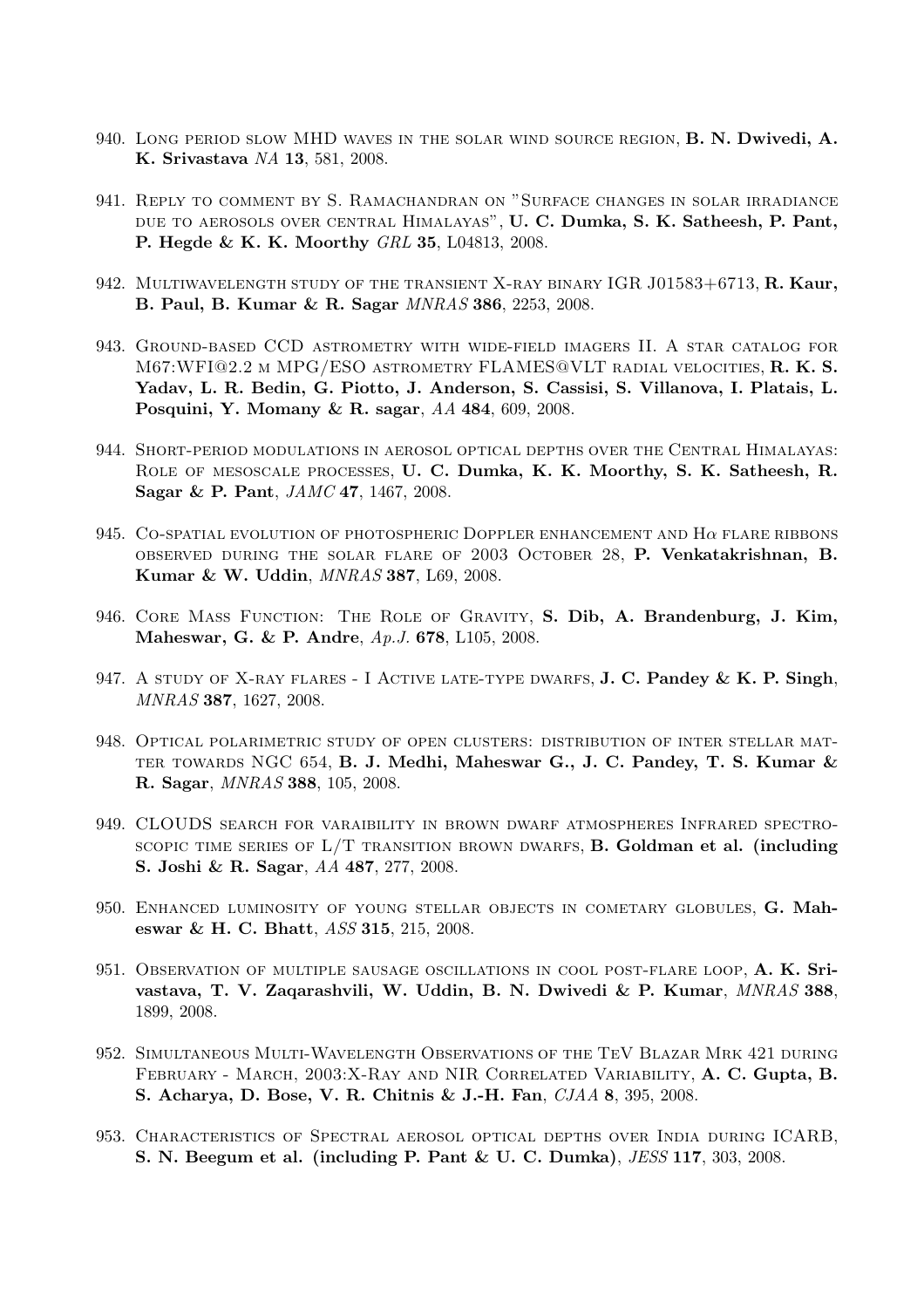940. Long period slow MHD waves in the solar wind source region, **B. N. Dwivedi, A. K. Srivastava** *NA* **13**, 581, 2008.

941. Reply to comment by S. Ramachandran on "Surface changes in solar irradiance due to aerosols over central Himalayas", **U. C. Dumka, S. K. Satheesh, P. Pant, P. Hegde & K. K. Moorthy** *GRL* **35**, L04813, 2008.

942. Multiwavelength study of the transient X-ray binary IGR J01583+6713, **R. Kaur, B. Paul, B. Kumar & R. Sagar** *MNRAS* **386**, 2253, 2008.

943. Ground-based CCD astrometry with wide-field imagers II. A star catalog for M67:WFI@2.2 m MPG/ESO astrometry FLAMES@VLT radial velocities, **R. K. S. Yadav, L. R. Bedin, G. Piotto, J. Anderson, S. Cassisi, S. Villanova, I. Platais, L. Posquini, Y. Momany & R. sagar**, *AA* **484**, 609, 2008.

944. Short-period modulations in aerosol optical depths over the Central Himalayas: Role of mesoscale processes, **U. C. Dumka, K. K. Moorthy, S. K. Satheesh, R. Sagar & P. Pant**, *JAMC* **47**, 1467, 2008.

945. Co-spatial evolution of photospheric Doppler enhancement and H$\alpha$ flare ribbons observed during the solar flare of 2003 October 28, **P. Venkatakrishnan, B. Kumar & W. Uddin**, *MNRAS* **387**, L69, 2008.

946. Core Mass Function: The Role of Gravity, **S. Dib, A. Brandenburg, J. Kim, Maheswar, G. & P. Andre**, *Ap.J.* **678**, L105, 2008.

947. A study of X-ray flares - I Active late-type dwarfs, **J. C. Pandey & K. P. Singh**, *MNRAS* **387**, 1627, 2008.

948. Optical polarimetric study of open clusters: distribution of inter stellar matter towards NGC 654, **B. J. Medhi, Maheswar G., J. C. Pandey, T. S. Kumar & R. Sagar**, *MNRAS* **388**, 105, 2008.

949. CLOUDS search for varaibility in brown dwarf atmospheres Infrared spectroscopic time series of L/T transition brown dwarfs, **B. Goldman et al. (including S. Joshi & R. Sagar**, *AA* **487**, 277, 2008.

950. Enhanced luminosity of young stellar objects in cometary globules, **G. Maheswar & H. C. Bhatt**, *ASS* **315**, 215, 2008.

951. Observation of multiple sausage oscillations in cool post-flare loop, **A. K. Srivastava, T. V. Zaqarashvili, W. Uddin, B. N. Dwivedi & P. Kumar**, *MNRAS* **388**, 1899, 2008.

952. Simultaneous Multi-Wavelength Observations of the TeV Blazar Mrk 421 during February - March, 2003:X-Ray and NIR Correlated Variability, **A. C. Gupta, B. S. Acharya, D. Bose, V. R. Chitnis & J.-H. Fan**, *CJAA* **8**, 395, 2008.

953. Characteristics of Spectral aerosol optical depths over India during ICARB, **S. N. Beegum et al. (including P. Pant & U. C. Dumka)**, *JESS* **117**, 303, 2008.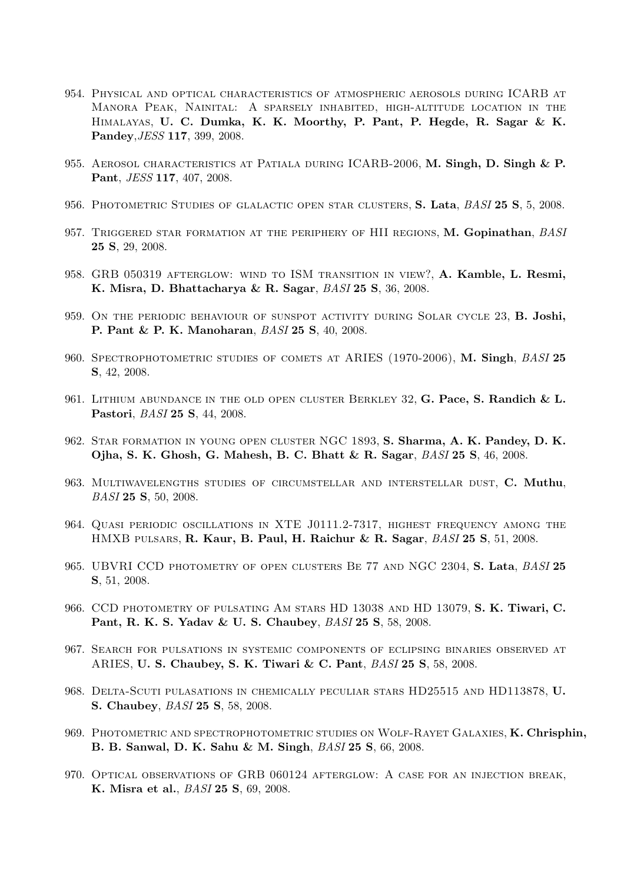954. Physical and optical characteristics of atmospheric aerosols during ICARB at Manora Peak, Nainital: A sparsely inhabited, high-altitude location in the Himalayas, **U. C. Dumka, K. K. Moorthy, P. Pant, P. Hegde, R. Sagar & K. Pandey**,*JESS* **117**, 399, 2008.

955. Aerosol characteristics at Patiala during ICARB-2006, **M. Singh, D. Singh & P. Pant**, *JESS* **117**, 407, 2008.

956. Photometric Studies of glalactic open star clusters, **S. Lata**, *BASI* **25 S**, 5, 2008.

957. Triggered star formation at the periphery of HII regions, **M. Gopinathan**, *BASI* **25 S**, 29, 2008.

958. GRB 050319 afterglow: wind to ISM transition in view?, **A. Kamble, L. Resmi, K. Misra, D. Bhattacharya & R. Sagar**, *BASI* **25 S**, 36, 2008.

959. On the periodic behaviour of sunspot activity during Solar cycle 23, **B. Joshi, P. Pant & P. K. Manoharan**, *BASI* **25 S**, 40, 2008.

960. Spectrophotometric studies of comets at ARIES (1970-2006), **M. Singh**, *BASI* **25 S**, 42, 2008.

961. Lithium abundance in the old open cluster Berkley 32, **G. Pace, S. Randich & L. Pastori**, *BASI* **25 S**, 44, 2008.

962. Star formation in young open cluster NGC 1893, **S. Sharma, A. K. Pandey, D. K. Ojha, S. K. Ghosh, G. Mahesh, B. C. Bhatt & R. Sagar**, *BASI* **25 S**, 46, 2008.

963. Multiwavelengths studies of circumstellar and interstellar dust, **C. Muthu**, *BASI* **25 S**, 50, 2008.

964. Quasi periodic oscillations in XTE J0111.2-7317, highest frequency among the HMXB pulsars, **R. Kaur, B. Paul, H. Raichur & R. Sagar**, *BASI* **25 S**, 51, 2008.

965. UBVRI CCD photometry of open clusters Be 77 and NGC 2304, **S. Lata**, *BASI* **25 S**, 51, 2008.

966. CCD photometry of pulsating Am stars HD 13038 and HD 13079, **S. K. Tiwari, C. Pant, R. K. S. Yadav & U. S. Chaubey**, *BASI* **25 S**, 58, 2008.

967. Search for pulsations in systemic components of eclipsing binaries observed at ARIES, **U. S. Chaubey, S. K. Tiwari & C. Pant**, *BASI* **25 S**, 58, 2008.

968. Delta-Scuti pulasations in chemically peculiar stars HD25515 and HD113878, **U. S. Chaubey**, *BASI* **25 S**, 58, 2008.

969. Photometric and spectrophotometric studies on Wolf-Rayet Galaxies, **K. Chrisphin, B. B. Sanwal, D. K. Sahu & M. Singh**, *BASI* **25 S**, 66, 2008.

970. Optical observations of GRB 060124 afterglow: A case for an injection break, **K. Misra et al.**, *BASI* **25 S**, 69, 2008.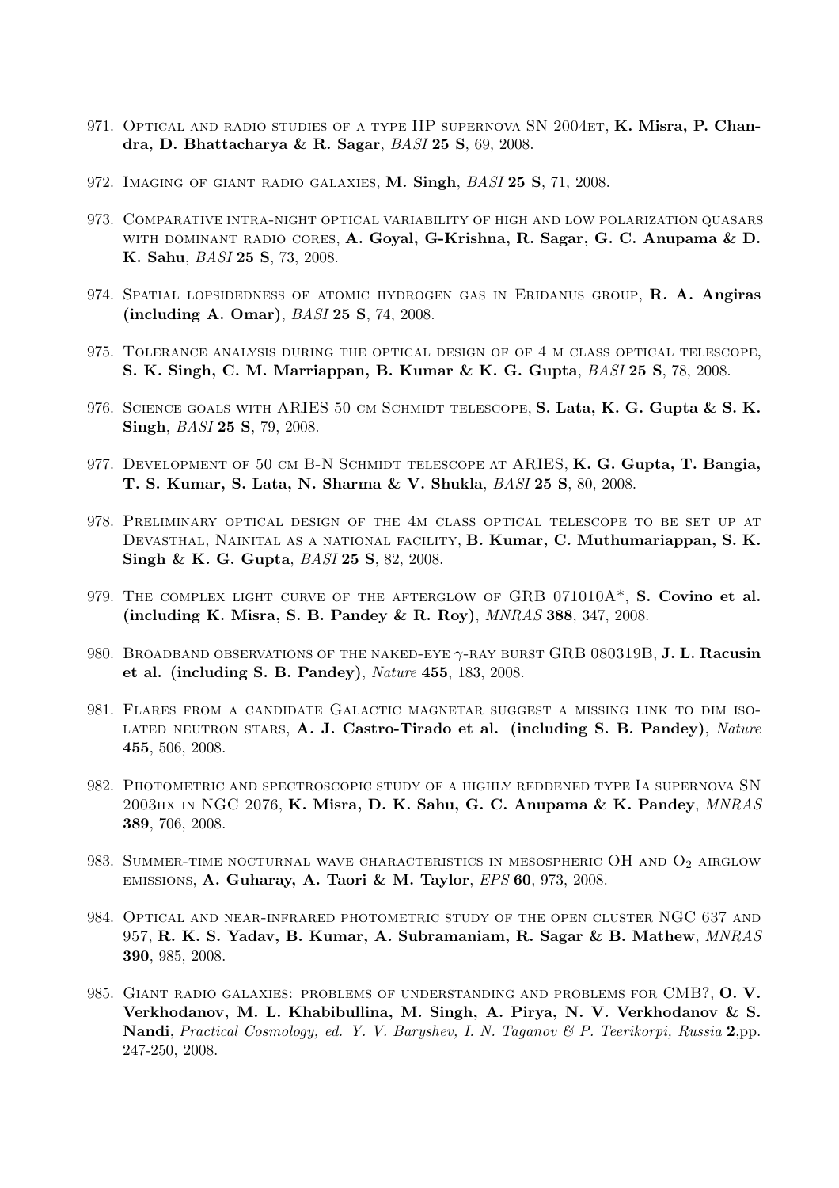971. Optical and radio studies of a type IIP supernova SN 2004et, **K. Misra, P. Chandra, D. Bhattacharya & R. Sagar**, *BASI* **25 S**, 69, 2008.

972. Imaging of giant radio galaxies, **M. Singh**, *BASI* **25 S**, 71, 2008.

973. Comparative intra-night optical variability of high and low polarization quasars with dominant radio cores, **A. Goyal, G-Krishna, R. Sagar, G. C. Anupama & D. K. Sahu**, *BASI* **25 S**, 73, 2008.

974. Spatial lopsidedness of atomic hydrogen gas in Eridanus group, **R. A. Angiras (including A. Omar)**, *BASI* **25 S**, 74, 2008.

975. Tolerance analysis during the optical design of of 4 m class optical telescope, **S. K. Singh, C. M. Marriappan, B. Kumar & K. G. Gupta**, *BASI* **25 S**, 78, 2008.

976. Science goals with ARIES 50 cm Schmidt telescope, **S. Lata, K. G. Gupta & S. K. Singh**, *BASI* **25 S**, 79, 2008.

977. Development of 50 cm B-N Schmidt telescope at ARIES, **K. G. Gupta, T. Bangia, T. S. Kumar, S. Lata, N. Sharma & V. Shukla**, *BASI* **25 S**, 80, 2008.

978. Preliminary optical design of the 4m class optical telescope to be set up at Devasthal, Nainital as a national facility, **B. Kumar, C. Muthumariappan, S. K. Singh & K. G. Gupta**, *BASI* **25 S**, 82, 2008.

979. The complex light curve of the afterglow of GRB 071010A*, **S. Covino et al. (including K. Misra, S. B. Pandey & R. Roy)**, *MNRAS* **388**, 347, 2008.

980. Broadband observations of the naked-eye $\gamma$-ray burst GRB 080319B, **J. L. Racusin et al. (including S. B. Pandey)**, *Nature* **455**, 183, 2008.

981. Flares from a candidate Galactic magnetar suggest a missing link to dim isolated neutron stars, **A. J. Castro-Tirado et al. (including S. B. Pandey)**, *Nature* **455**, 506, 2008.

982. Photometric and spectroscopic study of a highly reddened type Ia supernova SN 2003hx in NGC 2076, **K. Misra, D. K. Sahu, G. C. Anupama & K. Pandey**, *MNRAS* **389**, 706, 2008.

983. Summer-time nocturnal wave characteristics in mesospheric OH and $O_2$ airglow emissions, **A. Guharay, A. Taori & M. Taylor**, *EPS* **60**, 973, 2008.

984. Optical and near-infrared photometric study of the open cluster NGC 637 and 957, **R. K. S. Yadav, B. Kumar, A. Subramaniam, R. Sagar & B. Mathew**, *MNRAS* **390**, 985, 2008.

985. Giant radio galaxies: problems of understanding and problems for CMB?, **O. V. Verkhodanov, M. L. Khabibullina, M. Singh, A. Pirya, N. V. Verkhodanov & S. Nandi**, *Practical Cosmology, ed. Y. V. Baryshev, I. N. Taganov & P. Teerikorpi, Russia* **2**,pp. 247-250, 2008.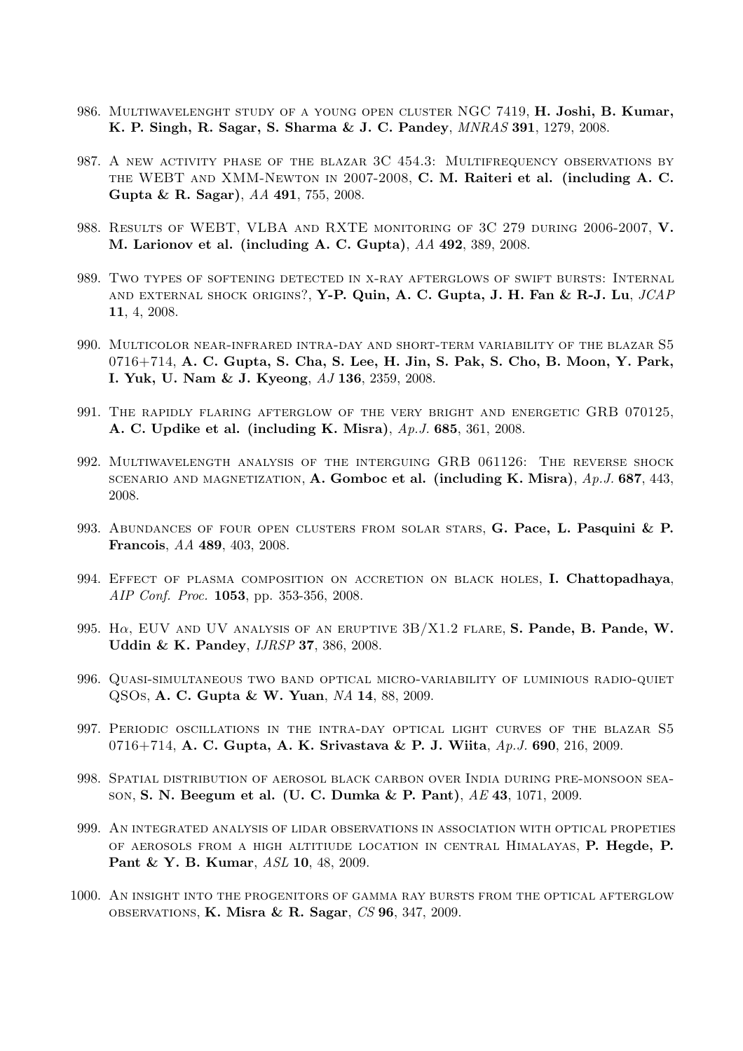986. Multiwavelenght study of a young open cluster NGC 7419, **H. Joshi, B. Kumar, K. P. Singh, R. Sagar, S. Sharma & J. C. Pandey**, *MNRAS* **391**, 1279, 2008.

987. A new activity phase of the blazar 3C 454.3: Multifrequency observations by the WEBT and XMM-Newton in 2007-2008, **C. M. Raiteri et al. (including A. C. Gupta & R. Sagar)**, *AA* **491**, 755, 2008.

988. Results of WEBT, VLBA and RXTE monitoring of 3C 279 during 2006-2007, **V. M. Larionov et al. (including A. C. Gupta)**, *AA* **492**, 389, 2008.

989. Two types of softening detected in x-ray afterglows of swift bursts: Internal and external shock origins?, **Y-P. Quin, A. C. Gupta, J. H. Fan & R-J. Lu**, *JCAP* **11**, 4, 2008.

990. Multicolor near-infrared intra-day and short-term variability of the blazar S5 0716+714, **A. C. Gupta, S. Cha, S. Lee, H. Jin, S. Pak, S. Cho, B. Moon, Y. Park, I. Yuk, U. Nam & J. Kyeong**, *AJ* **136**, 2359, 2008.

991. The rapidly flaring afterglow of the very bright and energetic GRB 070125, **A. C. Updike et al. (including K. Misra)**, *Ap.J.* **685**, 361, 2008.

992. Multiwavelength analysis of the interguing GRB 061126: The reverse shock scenario and magnetization, **A. Gomboc et al. (including K. Misra)**, *Ap.J.* **687**, 443, 2008.

993. Abundances of four open clusters from solar stars, **G. Pace, L. Pasquini & P. Francois**, *AA* **489**, 403, 2008.

994. Effect of plasma composition on accretion on black holes, **I. Chattopadhaya**, *AIP Conf. Proc.* **1053**, pp. 353-356, 2008.

995. H$\alpha$, EUV and UV analysis of an eruptive 3B/X1.2 flare, **S. Pande, B. Pande, W. Uddin & K. Pandey**, *IJRSP* **37**, 386, 2008.

996. Quasi-simultaneous two band optical micro-variability of luminious radio-quiet QSOs, **A. C. Gupta & W. Yuan**, *NA* **14**, 88, 2009.

997. Periodic oscillations in the intra-day optical light curves of the blazar S5 0716+714, **A. C. Gupta, A. K. Srivastava & P. J. Wiita**, *Ap.J.* **690**, 216, 2009.

998. Spatial distribution of aerosol black carbon over India during pre-monsoon season, **S. N. Beegum et al. (U. C. Dumka & P. Pant)**, *AE* **43**, 1071, 2009.

999. An integrated analysis of lidar observations in association with optical propeties of aerosols from a high altitiude location in central Himalayas, **P. Hegde, P. Pant & Y. B. Kumar**, *ASL* **10**, 48, 2009.

1000. An insight into the progenitors of gamma ray bursts from the optical afterglow observations, **K. Misra & R. Sagar**, *CS* **96**, 347, 2009.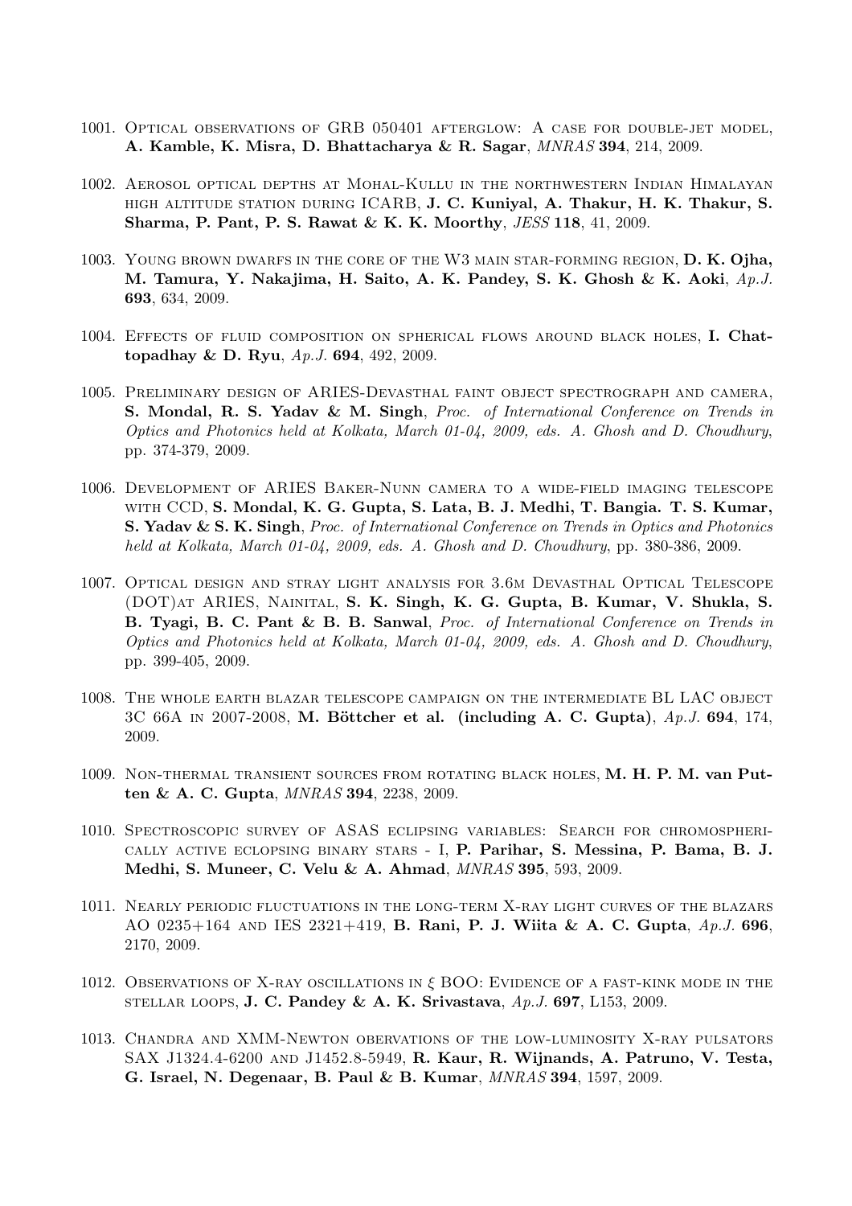1001. Optical observations of GRB 050401 afterglow: A case for double-jet model, **A. Kamble, K. Misra, D. Bhattacharya & R. Sagar**, *MNRAS* **394**, 214, 2009.

1002. Aerosol optical depths at Mohal-Kullu in the northwestern Indian Himalayan high altitude station during ICARB, **J. C. Kuniyal, A. Thakur, H. K. Thakur, S. Sharma, P. Pant, P. S. Rawat & K. K. Moorthy**, *JESS* **118**, 41, 2009.

1003. Young brown dwarfs in the core of the W3 main star-forming region, **D. K. Ojha, M. Tamura, Y. Nakajima, H. Saito, A. K. Pandey, S. K. Ghosh & K. Aoki**, *Ap.J.* **693**, 634, 2009.

1004. Effects of fluid composition on spherical flows around black holes, **I. Chattopadhay & D. Ryu**, *Ap.J.* **694**, 492, 2009.

1005. Preliminary design of ARIES-Devasthal faint object spectrograph and camera, **S. Mondal, R. S. Yadav & M. Singh**, *Proc. of International Conference on Trends in Optics and Photonics held at Kolkata, March 01-04, 2009, eds. A. Ghosh and D. Choudhury*, pp. 374-379, 2009.

1006. Development of ARIES Baker-Nunn camera to a wide-field imaging telescope with CCD, **S. Mondal, K. G. Gupta, S. Lata, B. J. Medhi, T. Bangia. T. S. Kumar, S. Yadav & S. K. Singh**, *Proc. of International Conference on Trends in Optics and Photonics held at Kolkata, March 01-04, 2009, eds. A. Ghosh and D. Choudhury*, pp. 380-386, 2009.

1007. Optical design and stray light analysis for 3.6m Devasthal Optical Telescope (DOT)at ARIES, Nainital, **S. K. Singh, K. G. Gupta, B. Kumar, V. Shukla, S. B. Tyagi, B. C. Pant & B. B. Sanwal**, *Proc. of International Conference on Trends in Optics and Photonics held at Kolkata, March 01-04, 2009, eds. A. Ghosh and D. Choudhury*, pp. 399-405, 2009.

1008. The whole earth blazar telescope campaign on the intermediate BL LAC object 3C 66A in 2007-2008, **M. Böttcher et al. (including A. C. Gupta)**, *Ap.J.* **694**, 174, 2009.

1009. Non-thermal transient sources from rotating black holes, **M. H. P. M. van Putten & A. C. Gupta**, *MNRAS* **394**, 2238, 2009.

1010. Spectroscopic survey of ASAS eclipsing variables: Search for chromospherically active eclopsing binary stars - I, **P. Parihar, S. Messina, P. Bama, B. J. Medhi, S. Muneer, C. Velu & A. Ahmad**, *MNRAS* **395**, 593, 2009.

1011. Nearly periodic fluctuations in the long-term X-ray light curves of the blazars AO 0235+164 and IES 2321+419, **B. Rani, P. J. Wiita & A. C. Gupta**, *Ap.J.* **696**, 2170, 2009.

1012. Observations of X-ray oscillations in $\xi$ BOO: Evidence of a fast-kink mode in the stellar loops, **J. C. Pandey & A. K. Srivastava**, *Ap.J.* **697**, L153, 2009.

1013. Chandra and XMM-Newton obervations of the low-luminosity X-ray pulsators SAX J1324.4-6200 and J1452.8-5949, **R. Kaur, R. Wijnands, A. Patruno, V. Testa, G. Israel, N. Degenaar, B. Paul & B. Kumar**, *MNRAS* **394**, 1597, 2009.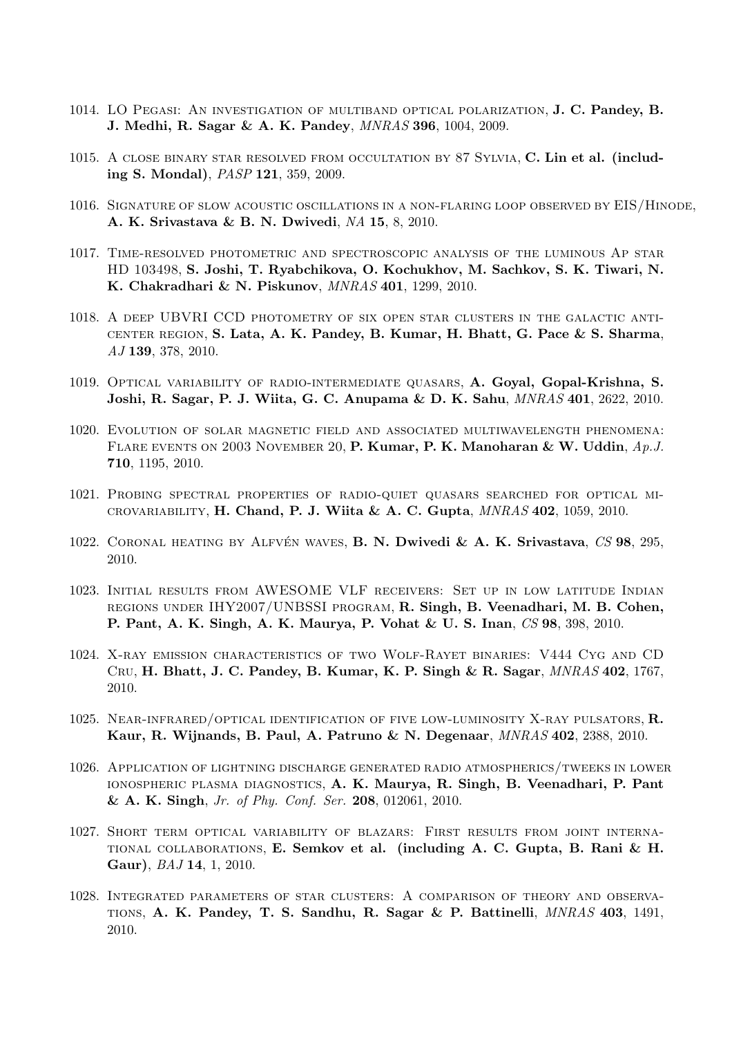1014. LO Pegasi: An investigation of multiband optical polarization, **J. C. Pandey, B. J. Medhi, R. Sagar & A. K. Pandey**, *MNRAS* **396**, 1004, 2009.

1015. A close binary star resolved from occultation by 87 Sylvia, **C. Lin et al. (including S. Mondal)**, *PASP* **121**, 359, 2009.

1016. Signature of slow acoustic oscillations in a non-flaring loop observed by EIS/Hinode, **A. K. Srivastava & B. N. Dwivedi**, *NA* **15**, 8, 2010.

1017. Time-resolved photometric and spectroscopic analysis of the luminous Ap star HD 103498, **S. Joshi, T. Ryabchikova, O. Kochukhov, M. Sachkov, S. K. Tiwari, N. K. Chakradhari & N. Piskunov**, *MNRAS* **401**, 1299, 2010.

1018. A deep UBVRI CCD photometry of six open star clusters in the galactic anti-center region, **S. Lata, A. K. Pandey, B. Kumar, H. Bhatt, G. Pace & S. Sharma**, *AJ* **139**, 378, 2010.

1019. Optical variability of radio-intermediate quasars, **A. Goyal, Gopal-Krishna, S. Joshi, R. Sagar, P. J. Wiita, G. C. Anupama & D. K. Sahu**, *MNRAS* **401**, 2622, 2010.

1020. Evolution of solar magnetic field and associated multiwavelength phenomena: Flare events on 2003 November 20, **P. Kumar, P. K. Manoharan & W. Uddin**, *Ap.J.* **710**, 1195, 2010.

1021. Probing spectral properties of radio-quiet quasars searched for optical microvariability, **H. Chand, P. J. Wiita & A. C. Gupta**, *MNRAS* **402**, 1059, 2010.

1022. Coronal heating by Alfvén waves, **B. N. Dwivedi & A. K. Srivastava**, *CS* **98**, 295, 2010.

1023. Initial results from AWESOME VLF receivers: Set up in low latitude Indian regions under IHY2007/UNBSSI program, **R. Singh, B. Veenadhari, M. B. Cohen, P. Pant, A. K. Singh, A. K. Maurya, P. Vohat & U. S. Inan**, *CS* **98**, 398, 2010.

1024. X-ray emission characteristics of two Wolf-Rayet binaries: V444 Cyg and CD Cru, **H. Bhatt, J. C. Pandey, B. Kumar, K. P. Singh & R. Sagar**, *MNRAS* **402**, 1767, 2010.

1025. Near-infrared/optical identification of five low-luminosity X-ray pulsators, **R. Kaur, R. Wijnands, B. Paul, A. Patruno & N. Degenaar**, *MNRAS* **402**, 2388, 2010.

1026. Application of lightning discharge generated radio atmospherics/tweeks in lower ionospheric plasma diagnostics, **A. K. Maurya, R. Singh, B. Veenadhari, P. Pant & A. K. Singh**, *Jr. of Phy. Conf. Ser.* **208**, 012061, 2010.

1027. Short term optical variability of blazars: First results from joint international collaborations, **E. Semkov et al. (including A. C. Gupta, B. Rani & H. Gaur)**, *BAJ* **14**, 1, 2010.

1028. Integrated parameters of star clusters: A comparison of theory and observations, **A. K. Pandey, T. S. Sandhu, R. Sagar & P. Battinelli**, *MNRAS* **403**, 1491, 2010.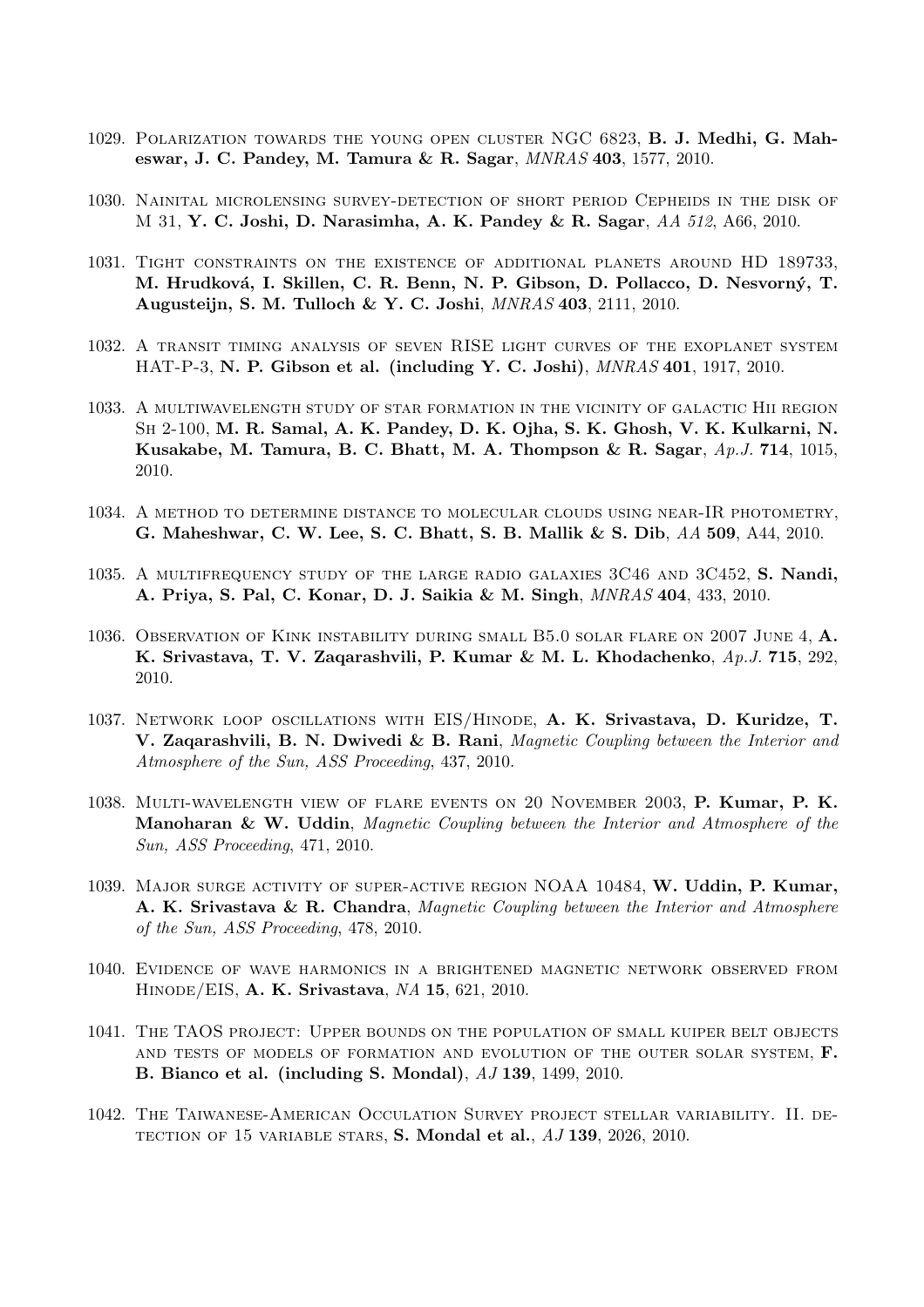1029. Polarization towards the young open cluster NGC 6823, **B. J. Medhi, G. Maheswar, J. C. Pandey, M. Tamura & R. Sagar**, *MNRAS* **403**, 1577, 2010.

1030. Nainital microlensing survey-detection of short period Cepheids in the disk of M 31, **Y. C. Joshi, D. Narasimha, A. K. Pandey & R. Sagar**, *AA 512*, A66, 2010.

1031. Tight constraints on the existence of additional planets around HD 189733, **M. Hrudková, I. Skillen, C. R. Benn, N. P. Gibson, D. Pollacco, D. Nesvorný, T. Augusteijn, S. M. Tulloch & Y. C. Joshi**, *MNRAS* **403**, 2111, 2010.

1032. A transit timing analysis of seven RISE light curves of the exoplanet system HAT-P-3, **N. P. Gibson et al. (including Y. C. Joshi)**, *MNRAS* **401**, 1917, 2010.

1033. A multiwavelength study of star formation in the vicinity of galactic HII region Sh 2-100, **M. R. Samal, A. K. Pandey, D. K. Ojha, S. K. Ghosh, V. K. Kulkarni, N. Kusakabe, M. Tamura, B. C. Bhatt, M. A. Thompson & R. Sagar**, *Ap.J.* **714**, 1015, 2010.

1034. A method to determine distance to molecular clouds using near-IR photometry, **G. Maheshwar, C. W. Lee, S. C. Bhatt, S. B. Mallik & S. Dib**, *AA* **509**, A44, 2010.

1035. A multifrequency study of the large radio galaxies 3C46 and 3C452, **S. Nandi, A. Priya, S. Pal, C. Konar, D. J. Saikia & M. Singh**, *MNRAS* **404**, 433, 2010.

1036. Observation of Kink instability during small B5.0 solar flare on 2007 June 4, **A. K. Srivastava, T. V. Zaqarashvili, P. Kumar & M. L. Khodachenko**, *Ap.J.* **715**, 292, 2010.

1037. Network loop oscillations with EIS/Hinode, **A. K. Srivastava, D. Kuridze, T. V. Zaqarashvili, B. N. Dwivedi & B. Rani**, *Magnetic Coupling between the Interior and Atmosphere of the Sun, ASS Proceeding*, 437, 2010.

1038. Multi-wavelength view of flare events on 20 November 2003, **P. Kumar, P. K. Manoharan & W. Uddin**, *Magnetic Coupling between the Interior and Atmosphere of the Sun, ASS Proceeding*, 471, 2010.

1039. Major surge activity of super-active region NOAA 10484, **W. Uddin, P. Kumar, A. K. Srivastava & R. Chandra**, *Magnetic Coupling between the Interior and Atmosphere of the Sun, ASS Proceeding*, 478, 2010.

1040. Evidence of wave harmonics in a brightened magnetic network observed from Hinode/EIS, **A. K. Srivastava**, *NA* **15**, 621, 2010.

1041. The TAOS project: Upper bounds on the population of small kuiper belt objects and tests of models of formation and evolution of the outer solar system, **F. B. Bianco et al. (including S. Mondal)**, *AJ* **139**, 1499, 2010.

1042. The Taiwanese-American Occulation Survey project stellar variability. II. detection of 15 variable stars, **S. Mondal et al.**, *AJ* **139**, 2026, 2010.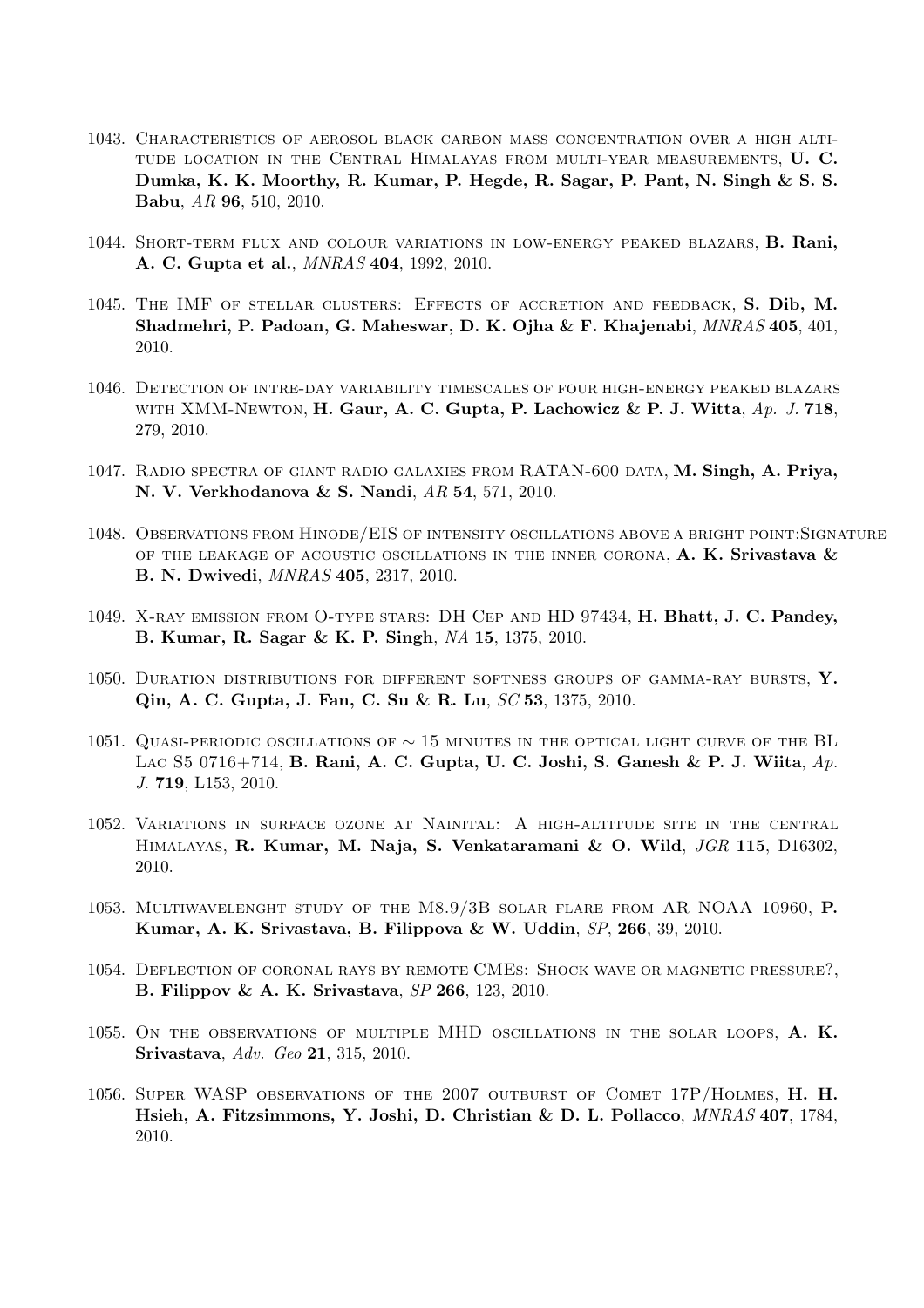1043. Characteristics of aerosol black carbon mass concentration over a high altitude location in the Central Himalayas from multi-year measurements, **U. C. Dumka, K. K. Moorthy, R. Kumar, P. Hegde, R. Sagar, P. Pant, N. Singh & S. S. Babu**, *AR* **96**, 510, 2010.

1044. Short-term flux and colour variations in low-energy peaked blazars, **B. Rani, A. C. Gupta et al.**, *MNRAS* **404**, 1992, 2010.

1045. The IMF of stellar clusters: Effects of accretion and feedback, **S. Dib, M. Shadmehri, P. Padoan, G. Maheswar, D. K. Ojha & F. Khajenabi**, *MNRAS* **405**, 401, 2010.

1046. Detection of intre-day variability timescales of four high-energy peaked blazars with XMM-Newton, **H. Gaur, A. C. Gupta, P. Lachowicz & P. J. Witta**, *Ap. J.* **718**, 279, 2010.

1047. Radio spectra of giant radio galaxies from RATAN-600 data, **M. Singh, A. Priya, N. V. Verkhodanova & S. Nandi**, *AR* **54**, 571, 2010.

1048. Observations from Hinode/EIS of intensity oscillations above a bright point:Signature of the leakage of acoustic oscillations in the inner corona, **A. K. Srivastava & B. N. Dwivedi**, *MNRAS* **405**, 2317, 2010.

1049. X-ray emission from O-type stars: DH Cep and HD 97434, **H. Bhatt, J. C. Pandey, B. Kumar, R. Sagar & K. P. Singh**, *NA* **15**, 1375, 2010.

1050. Duration distributions for different softness groups of gamma-ray bursts, **Y. Qin, A. C. Gupta, J. Fan, C. Su & R. Lu**, *SC* **53**, 1375, 2010.

1051. Quasi-periodic oscillations of $\sim 15$ minutes in the optical light curve of the BL Lac S5 0716+714, **B. Rani, A. C. Gupta, U. C. Joshi, S. Ganesh & P. J. Wiita**, *Ap. J.* **719**, L153, 2010.

1052. Variations in surface ozone at Nainital: A high-altitude site in the central Himalayas, **R. Kumar, M. Naja, S. Venkataramani & O. Wild**, *JGR* **115**, D16302, 2010.

1053. Multiwavelenght study of the M8.9/3B solar flare from AR NOAA 10960, **P. Kumar, A. K. Srivastava, B. Filippova & W. Uddin**, *SP*, **266**, 39, 2010.

1054. Deflection of coronal rays by remote CMEs: Shock wave or magnetic pressure?, **B. Filippov & A. K. Srivastava**, *SP* **266**, 123, 2010.

1055. On the observations of multiple MHD oscillations in the solar loops, **A. K. Srivastava**, *Adv. Geo* **21**, 315, 2010.

1056. Super WASP observations of the 2007 outburst of Comet 17P/Holmes, **H. H. Hsieh, A. Fitzsimmons, Y. Joshi, D. Christian & D. L. Pollacco**, *MNRAS* **407**, 1784, 2010.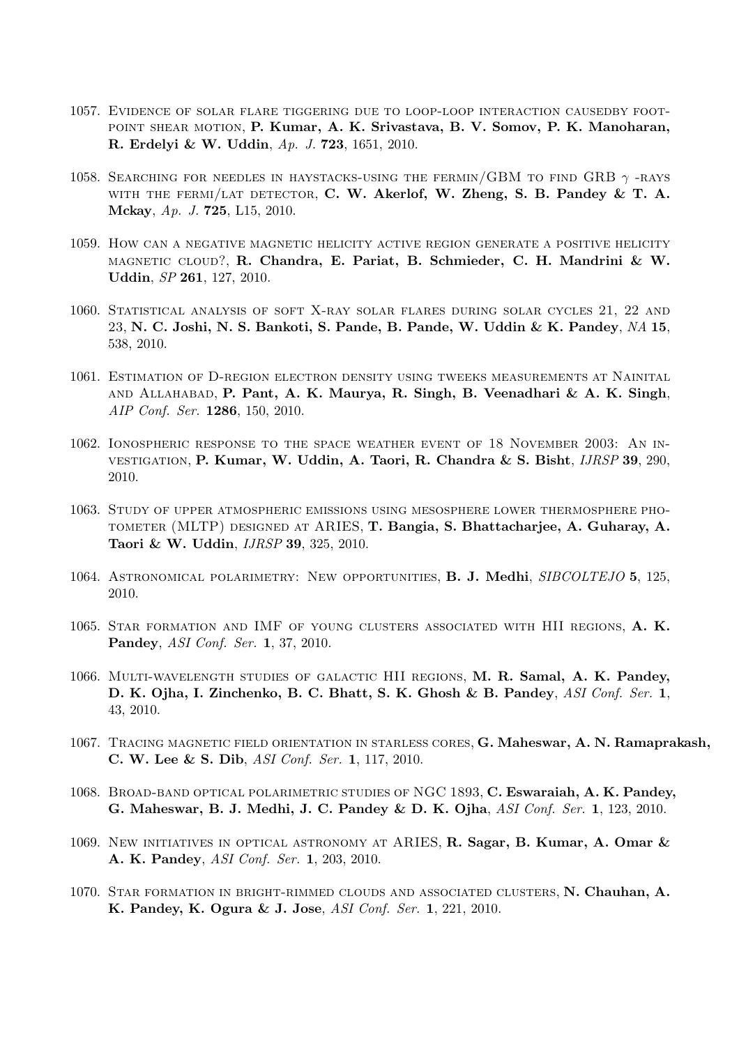1057. Evidence of solar flare tiggering due to loop-loop interaction causedby foot-point shear motion, **P. Kumar, A. K. Srivastava, B. V. Somov, P. K. Manoharan, R. Erdelyi & W. Uddin**, *Ap. J.* **723**, 1651, 2010.

1058. Searching for needles in haystacks-using the fermin/GBM to find GRB $\gamma$ -rays with the fermi/lat detector, **C. W. Akerlof, W. Zheng, S. B. Pandey & T. A. Mckay**, *Ap. J.* **725**, L15, 2010.

1059. How can a negative magnetic helicity active region generate a positive helicity magnetic cloud?, **R. Chandra, E. Pariat, B. Schmieder, C. H. Mandrini & W. Uddin**, *SP* **261**, 127, 2010.

1060. Statistical analysis of soft X-ray solar flares during solar cycles 21, 22 and 23, **N. C. Joshi, N. S. Bankoti, S. Pande, B. Pande, W. Uddin & K. Pandey**, *NA* **15**, 538, 2010.

1061. Estimation of D-region electron density using tweeks measurements at Nainital and Allahabad, **P. Pant, A. K. Maurya, R. Singh, B. Veenadhari & A. K. Singh**, *AIP Conf. Ser.* **1286**, 150, 2010.

1062. Ionospheric response to the space weather event of 18 November 2003: An investigation, **P. Kumar, W. Uddin, A. Taori, R. Chandra & S. Bisht**, *IJRSP* **39**, 290, 2010.

1063. Study of upper atmospheric emissions using mesosphere lower thermosphere photometer (MLTP) designed at ARIES, **T. Bangia, S. Bhattacharjee, A. Guharay, A. Taori & W. Uddin**, *IJRSP* **39**, 325, 2010.

1064. Astronomical polarimetry: New opportunities, **B. J. Medhi**, *SIBCOLTEJO* **5**, 125, 2010.

1065. Star formation and IMF of young clusters associated with HII regions, **A. K. Pandey**, *ASI Conf. Ser.* **1**, 37, 2010.

1066. Multi-wavelength studies of galactic HII regions, **M. R. Samal, A. K. Pandey, D. K. Ojha, I. Zinchenko, B. C. Bhatt, S. K. Ghosh & B. Pandey**, *ASI Conf. Ser.* **1**, 43, 2010.

1067. Tracing magnetic field orientation in starless cores, **G. Maheswar, A. N. Ramaprakash, C. W. Lee & S. Dib**, *ASI Conf. Ser.* **1**, 117, 2010.

1068. Broad-band optical polarimetric studies of NGC 1893, **C. Eswaraiah, A. K. Pandey, G. Maheswar, B. J. Medhi, J. C. Pandey & D. K. Ojha**, *ASI Conf. Ser.* **1**, 123, 2010.

1069. New initiatives in optical astronomy at ARIES, **R. Sagar, B. Kumar, A. Omar & A. K. Pandey**, *ASI Conf. Ser.* **1**, 203, 2010.

1070. Star formation in bright-rimmed clouds and associated clusters, **N. Chauhan, A. K. Pandey, K. Ogura & J. Jose**, *ASI Conf. Ser.* **1**, 221, 2010.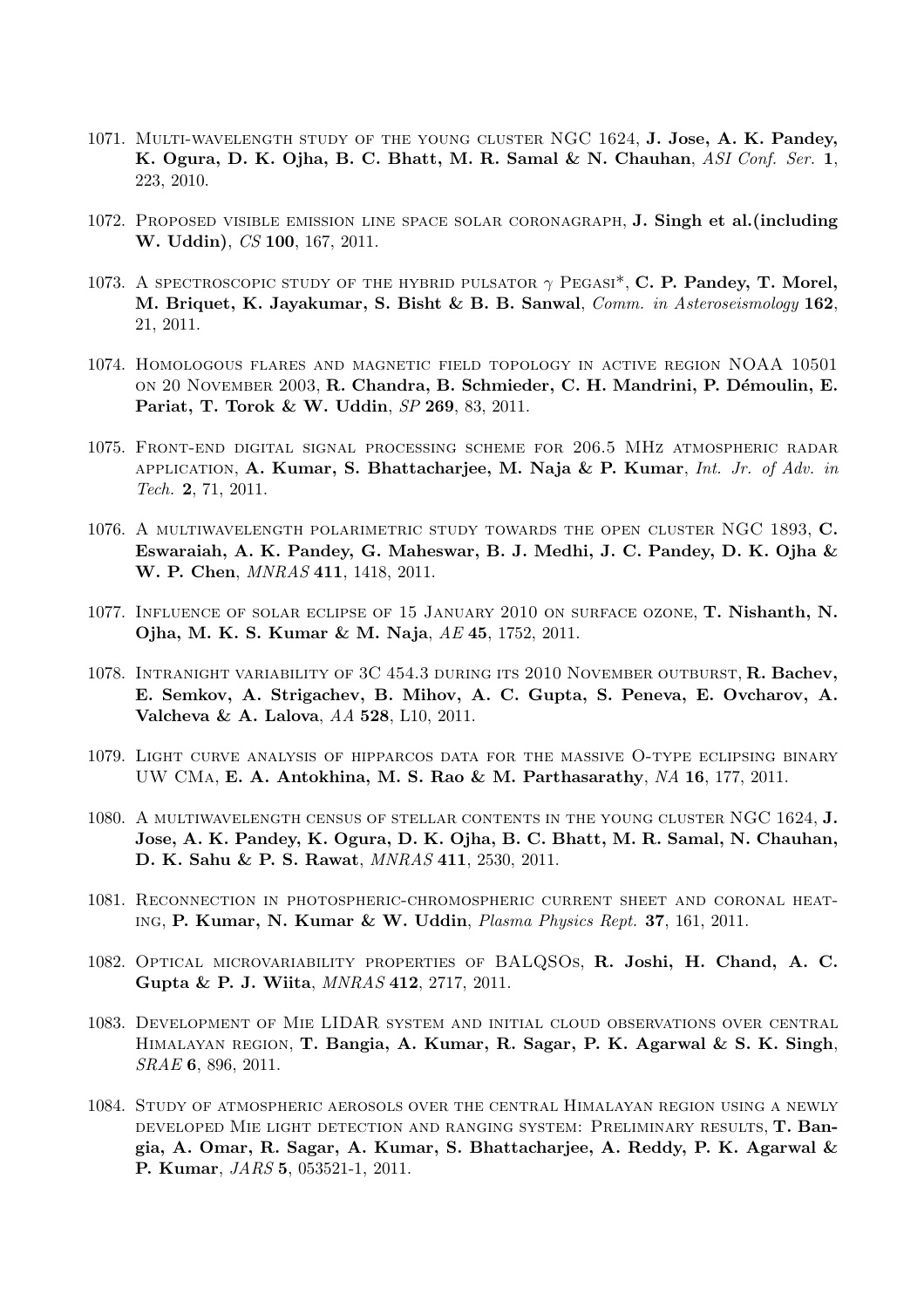1071. Multi-wavelength study of the young cluster NGC 1624, **J. Jose, A. K. Pandey, K. Ogura, D. K. Ojha, B. C. Bhatt, M. R. Samal & N. Chauhan**, *ASI Conf. Ser.* **1**, 223, 2010.

1072. Proposed visible emission line space solar coronagraph, **J. Singh et al.(including W. Uddin)**, *CS* **100**, 167, 2011.

1073. A spectroscopic study of the hybrid pulsator $\gamma$ Pegasi*, **C. P. Pandey, T. Morel, M. Briquet, K. Jayakumar, S. Bisht & B. B. Sanwal**, *Comm. in Asteroseismology* **162**, 21, 2011.

1074. Homologous flares and magnetic field topology in active region NOAA 10501 on 20 November 2003, **R. Chandra, B. Schmieder, C. H. Mandrini, P. Démoulin, E. Pariat, T. Torok & W. Uddin**, *SP* **269**, 83, 2011.

1075. Front-end digital signal processing scheme for 206.5 MHz atmospheric radar application, **A. Kumar, S. Bhattacharjee, M. Naja & P. Kumar**, *Int. Jr. of Adv. in Tech.* **2**, 71, 2011.

1076. A multiwavelength polarimetric study towards the open cluster NGC 1893, **C. Eswaraiah, A. K. Pandey, G. Maheswar, B. J. Medhi, J. C. Pandey, D. K. Ojha & W. P. Chen**, *MNRAS* **411**, 1418, 2011.

1077. Influence of solar eclipse of 15 January 2010 on surface ozone, **T. Nishanth, N. Ojha, M. K. S. Kumar & M. Naja**, *AE* **45**, 1752, 2011.

1078. Intranight variability of 3C 454.3 during its 2010 November outburst, **R. Bachev, E. Semkov, A. Strigachev, B. Mihov, A. C. Gupta, S. Peneva, E. Ovcharov, A. Valcheva & A. Lalova**, *AA* **528**, L10, 2011.

1079. Light curve analysis of hipparcos data for the massive O-type eclipsing binary UW CMa, **E. A. Antokhina, M. S. Rao & M. Parthasarathy**, *NA* **16**, 177, 2011.

1080. A multiwavelength census of stellar contents in the young cluster NGC 1624, **J. Jose, A. K. Pandey, K. Ogura, D. K. Ojha, B. C. Bhatt, M. R. Samal, N. Chauhan, D. K. Sahu & P. S. Rawat**, *MNRAS* **411**, 2530, 2011.

1081. Reconnection in photospheric-chromospheric current sheet and coronal heating, **P. Kumar, N. Kumar & W. Uddin**, *Plasma Physics Rept.* **37**, 161, 2011.

1082. Optical microvariability properties of BALQSOs, **R. Joshi, H. Chand, A. C. Gupta & P. J. Wiita**, *MNRAS* **412**, 2717, 2011.

1083. Development of Mie LIDAR system and initial cloud observations over central Himalayan region, **T. Bangia, A. Kumar, R. Sagar, P. K. Agarwal & S. K. Singh**, *SRAE* **6**, 896, 2011.

1084. Study of atmospheric aerosols over the central Himalayan region using a newly developed Mie light detection and ranging system: Preliminary results, **T. Bangia, A. Omar, R. Sagar, A. Kumar, S. Bhattacharjee, A. Reddy, P. K. Agarwal & P. Kumar**, *JARS* **5**, 053521-1, 2011.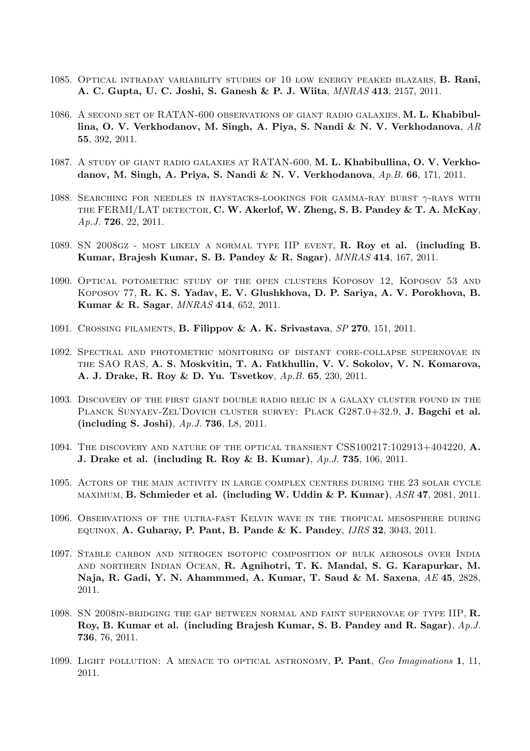1085. Optical intraday variability studies of 10 low energy peaked blazars, **B. Rani, A. C. Gupta, U. C. Joshi, S. Ganesh & P. J. Wiita**, *MNRAS* **413**, 2157, 2011.

1086. A second set of RATAN-600 observations of giant radio galaxies, **M. L. Khabibullina, O. V. Verkhodanov, M. Singh, A. Piya, S. Nandi & N. V. Verkhodanova**, *AR* **55**, 392, 2011.

1087. A study of giant radio galaxies at RATAN-600, **M. L. Khabibullina, O. V. Verkhodanov, M. Singh, A. Priya, S. Nandi & N. V. Verkhodanova**, *Ap.B.* **66**, 171, 2011.

1088. Searching for needles in haystacks-lookings for gamma-ray burst $\gamma$-rays with the FERMI/LAT detector, **C. W. Akerlof, W. Zheng, S. B. Pandey & T. A. McKay**, *Ap.J.* **726**, 22, 2011.

1089. SN 2008gz - most likely a normal type IIP event, **R. Roy et al. (including B. Kumar, Brajesh Kumar, S. B. Pandey & R. Sagar)**, *MNRAS* **414**, 167, 2011.

1090. Optical potometric study of the open clusters Koposov 12, Koposov 53 and Koposov 77, **R. K. S. Yadav, E. V. Glushkhova, D. P. Sariya, A. V. Porokhova, B. Kumar & R. Sagar**, *MNRAS* **414**, 652, 2011.

1091. Crossing filaments, **B. Filippov & A. K. Srivastava**, *SP* **270**, 151, 2011.

1092. Spectral and photometric monitoring of distant core-collapse supernovae in the SAO RAS, **A. S. Moskvitin, T. A. Fatkhullin, V. V. Sokolov, V. N. Komarova, A. J. Drake, R. Roy & D. Yu. Tsvetkov**, *Ap.B.* **65**, 230, 2011.

1093. Discovery of the first giant double radio relic in a galaxy cluster found in the Planck Sunyaev-Zel'Dovich cluster survey: Plack G287.0+32.9, **J. Bagchi et al. (including S. Joshi)**, *Ap.J.* **736**, L8, 2011.

1094. The discovery and nature of the optical transient CSS100217:102913+404220, **A. J. Drake et al. (including R. Roy & B. Kumar)**, *Ap.J.* **735**, 106, 2011.

1095. Actors of the main activity in large complex centres during the 23 solar cycle maximum, **B. Schmieder et al. (including W. Uddin & P. Kumar)**, *ASR* **47**, 2081, 2011.

1096. Observations of the ultra-fast Kelvin wave in the tropical mesosphere during equinox, **A. Guharay, P. Pant, B. Pande & K. Pandey**, *IJRS* **32**, 3043, 2011.

1097. Stable carbon and nitrogen isotopic composition of bulk aerosols over India and northern Indian Ocean, **R. Agnihotri, T. K. Mandal, S. G. Karapurkar, M. Naja, R. Gadi, Y. N. Ahammmed, A. Kumar, T. Saud & M. Saxena**, *AE* **45**, 2828, 2011.

1098. SN 2008in-bridging the gap between normal and faint supernovae of type IIP, **R. Roy, B. Kumar et al. (including Brajesh Kumar, S. B. Pandey and R. Sagar)**, *Ap.J.* **736**, 76, 2011.

1099. Light pollution: A menace to optical astronomy, **P. Pant**, *Geo Imaginations* **1**, 11, 2011.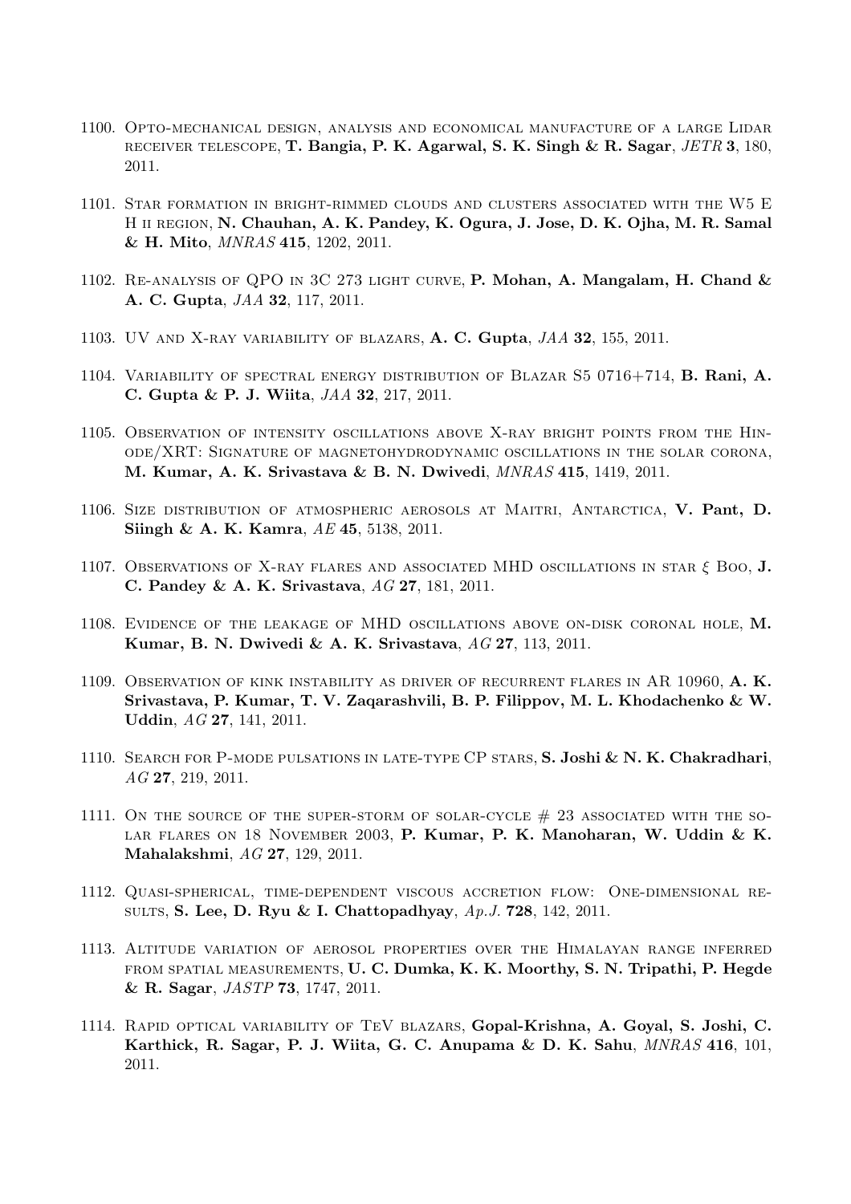1100. Opto-mechanical design, analysis and economical manufacture of a large Lidar receiver telescope, **T. Bangia, P. K. Agarwal, S. K. Singh & R. Sagar**, *JETR* **3**, 180, 2011.

1101. Star formation in bright-rimmed clouds and clusters associated with the W5 E H ii region, **N. Chauhan, A. K. Pandey, K. Ogura, J. Jose, D. K. Ojha, M. R. Samal & H. Mito**, *MNRAS* **415**, 1202, 2011.

1102. Re-analysis of QPO in 3C 273 light curve, **P. Mohan, A. Mangalam, H. Chand & A. C. Gupta**, *JAA* **32**, 117, 2011.

1103. UV and X-ray variability of blazars, **A. C. Gupta**, *JAA* **32**, 155, 2011.

1104. Variability of spectral energy distribution of Blazar S5 0716+714, **B. Rani, A. C. Gupta & P. J. Wiita**, *JAA* **32**, 217, 2011.

1105. Observation of intensity oscillations above X-ray bright points from the Hinode/XRT: Signature of magnetohydrodynamic oscillations in the solar corona, **M. Kumar, A. K. Srivastava & B. N. Dwivedi**, *MNRAS* **415**, 1419, 2011.

1106. Size distribution of atmospheric aerosols at Maitri, Antarctica, **V. Pant, D. Siingh & A. K. Kamra**, *AE* **45**, 5138, 2011.

1107. Observations of X-ray flares and associated MHD oscillations in star $\xi$ Boo, **J. C. Pandey & A. K. Srivastava**, *AG* **27**, 181, 2011.

1108. Evidence of the leakage of MHD oscillations above on-disk coronal hole, **M. Kumar, B. N. Dwivedi & A. K. Srivastava**, *AG* **27**, 113, 2011.

1109. Observation of kink instability as driver of recurrent flares in AR 10960, **A. K. Srivastava, P. Kumar, T. V. Zaqarashvili, B. P. Filippov, M. L. Khodachenko & W. Uddin**, *AG* **27**, 141, 2011.

1110. Search for P-mode pulsations in late-type CP stars, **S. Joshi & N. K. Chakradhari**, *AG* **27**, 219, 2011.

1111. On the source of the super-storm of solar-cycle # 23 associated with the solar flares on 18 November 2003, **P. Kumar, P. K. Manoharan, W. Uddin & K. Mahalakshmi**, *AG* **27**, 129, 2011.

1112. Quasi-spherical, time-dependent viscous accretion flow: One-dimensional results, **S. Lee, D. Ryu & I. Chattopadhyay**, *Ap.J.* **728**, 142, 2011.

1113. Altitude variation of aerosol properties over the Himalayan range inferred from spatial measurements, **U. C. Dumka, K. K. Moorthy, S. N. Tripathi, P. Hegde & R. Sagar**, *JASTP* **73**, 1747, 2011.

1114. Rapid optical variability of TeV blazars, **Gopal-Krishna, A. Goyal, S. Joshi, C. Karthick, R. Sagar, P. J. Wiita, G. C. Anupama & D. K. Sahu**, *MNRAS* **416**, 101, 2011.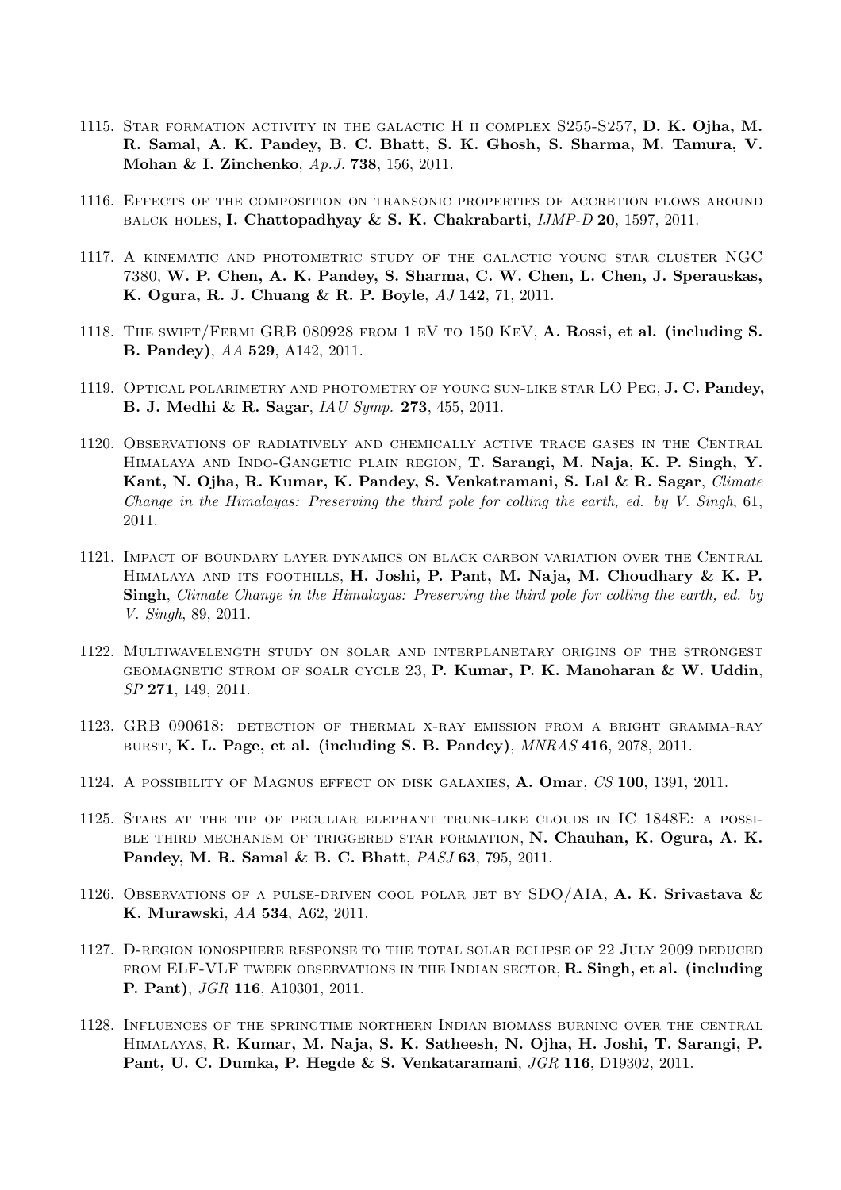1115. Star formation activity in the galactic H ii complex S255-S257, **D. K. Ojha, M. R. Samal, A. K. Pandey, B. C. Bhatt, S. K. Ghosh, S. Sharma, M. Tamura, V. Mohan & I. Zinchenko**, *Ap.J.* **738**, 156, 2011.

1116. Effects of the composition on transonic properties of accretion flows around balck holes, **I. Chattopadhyay & S. K. Chakrabarti**, *IJMP-D* **20**, 1597, 2011.

1117. A kinematic and photometric study of the galactic young star cluster NGC 7380, **W. P. Chen, A. K. Pandey, S. Sharma, C. W. Chen, L. Chen, J. Sperauskas, K. Ogura, R. J. Chuang & R. P. Boyle**, *AJ* **142**, 71, 2011.

1118. The swift/Fermi GRB 080928 from 1 eV to 150 KeV, **A. Rossi, et al. (including S. B. Pandey)**, *AA* **529**, A142, 2011.

1119. Optical polarimetry and photometry of young sun-like star LO Peg, **J. C. Pandey, B. J. Medhi & R. Sagar**, *IAU Symp.* **273**, 455, 2011.

1120. Observations of radiatively and chemically active trace gases in the Central Himalaya and Indo-Gangetic plain region, **T. Sarangi, M. Naja, K. P. Singh, Y. Kant, N. Ojha, R. Kumar, K. Pandey, S. Venkatramani, S. Lal & R. Sagar**, *Climate Change in the Himalayas: Preserving the third pole for colling the earth, ed. by V. Singh*, 61, 2011.

1121. Impact of boundary layer dynamics on black carbon variation over the Central Himalaya and its foothills, **H. Joshi, P. Pant, M. Naja, M. Choudhary & K. P. Singh**, *Climate Change in the Himalayas: Preserving the third pole for colling the earth, ed. by V. Singh*, 89, 2011.

1122. Multiwavelength study on solar and interplanetary origins of the strongest geomagnetic strom of soalr cycle 23, **P. Kumar, P. K. Manoharan & W. Uddin**, *SP* **271**, 149, 2011.

1123. GRB 090618: detection of thermal x-ray emission from a bright gramma-ray burst, **K. L. Page, et al. (including S. B. Pandey)**, *MNRAS* **416**, 2078, 2011.

1124. A possibility of Magnus effect on disk galaxies, **A. Omar**, *CS* **100**, 1391, 2011.

1125. Stars at the tip of peculiar elephant trunk-like clouds in IC 1848E: a possible third mechanism of triggered star formation, **N. Chauhan, K. Ogura, A. K. Pandey, M. R. Samal & B. C. Bhatt**, *PASJ* **63**, 795, 2011.

1126. Observations of a pulse-driven cool polar jet by SDO/AIA, **A. K. Srivastava & K. Murawski**, *AA* **534**, A62, 2011.

1127. D-region ionosphere response to the total solar eclipse of 22 July 2009 deduced from ELF-VLF tweek observations in the Indian sector, **R. Singh, et al. (including P. Pant)**, *JGR* **116**, A10301, 2011.

1128. Influences of the springtime northern Indian biomass burning over the central Himalayas, **R. Kumar, M. Naja, S. K. Satheesh, N. Ojha, H. Joshi, T. Sarangi, P. Pant, U. C. Dumka, P. Hegde & S. Venkataramani**, *JGR* **116**, D19302, 2011.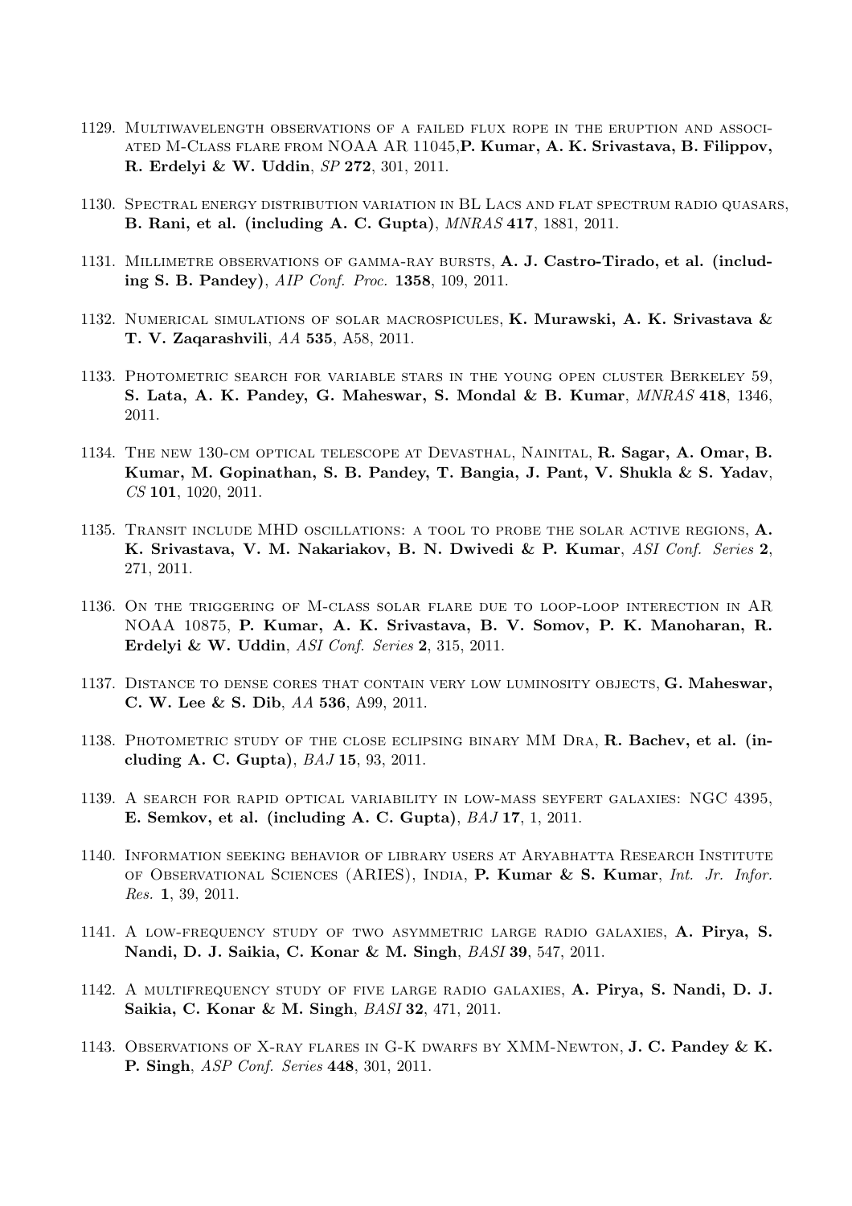1129. Multiwavelength observations of a failed flux rope in the eruption and associated M-Class flare from NOAA AR 11045,**P. Kumar, A. K. Srivastava, B. Filippov, R. Erdelyi & W. Uddin**, *SP* **272**, 301, 2011.

1130. Spectral energy distribution variation in BL Lacs and flat spectrum radio quasars, **B. Rani, et al. (including A. C. Gupta)**, *MNRAS* **417**, 1881, 2011.

1131. Millimetre observations of gamma-ray bursts, **A. J. Castro-Tirado, et al. (including S. B. Pandey)**, *AIP Conf. Proc.* **1358**, 109, 2011.

1132. Numerical simulations of solar macrospicules, **K. Murawski, A. K. Srivastava & T. V. Zaqarashvili**, *AA* **535**, A58, 2011.

1133. Photometric search for variable stars in the young open cluster Berkeley 59, **S. Lata, A. K. Pandey, G. Maheswar, S. Mondal & B. Kumar**, *MNRAS* **418**, 1346, 2011.

1134. The new 130-cm optical telescope at Devasthal, Nainital, **R. Sagar, A. Omar, B. Kumar, M. Gopinathan, S. B. Pandey, T. Bangia, J. Pant, V. Shukla & S. Yadav**, *CS* **101**, 1020, 2011.

1135. Transit include MHD oscillations: a tool to probe the solar active regions, **A. K. Srivastava, V. M. Nakariakov, B. N. Dwivedi & P. Kumar**, *ASI Conf. Series* **2**, 271, 2011.

1136. On the triggering of M-class solar flare due to loop-loop interection in AR NOAA 10875, **P. Kumar, A. K. Srivastava, B. V. Somov, P. K. Manoharan, R. Erdelyi & W. Uddin**, *ASI Conf. Series* **2**, 315, 2011.

1137. Distance to dense cores that contain very low luminosity objects, **G. Maheswar, C. W. Lee & S. Dib**, *AA* **536**, A99, 2011.

1138. Photometric study of the close eclipsing binary MM Dra, **R. Bachev, et al. (including A. C. Gupta)**, *BAJ* **15**, 93, 2011.

1139. A search for rapid optical variability in low-mass seyfert galaxies: NGC 4395, **E. Semkov, et al. (including A. C. Gupta)**, *BAJ* **17**, 1, 2011.

1140. Information seeking behavior of library users at Aryabhatta Research Institute of Observational Sciences (ARIES), India, **P. Kumar & S. Kumar**, *Int. Jr. Infor. Res.* **1**, 39, 2011.

1141. A low-frequency study of two asymmetric large radio galaxies, **A. Pirya, S. Nandi, D. J. Saikia, C. Konar & M. Singh**, *BASI* **39**, 547, 2011.

1142. A multifrequency study of five large radio galaxies, **A. Pirya, S. Nandi, D. J. Saikia, C. Konar & M. Singh**, *BASI* **32**, 471, 2011.

1143. Observations of X-ray flares in G-K dwarfs by XMM-Newton, **J. C. Pandey & K. P. Singh**, *ASP Conf. Series* **448**, 301, 2011.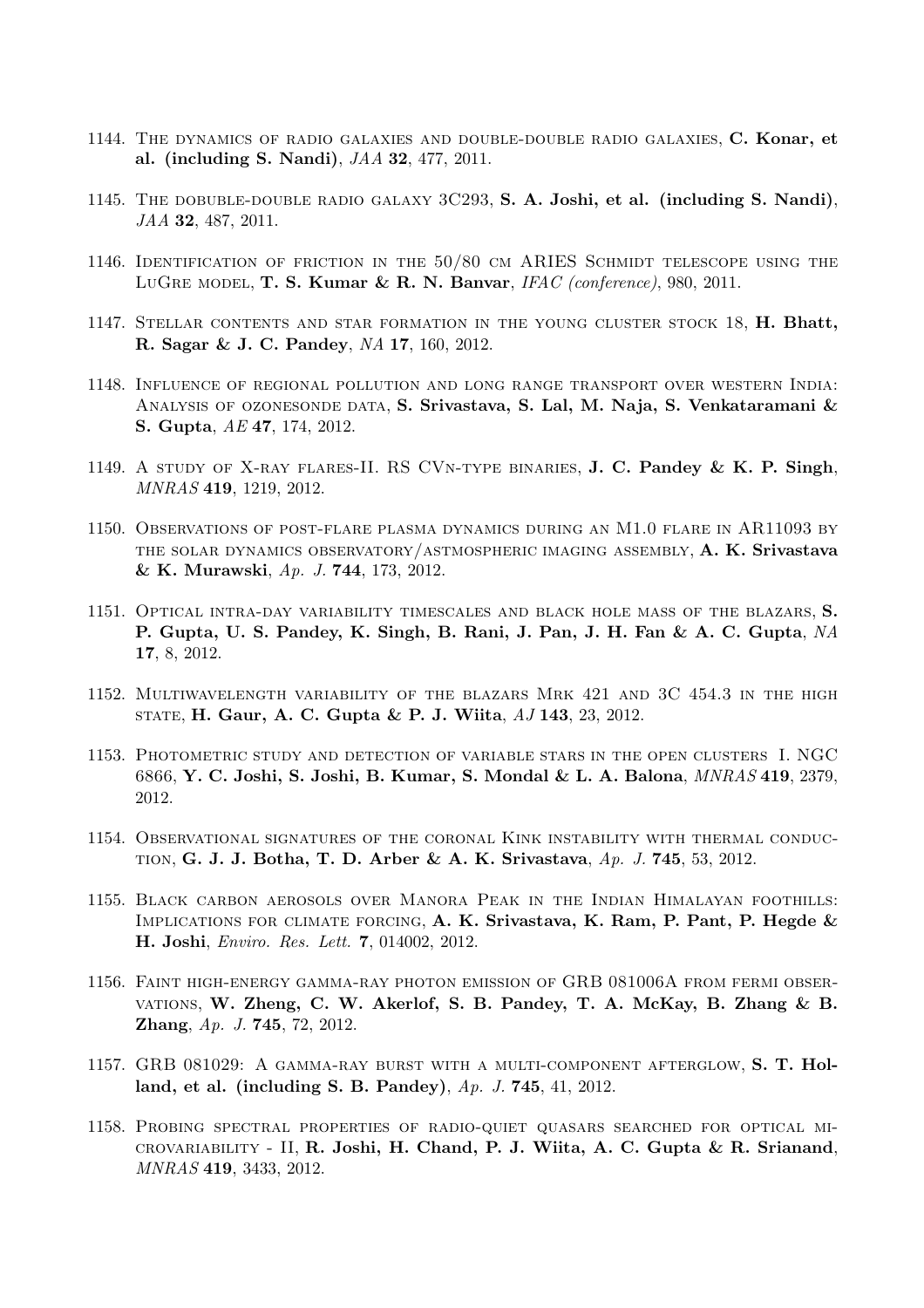1144. The dynamics of radio galaxies and double-double radio galaxies, **C. Konar, et al. (including S. Nandi)**, *JAA* **32**, 477, 2011.

1145. The dobuble-double radio galaxy 3C293, **S. A. Joshi, et al. (including S. Nandi)**, *JAA* **32**, 487, 2011.

1146. Identification of friction in the 50/80 cm ARIES Schmidt telescope using the LuGre model, **T. S. Kumar & R. N. Banvar**, *IFAC (conference)*, 980, 2011.

1147. Stellar contents and star formation in the young cluster stock 18, **H. Bhatt, R. Sagar & J. C. Pandey**, *NA* **17**, 160, 2012.

1148. Influence of regional pollution and long range transport over western India: Analysis of ozonesonde data, **S. Srivastava, S. Lal, M. Naja, S. Venkataramani & S. Gupta**, *AE* **47**, 174, 2012.

1149. A study of X-ray flares-II. RS CVn-type binaries, **J. C. Pandey & K. P. Singh**, *MNRAS* **419**, 1219, 2012.

1150. Observations of post-flare plasma dynamics during an M1.0 flare in AR11093 by the solar dynamics observatory/astmospheric imaging assembly, **A. K. Srivastava & K. Murawski**, *Ap. J.* **744**, 173, 2012.

1151. Optical intra-day variability timescales and black hole mass of the blazars, **S. P. Gupta, U. S. Pandey, K. Singh, B. Rani, J. Pan, J. H. Fan & A. C. Gupta**, *NA* **17**, 8, 2012.

1152. Multiwavelength variability of the blazars Mrk 421 and 3C 454.3 in the high state, **H. Gaur, A. C. Gupta & P. J. Wiita**, *AJ* **143**, 23, 2012.

1153. Photometric study and detection of variable stars in the open clusters I. NGC 6866, **Y. C. Joshi, S. Joshi, B. Kumar, S. Mondal & L. A. Balona**, *MNRAS* **419**, 2379, 2012.

1154. Observational signatures of the coronal Kink instability with thermal conduction, **G. J. J. Botha, T. D. Arber & A. K. Srivastava**, *Ap. J.* **745**, 53, 2012.

1155. Black carbon aerosols over Manora Peak in the Indian Himalayan foothills: Implications for climate forcing, **A. K. Srivastava, K. Ram, P. Pant, P. Hegde & H. Joshi**, *Enviro. Res. Lett.* **7**, 014002, 2012.

1156. Faint high-energy gamma-ray photon emission of GRB 081006A from fermi observations, **W. Zheng, C. W. Akerlof, S. B. Pandey, T. A. McKay, B. Zhang & B. Zhang**, *Ap. J.* **745**, 72, 2012.

1157. GRB 081029: A gamma-ray burst with a multi-component afterglow, **S. T. Holland, et al. (including S. B. Pandey)**, *Ap. J.* **745**, 41, 2012.

1158. Probing spectral properties of radio-quiet quasars searched for optical microvariability - II, **R. Joshi, H. Chand, P. J. Wiita, A. C. Gupta & R. Srianand**, *MNRAS* **419**, 3433, 2012.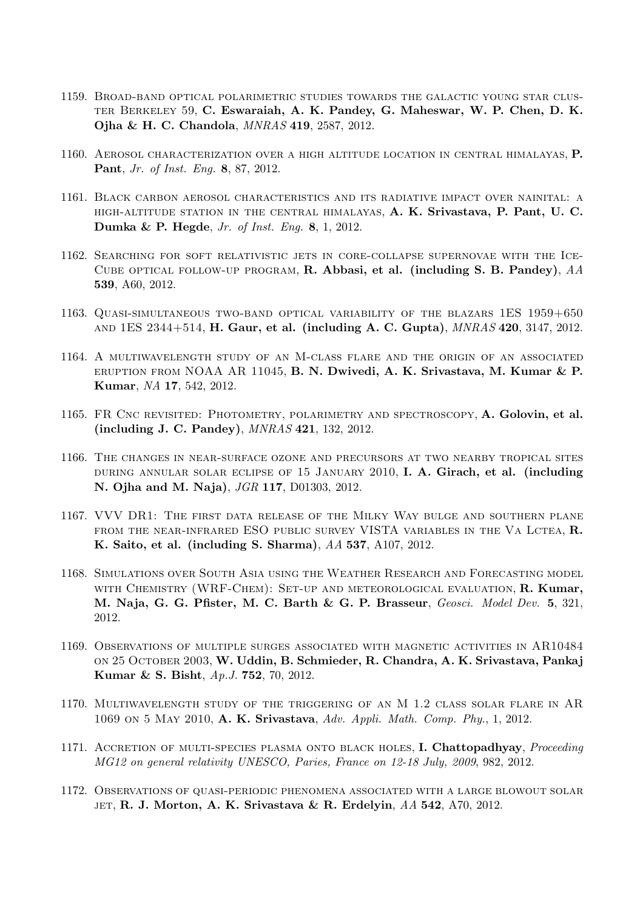1159. Broad-band optical polarimetric studies towards the galactic young star cluster Berkeley 59, **C. Eswaraiah, A. K. Pandey, G. Maheswar, W. P. Chen, D. K. Ojha & H. C. Chandola**, *MNRAS* **419**, 2587, 2012.

1160. Aerosol characterization over a high altitude location in central himalayas, **P. Pant**, *Jr. of Inst. Eng.* **8**, 87, 2012.

1161. Black carbon aerosol characteristics and its radiative impact over nainital: a high-altitude station in the central himalayas, **A. K. Srivastava, P. Pant, U. C. Dumka & P. Hegde**, *Jr. of Inst. Eng.* **8**, 1, 2012.

1162. Searching for soft relativistic jets in core-collapse supernovae with the IceCube optical follow-up program, **R. Abbasi, et al. (including S. B. Pandey)**, *AA* **539**, A60, 2012.

1163. Quasi-simultaneous two-band optical variability of the blazars 1ES 1959+650 and 1ES 2344+514, **H. Gaur, et al. (including A. C. Gupta)**, *MNRAS* **420**, 3147, 2012.

1164. A multiwavelength study of an M-class flare and the origin of an associated eruption from NOAA AR 11045, **B. N. Dwivedi, A. K. Srivastava, M. Kumar & P. Kumar**, *NA* **17**, 542, 2012.

1165. FR Cnc revisited: Photometry, polarimetry and spectroscopy, **A. Golovin, et al. (including J. C. Pandey)**, *MNRAS* **421**, 132, 2012.

1166. The changes in near-surface ozone and precursors at two nearby tropical sites during annular solar eclipse of 15 January 2010, **I. A. Girach, et al. (including N. Ojha and M. Naja)**, *JGR* **117**, D01303, 2012.

1167. VVV DR1: The first data release of the Milky Way bulge and southern plane from the near-infrared ESO public survey VISTA variables in the Va Lctea, **R. K. Saito, et al. (including S. Sharma)**, *AA* **537**, A107, 2012.

1168. Simulations over South Asia using the Weather Research and Forecasting model with Chemistry (WRF-Chem): Set-up and meteorological evaluation, **R. Kumar, M. Naja, G. G. Pfister, M. C. Barth & G. P. Brasseur**, *Geosci. Model Dev.* **5**, 321, 2012.

1169. Observations of multiple surges associated with magnetic activities in AR10484 on 25 October 2003, **W. Uddin, B. Schmieder, R. Chandra, A. K. Srivastava, Pankaj Kumar & S. Bisht**, *Ap.J.* **752**, 70, 2012.

1170. Multiwavelength study of the triggering of an M 1.2 class solar flare in AR 1069 on 5 May 2010, **A. K. Srivastava**, *Adv. Appli. Math. Comp. Phy.*, 1, 2012.

1171. Accretion of multi-species plasma onto black holes, **I. Chattopadhyay**, *Proceeding MG12 on general relativity UNESCO, Paries, France on 12-18 July, 2009*, 982, 2012.

1172. Observations of quasi-periodic phenomena associated with a large blowout solar jet, **R. J. Morton, A. K. Srivastava & R. Erdelyin**, *AA* **542**, A70, 2012.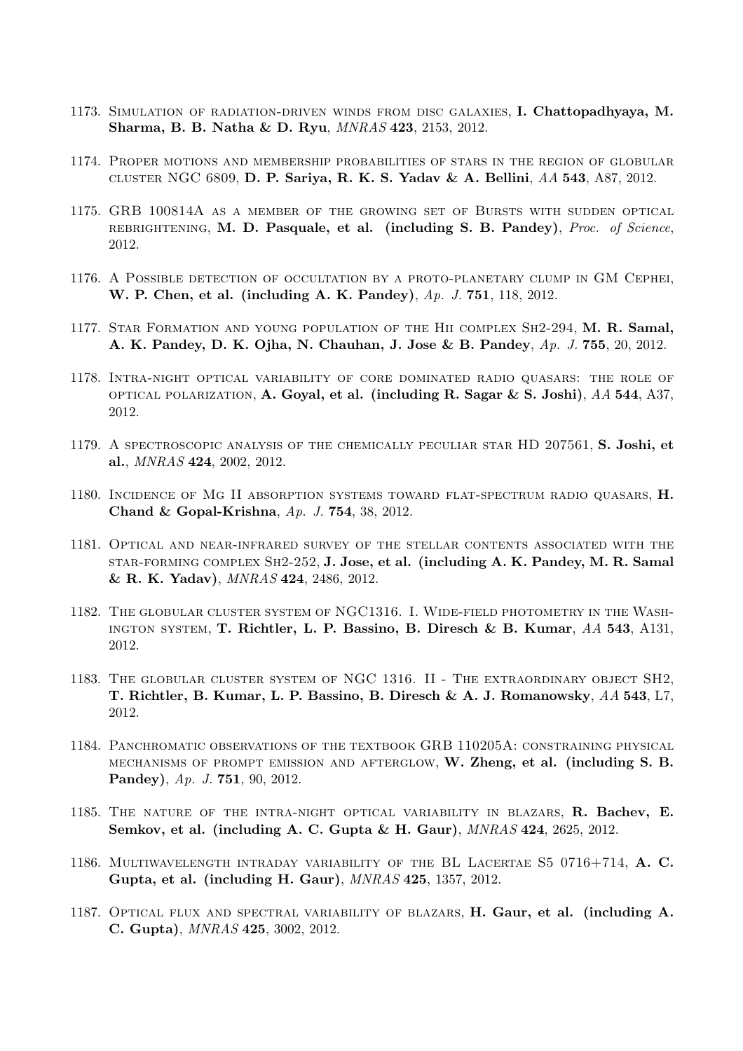1173. Simulation of radiation-driven winds from disc galaxies, **I. Chattopadhyaya, M. Sharma, B. B. Natha & D. Ryu**, *MNRAS* **423**, 2153, 2012.

1174. Proper motions and membership probabilities of stars in the region of globular cluster NGC 6809, **D. P. Sariya, R. K. S. Yadav & A. Bellini**, *AA* **543**, A87, 2012.

1175. GRB 100814A as a member of the growing set of Bursts with sudden optical rebrightening, **M. D. Pasquale, et al. (including S. B. Pandey)**, *Proc. of Science*, 2012.

1176. A Possible detection of occultation by a proto-planetary clump in GM Cephei, **W. P. Chen, et al. (including A. K. Pandey)**, *Ap. J.* **751**, 118, 2012.

1177. Star Formation and young population of the Hii complex Sh2-294, **M. R. Samal, A. K. Pandey, D. K. Ojha, N. Chauhan, J. Jose & B. Pandey**, *Ap. J.* **755**, 20, 2012.

1178. Intra-night optical variability of core dominated radio quasars: the role of optical polarization, **A. Goyal, et al. (including R. Sagar & S. Joshi)**, *AA* **544**, A37, 2012.

1179. A spectroscopic analysis of the chemically peculiar star HD 207561, **S. Joshi, et al.**, *MNRAS* **424**, 2002, 2012.

1180. Incidence of Mg II absorption systems toward flat-spectrum radio quasars, **H. Chand & Gopal-Krishna**, *Ap. J.* **754**, 38, 2012.

1181. Optical and near-infrared survey of the stellar contents associated with the star-forming complex Sh2-252, **J. Jose, et al. (including A. K. Pandey, M. R. Samal & R. K. Yadav)**, *MNRAS* **424**, 2486, 2012.

1182. The globular cluster system of NGC1316. I. Wide-field photometry in the Washington system, **T. Richtler, L. P. Bassino, B. Diresch & B. Kumar**, *AA* **543**, A131, 2012.

1183. The globular cluster system of NGC 1316. II - The extraordinary object SH2, **T. Richtler, B. Kumar, L. P. Bassino, B. Diresch & A. J. Romanowsky**, *AA* **543**, L7, 2012.

1184. Panchromatic observations of the textbook GRB 110205A: constraining physical mechanisms of prompt emission and afterglow, **W. Zheng, et al. (including S. B. Pandey)**, *Ap. J.* **751**, 90, 2012.

1185. The nature of the intra-night optical variability in blazars, **R. Bachev, E. Semkov, et al. (including A. C. Gupta & H. Gaur)**, *MNRAS* **424**, 2625, 2012.

1186. Multiwavelength intraday variability of the BL Lacertae S5 0716+714, **A. C. Gupta, et al. (including H. Gaur)**, *MNRAS* **425**, 1357, 2012.

1187. Optical flux and spectral variability of blazars, **H. Gaur, et al. (including A. C. Gupta)**, *MNRAS* **425**, 3002, 2012.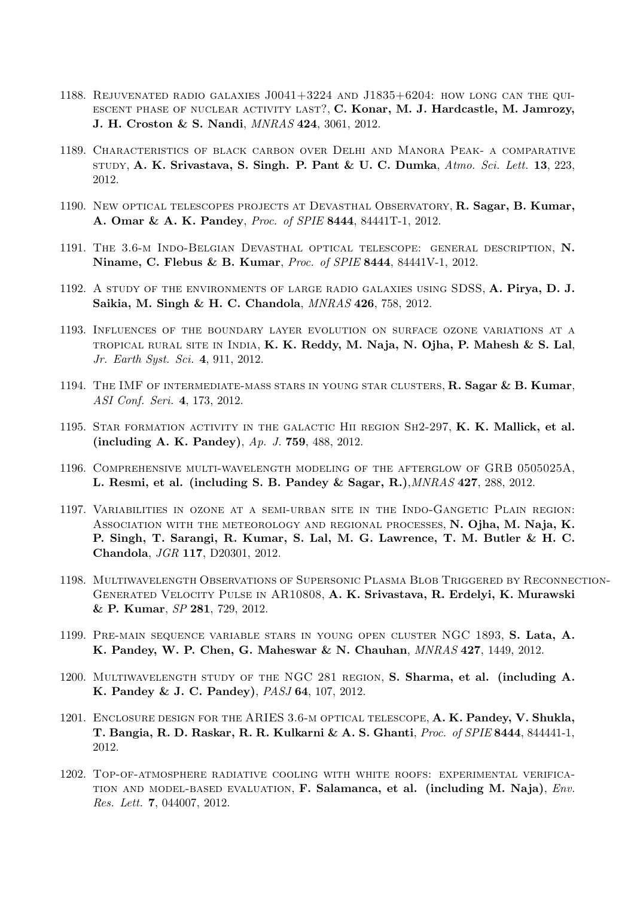1188. Rejuvenated radio galaxies J0041+3224 and J1835+6204: how long can the quiescent phase of nuclear activity last?, **C. Konar, M. J. Hardcastle, M. Jamrozy, J. H. Croston & S. Nandi**, *MNRAS* **424**, 3061, 2012.

1189. Characteristics of black carbon over Delhi and Manora Peak- a comparative study, **A. K. Srivastava, S. Singh. P. Pant & U. C. Dumka**, *Atmo. Sci. Lett.* **13**, 223, 2012.

1190. New optical telescopes projects at Devasthal Observatory, **R. Sagar, B. Kumar, A. Omar & A. K. Pandey**, *Proc. of SPIE* **8444**, 84441T-1, 2012.

1191. The 3.6-m Indo-Belgian Devasthal optical telescope: general description, **N. Niname, C. Flebus & B. Kumar**, *Proc. of SPIE* **8444**, 84441V-1, 2012.

1192. A study of the environments of large radio galaxies using SDSS, **A. Pirya, D. J. Saikia, M. Singh & H. C. Chandola**, *MNRAS* **426**, 758, 2012.

1193. Influences of the boundary layer evolution on surface ozone variations at a tropical rural site in India, **K. K. Reddy, M. Naja, N. Ojha, P. Mahesh & S. Lal**, *Jr. Earth Syst. Sci.* **4**, 911, 2012.

1194. The IMF of intermediate-mass stars in young star clusters, **R. Sagar & B. Kumar**, *ASI Conf. Seri.* **4**, 173, 2012.

1195. Star formation activity in the galactic Hii region Sh2-297, **K. K. Mallick, et al. (including A. K. Pandey)**, *Ap. J.* **759**, 488, 2012.

1196. Comprehensive multi-wavelength modeling of the afterglow of GRB 0505025A, **L. Resmi, et al. (including S. B. Pandey & Sagar, R.)**,*MNRAS* **427**, 288, 2012.

1197. Variabilities in ozone at a semi-urban site in the Indo-Gangetic Plain region: Association with the meteorology and regional processes, **N. Ojha, M. Naja, K. P. Singh, T. Sarangi, R. Kumar, S. Lal, M. G. Lawrence, T. M. Butler & H. C. Chandola**, *JGR* **117**, D20301, 2012.

1198. Multiwavelength Observations of Supersonic Plasma Blob Triggered by Reconnection-Generated Velocity Pulse in AR10808, **A. K. Srivastava, R. Erdelyi, K. Murawski & P. Kumar**, *SP* **281**, 729, 2012.

1199. Pre-main sequence variable stars in young open cluster NGC 1893, **S. Lata, A. K. Pandey, W. P. Chen, G. Maheswar & N. Chauhan**, *MNRAS* **427**, 1449, 2012.

1200. Multiwavelength study of the NGC 281 region, **S. Sharma, et al. (including A. K. Pandey & J. C. Pandey)**, *PASJ* **64**, 107, 2012.

1201. Enclosure design for the ARIES 3.6-m optical telescope, **A. K. Pandey, V. Shukla, T. Bangia, R. D. Raskar, R. R. Kulkarni & A. S. Ghanti**, *Proc. of SPIE* **8444**, 844441-1, 2012.

1202. Top-of-atmosphere radiative cooling with white roofs: experimental verification and model-based evaluation, **F. Salamanca, et al. (including M. Naja)**, *Env. Res. Lett.* **7**, 044007, 2012.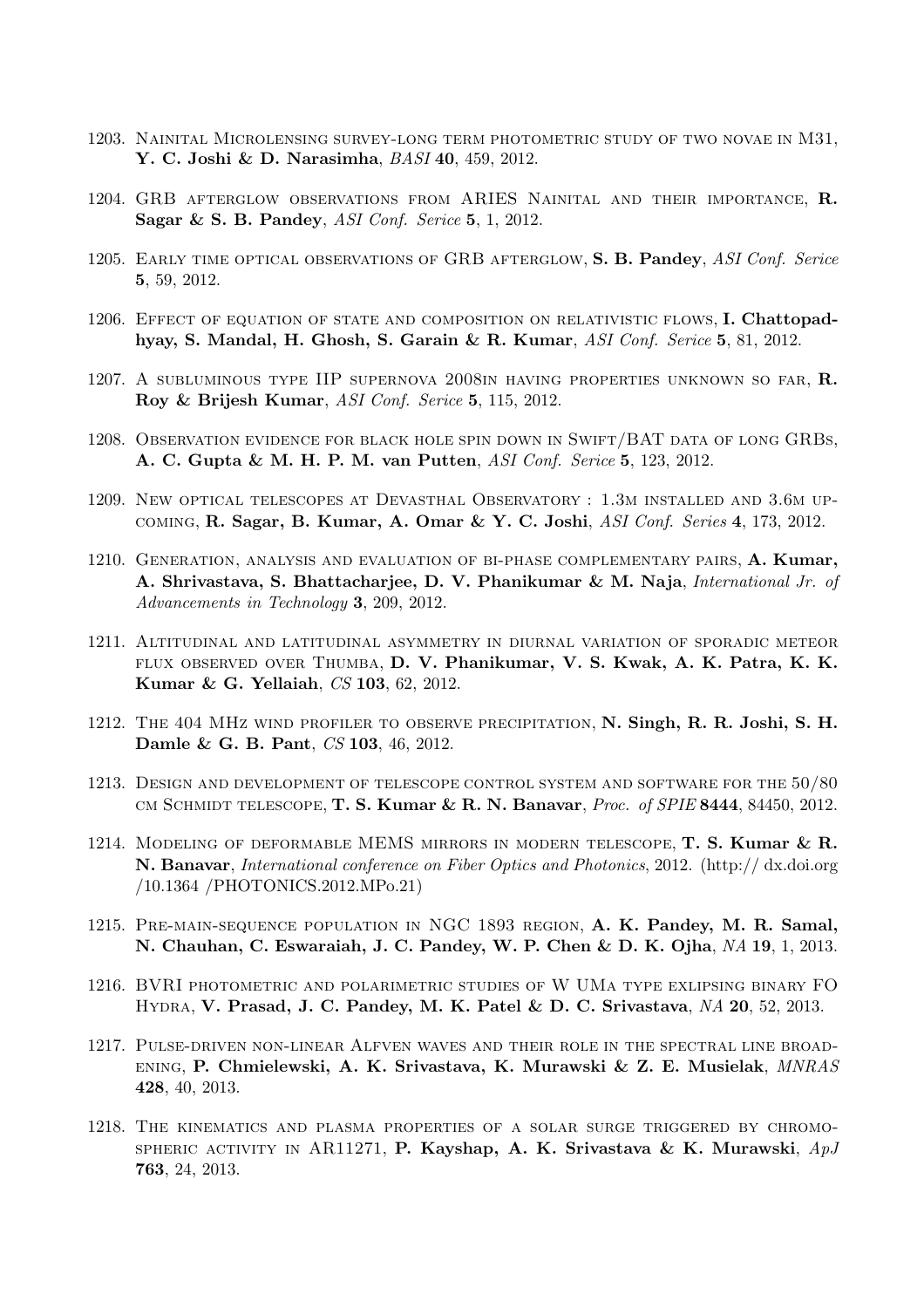1203. Nainital Microlensing survey-long term photometric study of two novae in M31, **Y. C. Joshi & D. Narasimha**, *BASI* **40**, 459, 2012.

1204. GRB afterglow observations from ARIES Nainital and their importance, **R. Sagar & S. B. Pandey**, *ASI Conf. Serice* **5**, 1, 2012.

1205. Early time optical observations of GRB afterglow, **S. B. Pandey**, *ASI Conf. Serice* **5**, 59, 2012.

1206. Effect of equation of state and composition on relativistic flows, **I. Chattopadhyay, S. Mandal, H. Ghosh, S. Garain & R. Kumar**, *ASI Conf. Serice* **5**, 81, 2012.

1207. A subluminous type IIP supernova 2008in having properties unknown so far, **R. Roy & Brijesh Kumar**, *ASI Conf. Serice* **5**, 115, 2012.

1208. Observation evidence for black hole spin down in Swift/BAT data of long GRBs, **A. C. Gupta & M. H. P. M. van Putten**, *ASI Conf. Serice* **5**, 123, 2012.

1209. New optical telescopes at Devasthal Observatory : 1.3m installed and 3.6m upcoming, **R. Sagar, B. Kumar, A. Omar & Y. C. Joshi**, *ASI Conf. Series* **4**, 173, 2012.

1210. Generation, analysis and evaluation of bi-phase complementary pairs, **A. Kumar, A. Shrivastava, S. Bhattacharjee, D. V. Phanikumar & M. Naja**, *International Jr. of Advancements in Technology* **3**, 209, 2012.

1211. Altitudinal and latitudinal asymmetry in diurnal variation of sporadic meteor flux observed over Thumba, **D. V. Phanikumar, V. S. Kwak, A. K. Patra, K. K. Kumar & G. Yellaiah**, *CS* **103**, 62, 2012.

1212. The 404 MHz wind profiler to observe precipitation, **N. Singh, R. R. Joshi, S. H. Damle & G. B. Pant**, *CS* **103**, 46, 2012.

1213. Design and development of telescope control system and software for the 50/80 cm Schmidt telescope, **T. S. Kumar & R. N. Banavar**, *Proc. of SPIE* **8444**, 84450, 2012.

1214. Modeling of deformable MEMS mirrors in modern telescope, **T. S. Kumar & R. N. Banavar**, *International conference on Fiber Optics and Photonics*, 2012. (http:// dx.doi.org /10.1364 /PHOTONICS.2012.MPo.21)

1215. Pre-main-sequence population in NGC 1893 region, **A. K. Pandey, M. R. Samal, N. Chauhan, C. Eswaraiah, J. C. Pandey, W. P. Chen & D. K. Ojha**, *NA* **19**, 1, 2013.

1216. BVRI photometric and polarimetric studies of W UMa type exlipsing binary FO Hydra, **V. Prasad, J. C. Pandey, M. K. Patel & D. C. Srivastava**, *NA* **20**, 52, 2013.

1217. Pulse-driven non-linear Alfven waves and their role in the spectral line broadening, **P. Chmielewski, A. K. Srivastava, K. Murawski & Z. E. Musielak**, *MNRAS* **428**, 40, 2013.

1218. The kinematics and plasma properties of a solar surge triggered by chromospheric activity in AR11271, **P. Kayshap, A. K. Srivastava & K. Murawski**, *ApJ* **763**, 24, 2013.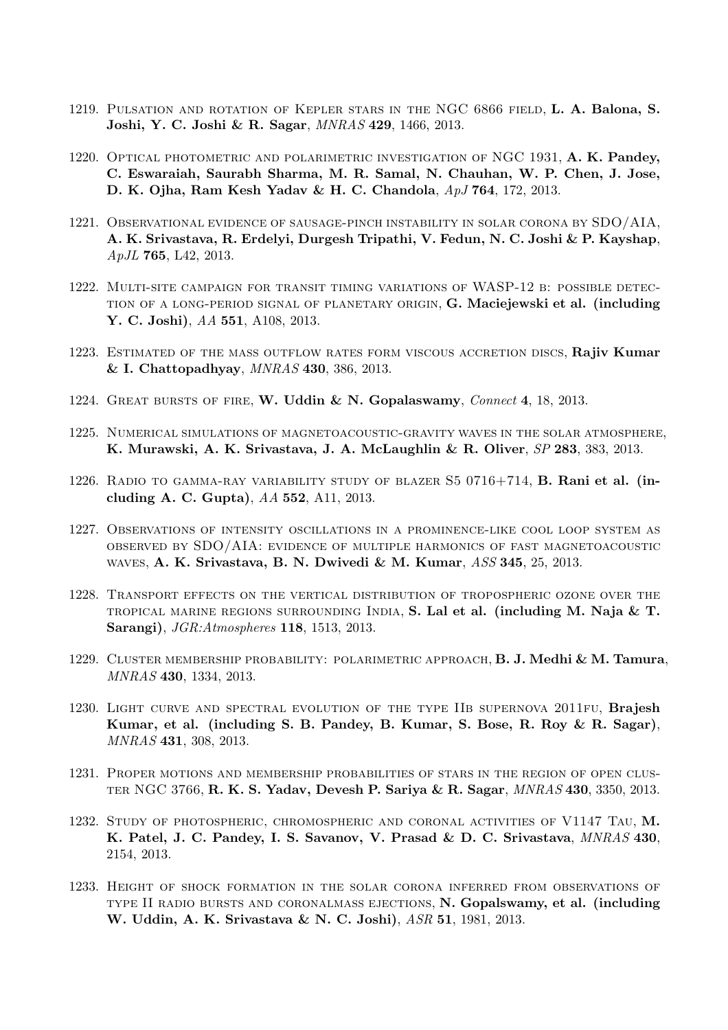1219. Pulsation and rotation of Kepler stars in the NGC 6866 field, **L. A. Balona, S. Joshi, Y. C. Joshi & R. Sagar**, *MNRAS* **429**, 1466, 2013.

1220. Optical photometric and polarimetric investigation of NGC 1931, **A. K. Pandey, C. Eswaraiah, Saurabh Sharma, M. R. Samal, N. Chauhan, W. P. Chen, J. Jose, D. K. Ojha, Ram Kesh Yadav & H. C. Chandola**, *ApJ* **764**, 172, 2013.

1221. Observational evidence of sausage-pinch instability in solar corona by SDO/AIA, **A. K. Srivastava, R. Erdelyi, Durgesh Tripathi, V. Fedun, N. C. Joshi & P. Kayshap**, *ApJL* **765**, L42, 2013.

1222. Multi-site campaign for transit timing variations of WASP-12 b: possible detection of a long-period signal of planetary origin, **G. Maciejewski et al. (including Y. C. Joshi)**, *AA* **551**, A108, 2013.

1223. Estimated of the mass outflow rates form viscous accretion discs, **Rajiv Kumar & I. Chattopadhyay**, *MNRAS* **430**, 386, 2013.

1224. Great bursts of fire, **W. Uddin & N. Gopalaswamy**, *Connect* **4**, 18, 2013.

1225. Numerical simulations of magnetoacoustic-gravity waves in the solar atmosphere, **K. Murawski, A. K. Srivastava, J. A. McLaughlin & R. Oliver**, *SP* **283**, 383, 2013.

1226. Radio to gamma-ray variability study of blazer S5 0716+714, **B. Rani et al. (including A. C. Gupta)**, *AA* **552**, A11, 2013.

1227. Observations of intensity oscillations in a prominence-like cool loop system as observed by SDO/AIA: evidence of multiple harmonics of fast magnetoacoustic waves, **A. K. Srivastava, B. N. Dwivedi & M. Kumar**, *ASS* **345**, 25, 2013.

1228. Transport effects on the vertical distribution of tropospheric ozone over the tropical marine regions surrounding India, **S. Lal et al. (including M. Naja & T. Sarangi)**, *JGR:Atmospheres* **118**, 1513, 2013.

1229. Cluster membership probability: polarimetric approach, **B. J. Medhi & M. Tamura**, *MNRAS* **430**, 1334, 2013.

1230. Light curve and spectral evolution of the type IIb supernova 2011fu, **Brajesh Kumar, et al. (including S. B. Pandey, B. Kumar, S. Bose, R. Roy & R. Sagar)**, *MNRAS* **431**, 308, 2013.

1231. Proper motions and membership probabilities of stars in the region of open cluster NGC 3766, **R. K. S. Yadav, Devesh P. Sariya & R. Sagar**, *MNRAS* **430**, 3350, 2013.

1232. Study of photospheric, chromospheric and coronal activities of V1147 Tau, **M. K. Patel, J. C. Pandey, I. S. Savanov, V. Prasad & D. C. Srivastava**, *MNRAS* **430**, 2154, 2013.

1233. Height of shock formation in the solar corona inferred from observations of type II radio bursts and coronalmass ejections, **N. Gopalswamy, et al. (including W. Uddin, A. K. Srivastava & N. C. Joshi)**, *ASR* **51**, 1981, 2013.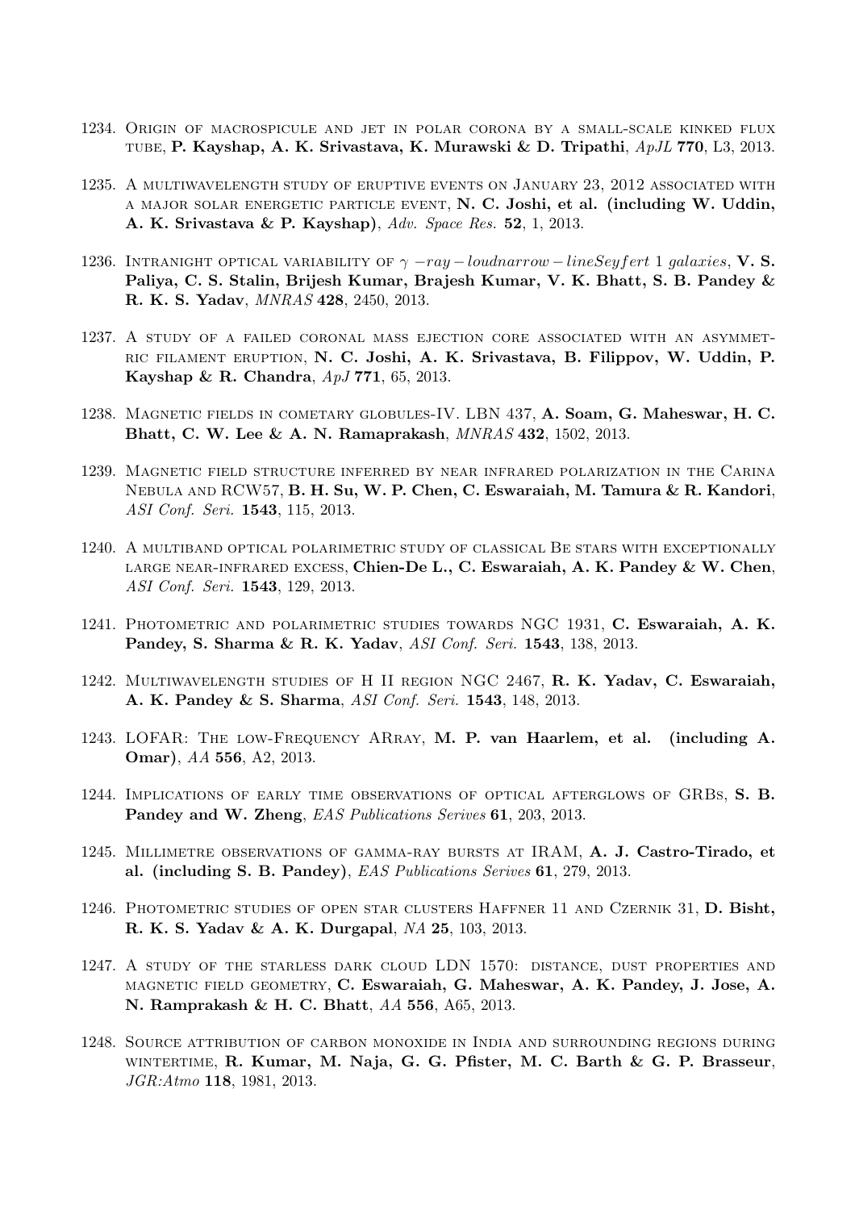1234. Origin of macrospicule and jet in polar corona by a small-scale kinked flux tube, **P. Kayshap, A. K. Srivastava, K. Murawski & D. Tripathi**, *ApJL* **770**, L3, 2013.

1235. A multiwavelength study of eruptive events on January 23, 2012 associated with a major solar energetic particle event, **N. C. Joshi, et al. (including W. Uddin, A. K. Srivastava & P. Kayshap)**, *Adv. Space Res.* **52**, 1, 2013.

1236. Intranight optical variability of $\gamma - ray - loudnarrow - lineSeyfert$ 1 *galaxies*, **V. S. Paliya, C. S. Stalin, Brijesh Kumar, Brajesh Kumar, V. K. Bhatt, S. B. Pandey & R. K. S. Yadav**, *MNRAS* **428**, 2450, 2013.

1237. A study of a failed coronal mass ejection core associated with an asymmetric filament eruption, **N. C. Joshi, A. K. Srivastava, B. Filippov, W. Uddin, P. Kayshap & R. Chandra**, *ApJ* **771**, 65, 2013.

1238. Magnetic fields in cometary globules-IV. LBN 437, **A. Soam, G. Maheswar, H. C. Bhatt, C. W. Lee & A. N. Ramaprakash**, *MNRAS* **432**, 1502, 2013.

1239. Magnetic field structure inferred by near infrared polarization in the Carina Nebula and RCW57, **B. H. Su, W. P. Chen, C. Eswaraiah, M. Tamura & R. Kandori**, *ASI Conf. Seri.* **1543**, 115, 2013.

1240. A multiband optical polarimetric study of classical Be stars with exceptionally large near-infrared excess, **Chien-De L., C. Eswaraiah, A. K. Pandey & W. Chen**, *ASI Conf. Seri.* **1543**, 129, 2013.

1241. Photometric and polarimetric studies towards NGC 1931, **C. Eswaraiah, A. K. Pandey, S. Sharma & R. K. Yadav**, *ASI Conf. Seri.* **1543**, 138, 2013.

1242. Multiwavelength studies of H II region NGC 2467, **R. K. Yadav, C. Eswaraiah, A. K. Pandey & S. Sharma**, *ASI Conf. Seri.* **1543**, 148, 2013.

1243. LOFAR: The low-Frequency ARray, **M. P. van Haarlem, et al. (including A. Omar)**, *AA* **556**, A2, 2013.

1244. Implications of early time observations of optical afterglows of GRBs, **S. B. Pandey and W. Zheng**, *EAS Publications Serives* **61**, 203, 2013.

1245. Millimetre observations of gamma-ray bursts at IRAM, **A. J. Castro-Tirado, et al. (including S. B. Pandey)**, *EAS Publications Serives* **61**, 279, 2013.

1246. Photometric studies of open star clusters Haffner 11 and Czernik 31, **D. Bisht, R. K. S. Yadav & A. K. Durgapal**, *NA* **25**, 103, 2013.

1247. A study of the starless dark cloud LDN 1570: distance, dust properties and magnetic field geometry, **C. Eswaraiah, G. Maheswar, A. K. Pandey, J. Jose, A. N. Ramprakash & H. C. Bhatt**, *AA* **556**, A65, 2013.

1248. Source attribution of carbon monoxide in India and surrounding regions during wintertime, **R. Kumar, M. Naja, G. G. Pfister, M. C. Barth & G. P. Brasseur**, *JGR:Atmo* **118**, 1981, 2013.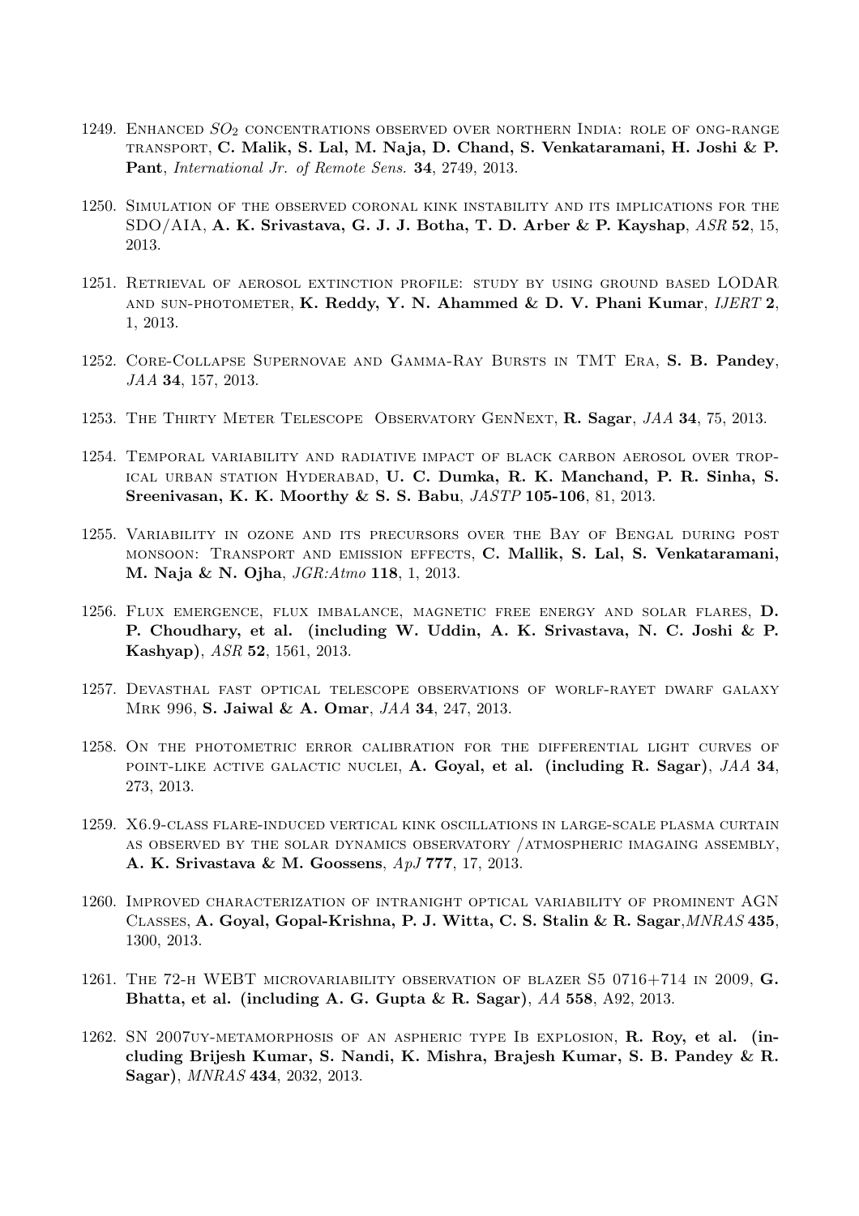1249. Enhanced $SO_2$ concentrations observed over northern India: role of ong-range transport, **C. Malik, S. Lal, M. Naja, D. Chand, S. Venkataramani, H. Joshi & P. Pant**, *International Jr. of Remote Sens.* **34**, 2749, 2013.

1250. Simulation of the observed coronal kink instability and its implications for the SDO/AIA, **A. K. Srivastava, G. J. J. Botha, T. D. Arber & P. Kayshap**, *ASR* **52**, 15, 2013.

1251. Retrieval of aerosol extinction profile: study by using ground based LODAR and sun-photometer, **K. Reddy, Y. N. Ahammed & D. V. Phani Kumar**, *IJERT* **2**, 1, 2013.

1252. Core-Collapse Supernovae and Gamma-Ray Bursts in TMT Era, **S. B. Pandey**, *JAA* **34**, 157, 2013.

1253. The Thirty Meter Telescope Observatory GenNext, **R. Sagar**, *JAA* **34**, 75, 2013.

1254. Temporal variability and radiative impact of black carbon aerosol over tropical urban station Hyderabad, **U. C. Dumka, R. K. Manchand, P. R. Sinha, S. Sreenivasan, K. K. Moorthy & S. S. Babu**, *JASTP* **105-106**, 81, 2013.

1255. Variability in ozone and its precursors over the Bay of Bengal during post monsoon: Transport and emission effects, **C. Mallik, S. Lal, S. Venkataramani, M. Naja & N. Ojha**, *JGR:Atmo* **118**, 1, 2013.

1256. Flux emergence, flux imbalance, magnetic free energy and solar flares, **D. P. Choudhary, et al. (including W. Uddin, A. K. Srivastava, N. C. Joshi & P. Kashyap)**, *ASR* **52**, 1561, 2013.

1257. Devasthal fast optical telescope observations of worlf-rayet dwarf galaxy Mrk 996, **S. Jaiwal & A. Omar**, *JAA* **34**, 247, 2013.

1258. On the photometric error calibration for the differential light curves of point-like active galactic nuclei, **A. Goyal, et al. (including R. Sagar)**, *JAA* **34**, 273, 2013.

1259. X6.9-class flare-induced vertical kink oscillations in large-scale plasma curtain as observed by the solar dynamics observatory /atmospheric imagaing assembly, **A. K. Srivastava & M. Goossens**, *ApJ* **777**, 17, 2013.

1260. Improved characterization of intranight optical variability of prominent AGN Classes, **A. Goyal, Gopal-Krishna, P. J. Witta, C. S. Stalin & R. Sagar**,*MNRAS* **435**, 1300, 2013.

1261. The 72-h WEBT microvariability observation of blazer S5 0716+714 in 2009, **G. Bhatta, et al. (including A. G. Gupta & R. Sagar)**, *AA* **558**, A92, 2013.

1262. SN 2007uy-metamorphosis of an aspheric type Ib explosion, **R. Roy, et al. (including Brijesh Kumar, S. Nandi, K. Mishra, Brajesh Kumar, S. B. Pandey & R. Sagar)**, *MNRAS* **434**, 2032, 2013.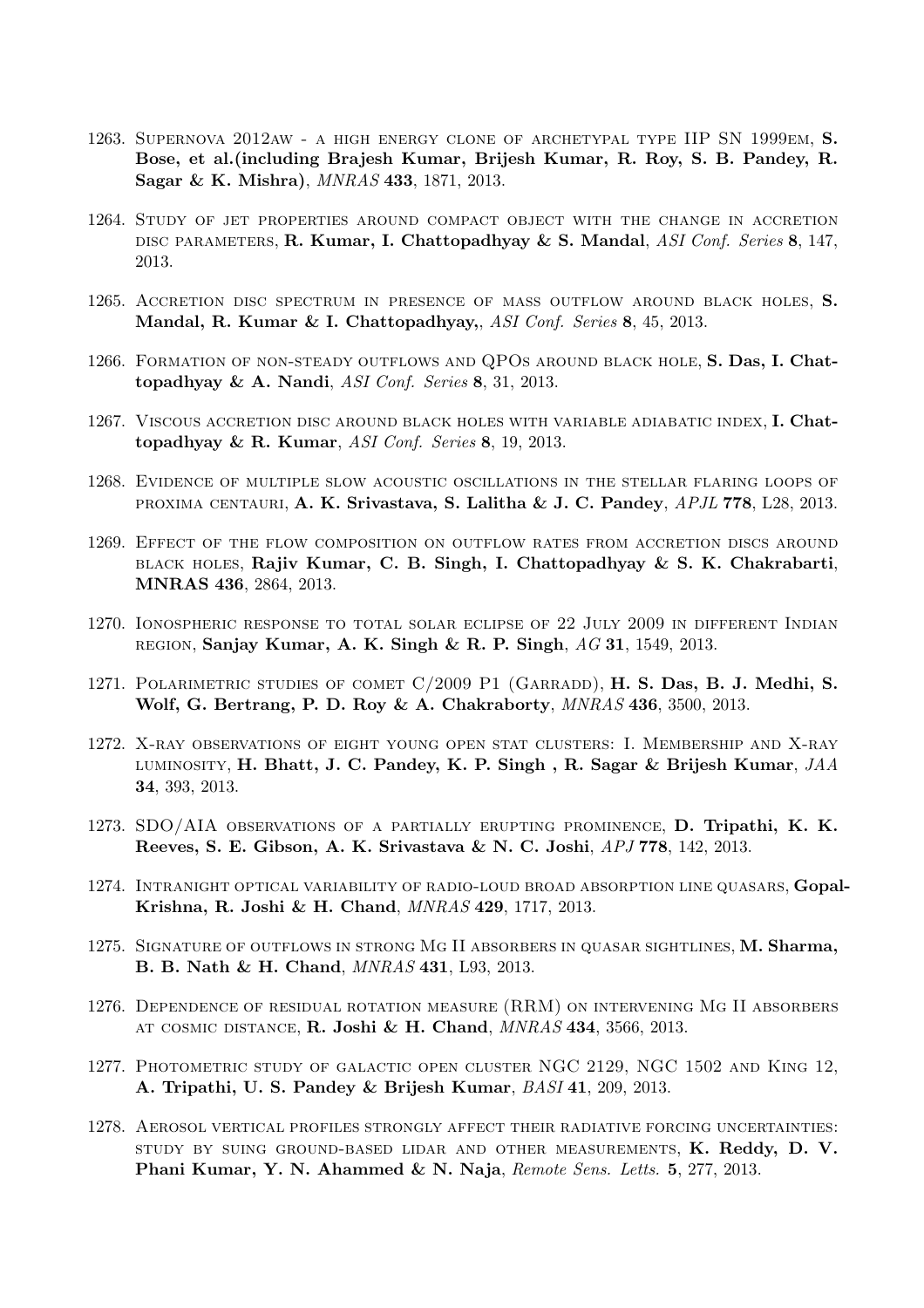1263. Supernova 2012aw - a high energy clone of archetypal type IIP SN 1999em, **S. Bose, et al.(including Brajesh Kumar, Brijesh Kumar, R. Roy, S. B. Pandey, R. Sagar & K. Mishra)**, *MNRAS* **433**, 1871, 2013.

1264. Study of jet properties around compact object with the change in accretion disc parameters, **R. Kumar, I. Chattopadhyay & S. Mandal**, *ASI Conf. Series* **8**, 147, 2013.

1265. Accretion disc spectrum in presence of mass outflow around black holes, **S. Mandal, R. Kumar & I. Chattopadhyay,**, *ASI Conf. Series* **8**, 45, 2013.

1266. Formation of non-steady outflows and QPOs around black hole, **S. Das, I. Chattopadhyay & A. Nandi**, *ASI Conf. Series* **8**, 31, 2013.

1267. Viscous accretion disc around black holes with variable adiabatic index, **I. Chattopadhyay & R. Kumar**, *ASI Conf. Series* **8**, 19, 2013.

1268. Evidence of multiple slow acoustic oscillations in the stellar flaring loops of proxima centauri, **A. K. Srivastava, S. Lalitha & J. C. Pandey**, *APJL* **778**, L28, 2013.

1269. Effect of the flow composition on outflow rates from accretion discs around black holes, **Rajiv Kumar, C. B. Singh, I. Chattopadhyay & S. K. Chakrabarti**, **MNRAS 436**, 2864, 2013.

1270. Ionospheric response to total solar eclipse of 22 July 2009 in different Indian region, **Sanjay Kumar, A. K. Singh & R. P. Singh**, *AG* **31**, 1549, 2013.

1271. Polarimetric studies of comet C/2009 P1 (Garradd), **H. S. Das, B. J. Medhi, S. Wolf, G. Bertrang, P. D. Roy & A. Chakraborty**, *MNRAS* **436**, 3500, 2013.

1272. X-ray observations of eight young open stat clusters: I. Membership and X-ray luminosity, **H. Bhatt, J. C. Pandey, K. P. Singh , R. Sagar & Brijesh Kumar**, *JAA* **34**, 393, 2013.

1273. SDO/AIA observations of a partially erupting prominence, **D. Tripathi, K. K. Reeves, S. E. Gibson, A. K. Srivastava & N. C. Joshi**, *APJ* **778**, 142, 2013.

1274. Intranight optical variability of radio-loud broad absorption line quasars, **Gopal-Krishna, R. Joshi & H. Chand**, *MNRAS* **429**, 1717, 2013.

1275. Signature of outflows in strong Mg II absorbers in quasar sightlines, **M. Sharma, B. B. Nath & H. Chand**, *MNRAS* **431**, L93, 2013.

1276. Dependence of residual rotation measure (RRM) on intervening Mg II absorbers at cosmic distance, **R. Joshi & H. Chand**, *MNRAS* **434**, 3566, 2013.

1277. Photometric study of galactic open cluster NGC 2129, NGC 1502 and King 12, **A. Tripathi, U. S. Pandey & Brijesh Kumar**, *BASI* **41**, 209, 2013.

1278. Aerosol vertical profiles strongly affect their radiative forcing uncertainties: study by suing ground-based lidar and other measurements, **K. Reddy, D. V. Phani Kumar, Y. N. Ahammed & N. Naja**, *Remote Sens. Letts.* **5**, 277, 2013.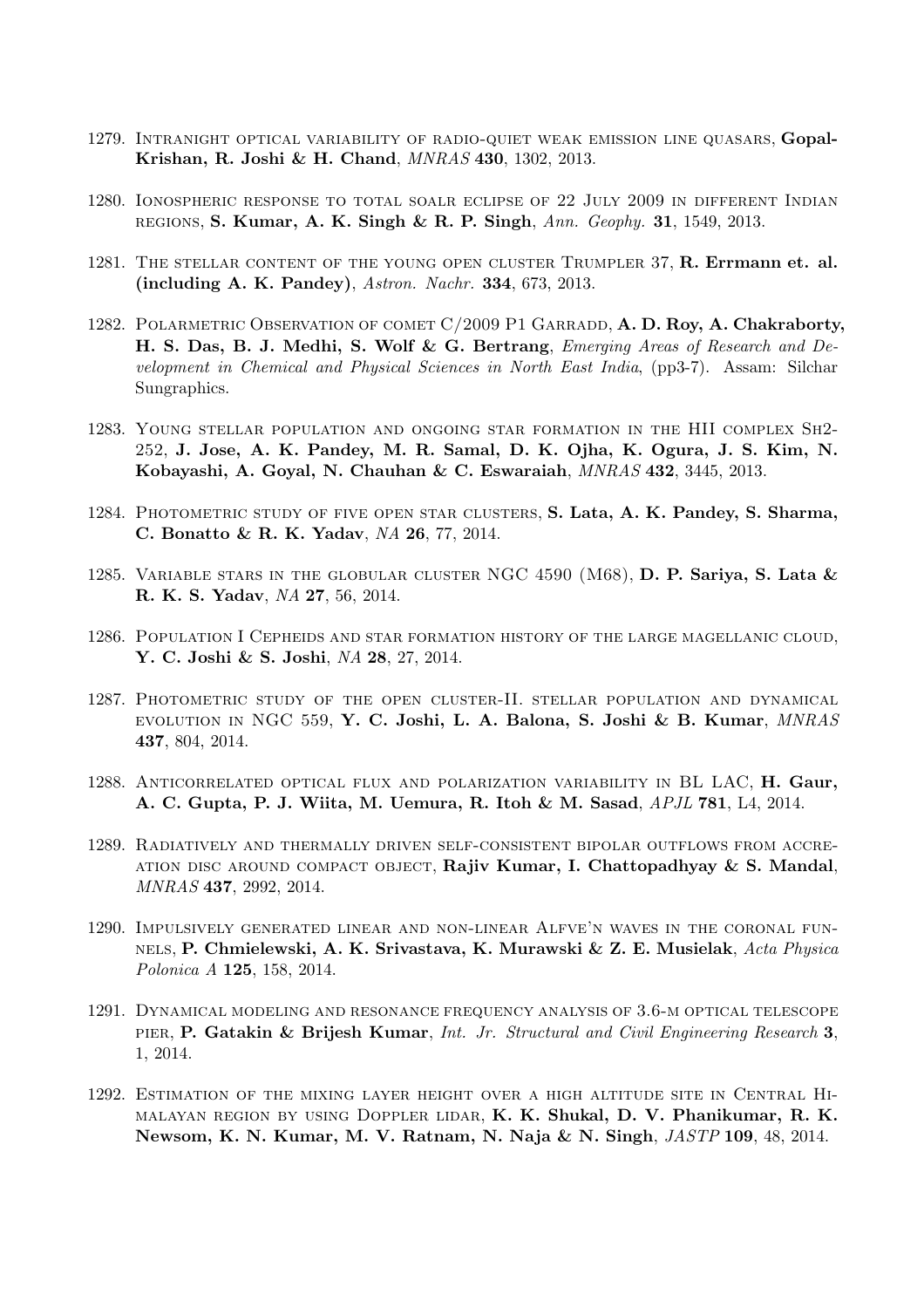1279. Intranight optical variability of radio-quiet weak emission line quasars, **Gopal-Krishan, R. Joshi & H. Chand**, *MNRAS* **430**, 1302, 2013.

1280. Ionospheric response to total soalr eclipse of 22 July 2009 in different Indian regions, **S. Kumar, A. K. Singh & R. P. Singh**, *Ann. Geophy.* **31**, 1549, 2013.

1281. The stellar content of the young open cluster Trumpler 37, **R. Errmann et. al. (including A. K. Pandey)**, *Astron. Nachr.* **334**, 673, 2013.

1282. Polarmetric Observation of comet C/2009 P1 Garradd, **A. D. Roy, A. Chakraborty, H. S. Das, B. J. Medhi, S. Wolf & G. Bertrang**, *Emerging Areas of Research and Development in Chemical and Physical Sciences in North East India*, (pp3-7). Assam: Silchar Sungraphics.

1283. Young stellar population and ongoing star formation in the HII complex Sh2-252, **J. Jose, A. K. Pandey, M. R. Samal, D. K. Ojha, K. Ogura, J. S. Kim, N. Kobayashi, A. Goyal, N. Chauhan & C. Eswaraiah**, *MNRAS* **432**, 3445, 2013.

1284. Photometric study of five open star clusters, **S. Lata, A. K. Pandey, S. Sharma, C. Bonatto & R. K. Yadav**, *NA* **26**, 77, 2014.

1285. Variable stars in the globular cluster NGC 4590 (M68), **D. P. Sariya, S. Lata & R. K. S. Yadav**, *NA* **27**, 56, 2014.

1286. Population I Cepheids and star formation history of the large magellanic cloud, **Y. C. Joshi & S. Joshi**, *NA* **28**, 27, 2014.

1287. Photometric study of the open cluster-II. stellar population and dynamical evolution in NGC 559, **Y. C. Joshi, L. A. Balona, S. Joshi & B. Kumar**, *MNRAS* **437**, 804, 2014.

1288. Anticorrelated optical flux and polarization variability in BL LAC, **H. Gaur, A. C. Gupta, P. J. Wiita, M. Uemura, R. Itoh & M. Sasad**, *APJL* **781**, L4, 2014.

1289. Radiatively and thermally driven self-consistent bipolar outflows from accreation disc around compact object, **Rajiv Kumar, I. Chattopadhyay & S. Mandal**, *MNRAS* **437**, 2992, 2014.

1290. Impulsively generated linear and non-linear Alfve'n waves in the coronal funnels, **P. Chmielewski, A. K. Srivastava, K. Murawski & Z. E. Musielak**, *Acta Physica Polonica A* **125**, 158, 2014.

1291. Dynamical modeling and resonance frequency analysis of 3.6-m optical telescope pier, **P. Gatakin & Brijesh Kumar**, *Int. Jr. Structural and Civil Engineering Research* **3**, 1, 2014.

1292. Estimation of the mixing layer height over a high altitude site in Central Himalayan region by using Doppler lidar, **K. K. Shukal, D. V. Phanikumar, R. K. Newsom, K. N. Kumar, M. V. Ratnam, N. Naja & N. Singh**, *JASTP* **109**, 48, 2014.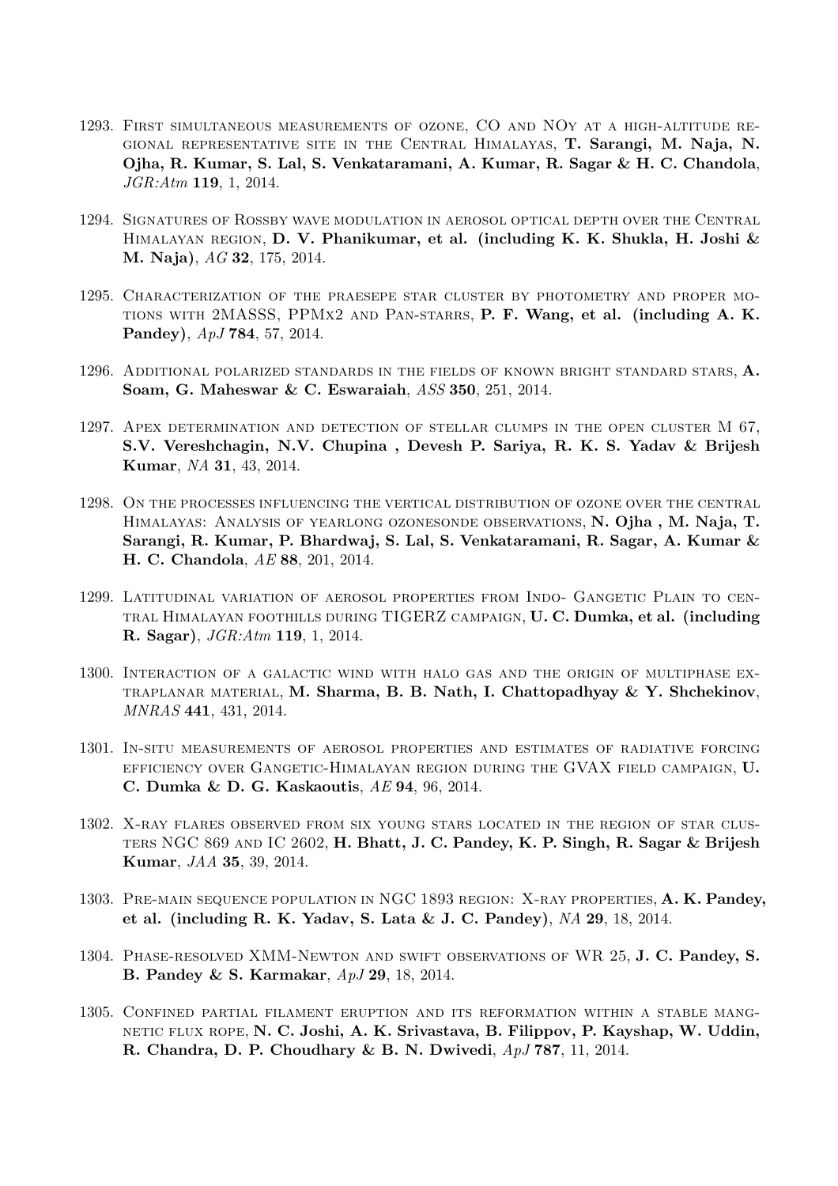1293. First simultaneous measurements of ozone, CO and NOy at a high-altitude regional representative site in the Central Himalayas, **T. Sarangi, M. Naja, N. Ojha, R. Kumar, S. Lal, S. Venkataramani, A. Kumar, R. Sagar & H. C. Chandola**, *JGR:Atm* **119**, 1, 2014.

1294. Signatures of Rossby wave modulation in aerosol optical depth over the Central Himalayan region, **D. V. Phanikumar, et al. (including K. K. Shukla, H. Joshi & M. Naja)**, *AG* **32**, 175, 2014.

1295. Characterization of the praesepe star cluster by photometry and proper motions with 2MASSS, PPMx2 and Pan-starrs, **P. F. Wang, et al. (including A. K. Pandey)**, *ApJ* **784**, 57, 2014.

1296. Additional polarized standards in the fields of known bright standard stars, **A. Soam, G. Maheswar & C. Eswaraiah**, *ASS* **350**, 251, 2014.

1297. Apex determination and detection of stellar clumps in the open cluster M 67, **S.V. Vereshchagin, N.V. Chupina , Devesh P. Sariya, R. K. S. Yadav & Brijesh Kumar**, *NA* **31**, 43, 2014.

1298. On the processes influencing the vertical distribution of ozone over the central Himalayas: Analysis of yearlong ozonesonde observations, **N. Ojha , M. Naja, T. Sarangi, R. Kumar, P. Bhardwaj, S. Lal, S. Venkataramani, R. Sagar, A. Kumar & H. C. Chandola**, *AE* **88**, 201, 2014.

1299. Latitudinal variation of aerosol properties from Indo- Gangetic Plain to central Himalayan foothills during TIGERZ campaign, **U. C. Dumka, et al. (including R. Sagar)**, *JGR:Atm* **119**, 1, 2014.

1300. Interaction of a galactic wind with halo gas and the origin of multiphase extraplanar material, **M. Sharma, B. B. Nath, I. Chattopadhyay & Y. Shchekinov**, *MNRAS* **441**, 431, 2014.

1301. In-situ measurements of aerosol properties and estimates of radiative forcing efficiency over Gangetic-Himalayan region during the GVAX field campaign, **U. C. Dumka & D. G. Kaskaoutis**, *AE* **94**, 96, 2014.

1302. X-ray flares observed from six young stars located in the region of star clusters NGC 869 and IC 2602, **H. Bhatt, J. C. Pandey, K. P. Singh, R. Sagar & Brijesh Kumar**, *JAA* **35**, 39, 2014.

1303. Pre-main sequence population in NGC 1893 region: X-ray properties, **A. K. Pandey, et al. (including R. K. Yadav, S. Lata & J. C. Pandey)**, *NA* **29**, 18, 2014.

1304. Phase-resolved XMM-Newton and swift observations of WR 25, **J. C. Pandey, S. B. Pandey & S. Karmakar**, *ApJ* **29**, 18, 2014.

1305. Confined partial filament eruption and its reformation within a stable mangnetic flux rope, **N. C. Joshi, A. K. Srivastava, B. Filippov, P. Kayshap, W. Uddin, R. Chandra, D. P. Choudhary & B. N. Dwivedi**, *ApJ* **787**, 11, 2014.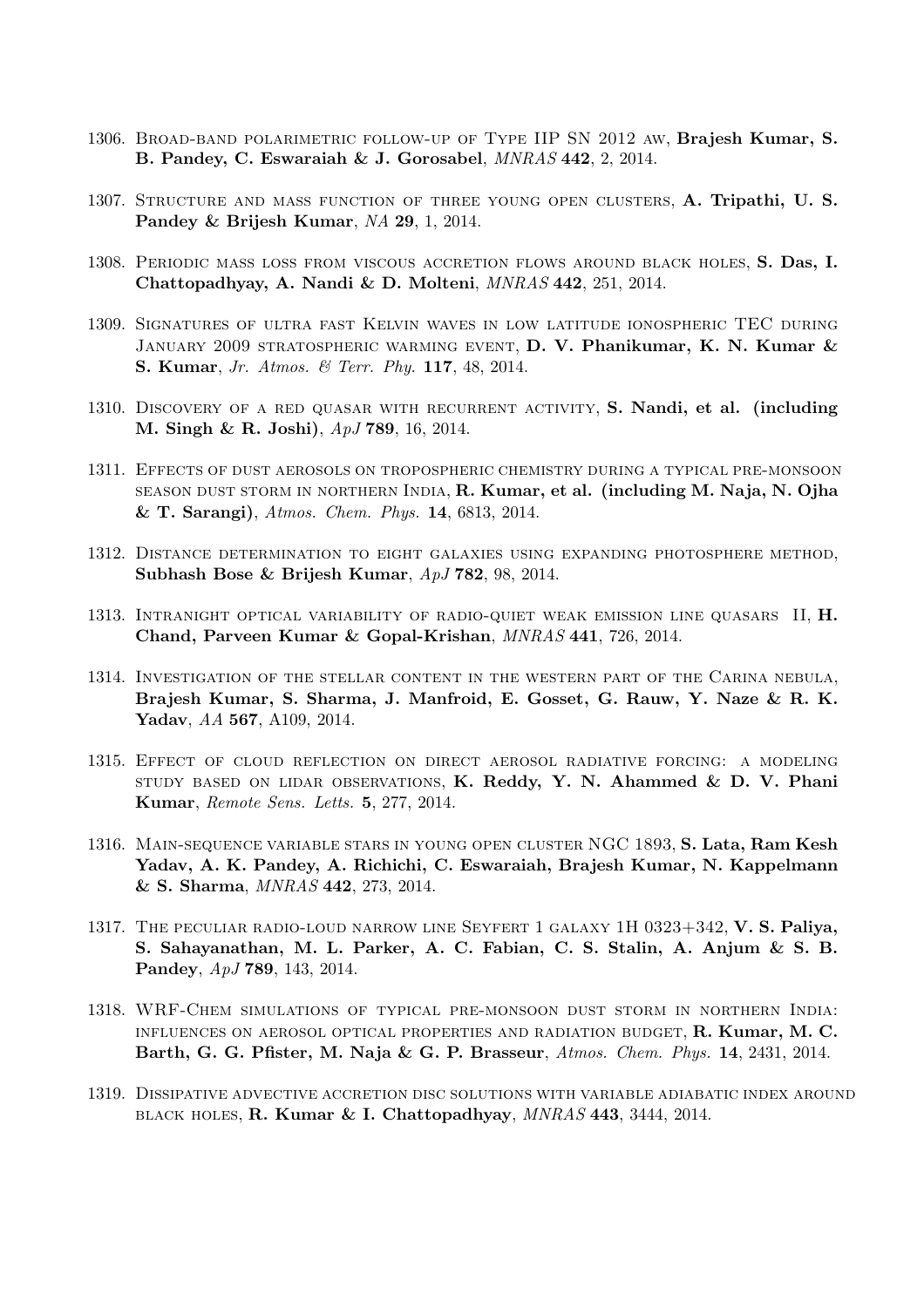1306. Broad-band polarimetric follow-up of Type IIP SN 2012 aw, **Brajesh Kumar, S. B. Pandey, C. Eswaraiah & J. Gorosabel**, *MNRAS* **442**, 2, 2014.

1307. Structure and mass function of three young open clusters, **A. Tripathi, U. S. Pandey & Brijesh Kumar**, *NA* **29**, 1, 2014.

1308. Periodic mass loss from viscous accretion flows around black holes, **S. Das, I. Chattopadhyay, A. Nandi & D. Molteni**, *MNRAS* **442**, 251, 2014.

1309. Signatures of ultra fast Kelvin waves in low latitude ionospheric TEC during January 2009 stratospheric warming event, **D. V. Phanikumar, K. N. Kumar & S. Kumar**, *Jr. Atmos. & Terr. Phy.* **117**, 48, 2014.

1310. Discovery of a red quasar with recurrent activity, **S. Nandi, et al. (including M. Singh & R. Joshi)**, *ApJ* **789**, 16, 2014.

1311. Effects of dust aerosols on tropospheric chemistry during a typical pre-monsoon season dust storm in northern India, **R. Kumar, et al. (including M. Naja, N. Ojha & T. Sarangi)**, *Atmos. Chem. Phys.* **14**, 6813, 2014.

1312. Distance determination to eight galaxies using expanding photosphere method, **Subhash Bose & Brijesh Kumar**, *ApJ* **782**, 98, 2014.

1313. Intranight optical variability of radio-quiet weak emission line quasars II, **H. Chand, Parveen Kumar & Gopal-Krishan**, *MNRAS* **441**, 726, 2014.

1314. Investigation of the stellar content in the western part of the Carina nebula, **Brajesh Kumar, S. Sharma, J. Manfroid, E. Gosset, G. Rauw, Y. Naze & R. K. Yadav**, *AA* **567**, A109, 2014.

1315. Effect of cloud reflection on direct aerosol radiative forcing: a modeling study based on lidar observations, **K. Reddy, Y. N. Ahammed & D. V. Phani Kumar**, *Remote Sens. Letts.* **5**, 277, 2014.

1316. Main-sequence variable stars in young open cluster NGC 1893, **S. Lata, Ram Kesh Yadav, A. K. Pandey, A. Richichi, C. Eswaraiah, Brajesh Kumar, N. Kappelmann & S. Sharma**, *MNRAS* **442**, 273, 2014.

1317. The peculiar radio-loud narrow line Seyfert 1 galaxy 1H 0323+342, **V. S. Paliya, S. Sahayanathan, M. L. Parker, A. C. Fabian, C. S. Stalin, A. Anjum & S. B. Pandey**, *ApJ* **789**, 143, 2014.

1318. WRF-Chem simulations of typical pre-monsoon dust storm in northern India: influences on aerosol optical properties and radiation budget, **R. Kumar, M. C. Barth, G. G. Pfister, M. Naja & G. P. Brasseur**, *Atmos. Chem. Phys.* **14**, 2431, 2014.

1319. Dissipative advective accretion disc solutions with variable adiabatic index around black holes, **R. Kumar & I. Chattopadhyay**, *MNRAS* **443**, 3444, 2014.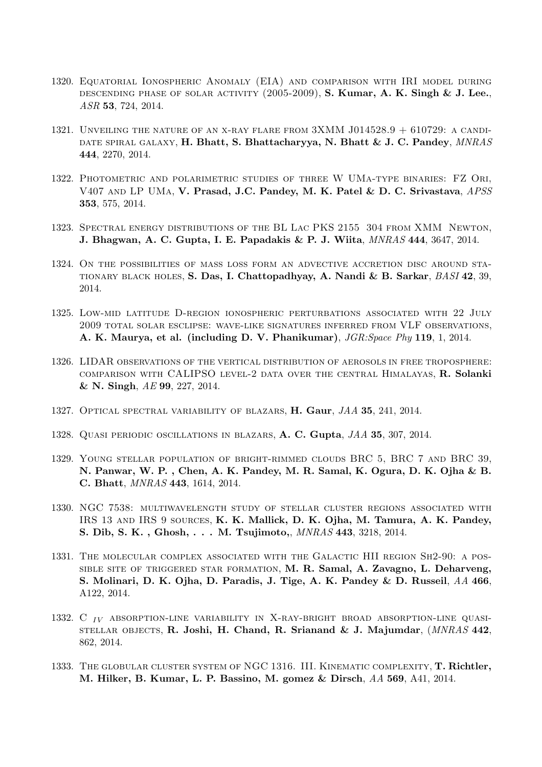1320. Equatorial Ionospheric Anomaly (EIA) and comparison with IRI model during descending phase of solar activity (2005-2009), **S. Kumar, A. K. Singh & J. Lee.**, *ASR* **53**, 724, 2014.

1321. Unveiling the nature of an x-ray flare from 3XMM J014528.9 + 610729: a candidate spiral galaxy, **H. Bhatt, S. Bhattacharyya, N. Bhatt & J. C. Pandey**, *MNRAS* **444**, 2270, 2014.

1322. Photometric and polarimetric studies of three W UMa-type binaries: FZ Ori, V407 and LP UMa, **V. Prasad, J.C. Pandey, M. K. Patel & D. C. Srivastava**, *APSS* **353**, 575, 2014.

1323. Spectral energy distributions of the BL Lac PKS 2155 304 from XMM Newton, **J. Bhagwan, A. C. Gupta, I. E. Papadakis & P. J. Wiita**, *MNRAS* **444**, 3647, 2014.

1324. On the possibilities of mass loss form an advective accretion disc around stationary black holes, **S. Das, I. Chattopadhyay, A. Nandi & B. Sarkar**, *BASI* **42**, 39, 2014.

1325. Low-mid latitude D-region ionospheric perturbations associated with 22 July 2009 total solar esclipse: wave-like signatures inferred from VLF observations, **A. K. Maurya, et al. (including D. V. Phanikumar)**, *JGR:Space Phy* **119**, 1, 2014.

1326. LIDAR observations of the vertical distribution of aerosols in free troposphere: comparison with CALIPSO level-2 data over the central Himalayas, **R. Solanki & N. Singh**, *AE* **99**, 227, 2014.

1327. Optical spectral variability of blazars, **H. Gaur**, *JAA* **35**, 241, 2014.

1328. Quasi periodic oscillations in blazars, **A. C. Gupta**, *JAA* **35**, 307, 2014.

1329. Young stellar population of bright-rimmed clouds BRC 5, BRC 7 and BRC 39, **N. Panwar, W. P. , Chen, A. K. Pandey, M. R. Samal, K. Ogura, D. K. Ojha & B. C. Bhatt**, *MNRAS* **443**, 1614, 2014.

1330. NGC 7538: multiwavelength study of stellar cluster regions associated with IRS 13 and IRS 9 sources, **K. K. Mallick, D. K. Ojha, M. Tamura, A. K. Pandey, S. Dib, S. K. , Ghosh, . . . M. Tsujimoto,**, *MNRAS* **443**, 3218, 2014.

1331. The molecular complex associated with the Galactic HII region Sh2-90: a possible site of triggered star formation, **M. R. Samal, A. Zavagno, L. Deharveng, S. Molinari, D. K. Ojha, D. Paradis, J. Tige, A. K. Pandey & D. Russeil**, *AA* **466**, A122, 2014.

1332. C $_{IV}$ absorption-line variability in X-ray-bright broad absorption-line quasi-stellar objects, **R. Joshi, H. Chand, R. Srianand & J. Majumdar**, (*MNRAS* **442**, 862, 2014.

1333. The globular cluster system of NGC 1316. III. Kinematic complexity, **T. Richtler, M. Hilker, B. Kumar, L. P. Bassino, M. gomez & Dirsch**, *AA* **569**, A41, 2014.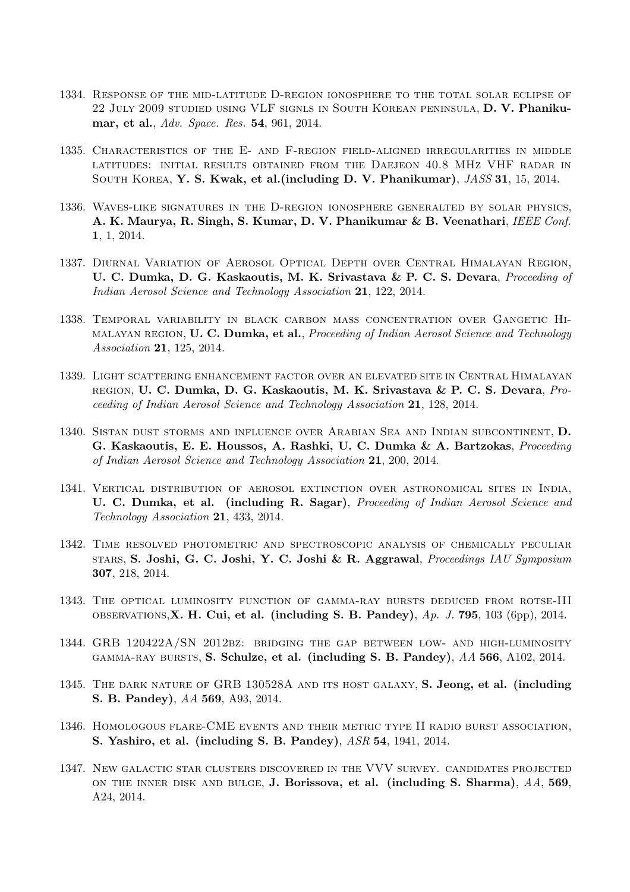1334. Response of the mid-latitude D-region ionosphere to the total solar eclipse of 22 July 2009 studied using VLF signls in South Korean peninsula, **D. V. Phanikumar, et al.**, *Adv. Space. Res.* **54**, 961, 2014.

1335. Characteristics of the E- and F-region field-aligned irregularities in middle latitudes: initial results obtained from the Daejeon 40.8 MHz VHF radar in South Korea, **Y. S. Kwak, et al.(including D. V. Phanikumar)**, *JASS* **31**, 15, 2014.

1336. Waves-like signatures in the D-region ionosphere generalted by solar physics, **A. K. Maurya, R. Singh, S. Kumar, D. V. Phanikumar & B. Veenathari**, *IEEE Conf.* **1**, 1, 2014.

1337. Diurnal Variation of Aerosol Optical Depth over Central Himalayan Region, **U. C. Dumka, D. G. Kaskaoutis, M. K. Srivastava & P. C. S. Devara**, *Proceeding of Indian Aerosol Science and Technology Association* **21**, 122, 2014.

1338. Temporal variability in black carbon mass concentration over Gangetic Himalayan region, **U. C. Dumka, et al.**, *Proceeding of Indian Aerosol Science and Technology Association* **21**, 125, 2014.

1339. Light scattering enhancement factor over an elevated site in Central Himalayan region, **U. C. Dumka, D. G. Kaskaoutis, M. K. Srivastava & P. C. S. Devara**, *Proceeding of Indian Aerosol Science and Technology Association* **21**, 128, 2014.

1340. Sistan dust storms and influence over Arabian Sea and Indian subcontinent, **D. G. Kaskaoutis, E. E. Houssos, A. Rashki, U. C. Dumka & A. Bartzokas**, *Proceeding of Indian Aerosol Science and Technology Association* **21**, 200, 2014.

1341. Vertical distribution of aerosol extinction over astronomical sites in India, **U. C. Dumka, et al. (including R. Sagar)**, *Proceeding of Indian Aerosol Science and Technology Association* **21**, 433, 2014.

1342. Time resolved photometric and spectroscopic analysis of chemically peculiar stars, **S. Joshi, G. C. Joshi, Y. C. Joshi & R. Aggrawal**, *Proceedings IAU Symposium* **307**, 218, 2014.

1343. The optical luminosity function of gamma-ray bursts deduced from rotse-III observations,**X. H. Cui, et al. (including S. B. Pandey)**, *Ap. J.* **795**, 103 (6pp), 2014.

1344. GRB 120422A/SN 2012bz: bridging the gap between low- and high-luminosity gamma-ray bursts, **S. Schulze, et al. (including S. B. Pandey)**, *AA* **566**, A102, 2014.

1345. The dark nature of GRB 130528A and its host galaxy, **S. Jeong, et al. (including S. B. Pandey)**, *AA* **569**, A93, 2014.

1346. Homologous flare-CME events and their metric type II radio burst association, **S. Yashiro, et al. (including S. B. Pandey)**, *ASR* **54**, 1941, 2014.

1347. New galactic star clusters discovered in the VVV survey. candidates projected on the inner disk and bulge, **J. Borissova, et al. (including S. Sharma)**, *AA*, **569**, A24, 2014.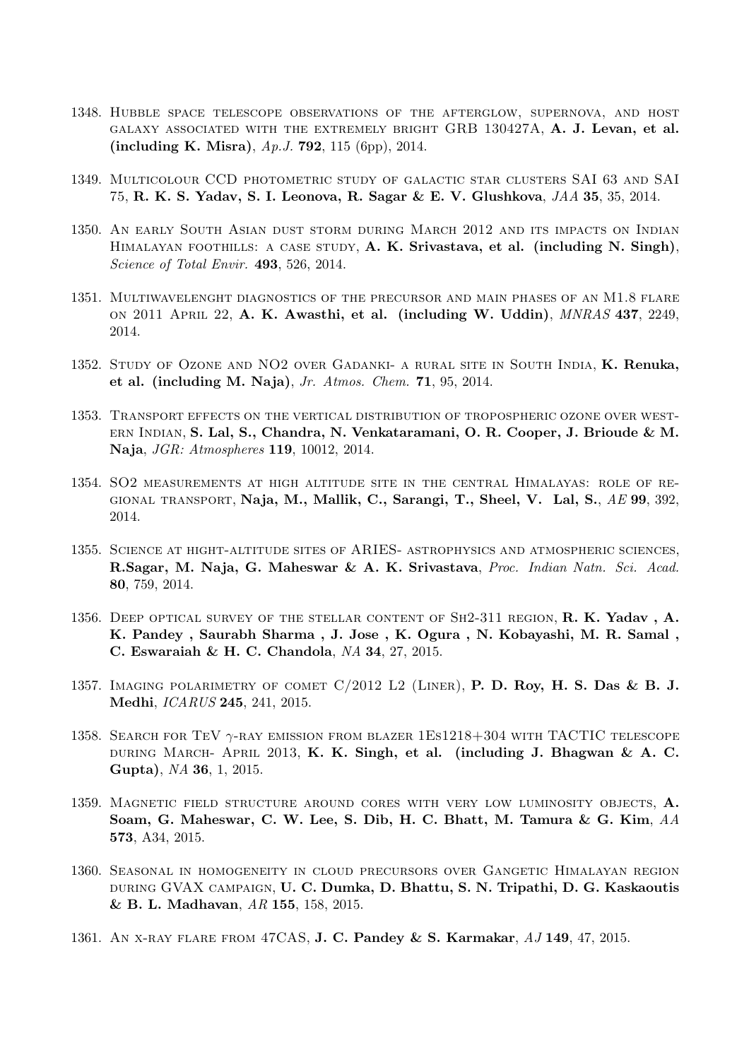1348. Hubble space telescope observations of the afterglow, supernova, and host galaxy associated with the extremely bright GRB 130427A, **A. J. Levan, et al. (including K. Misra)**, *Ap.J.* **792**, 115 (6pp), 2014.

1349. Multicolour CCD photometric study of galactic star clusters SAI 63 and SAI 75, **R. K. S. Yadav, S. I. Leonova, R. Sagar & E. V. Glushkova**, *JAA* **35**, 35, 2014.

1350. An early South Asian dust storm during March 2012 and its impacts on Indian Himalayan foothills: a case study, **A. K. Srivastava, et al. (including N. Singh)**, *Science of Total Envir.* **493**, 526, 2014.

1351. Multiwavelenght diagnostics of the precursor and main phases of an M1.8 flare on 2011 April 22, **A. K. Awasthi, et al. (including W. Uddin)**, *MNRAS* **437**, 2249, 2014.

1352. Study of Ozone and NO2 over Gadanki- a rural site in South India, **K. Renuka, et al. (including M. Naja)**, *Jr. Atmos. Chem.* **71**, 95, 2014.

1353. Transport effects on the vertical distribution of tropospheric ozone over western Indian, **S. Lal, S., Chandra, N. Venkataramani, O. R. Cooper, J. Brioude & M. Naja**, *JGR: Atmospheres* **119**, 10012, 2014.

1354. SO2 measurements at high altitude site in the central Himalayas: role of regional transport, **Naja, M., Mallik, C., Sarangi, T., Sheel, V. Lal, S.**, *AE* **99**, 392, 2014.

1355. Science at hight-altitude sites of ARIES- astrophysics and atmospheric sciences, **R.Sagar, M. Naja, G. Maheswar & A. K. Srivastava**, *Proc. Indian Natn. Sci. Acad.* **80**, 759, 2014.

1356. Deep optical survey of the stellar content of Sh2-311 region, **R. K. Yadav , A. K. Pandey , Saurabh Sharma , J. Jose , K. Ogura , N. Kobayashi, M. R. Samal , C. Eswaraiah & H. C. Chandola**, *NA* **34**, 27, 2015.

1357. Imaging polarimetry of comet C/2012 L2 (Liner), **P. D. Roy, H. S. Das & B. J. Medhi**, *ICARUS* **245**, 241, 2015.

1358. Search for TeV $\gamma$-ray emission from blazer 1Es1218+304 with TACTIC telescope during March- April 2013, **K. K. Singh, et al. (including J. Bhagwan & A. C. Gupta)**, *NA* **36**, 1, 2015.

1359. Magnetic field structure around cores with very low luminosity objects, **A. Soam, G. Maheswar, C. W. Lee, S. Dib, H. C. Bhatt, M. Tamura & G. Kim**, *AA* **573**, A34, 2015.

1360. Seasonal in homogeneity in cloud precursors over Gangetic Himalayan region during GVAX campaign, **U. C. Dumka, D. Bhattu, S. N. Tripathi, D. G. Kaskaoutis & B. L. Madhavan**, *AR* **155**, 158, 2015.

1361. An x-ray flare from 47CAS, **J. C. Pandey & S. Karmakar**, *AJ* **149**, 47, 2015.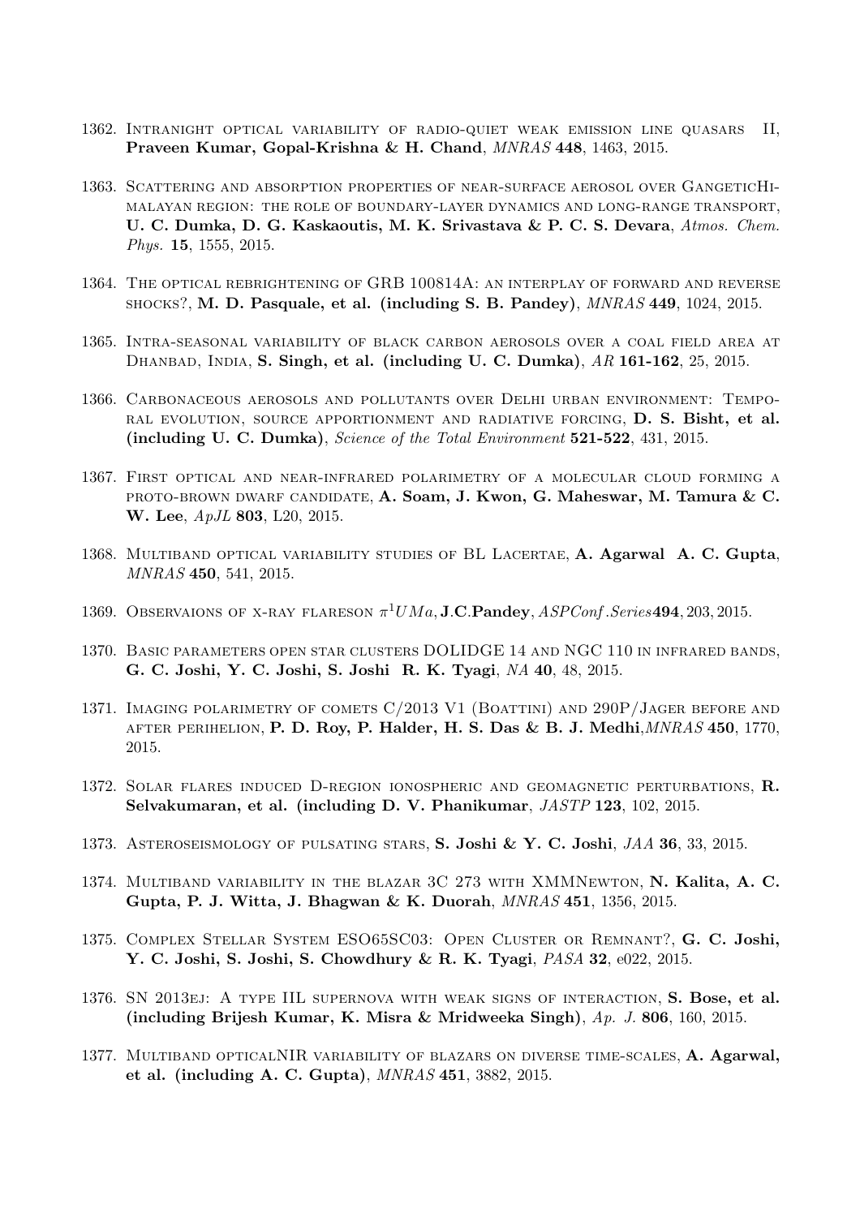1362. Intranight optical variability of radio-quiet weak emission line quasars II, **Praveen Kumar, Gopal-Krishna & H. Chand**, *MNRAS* **448**, 1463, 2015.

1363. Scattering and absorption properties of near-surface aerosol over GangeticHimalayan region: the role of boundary-layer dynamics and long-range transport, **U. C. Dumka, D. G. Kaskaoutis, M. K. Srivastava & P. C. S. Devara**, *Atmos. Chem. Phys.* **15**, 1555, 2015.

1364. The optical rebrightening of GRB 100814A: an interplay of forward and reverse shocks?, **M. D. Pasquale, et al. (including S. B. Pandey)**, *MNRAS* **449**, 1024, 2015.

1365. Intra-seasonal variability of black carbon aerosols over a coal field area at Dhanbad, India, **S. Singh, et al. (including U. C. Dumka)**, *AR* **161-162**, 25, 2015.

1366. Carbonaceous aerosols and pollutants over Delhi urban environment: Temporal evolution, source apportionment and radiative forcing, **D. S. Bisht, et al. (including U. C. Dumka)**, *Science of the Total Environment* **521-522**, 431, 2015.

1367. First optical and near-infrared polarimetry of a molecular cloud forming a proto-brown dwarf candidate, **A. Soam, J. Kwon, G. Maheswar, M. Tamura & C. W. Lee**, *ApJL* **803**, L20, 2015.

1368. Multiband optical variability studies of BL Lacertae, **A. Agarwal A. C. Gupta**, *MNRAS* **450**, 541, 2015.

1369. Observaions of x-ray flareson $\pi^1 UMa$, **J.C.Pandey**, *ASPConf.Series* **494**, 203, 2015.

1370. Basic parameters open star clusters DOLIDGE 14 and NGC 110 in infrared bands, **G. C. Joshi, Y. C. Joshi, S. Joshi R. K. Tyagi**, *NA* **40**, 48, 2015.

1371. Imaging polarimetry of comets C/2013 V1 (Boattini) and 290P/Jager before and after perihelion, **P. D. Roy, P. Halder, H. S. Das & B. J. Medhi**,*MNRAS* **450**, 1770, 2015.

1372. Solar flares induced D-region ionospheric and geomagnetic perturbations, **R. Selvakumaran, et al. (including D. V. Phanikumar**, *JASTP* **123**, 102, 2015.

1373. Asteroseismology of pulsating stars, **S. Joshi & Y. C. Joshi**, *JAA* **36**, 33, 2015.

1374. Multiband variability in the blazar 3C 273 with XMMNewton, **N. Kalita, A. C. Gupta, P. J. Witta, J. Bhagwan & K. Duorah**, *MNRAS* **451**, 1356, 2015.

1375. Complex Stellar System ESO65SC03: Open Cluster or Remnant?, **G. C. Joshi, Y. C. Joshi, S. Joshi, S. Chowdhury & R. K. Tyagi**, *PASA* **32**, e022, 2015.

1376. SN 2013ej: A type IIL supernova with weak signs of interaction, **S. Bose, et al. (including Brijesh Kumar, K. Misra & Mridweeka Singh)**, *Ap. J.* **806**, 160, 2015.

1377. Multiband opticalNIR variability of blazars on diverse time-scales, **A. Agarwal, et al. (including A. C. Gupta)**, *MNRAS* **451**, 3882, 2015.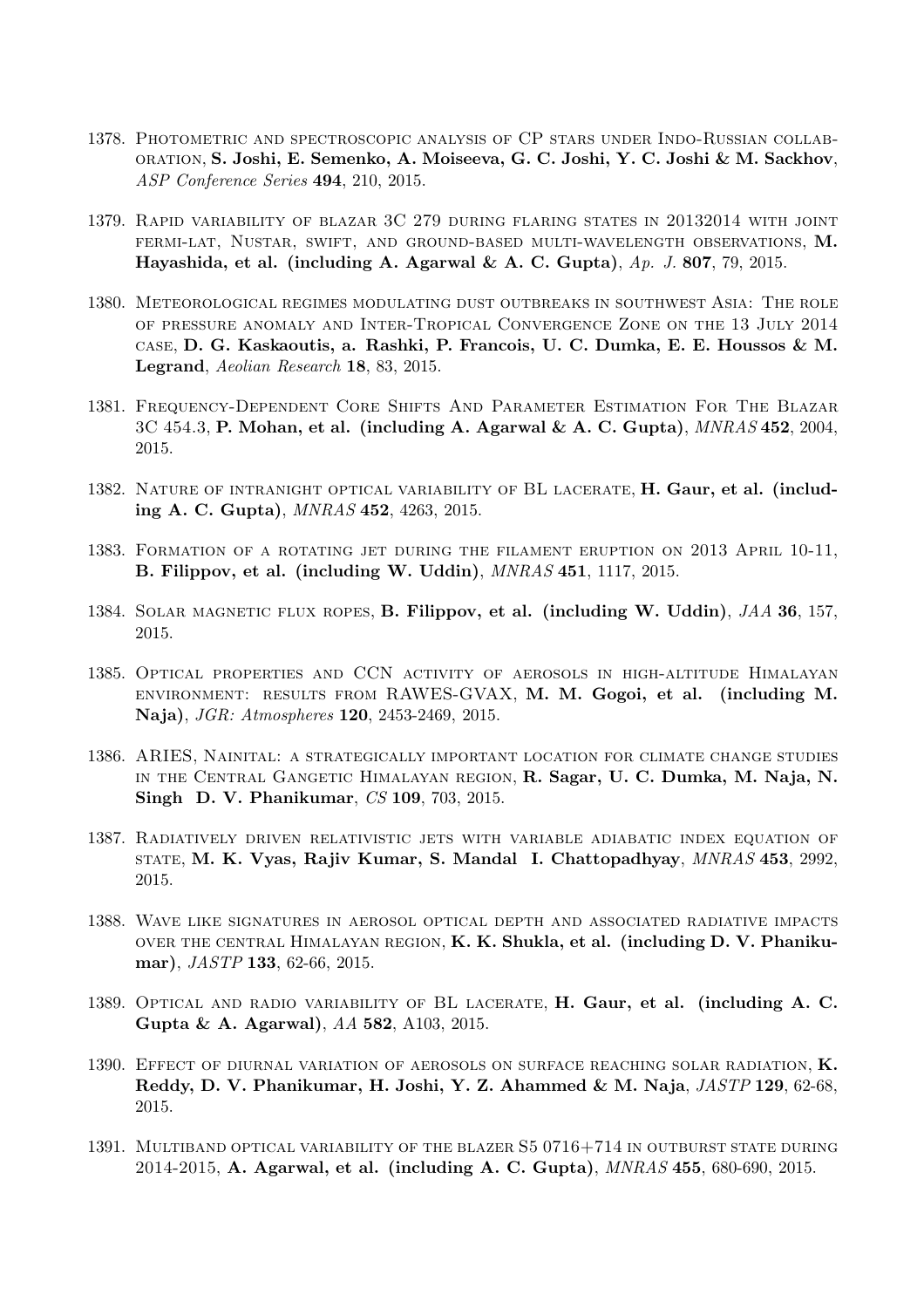1378. Photometric and spectroscopic analysis of CP stars under Indo-Russian collaboration, **S. Joshi, E. Semenko, A. Moiseeva, G. C. Joshi, Y. C. Joshi & M. Sackhov**, *ASP Conference Series* **494**, 210, 2015.

1379. Rapid variability of blazar 3C 279 during flaring states in 20132014 with joint fermi-lat, Nustar, swift, and ground-based multi-wavelength observations, **M. Hayashida, et al. (including A. Agarwal & A. C. Gupta)**, *Ap. J.* **807**, 79, 2015.

1380. Meteorological regimes modulating dust outbreaks in southwest Asia: The role of pressure anomaly and Inter-Tropical Convergence Zone on the 13 July 2014 case, **D. G. Kaskaoutis, a. Rashki, P. Francois, U. C. Dumka, E. E. Houssos & M. Legrand**, *Aeolian Research* **18**, 83, 2015.

1381. Frequency-Dependent Core Shifts And Parameter Estimation For The Blazar 3C 454.3, **P. Mohan, et al. (including A. Agarwal & A. C. Gupta)**, *MNRAS* **452**, 2004, 2015.

1382. Nature of intranight optical variability of BL lacerate, **H. Gaur, et al. (including A. C. Gupta)**, *MNRAS* **452**, 4263, 2015.

1383. Formation of a rotating jet during the filament eruption on 2013 April 10-11, **B. Filippov, et al. (including W. Uddin)**, *MNRAS* **451**, 1117, 2015.

1384. Solar magnetic flux ropes, **B. Filippov, et al. (including W. Uddin)**, *JAA* **36**, 157, 2015.

1385. Optical properties and CCN activity of aerosols in high-altitude Himalayan environment: results from RAWES-GVAX, **M. M. Gogoi, et al. (including M. Naja)**, *JGR: Atmospheres* **120**, 2453-2469, 2015.

1386. ARIES, Nainital: a strategically important location for climate change studies in the Central Gangetic Himalayan region, **R. Sagar, U. C. Dumka, M. Naja, N. Singh D. V. Phanikumar**, *CS* **109**, 703, 2015.

1387. Radiatively driven relativistic jets with variable adiabatic index equation of state, **M. K. Vyas, Rajiv Kumar, S. Mandal I. Chattopadhyay**, *MNRAS* **453**, 2992, 2015.

1388. Wave like signatures in aerosol optical depth and associated radiative impacts over the central Himalayan region, **K. K. Shukla, et al. (including D. V. Phanikumar)**, *JASTP* **133**, 62-66, 2015.

1389. Optical and radio variability of BL lacerate, **H. Gaur, et al. (including A. C. Gupta & A. Agarwal)**, *AA* **582**, A103, 2015.

1390. Effect of diurnal variation of aerosols on surface reaching solar radiation, **K. Reddy, D. V. Phanikumar, H. Joshi, Y. Z. Ahammed & M. Naja**, *JASTP* **129**, 62-68, 2015.

1391. Multiband optical variability of the blazer S5 0716+714 in outburst state during 2014-2015, **A. Agarwal, et al. (including A. C. Gupta)**, *MNRAS* **455**, 680-690, 2015.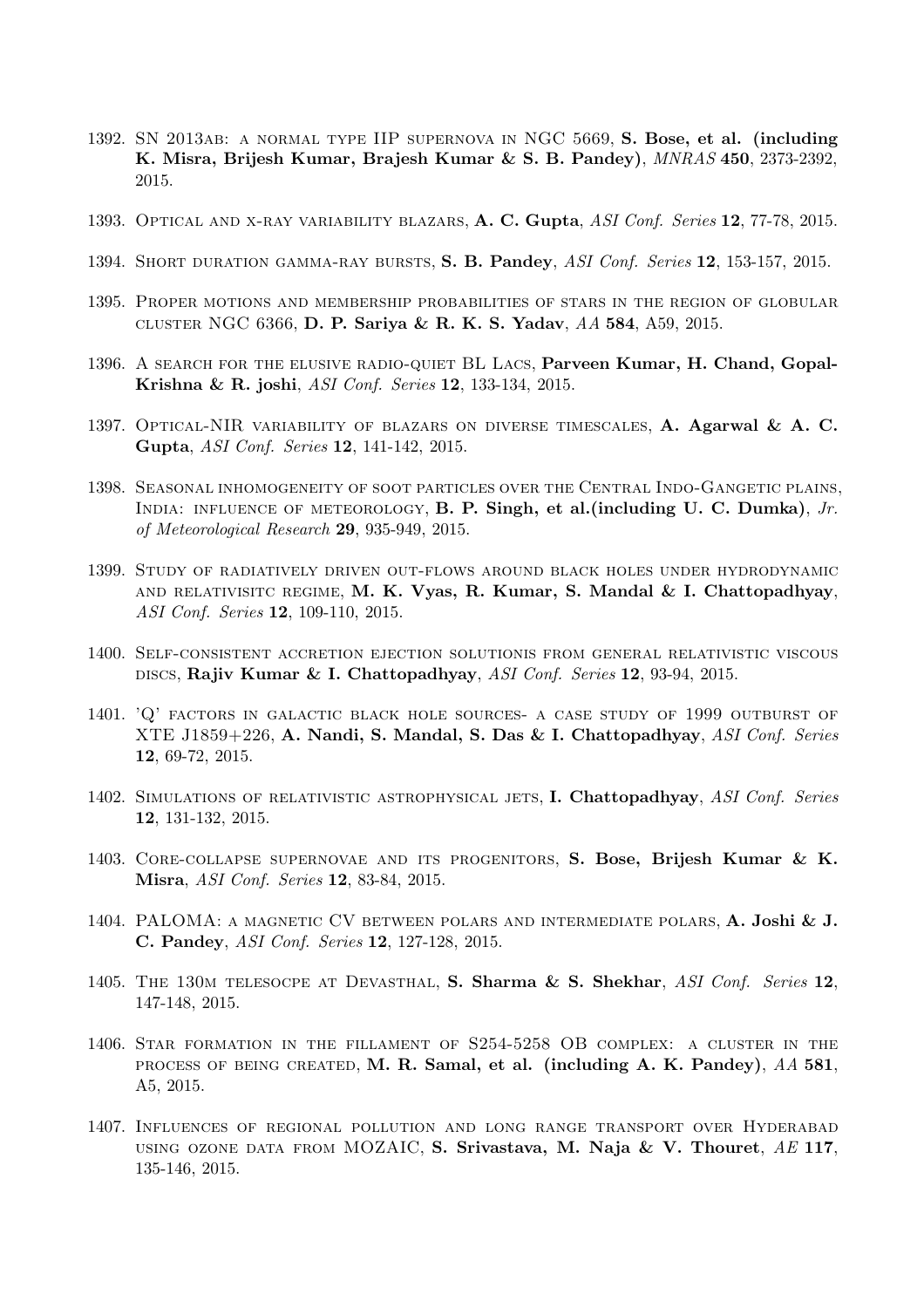1392. SN 2013ab: a normal type IIP supernova in NGC 5669, **S. Bose, et al. (including K. Misra, Brijesh Kumar, Brajesh Kumar & S. B. Pandey)**, *MNRAS* **450**, 2373-2392, 2015.

1393. Optical and x-ray variability blazars, **A. C. Gupta**, *ASI Conf. Series* **12**, 77-78, 2015.

1394. Short duration gamma-ray bursts, **S. B. Pandey**, *ASI Conf. Series* **12**, 153-157, 2015.

1395. Proper motions and membership probabilities of stars in the region of globular cluster NGC 6366, **D. P. Sariya & R. K. S. Yadav**, *AA* **584**, A59, 2015.

1396. A search for the elusive radio-quiet BL Lacs, **Parveen Kumar, H. Chand, Gopal-Krishna & R. joshi**, *ASI Conf. Series* **12**, 133-134, 2015.

1397. Optical-NIR variability of blazars on diverse timescales, **A. Agarwal & A. C. Gupta**, *ASI Conf. Series* **12**, 141-142, 2015.

1398. Seasonal inhomogeneity of soot particles over the Central Indo-Gangetic plains, India: influence of meteorology, **B. P. Singh, et al.(including U. C. Dumka)**, *Jr. of Meteorological Research* **29**, 935-949, 2015.

1399. Study of radiatively driven out-flows around black holes under hydrodynamic and relativisitc regime, **M. K. Vyas, R. Kumar, S. Mandal & I. Chattopadhyay**, *ASI Conf. Series* **12**, 109-110, 2015.

1400. Self-consistent accretion ejection solutionis from general relativistic viscous discs, **Rajiv Kumar & I. Chattopadhyay**, *ASI Conf. Series* **12**, 93-94, 2015.

1401. 'Q' factors in galactic black hole sources- a case study of 1999 outburst of XTE J1859+226, **A. Nandi, S. Mandal, S. Das & I. Chattopadhyay**, *ASI Conf. Series* **12**, 69-72, 2015.

1402. Simulations of relativistic astrophysical jets, **I. Chattopadhyay**, *ASI Conf. Series* **12**, 131-132, 2015.

1403. Core-collapse supernovae and its progenitors, **S. Bose, Brijesh Kumar & K. Misra**, *ASI Conf. Series* **12**, 83-84, 2015.

1404. PALOMA: a magnetic CV between polars and intermediate polars, **A. Joshi & J. C. Pandey**, *ASI Conf. Series* **12**, 127-128, 2015.

1405. The 130m telesocpe at Devasthal, **S. Sharma & S. Shekhar**, *ASI Conf. Series* **12**, 147-148, 2015.

1406. Star formation in the fillament of S254-5258 OB complex: a cluster in the process of being created, **M. R. Samal, et al. (including A. K. Pandey)**, *AA* **581**, A5, 2015.

1407. Influences of regional pollution and long range transport over Hyderabad using ozone data from MOZAIC, **S. Srivastava, M. Naja & V. Thouret**, *AE* **117**, 135-146, 2015.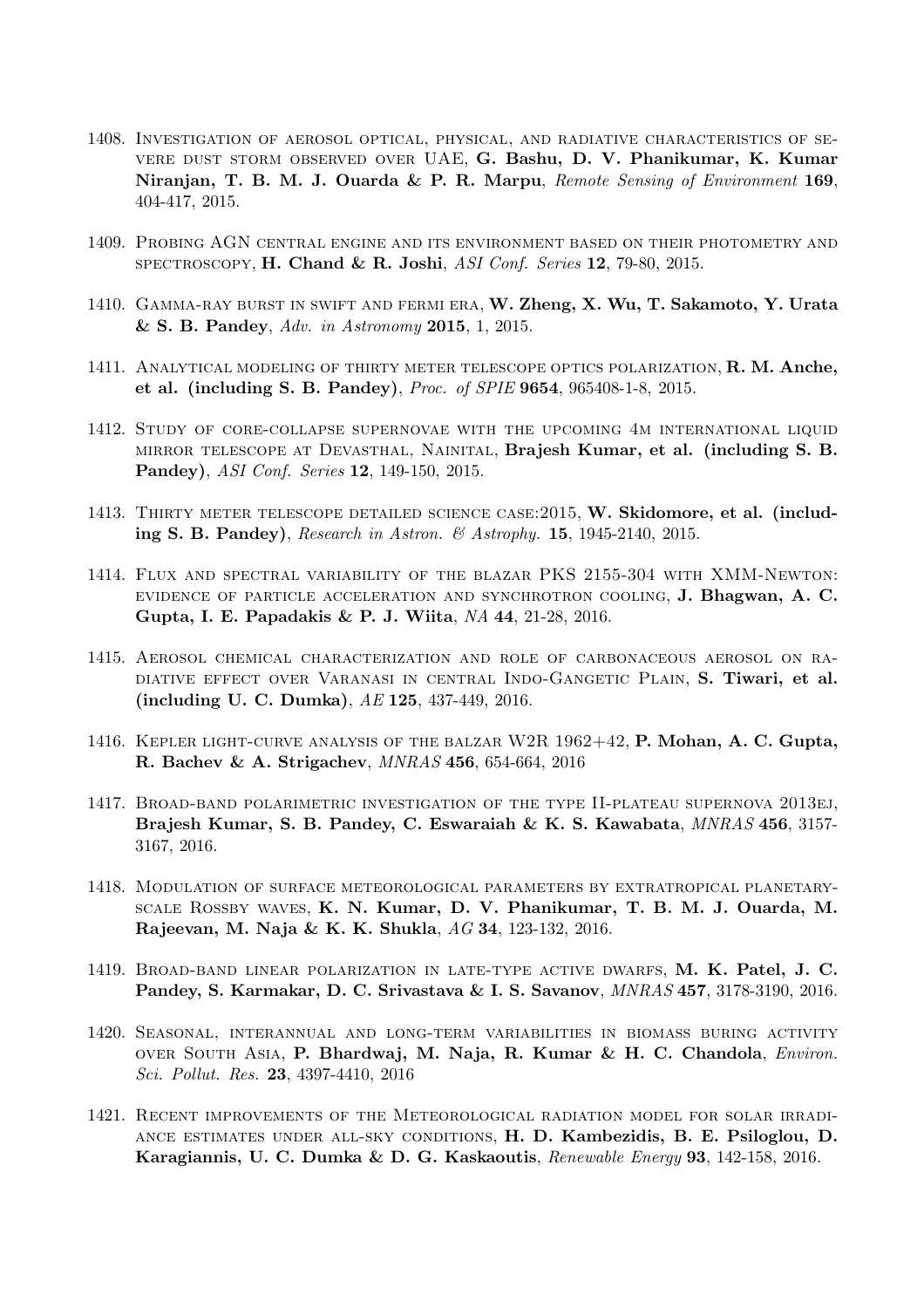1408. Investigation of aerosol optical, physical, and radiative characteristics of severe dust storm observed over UAE, **G. Bashu, D. V. Phanikumar, K. Kumar Niranjan, T. B. M. J. Ouarda & P. R. Marpu**, *Remote Sensing of Environment* **169**, 404-417, 2015.

1409. Probing AGN central engine and its environment based on their photometry and spectroscopy, **H. Chand & R. Joshi**, *ASI Conf. Series* **12**, 79-80, 2015.

1410. Gamma-ray burst in swift and fermi era, **W. Zheng, X. Wu, T. Sakamoto, Y. Urata & S. B. Pandey**, *Adv. in Astronomy* **2015**, 1, 2015.

1411. Analytical modeling of thirty meter telescope optics polarization, **R. M. Anche, et al. (including S. B. Pandey)**, *Proc. of SPIE* **9654**, 965408-1-8, 2015.

1412. Study of core-collapse supernovae with the upcoming 4m international liquid mirror telescope at Devasthal, Nainital, **Brajesh Kumar, et al. (including S. B. Pandey)**, *ASI Conf. Series* **12**, 149-150, 2015.

1413. Thirty meter telescope detailed science case:2015, **W. Skidomore, et al. (including S. B. Pandey)**, *Research in Astron. & Astrophy.* **15**, 1945-2140, 2015.

1414. Flux and spectral variability of the blazar PKS 2155-304 with XMM-Newton: evidence of particle acceleration and synchrotron cooling, **J. Bhagwan, A. C. Gupta, I. E. Papadakis & P. J. Wiita**, *NA* **44**, 21-28, 2016.

1415. Aerosol chemical characterization and role of carbonaceous aerosol on radiative effect over Varanasi in central Indo-Gangetic Plain, **S. Tiwari, et al. (including U. C. Dumka)**, *AE* **125**, 437-449, 2016.

1416. Kepler light-curve analysis of the balzar W2R 1962+42, **P. Mohan, A. C. Gupta, R. Bachev & A. Strigachev**, *MNRAS* **456**, 654-664, 2016

1417. Broad-band polarimetric investigation of the type II-plateau supernova 2013ej, **Brajesh Kumar, S. B. Pandey, C. Eswaraiah & K. S. Kawabata**, *MNRAS* **456**, 3157-3167, 2016.

1418. Modulation of surface meteorological parameters by extratropical planetary-scale Rossby waves, **K. N. Kumar, D. V. Phanikumar, T. B. M. J. Ouarda, M. Rajeevan, M. Naja & K. K. Shukla**, *AG* **34**, 123-132, 2016.

1419. Broad-band linear polarization in late-type active dwarfs, **M. K. Patel, J. C. Pandey, S. Karmakar, D. C. Srivastava & I. S. Savanov**, *MNRAS* **457**, 3178-3190, 2016.

1420. Seasonal, interannual and long-term variabilities in biomass buring activity over South Asia, **P. Bhardwaj, M. Naja, R. Kumar & H. C. Chandola**, *Environ. Sci. Pollut. Res.* **23**, 4397-4410, 2016

1421. Recent improvements of the Meteorological radiation model for solar irradiance estimates under all-sky conditions, **H. D. Kambezidis, B. E. Psiloglou, D. Karagiannis, U. C. Dumka & D. G. Kaskaoutis**, *Renewable Energy* **93**, 142-158, 2016.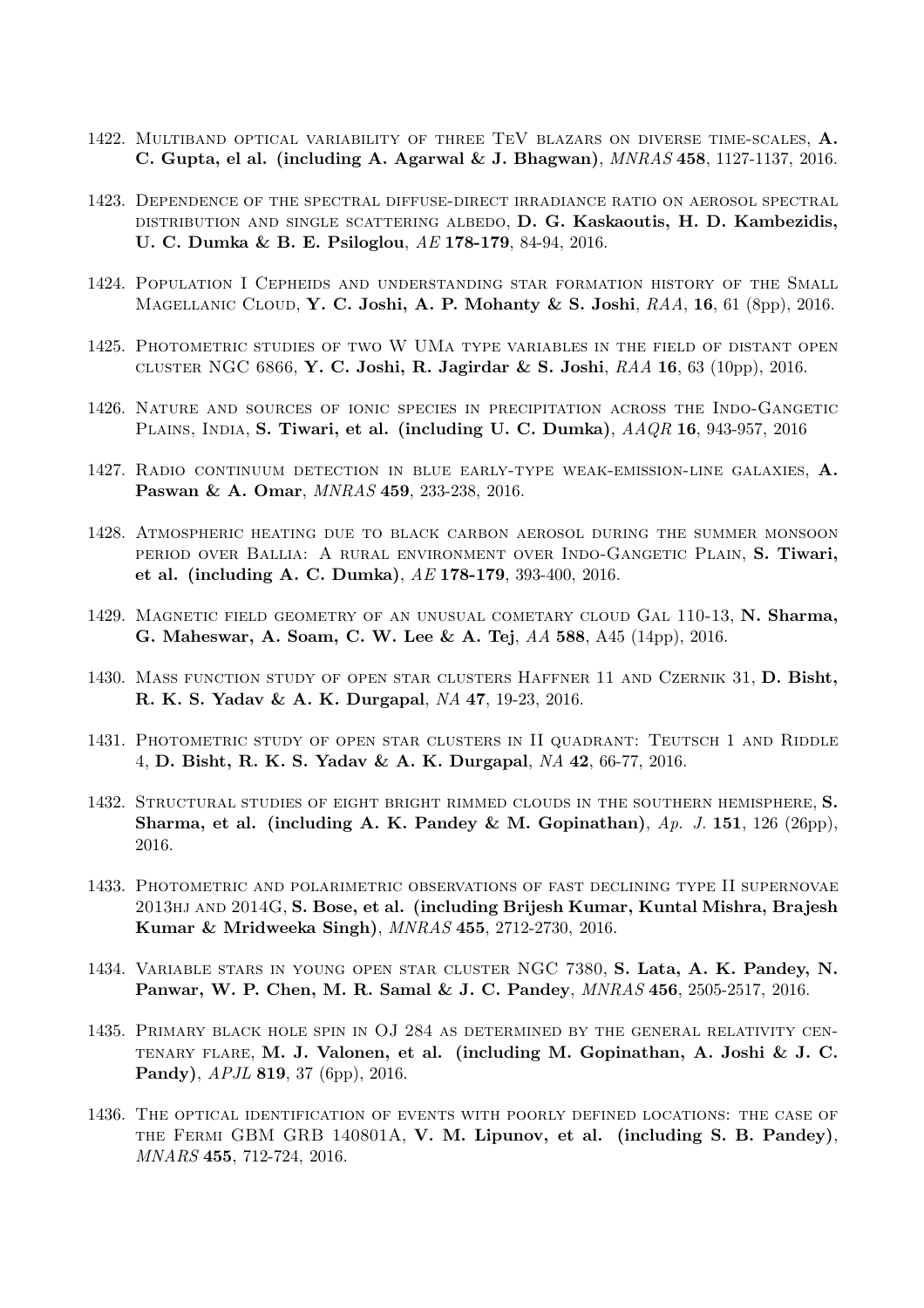1422. Multiband optical variability of three TeV blazars on diverse time-scales, **A. C. Gupta, el al. (including A. Agarwal & J. Bhagwan)**, *MNRAS* **458**, 1127-1137, 2016.

1423. Dependence of the spectral diffuse-direct irradiance ratio on aerosol spectral distribution and single scattering albedo, **D. G. Kaskaoutis, H. D. Kambezidis, U. C. Dumka & B. E. Psiloglou**, *AE* **178-179**, 84-94, 2016.

1424. Population I Cepheids and understanding star formation history of the Small Magellanic Cloud, **Y. C. Joshi, A. P. Mohanty & S. Joshi**, *RAA*, **16**, 61 (8pp), 2016.

1425. Photometric studies of two W UMa type variables in the field of distant open cluster NGC 6866, **Y. C. Joshi, R. Jagirdar & S. Joshi**, *RAA* **16**, 63 (10pp), 2016.

1426. Nature and sources of ionic species in precipitation across the Indo-Gangetic Plains, India, **S. Tiwari, et al. (including U. C. Dumka)**, *AAQR* **16**, 943-957, 2016

1427. Radio continuum detection in blue early-type weak-emission-line galaxies, **A. Paswan & A. Omar**, *MNRAS* **459**, 233-238, 2016.

1428. Atmospheric heating due to black carbon aerosol during the summer monsoon period over Ballia: A rural environment over Indo-Gangetic Plain, **S. Tiwari, et al. (including A. C. Dumka)**, *AE* **178-179**, 393-400, 2016.

1429. Magnetic field geometry of an unusual cometary cloud Gal 110-13, **N. Sharma, G. Maheswar, A. Soam, C. W. Lee & A. Tej**, *AA* **588**, A45 (14pp), 2016.

1430. Mass function study of open star clusters Haffner 11 and Czernik 31, **D. Bisht, R. K. S. Yadav & A. K. Durgapal**, *NA* **47**, 19-23, 2016.

1431. Photometric study of open star clusters in II quadrant: Teutsch 1 and Riddle 4, **D. Bisht, R. K. S. Yadav & A. K. Durgapal**, *NA* **42**, 66-77, 2016.

1432. Structural studies of eight bright rimmed clouds in the southern hemisphere, **S. Sharma, et al. (including A. K. Pandey & M. Gopinathan)**, *Ap. J.* **151**, 126 (26pp), 2016.

1433. Photometric and polarimetric observations of fast declining type II supernovae 2013hj and 2014G, **S. Bose, et al. (including Brijesh Kumar, Kuntal Mishra, Brajesh Kumar & Mridweeka Singh)**, *MNRAS* **455**, 2712-2730, 2016.

1434. Variable stars in young open star cluster NGC 7380, **S. Lata, A. K. Pandey, N. Panwar, W. P. Chen, M. R. Samal & J. C. Pandey**, *MNRAS* **456**, 2505-2517, 2016.

1435. Primary black hole spin in OJ 284 as determined by the general relativity centenary flare, **M. J. Valonen, et al. (including M. Gopinathan, A. Joshi & J. C. Pandy)**, *APJL* **819**, 37 (6pp), 2016.

1436. The optical identification of events with poorly defined locations: the case of the Fermi GBM GRB 140801A, **V. M. Lipunov, et al. (including S. B. Pandey)**, *MNARS* **455**, 712-724, 2016.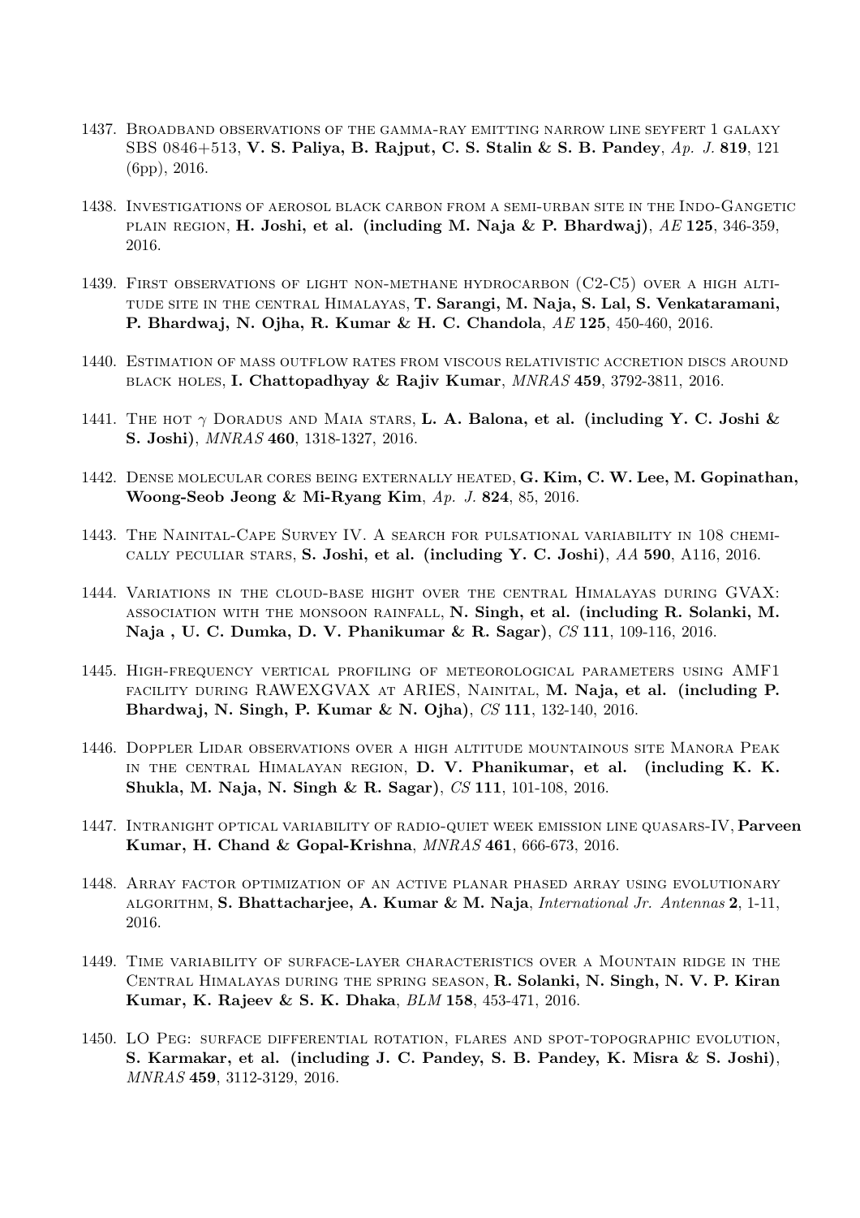1437. Broadband observations of the gamma-ray emitting narrow line seyfert 1 galaxy SBS 0846+513, **V. S. Paliya, B. Rajput, C. S. Stalin & S. B. Pandey**, *Ap. J.* **819**, 121 (6pp), 2016.

1438. Investigations of aerosol black carbon from a semi-urban site in the Indo-Gangetic plain region, **H. Joshi, et al. (including M. Naja & P. Bhardwaj)**, *AE* **125**, 346-359, 2016.

1439. First observations of light non-methane hydrocarbon (C2-C5) over a high altitude site in the central Himalayas, **T. Sarangi, M. Naja, S. Lal, S. Venkataramani, P. Bhardwaj, N. Ojha, R. Kumar & H. C. Chandola**, *AE* **125**, 450-460, 2016.

1440. Estimation of mass outflow rates from viscous relativistic accretion discs around black holes, **I. Chattopadhyay & Rajiv Kumar**, *MNRAS* **459**, 3792-3811, 2016.

1441. The hot $\gamma$ Doradus and Maia stars, **L. A. Balona, et al. (including Y. C. Joshi & S. Joshi)**, *MNRAS* **460**, 1318-1327, 2016.

1442. Dense molecular cores being externally heated, **G. Kim, C. W. Lee, M. Gopinathan, Woong-Seob Jeong & Mi-Ryang Kim**, *Ap. J.* **824**, 85, 2016.

1443. The Nainital-Cape Survey IV. A search for pulsational variability in 108 chemically peculiar stars, **S. Joshi, et al. (including Y. C. Joshi)**, *AA* **590**, A116, 2016.

1444. Variations in the cloud-base hight over the central Himalayas during GVAX: association with the monsoon rainfall, **N. Singh, et al. (including R. Solanki, M. Naja , U. C. Dumka, D. V. Phanikumar & R. Sagar)**, *CS* **111**, 109-116, 2016.

1445. High-frequency vertical profiling of meteorological parameters using AMF1 facility during RAWEXGVAX at ARIES, Nainital, **M. Naja, et al. (including P. Bhardwaj, N. Singh, P. Kumar & N. Ojha)**, *CS* **111**, 132-140, 2016.

1446. Doppler Lidar observations over a high altitude mountainous site Manora Peak in the central Himalayan region, **D. V. Phanikumar, et al. (including K. K. Shukla, M. Naja, N. Singh & R. Sagar)**, *CS* **111**, 101-108, 2016.

1447. Intranight optical variability of radio-quiet week emission line quasars-IV, **Parveen Kumar, H. Chand & Gopal-Krishna**, *MNRAS* **461**, 666-673, 2016.

1448. Array factor optimization of an active planar phased array using evolutionary algorithm, **S. Bhattacharjee, A. Kumar & M. Naja**, *International Jr. Antennas* **2**, 1-11, 2016.

1449. Time variability of surface-layer characteristics over a Mountain ridge in the Central Himalayas during the spring season, **R. Solanki, N. Singh, N. V. P. Kiran Kumar, K. Rajeev & S. K. Dhaka**, *BLM* **158**, 453-471, 2016.

1450. LO Peg: surface differential rotation, flares and spot-topographic evolution, **S. Karmakar, et al. (including J. C. Pandey, S. B. Pandey, K. Misra & S. Joshi)**, *MNRAS* **459**, 3112-3129, 2016.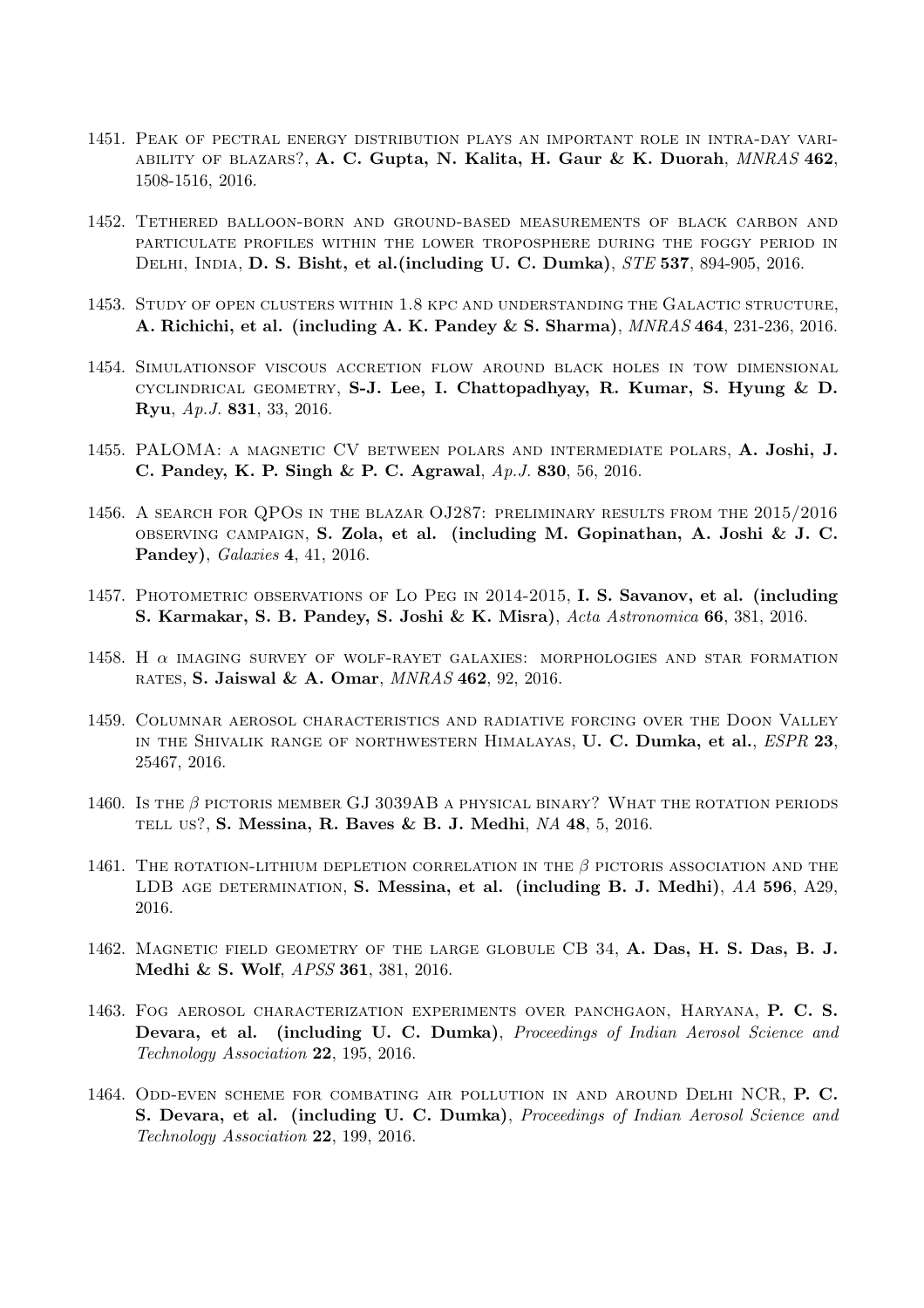1451. Peak of pectral energy distribution plays an important role in intra-day variability of blazars?, **A. C. Gupta, N. Kalita, H. Gaur & K. Duorah**, *MNRAS* **462**, 1508-1516, 2016.

1452. Tethered balloon-born and ground-based measurements of black carbon and particulate profiles within the lower troposphere during the foggy period in Delhi, India, **D. S. Bisht, et al.(including U. C. Dumka)**, *STE* **537**, 894-905, 2016.

1453. Study of open clusters within 1.8 kpc and understanding the Galactic structure, **A. Richichi, et al. (including A. K. Pandey & S. Sharma)**, *MNRAS* **464**, 231-236, 2016.

1454. Simulationsof viscous accretion flow around black holes in tow dimensional cylindrical geometry, **S-J. Lee, I. Chattopadhyay, R. Kumar, S. Hyung & D. Ryu**, *Ap.J.* **831**, 33, 2016.

1455. PALOMA: a magnetic CV between polars and intermediate polars, **A. Joshi, J. C. Pandey, K. P. Singh & P. C. Agrawal**, *Ap.J.* **830**, 56, 2016.

1456. A search for QPOs in the blazar OJ287: preliminary results from the 2015/2016 observing campaign, **S. Zola, et al. (including M. Gopinathan, A. Joshi & J. C. Pandey)**, *Galaxies* **4**, 41, 2016.

1457. Photometric observations of Lo Peg in 2014-2015, **I. S. Savanov, et al. (including S. Karmakar, S. B. Pandey, S. Joshi & K. Misra)**, *Acta Astronomica* **66**, 381, 2016.

1458. H $\alpha$ imaging survey of wolf-rayet galaxies: morphologies and star formation rates, **S. Jaiswal & A. Omar**, *MNRAS* **462**, 92, 2016.

1459. Columnar aerosol characteristics and radiative forcing over the Doon Valley in the Shivalik range of northwestern Himalayas, **U. C. Dumka, et al.**, *ESPR* **23**, 25467, 2016.

1460. Is the $\beta$ pictoris member GJ 3039AB a physical binary? What the rotation periods tell us?, **S. Messina, R. Baves & B. J. Medhi**, *NA* **48**, 5, 2016.

1461. The rotation-lithium depletion correlation in the $\beta$ pictoris association and the LDB age determination, **S. Messina, et al. (including B. J. Medhi)**, *AA* **596**, A29, 2016.

1462. Magnetic field geometry of the large globule CB 34, **A. Das, H. S. Das, B. J. Medhi & S. Wolf**, *APSS* **361**, 381, 2016.

1463. Fog aerosol characterization experiments over panchgaon, Haryana, **P. C. S. Devara, et al. (including U. C. Dumka)**, *Proceedings of Indian Aerosol Science and Technology Association* **22**, 195, 2016.

1464. Odd-even scheme for combating air pollution in and around Delhi NCR, **P. C. S. Devara, et al. (including U. C. Dumka)**, *Proceedings of Indian Aerosol Science and Technology Association* **22**, 199, 2016.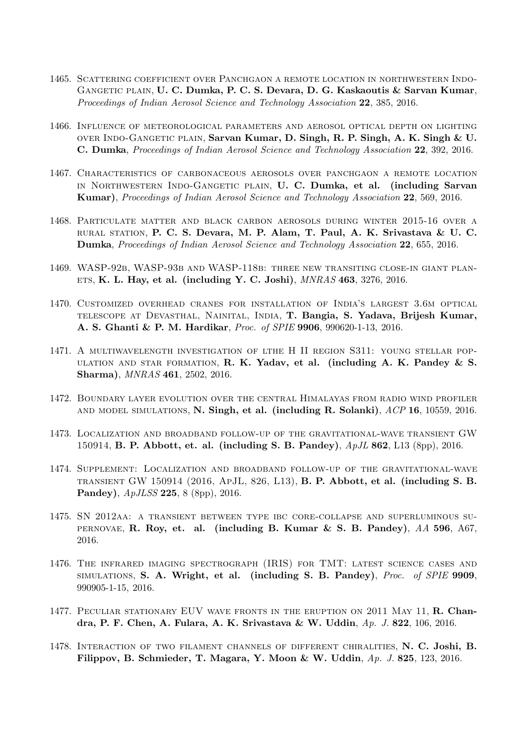1465. Scattering coefficient over Panchgaon a remote location in northwestern Indo-Gangetic plain, **U. C. Dumka, P. C. S. Devara, D. G. Kaskaoutis & Sarvan Kumar**, *Proceedings of Indian Aerosol Science and Technology Association* **22**, 385, 2016.

1466. Influence of meteorological parameters and aerosol optical depth on lighting over Indo-Gangetic plain, **Sarvan Kumar, D. Singh, R. P. Singh, A. K. Singh & U. C. Dumka**, *Proceedings of Indian Aerosol Science and Technology Association* **22**, 392, 2016.

1467. Characteristics of carbonaceous aerosols over panchgaon a remote location in Northwestern Indo-Gangetic plain, **U. C. Dumka, et al. (including Sarvan Kumar)**, *Proceedings of Indian Aerosol Science and Technology Association* **22**, 569, 2016.

1468. Particulate matter and black carbon aerosols during winter 2015-16 over a rural station, **P. C. S. Devara, M. P. Alam, T. Paul, A. K. Srivastava & U. C. Dumka**, *Proceedings of Indian Aerosol Science and Technology Association* **22**, 655, 2016.

1469. WASP-92b, WASP-93b and WASP-118b: three new transiting close-in giant planets, **K. L. Hay, et al. (including Y. C. Joshi)**, *MNRAS* **463**, 3276, 2016.

1470. Customized overhead cranes for installation of India's largest 3.6m optical telescope at Devasthal, Nainital, India, **T. Bangia, S. Yadava, Brijesh Kumar, A. S. Ghanti & P. M. Hardikar**, *Proc. of SPIE* **9906**, 990620-1-13, 2016.

1471. A multiwavelength investigation of lthe H II region S311: young stellar population and star formation, **R. K. Yadav, et al. (including A. K. Pandey & S. Sharma)**, *MNRAS* **461**, 2502, 2016.

1472. Boundary layer evolution over the central Himalayas from radio wind profiler and model simulations, **N. Singh, et al. (including R. Solanki)**, *ACP* **16**, 10559, 2016.

1473. Localization and broadband follow-up of the gravitational-wave transient GW 150914, **B. P. Abbott, et. al. (including S. B. Pandey)**, *ApJL* **862**, L13 (8pp), 2016.

1474. Supplement: Localization and broadband follow-up of the gravitational-wave transient GW 150914 (2016, ApJL, 826, L13), **B. P. Abbott, et al. (including S. B. Pandey)**, *ApJLSS* **225**, 8 (8pp), 2016.

1475. SN 2012aa: a transient between type ibc core-collapse and superluminous supernovae, **R. Roy, et. al. (including B. Kumar & S. B. Pandey)**, *AA* **596**, A67, 2016.

1476. The infrared imaging spectrograph (IRIS) for TMT: latest science cases and simulations, **S. A. Wright, et al. (including S. B. Pandey)**, *Proc. of SPIE* **9909**, 990905-1-15, 2016.

1477. Peculiar stationary EUV wave fronts in the eruption on 2011 May 11, **R. Chandra, P. F. Chen, A. Fulara, A. K. Srivastava & W. Uddin**, *Ap. J.* **822**, 106, 2016.

1478. Interaction of two filament channels of different chiralities, **N. C. Joshi, B. Filippov, B. Schmieder, T. Magara, Y. Moon & W. Uddin**, *Ap. J.* **825**, 123, 2016.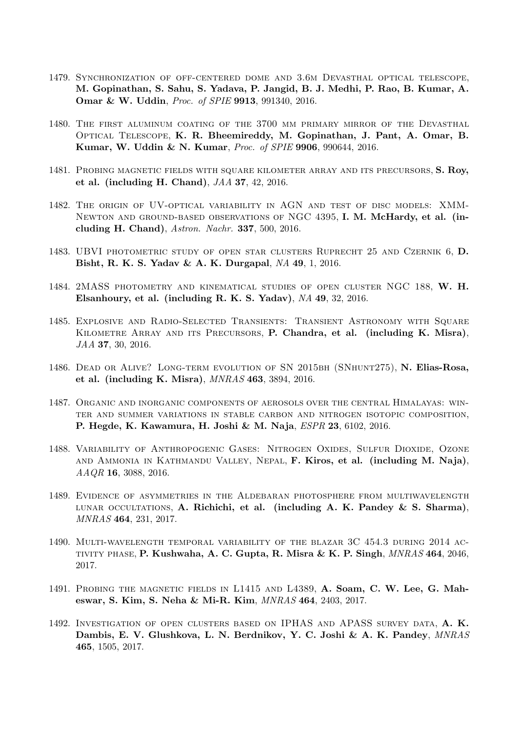1479. Synchronization of off-centered dome and 3.6m Devasthal optical telescope, **M. Gopinathan, S. Sahu, S. Yadava, P. Jangid, B. J. Medhi, P. Rao, B. Kumar, A. Omar & W. Uddin**, *Proc. of SPIE* **9913**, 991340, 2016.

1480. The first aluminum coating of the 3700 mm primary mirror of the Devasthal Optical Telescope, **K. R. Bheemireddy, M. Gopinathan, J. Pant, A. Omar, B. Kumar, W. Uddin & N. Kumar**, *Proc. of SPIE* **9906**, 990644, 2016.

1481. Probing magnetic fields with square kilometer array and its precursors, **S. Roy, et al. (including H. Chand)**, *JAA* **37**, 42, 2016.

1482. The origin of UV-optical variability in AGN and test of disc models: XMM-Newton and ground-based observations of NGC 4395, **I. M. McHardy, et al. (including H. Chand)**, *Astron. Nachr.* **337**, 500, 2016.

1483. UBVI photometric study of open star clusters Ruprecht 25 and Czernik 6, **D. Bisht, R. K. S. Yadav & A. K. Durgapal**, *NA* **49**, 1, 2016.

1484. 2MASS photometry and kinematical studies of open cluster NGC 188, **W. H. Elsanhoury, et al. (including R. K. S. Yadav)**, *NA* **49**, 32, 2016.

1485. Explosive and Radio-Selected Transients: Transient Astronomy with Square Kilometre Array and its Precursors, **P. Chandra, et al. (including K. Misra)**, *JAA* **37**, 30, 2016.

1486. Dead or Alive? Long-term evolution of SN 2015bh (SNhunt275), **N. Elias-Rosa, et al. (including K. Misra)**, *MNRAS* **463**, 3894, 2016.

1487. Organic and inorganic components of aerosols over the central Himalayas: winter and summer variations in stable carbon and nitrogen isotopic composition, **P. Hegde, K. Kawamura, H. Joshi & M. Naja**, *ESPR* **23**, 6102, 2016.

1488. Variability of Anthropogenic Gases: Nitrogen Oxides, Sulfur Dioxide, Ozone and Ammonia in Kathmandu Valley, Nepal, **F. Kiros, et al. (including M. Naja)**, *AAQR* **16**, 3088, 2016.

1489. Evidence of asymmetries in the Aldebaran photosphere from multiwavelength lunar occultations, **A. Richichi, et al. (including A. K. Pandey & S. Sharma)**, *MNRAS* **464**, 231, 2017.

1490. Multi-wavelength temporal variability of the blazar 3C 454.3 during 2014 activity phase, **P. Kushwaha, A. C. Gupta, R. Misra & K. P. Singh**, *MNRAS* **464**, 2046, 2017.

1491. Probing the magnetic fields in L1415 and L4389, **A. Soam, C. W. Lee, G. Maheswar, S. Kim, S. Neha & Mi-R. Kim**, *MNRAS* **464**, 2403, 2017.

1492. Investigation of open clusters based on IPHAS and APASS survey data, **A. K. Dambis, E. V. Glushkova, L. N. Berdnikov, Y. C. Joshi & A. K. Pandey**, *MNRAS* **465**, 1505, 2017.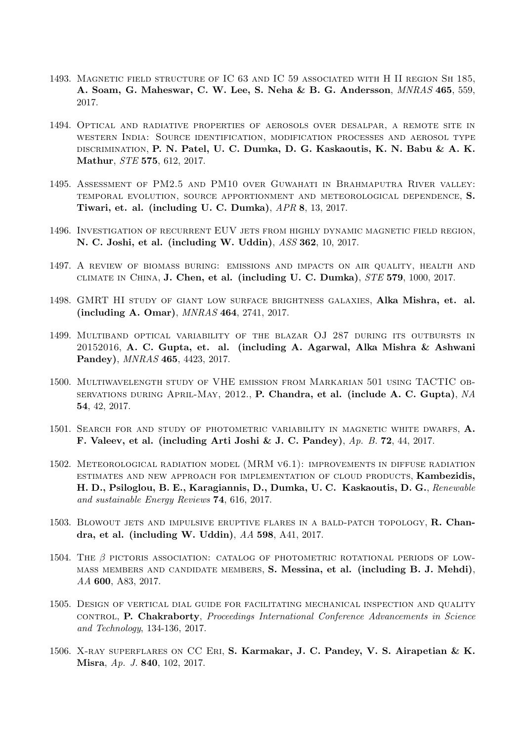1493. Magnetic field structure of IC 63 and IC 59 associated with H II region Sh 185, **A. Soam, G. Maheswar, C. W. Lee, S. Neha & B. G. Andersson**, *MNRAS* **465**, 559, 2017.

1494. Optical and radiative properties of aerosols over desalpar, a remote site in western India: Source identification, modification processes and aerosol type discrimination, **P. N. Patel, U. C. Dumka, D. G. Kaskaoutis, K. N. Babu & A. K. Mathur**, *STE* **575**, 612, 2017.

1495. Assessment of PM2.5 and PM10 over Guwahati in Brahmaputra River valley: temporal evolution, source apportionment and meteorological dependence, **S. Tiwari, et. al. (including U. C. Dumka)**, *APR* **8**, 13, 2017.

1496. Investigation of recurrent EUV jets from highly dynamic magnetic field region, **N. C. Joshi, et al. (including W. Uddin)**, *ASS* **362**, 10, 2017.

1497. A review of biomass buring: emissions and impacts on air quality, health and climate in China, **J. Chen, et al. (including U. C. Dumka)**, *STE* **579**, 1000, 2017.

1498. GMRT HI study of giant low surface brightness galaxies, **Alka Mishra, et. al. (including A. Omar)**, *MNRAS* **464**, 2741, 2017.

1499. Multiband optical variability of the blazar OJ 287 during its outbursts in 20152016, **A. C. Gupta, et. al. (including A. Agarwal, Alka Mishra & Ashwani Pandey)**, *MNRAS* **465**, 4423, 2017.

1500. Multiwavelength study of VHE emission from Markarian 501 using TACTIC observations during April-May, 2012., **P. Chandra, et al. (include A. C. Gupta)**, *NA* **54**, 42, 2017.

1501. Search for and study of photometric variability in magnetic white dwarfs, **A. F. Valeev, et al. (including Arti Joshi & J. C. Pandey)**, *Ap. B.* **72**, 44, 2017.

1502. Meteorological radiation model (MRM v6.1): improvements in diffuse radiation estimates and new approach for implementation of cloud products, **Kambezidis, H. D., Psiloglou, B. E., Karagiannis, D., Dumka, U. C. Kaskaoutis, D. G.**, *Renewable and sustainable Energy Reviews* **74**, 616, 2017.

1503. Blowout jets and impulsive eruptive flares in a bald-patch topology, **R. Chandra, et al. (including W. Uddin)**, *AA* **598**, A41, 2017.

1504. The $\beta$ pictoris association: catalog of photometric rotational periods of low-mass members and candidate members, **S. Messina, et al. (including B. J. Mehdi)**, *AA* **600**, A83, 2017.

1505. Design of vertical dial guide for facilitating mechanical inspection and quality control, **P. Chakraborty**, *Proceedings International Conference Advancements in Science and Technology*, 134-136, 2017.

1506. X-ray superflares on CC Eri, **S. Karmakar, J. C. Pandey, V. S. Airapetian & K. Misra**, *Ap. J.* **840**, 102, 2017.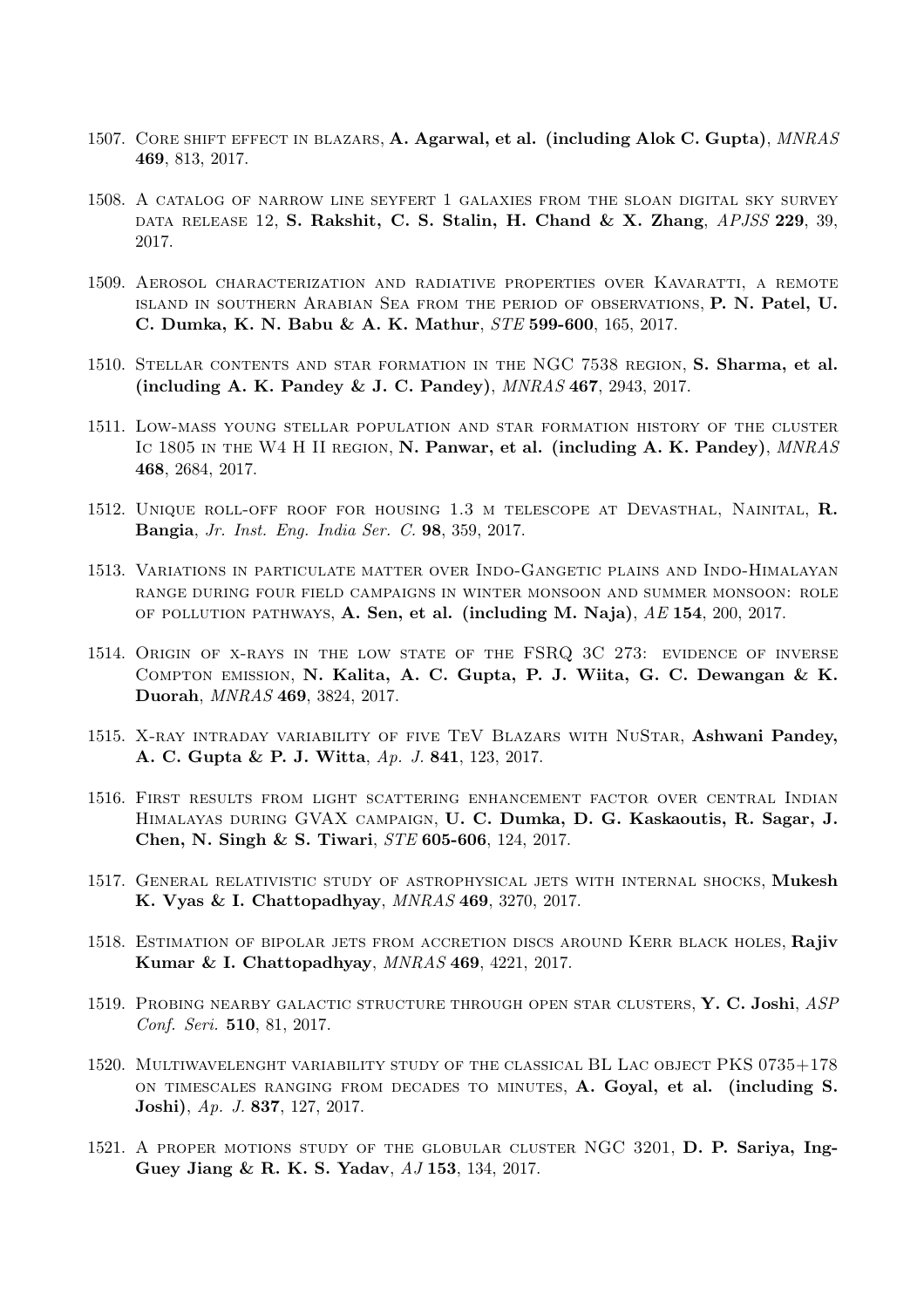1507. Core shift effect in blazars, **A. Agarwal, et al. (including Alok C. Gupta)**, *MNRAS* **469**, 813, 2017.

1508. A catalog of narrow line seyfert 1 galaxies from the sloan digital sky survey data release 12, **S. Rakshit, C. S. Stalin, H. Chand & X. Zhang**, *APJSS* **229**, 39, 2017.

1509. Aerosol characterization and radiative properties over Kavaratti, a remote island in southern Arabian Sea from the period of observations, **P. N. Patel, U. C. Dumka, K. N. Babu & A. K. Mathur**, *STE* **599-600**, 165, 2017.

1510. Stellar contents and star formation in the NGC 7538 region, **S. Sharma, et al. (including A. K. Pandey & J. C. Pandey)**, *MNRAS* **467**, 2943, 2017.

1511. Low-mass young stellar population and star formation history of the cluster Ic 1805 in the W4 H II region, **N. Panwar, et al. (including A. K. Pandey)**, *MNRAS* **468**, 2684, 2017.

1512. Unique roll-off roof for housing 1.3 m telescope at Devasthal, Nainital, **R. Bangia**, *Jr. Inst. Eng. India Ser. C.* **98**, 359, 2017.

1513. Variations in particulate matter over Indo-Gangetic plains and Indo-Himalayan range during four field campaigns in winter monsoon and summer monsoon: role of pollution pathways, **A. Sen, et al. (including M. Naja)**, *AE* **154**, 200, 2017.

1514. Origin of x-rays in the low state of the FSRQ 3C 273: evidence of inverse Compton emission, **N. Kalita, A. C. Gupta, P. J. Wiita, G. C. Dewangan & K. Duorah**, *MNRAS* **469**, 3824, 2017.

1515. X-ray intraday variability of five TeV Blazars with NuStar, **Ashwani Pandey, A. C. Gupta & P. J. Witta**, *Ap. J.* **841**, 123, 2017.

1516. First results from light scattering enhancement factor over central Indian Himalayas during GVAX campaign, **U. C. Dumka, D. G. Kaskaoutis, R. Sagar, J. Chen, N. Singh & S. Tiwari**, *STE* **605-606**, 124, 2017.

1517. General relativistic study of astrophysical jets with internal shocks, **Mukesh K. Vyas & I. Chattopadhyay**, *MNRAS* **469**, 3270, 2017.

1518. Estimation of bipolar jets from accretion discs around Kerr black holes, **Rajiv Kumar & I. Chattopadhyay**, *MNRAS* **469**, 4221, 2017.

1519. Probing nearby galactic structure through open star clusters, **Y. C. Joshi**, *ASP Conf. Seri.* **510**, 81, 2017.

1520. Multiwavelenght variability study of the classical BL Lac object PKS 0735+178 on timescales ranging from decades to minutes, **A. Goyal, et al. (including S. Joshi)**, *Ap. J.* **837**, 127, 2017.

1521. A proper motions study of the globular cluster NGC 3201, **D. P. Sariya, Ing-Guey Jiang & R. K. S. Yadav**, *AJ* **153**, 134, 2017.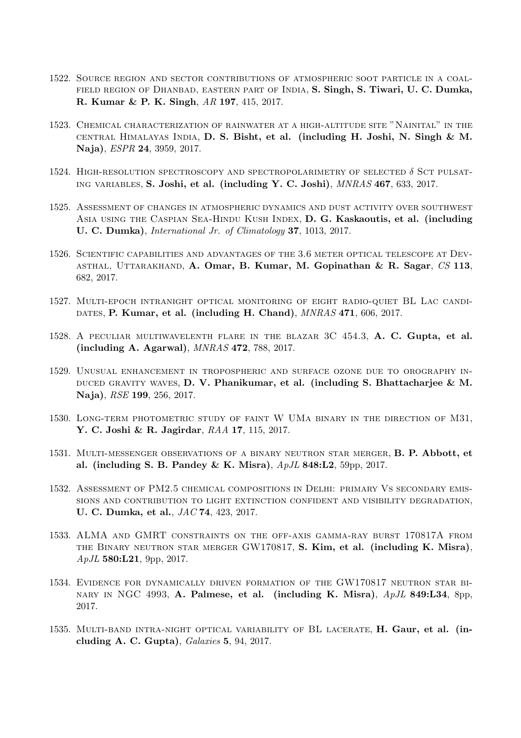1522. Source region and sector contributions of atmospheric soot particle in a coalfield region of Dhanbad, eastern part of India, **S. Singh, S. Tiwari, U. C. Dumka, R. Kumar & P. K. Singh**, *AR* **197**, 415, 2017.

1523. Chemical characterization of rainwater at a high-altitude site "Nainital" in the central Himalayas India, **D. S. Bisht, et al. (including H. Joshi, N. Singh & M. Naja)**, *ESPR* **24**, 3959, 2017.

1524. High-resolution spectroscopy and spectropolarimetry of selected $\delta$ Sct pulsating variables, **S. Joshi, et al. (including Y. C. Joshi)**, *MNRAS* **467**, 633, 2017.

1525. Assessment of changes in atmospheric dynamics and dust activity over southwest Asia using the Caspian Sea-Hindu Kush Index, **D. G. Kaskaoutis, et al. (including U. C. Dumka)**, *International Jr. of Climatology* **37**, 1013, 2017.

1526. Scientific capabilities and advantages of the 3.6 meter optical telescope at Devasthal, Uttarakhand, **A. Omar, B. Kumar, M. Gopinathan & R. Sagar**, *CS* **113**, 682, 2017.

1527. Multi-epoch intranight optical monitoring of eight radio-quiet BL Lac candidates, **P. Kumar, et al. (including H. Chand)**, *MNRAS* **471**, 606, 2017.

1528. A peculiar multiwavelenth flare in the blazar 3C 454.3, **A. C. Gupta, et al. (including A. Agarwal)**, *MNRAS* **472**, 788, 2017.

1529. Unusual enhancement in tropospheric and surface ozone due to orography induced gravity waves, **D. V. Phanikumar, et al. (including S. Bhattacharjee & M. Naja)**, *RSE* **199**, 256, 2017.

1530. Long-term photometric study of faint W UMa binary in the direction of M31, **Y. C. Joshi & R. Jagirdar**, *RAA* **17**, 115, 2017.

1531. Multi-messenger observations of a binary neutron star merger, **B. P. Abbott, et al. (including S. B. Pandey & K. Misra)**, *ApJL* **848:L2**, 59pp, 2017.

1532. Assessment of PM2.5 chemical compositions in Delhi: primary Vs secondary emissions and contribution to light extinction confident and visibility degradation, **U. C. Dumka, et al.**, *JAC* **74**, 423, 2017.

1533. ALMA and GMRT constraints on the off-axis gamma-ray burst 170817A from the Binary neutron star merger GW170817, **S. Kim, et al. (including K. Misra)**, *ApJL* **580:L21**, 9pp, 2017.

1534. Evidence for dynamically driven formation of the GW170817 neutron star binary in NGC 4993, **A. Palmese, et al. (including K. Misra)**, *ApJL* **849:L34**, 8pp, 2017.

1535. Multi-band intra-night optical variability of BL lacerate, **H. Gaur, et al. (including A. C. Gupta)**, *Galaxies* **5**, 94, 2017.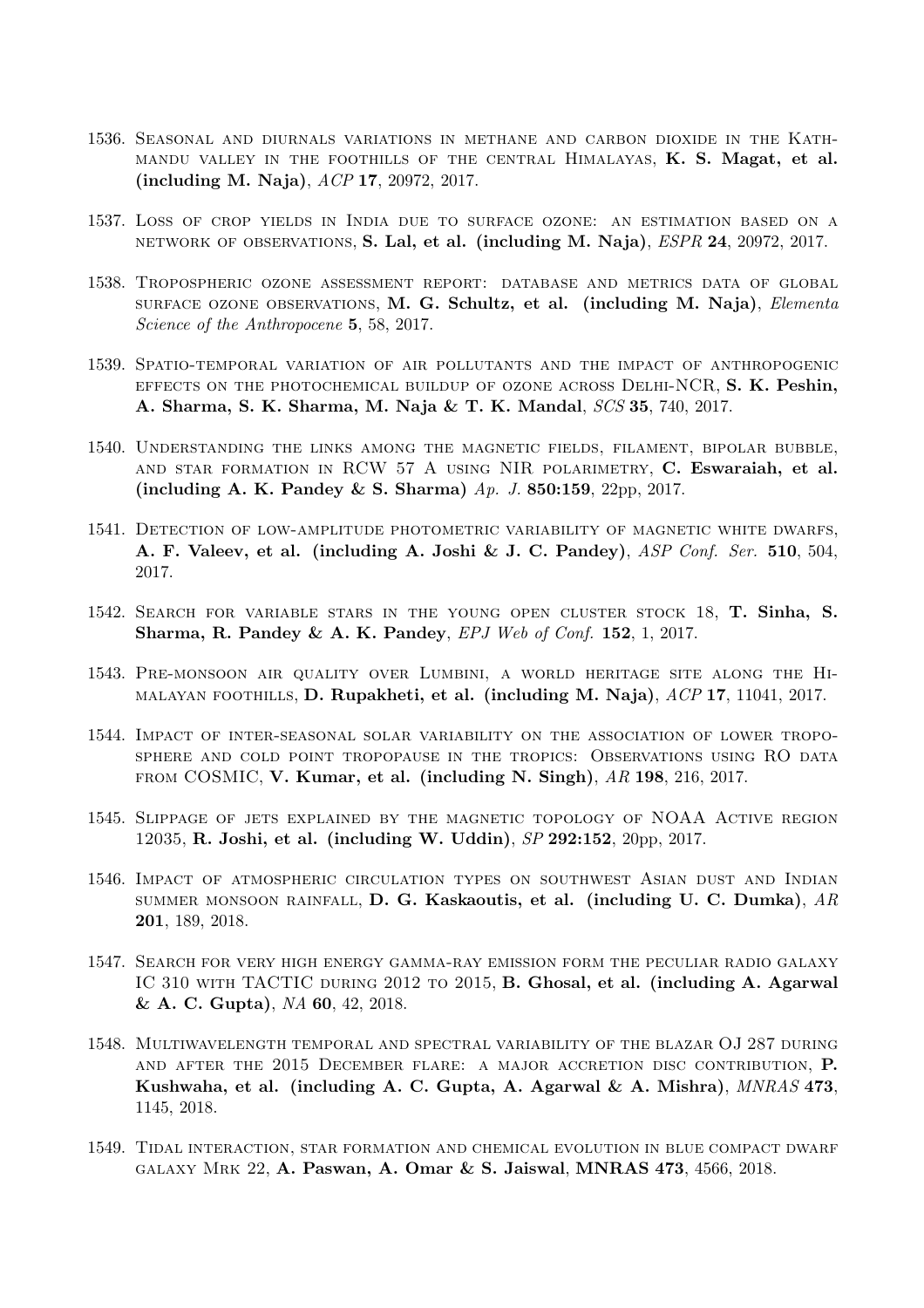1536. Seasonal and diurnals variations in methane and carbon dioxide in the Kathmandu valley in the foothills of the central Himalayas, **K. S. Magat, et al. (including M. Naja)**, *ACP* **17**, 20972, 2017.

1537. Loss of crop yields in India due to surface ozone: an estimation based on a network of observations, **S. Lal, et al. (including M. Naja)**, *ESPR* **24**, 20972, 2017.

1538. Tropospheric ozone assessment report: database and metrics data of global surface ozone observations, **M. G. Schultz, et al. (including M. Naja)**, *Elementa Science of the Anthropocene* **5**, 58, 2017.

1539. Spatio-temporal variation of air pollutants and the impact of anthropogenic effects on the photochemical buildup of ozone across Delhi-NCR, **S. K. Peshin, A. Sharma, S. K. Sharma, M. Naja & T. K. Mandal**, *SCS* **35**, 740, 2017.

1540. Understanding the links among the magnetic fields, filament, bipolar bubble, and star formation in RCW 57 A using NIR polarimetry, **C. Eswaraiah, et al. (including A. K. Pandey & S. Sharma)** *Ap. J.* **850:159**, 22pp, 2017.

1541. Detection of low-amplitude photometric variability of magnetic white dwarfs, **A. F. Valeev, et al. (including A. Joshi & J. C. Pandey)**, *ASP Conf. Ser.* **510**, 504, 2017.

1542. Search for variable stars in the young open cluster stock 18, **T. Sinha, S. Sharma, R. Pandey & A. K. Pandey**, *EPJ Web of Conf.* **152**, 1, 2017.

1543. Pre-monsoon air quality over Lumbini, a world heritage site along the Himalayan foothills, **D. Rupakheti, et al. (including M. Naja)**, *ACP* **17**, 11041, 2017.

1544. Impact of inter-seasonal solar variability on the association of lower troposphere and cold point tropopause in the tropics: Observations using RO data from COSMIC, **V. Kumar, et al. (including N. Singh)**, *AR* **198**, 216, 2017.

1545. Slippage of jets explained by the magnetic topology of NOAA Active region 12035, **R. Joshi, et al. (including W. Uddin)**, *SP* **292:152**, 20pp, 2017.

1546. Impact of atmospheric circulation types on southwest Asian dust and Indian summer monsoon rainfall, **D. G. Kaskaoutis, et al. (including U. C. Dumka)**, *AR* **201**, 189, 2018.

1547. Search for very high energy gamma-ray emission form the peculiar radio galaxy IC 310 with TACTIC during 2012 to 2015, **B. Ghosal, et al. (including A. Agarwal & A. C. Gupta)**, *NA* **60**, 42, 2018.

1548. Multiwavelength temporal and spectral variability of the blazar OJ 287 during and after the 2015 December flare: a major accretion disc contribution, **P. Kushwaha, et al. (including A. C. Gupta, A. Agarwal & A. Mishra)**, *MNRAS* **473**, 1145, 2018.

1549. Tidal interaction, star formation and chemical evolution in blue compact dwarf galaxy Mrk 22, **A. Paswan, A. Omar & S. Jaiswal**, **MNRAS 473**, 4566, 2018.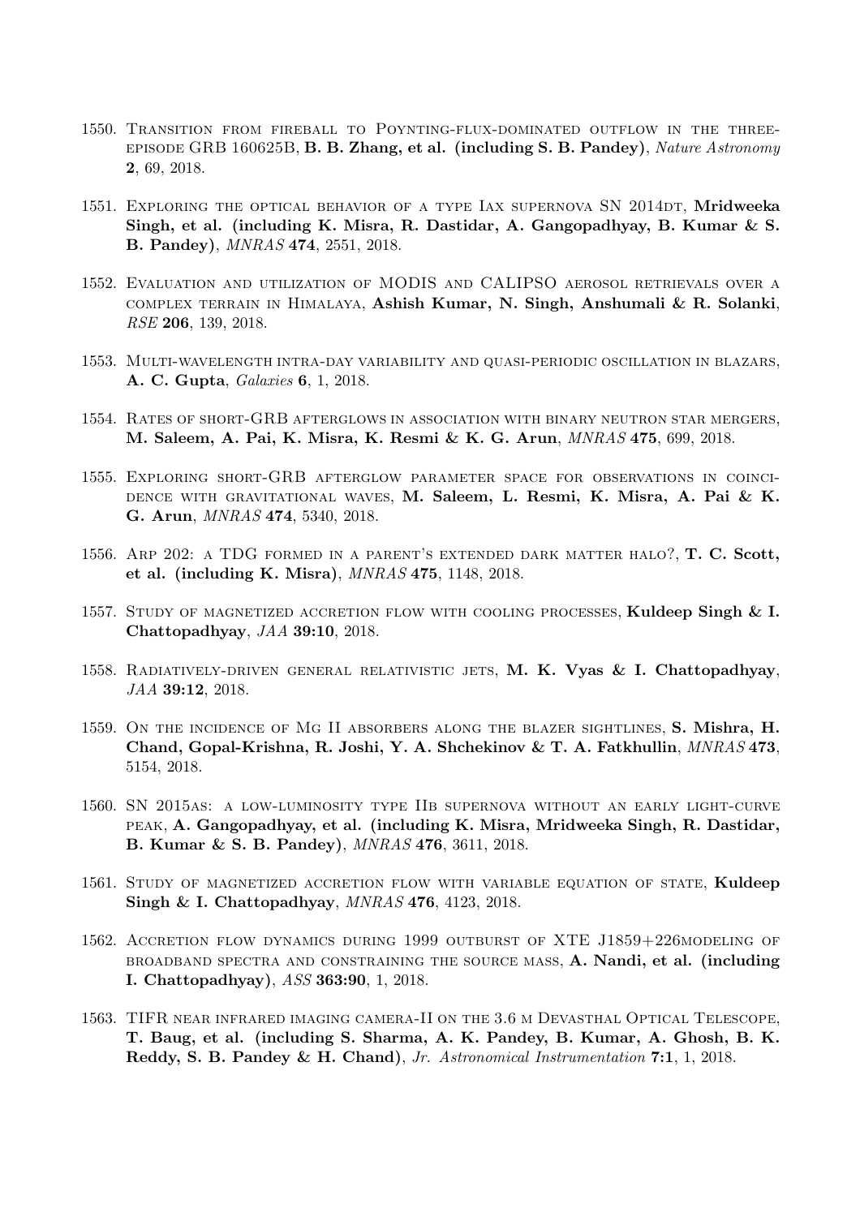1550. Transition from fireball to Poynting-flux-dominated outflow in the three-episode GRB 160625B, **B. B. Zhang, et al. (including S. B. Pandey)**, *Nature Astronomy* **2**, 69, 2018.

1551. Exploring the optical behavior of a type Iax supernova SN 2014dt, **Mridweeka Singh, et al. (including K. Misra, R. Dastidar, A. Gangopadhyay, B. Kumar & S. B. Pandey)**, *MNRAS* **474**, 2551, 2018.

1552. Evaluation and utilization of MODIS and CALIPSO aerosol retrievals over a complex terrain in Himalaya, **Ashish Kumar, N. Singh, Anshumali & R. Solanki**, *RSE* **206**, 139, 2018.

1553. Multi-wavelength intra-day variability and quasi-periodic oscillation in blazars, **A. C. Gupta**, *Galaxies* **6**, 1, 2018.

1554. Rates of short-GRB afterglows in association with binary neutron star mergers, **M. Saleem, A. Pai, K. Misra, K. Resmi & K. G. Arun**, *MNRAS* **475**, 699, 2018.

1555. Exploring short-GRB afterglow parameter space for observations in coincidence with gravitational waves, **M. Saleem, L. Resmi, K. Misra, A. Pai & K. G. Arun**, *MNRAS* **474**, 5340, 2018.

1556. Arp 202: a TDG formed in a parent's extended dark matter halo?, **T. C. Scott, et al. (including K. Misra)**, *MNRAS* **475**, 1148, 2018.

1557. Study of magnetized accretion flow with cooling processes, **Kuldeep Singh & I. Chattopadhyay**, *JAA* **39:10**, 2018.

1558. Radiatively-driven general relativistic jets, **M. K. Vyas & I. Chattopadhyay**, *JAA* **39:12**, 2018.

1559. On the incidence of Mg II absorbers along the blazer sightlines, **S. Mishra, H. Chand, Gopal-Krishna, R. Joshi, Y. A. Shchekinov & T. A. Fatkhullin**, *MNRAS* **473**, 5154, 2018.

1560. SN 2015as: a low-luminosity type IIb supernova without an early light-curve peak, **A. Gangopadhyay, et al. (including K. Misra, Mridweeka Singh, R. Dastidar, B. Kumar & S. B. Pandey)**, *MNRAS* **476**, 3611, 2018.

1561. Study of magnetized accretion flow with variable equation of state, **Kuldeep Singh & I. Chattopadhyay**, *MNRAS* **476**, 4123, 2018.

1562. Accretion flow dynamics during 1999 outburst of XTE J1859+226modeling of broadband spectra and constraining the source mass, **A. Nandi, et al. (including I. Chattopadhyay)**, *ASS* **363:90**, 1, 2018.

1563. TIFR near infrared imaging camera-II on the 3.6 m Devasthal Optical Telescope, **T. Baug, et al. (including S. Sharma, A. K. Pandey, B. Kumar, A. Ghosh, B. K. Reddy, S. B. Pandey & H. Chand)**, *Jr. Astronomical Instrumentation* **7:1**, 1, 2018.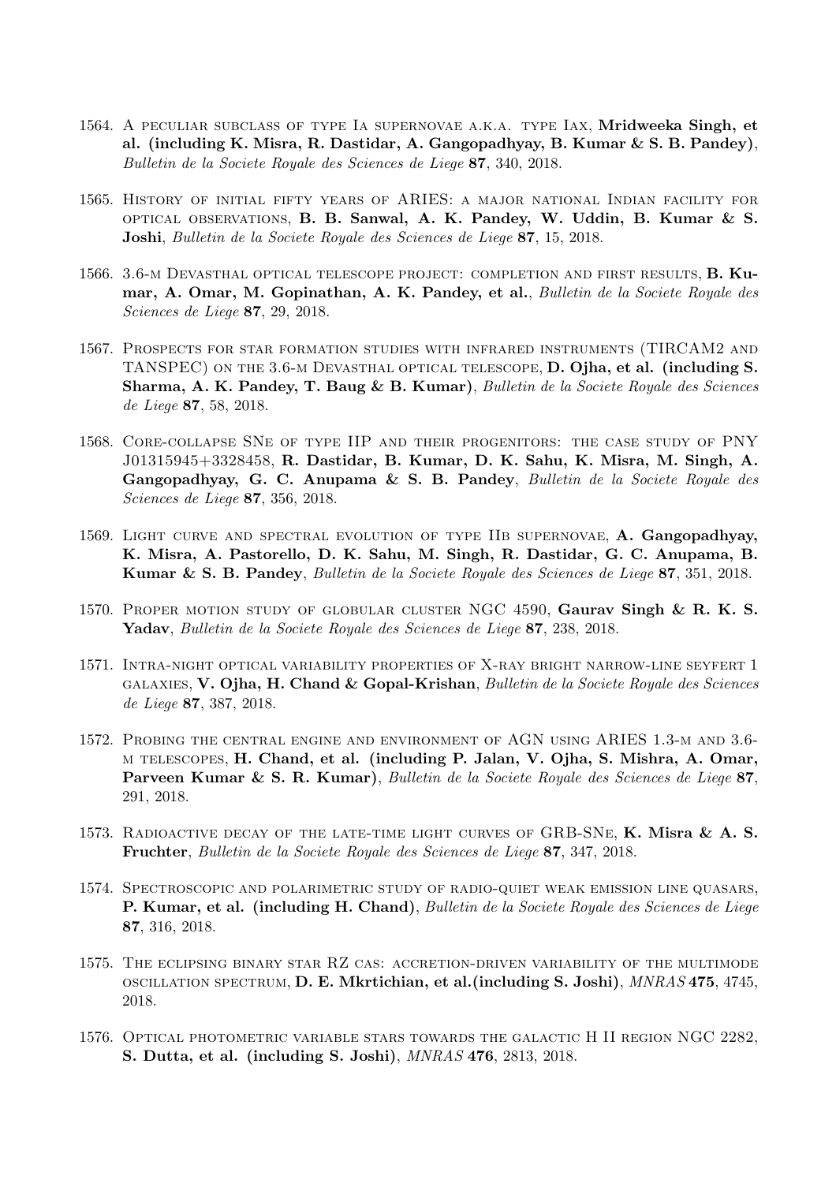1564. A peculiar subclass of type Ia supernovae a.k.a. type Iax, **Mridweeka Singh, et al. (including K. Misra, R. Dastidar, A. Gangopadhyay, B. Kumar & S. B. Pandey)**, *Bulletin de la Societe Royale des Sciences de Liege* **87**, 340, 2018.

1565. History of initial fifty years of ARIES: a major national Indian facility for optical observations, **B. B. Sanwal, A. K. Pandey, W. Uddin, B. Kumar & S. Joshi**, *Bulletin de la Societe Royale des Sciences de Liege* **87**, 15, 2018.

1566. 3.6-m Devasthal optical telescope project: completion and first results, **B. Kumar, A. Omar, M. Gopinathan, A. K. Pandey, et al.**, *Bulletin de la Societe Royale des Sciences de Liege* **87**, 29, 2018.

1567. Prospects for star formation studies with infrared instruments (TIRCAM2 and TANSPEC) on the 3.6-m Devasthal optical telescope, **D. Ojha, et al. (including S. Sharma, A. K. Pandey, T. Baug & B. Kumar)**, *Bulletin de la Societe Royale des Sciences de Liege* **87**, 58, 2018.

1568. Core-collapse SNe of type IIP and their progenitors: the case study of PNY J01315945+3328458, **R. Dastidar, B. Kumar, D. K. Sahu, K. Misra, M. Singh, A. Gangopadhyay, G. C. Anupama & S. B. Pandey**, *Bulletin de la Societe Royale des Sciences de Liege* **87**, 356, 2018.

1569. Light curve and spectral evolution of type IIb supernovae, **A. Gangopadhyay, K. Misra, A. Pastorello, D. K. Sahu, M. Singh, R. Dastidar, G. C. Anupama, B. Kumar & S. B. Pandey**, *Bulletin de la Societe Royale des Sciences de Liege* **87**, 351, 2018.

1570. Proper motion study of globular cluster NGC 4590, **Gaurav Singh & R. K. S. Yadav**, *Bulletin de la Societe Royale des Sciences de Liege* **87**, 238, 2018.

1571. Intra-night optical variability properties of X-ray bright narrow-line seyfert 1 galaxies, **V. Ojha, H. Chand & Gopal-Krishan**, *Bulletin de la Societe Royale des Sciences de Liege* **87**, 387, 2018.

1572. Probing the central engine and environment of AGN using ARIES 1.3-m and 3.6-m telescopes, **H. Chand, et al. (including P. Jalan, V. Ojha, S. Mishra, A. Omar, Parveen Kumar & S. R. Kumar)**, *Bulletin de la Societe Royale des Sciences de Liege* **87**, 291, 2018.

1573. Radioactive decay of the late-time light curves of GRB-SNe, **K. Misra & A. S. Fruchter**, *Bulletin de la Societe Royale des Sciences de Liege* **87**, 347, 2018.

1574. Spectroscopic and polarimetric study of radio-quiet weak emission line quasars, **P. Kumar, et al. (including H. Chand)**, *Bulletin de la Societe Royale des Sciences de Liege* **87**, 316, 2018.

1575. The eclipsing binary star RZ cas: accretion-driven variability of the multimode oscillation spectrum, **D. E. Mkrtichian, et al.(including S. Joshi)**, *MNRAS* **475**, 4745, 2018.

1576. Optical photometric variable stars towards the galactic H II region NGC 2282, **S. Dutta, et al. (including S. Joshi)**, *MNRAS* **476**, 2813, 2018.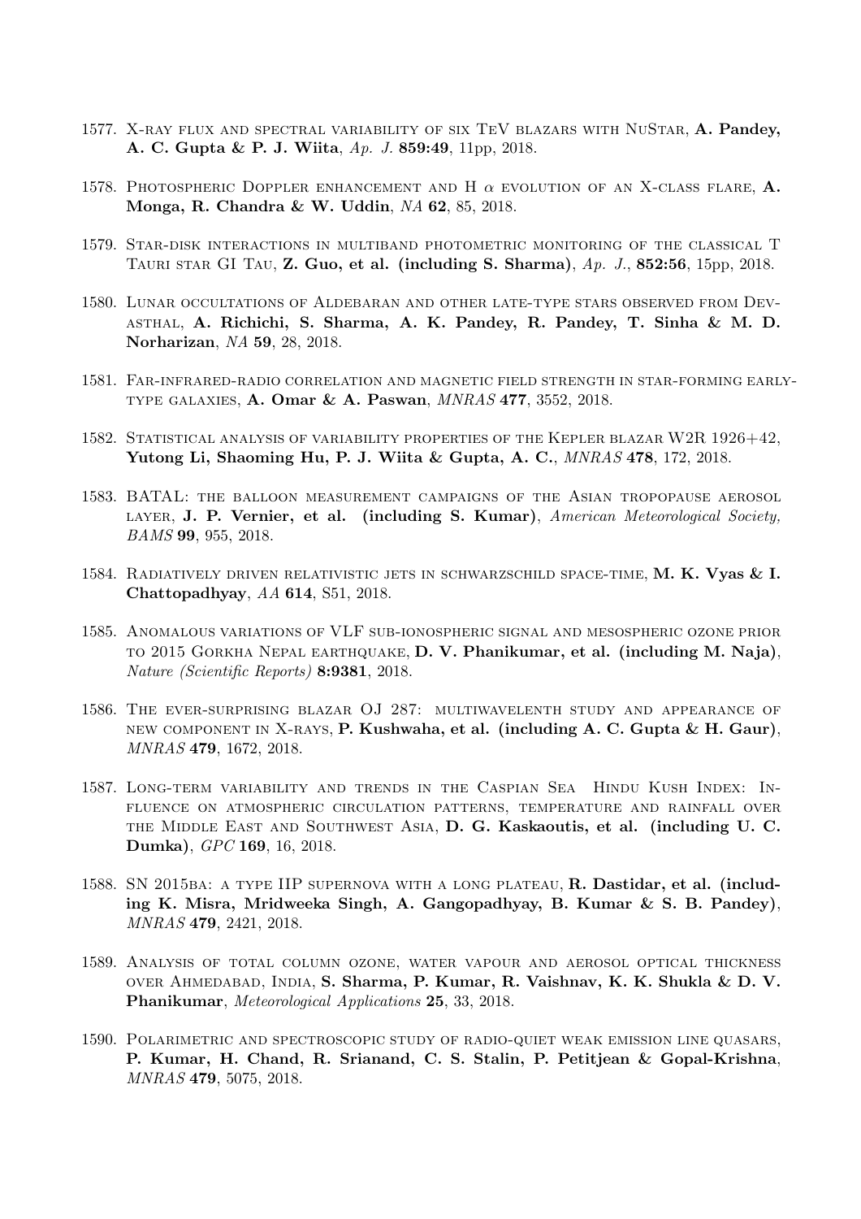1577. X-ray flux and spectral variability of six TeV blazars with NuStar, **A. Pandey, A. C. Gupta & P. J. Wiita**, *Ap. J.* **859:49**, 11pp, 2018.

1578. Photospheric Doppler enhancement and H $\alpha$ evolution of an X-class flare, **A. Monga, R. Chandra & W. Uddin**, *NA* **62**, 85, 2018.

1579. Star-disk interactions in multiband photometric monitoring of the classical T Tauri star GI Tau, **Z. Guo, et al. (including S. Sharma)**, *Ap. J.*, **852:56**, 15pp, 2018.

1580. Lunar occultations of Aldebaran and other late-type stars observed from Devasthal, **A. Richichi, S. Sharma, A. K. Pandey, R. Pandey, T. Sinha & M. D. Norharizan**, *NA* **59**, 28, 2018.

1581. Far-infrared-radio correlation and magnetic field strength in star-forming early-type galaxies, **A. Omar & A. Paswan**, *MNRAS* **477**, 3552, 2018.

1582. Statistical analysis of variability properties of the Kepler blazar W2R 1926+42, **Yutong Li, Shaoming Hu, P. J. Wiita & Gupta, A. C.**, *MNRAS* **478**, 172, 2018.

1583. BATAL: the balloon measurement campaigns of the Asian tropopause aerosol layer, **J. P. Vernier, et al. (including S. Kumar)**, *American Meteorological Society, BAMS* **99**, 955, 2018.

1584. Radiatively driven relativistic jets in schwarzschild space-time, **M. K. Vyas & I. Chattopadhyay**, *AA* **614**, S51, 2018.

1585. Anomalous variations of VLF sub-ionospheric signal and mesospheric ozone prior to 2015 Gorkha Nepal earthquake, **D. V. Phanikumar, et al. (including M. Naja)**, *Nature (Scientific Reports)* **8:9381**, 2018.

1586. The ever-surprising blazar OJ 287: multiwavelenth study and appearance of new component in X-rays, **P. Kushwaha, et al. (including A. C. Gupta & H. Gaur)**, *MNRAS* **479**, 1672, 2018.

1587. Long-term variability and trends in the Caspian Sea Hindu Kush Index: Influence on atmospheric circulation patterns, temperature and rainfall over the Middle East and Southwest Asia, **D. G. Kaskaoutis, et al. (including U. C. Dumka)**, *GPC* **169**, 16, 2018.

1588. SN 2015ba: a type IIP supernova with a long plateau, **R. Dastidar, et al. (including K. Misra, Mridweeka Singh, A. Gangopadhyay, B. Kumar & S. B. Pandey)**, *MNRAS* **479**, 2421, 2018.

1589. Analysis of total column ozone, water vapour and aerosol optical thickness over Ahmedabad, India, **S. Sharma, P. Kumar, R. Vaishnav, K. K. Shukla & D. V. Phanikumar**, *Meteorological Applications* **25**, 33, 2018.

1590. Polarimetric and spectroscopic study of radio-quiet weak emission line quasars, **P. Kumar, H. Chand, R. Srianand, C. S. Stalin, P. Petitjean & Gopal-Krishna**, *MNRAS* **479**, 5075, 2018.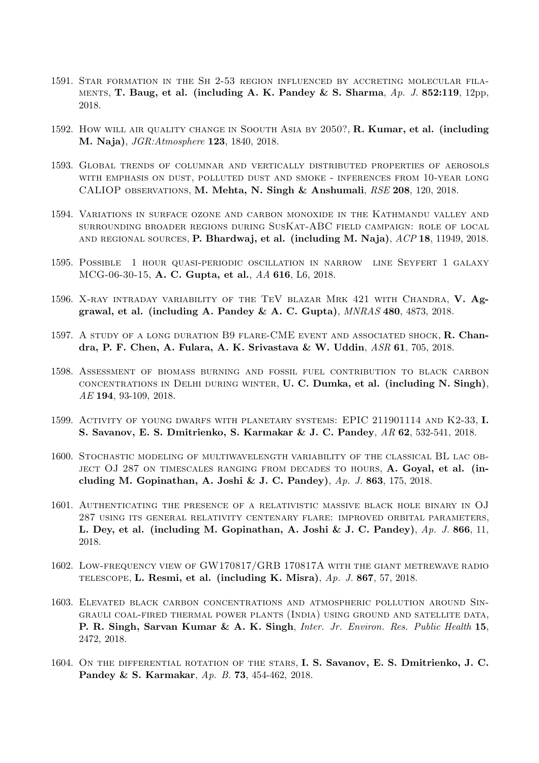1591. Star formation in the Sh 2-53 region influenced by accreting molecular filaments, **T. Baug, et al. (including A. K. Pandey & S. Sharma**, *Ap. J.* **852:119**, 12pp, 2018.

1592. How will air quality change in Soouth Asia by 2050?, **R. Kumar, et al. (including M. Naja)**, *JGR:Atmosphere* **123**, 1840, 2018.

1593. Global trends of columnar and vertically distributed properties of aerosols with emphasis on dust, polluted dust and smoke - inferences from 10-year long CALIOP observations, **M. Mehta, N. Singh & Anshumali**, *RSE* **208**, 120, 2018.

1594. Variations in surface ozone and carbon monoxide in the Kathmandu valley and surrounding broader regions during SusKat-ABC field campaign: role of local and regional sources, **P. Bhardwaj, et al. (including M. Naja)**, *ACP* **18**, 11949, 2018.

1595. Possible 1 hour quasi-periodic oscillation in narrow line Seyfert 1 galaxy MCG-06-30-15, **A. C. Gupta, et al.**, *AA* **616**, L6, 2018.

1596. X-ray intraday variability of the TeV blazar Mrk 421 with Chandra, **V. Aggrawal, et al. (including A. Pandey & A. C. Gupta)**, *MNRAS* **480**, 4873, 2018.

1597. A study of a long duration B9 flare-CME event and associated shock, **R. Chandra, P. F. Chen, A. Fulara, A. K. Srivastava & W. Uddin**, *ASR* **61**, 705, 2018.

1598. Assessment of biomass burning and fossil fuel contribution to black carbon concentrations in Delhi during winter, **U. C. Dumka, et al. (including N. Singh)**, *AE* **194**, 93-109, 2018.

1599. Activity of young dwarfs with planetary systems: EPIC 211901114 and K2-33, **I. S. Savanov, E. S. Dmitrienko, S. Karmakar & J. C. Pandey**, *AR* **62**, 532-541, 2018.

1600. Stochastic modeling of multiwavelength variability of the classical BL lac object OJ 287 on timescales ranging from decades to hours, **A. Goyal, et al. (including M. Gopinathan, A. Joshi & J. C. Pandey)**, *Ap. J.* **863**, 175, 2018.

1601. Authenticating the presence of a relativistic massive black hole binary in OJ 287 using its general relativity centenary flare: improved orbital parameters, **L. Dey, et al. (including M. Gopinathan, A. Joshi & J. C. Pandey)**, *Ap. J.* **866**, 11, 2018.

1602. Low-frequency view of GW170817/GRB 170817A with the giant metrewave radio telescope, **L. Resmi, et al. (including K. Misra)**, *Ap. J.* **867**, 57, 2018.

1603. Elevated black carbon concentrations and atmospheric pollution around Singrauli coal-fired thermal power plants (India) using ground and satellite data, **P. R. Singh, Sarvan Kumar & A. K. Singh**, *Inter. Jr. Environ. Res. Public Health* **15**, 2472, 2018.

1604. On the differential rotation of the stars, **I. S. Savanov, E. S. Dmitrienko, J. C. Pandey & S. Karmakar**, *Ap. B.* **73**, 454-462, 2018.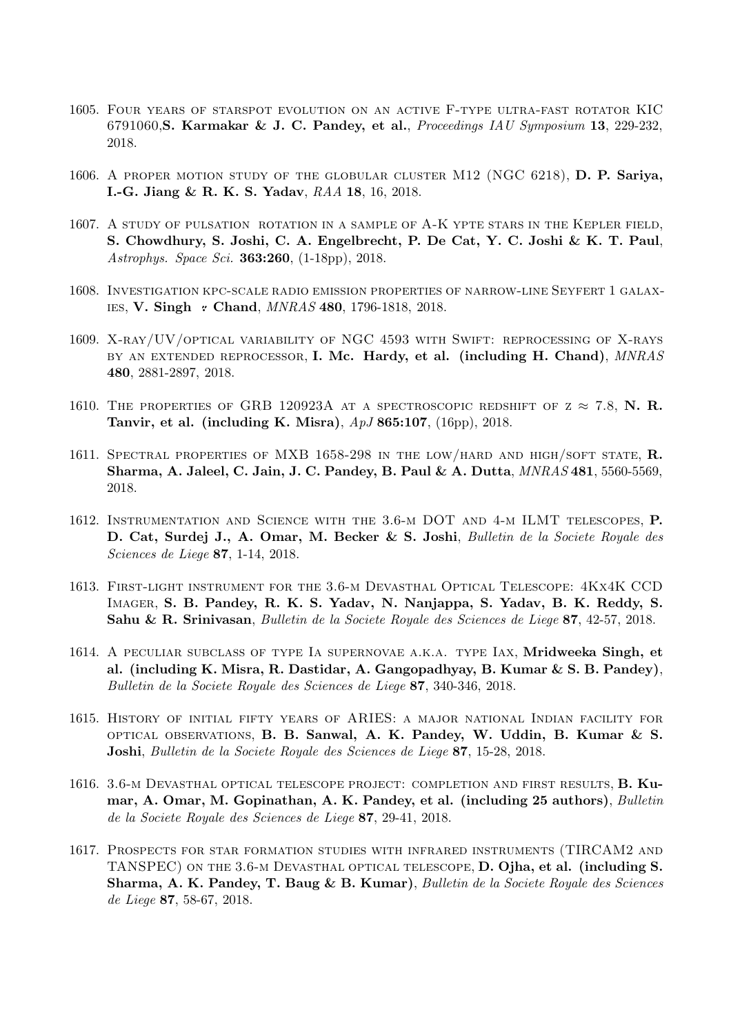1605. Four years of starspot evolution on an active F-type ultra-fast rotator KIC 6791060,**S. Karmakar & J. C. Pandey, et al.**, *Proceedings IAU Symposium* **13**, 229-232, 2018.

1606. A proper motion study of the globular cluster M12 (NGC 6218), **D. P. Sariya, I.-G. Jiang & R. K. S. Yadav**, *RAA* **18**, 16, 2018.

1607. A study of pulsation rotation in a sample of A-K ypte stars in the Kepler field, **S. Chowdhury, S. Joshi, C. A. Engelbrecht, P. De Cat, Y. C. Joshi & K. T. Paul**, *Astrophys. Space Sci.* **363:260**, (1-18pp), 2018.

1608. Investigation kpc-scale radio emission properties of narrow-line Seyfert 1 galaxies, **V. Singh & Chand**, *MNRAS* **480**, 1796-1818, 2018.

1609. X-ray/UV/optical variability of NGC 4593 with Swift: reprocessing of X-rays by an extended reprocessor, **I. Mc. Hardy, et al. (including H. Chand)**, *MNRAS* **480**, 2881-2897, 2018.

1610. The properties of GRB 120923A at a spectroscopic redshift of z $\approx$ 7.8, **N. R. Tanvir, et al. (including K. Misra)**, *ApJ* **865:107**, (16pp), 2018.

1611. Spectral properties of MXB 1658-298 in the low/hard and high/soft state, **R. Sharma, A. Jaleel, C. Jain, J. C. Pandey, B. Paul & A. Dutta**, *MNRAS* **481**, 5560-5569, 2018.

1612. Instrumentation and Science with the 3.6-m DOT and 4-m ILMT telescopes, **P. D. Cat, Surdej J., A. Omar, M. Becker & S. Joshi**, *Bulletin de la Societe Royale des Sciences de Liege* **87**, 1-14, 2018.

1613. First-light instrument for the 3.6-m Devasthal Optical Telescope: 4Kx4K CCD Imager, **S. B. Pandey, R. K. S. Yadav, N. Nanjappa, S. Yadav, B. K. Reddy, S. Sahu & R. Srinivasan**, *Bulletin de la Societe Royale des Sciences de Liege* **87**, 42-57, 2018.

1614. A peculiar subclass of type Ia supernovae a.k.a. type Iax, **Mridweeka Singh, et al. (including K. Misra, R. Dastidar, A. Gangopadhyay, B. Kumar & S. B. Pandey)**, *Bulletin de la Societe Royale des Sciences de Liege* **87**, 340-346, 2018.

1615. History of initial fifty years of ARIES: a major national Indian facility for optical observations, **B. B. Sanwal, A. K. Pandey, W. Uddin, B. Kumar & S. Joshi**, *Bulletin de la Societe Royale des Sciences de Liege* **87**, 15-28, 2018.

1616. 3.6-m Devasthal optical telescope project: completion and first results, **B. Kumar, A. Omar, M. Gopinathan, A. K. Pandey, et al. (including 25 authors)**, *Bulletin de la Societe Royale des Sciences de Liege* **87**, 29-41, 2018.

1617. Prospects for star formation studies with infrared instruments (TIRCAM2 and TANSPEC) on the 3.6-m Devasthal optical telescope, **D. Ojha, et al. (including S. Sharma, A. K. Pandey, T. Baug & B. Kumar)**, *Bulletin de la Societe Royale des Sciences de Liege* **87**, 58-67, 2018.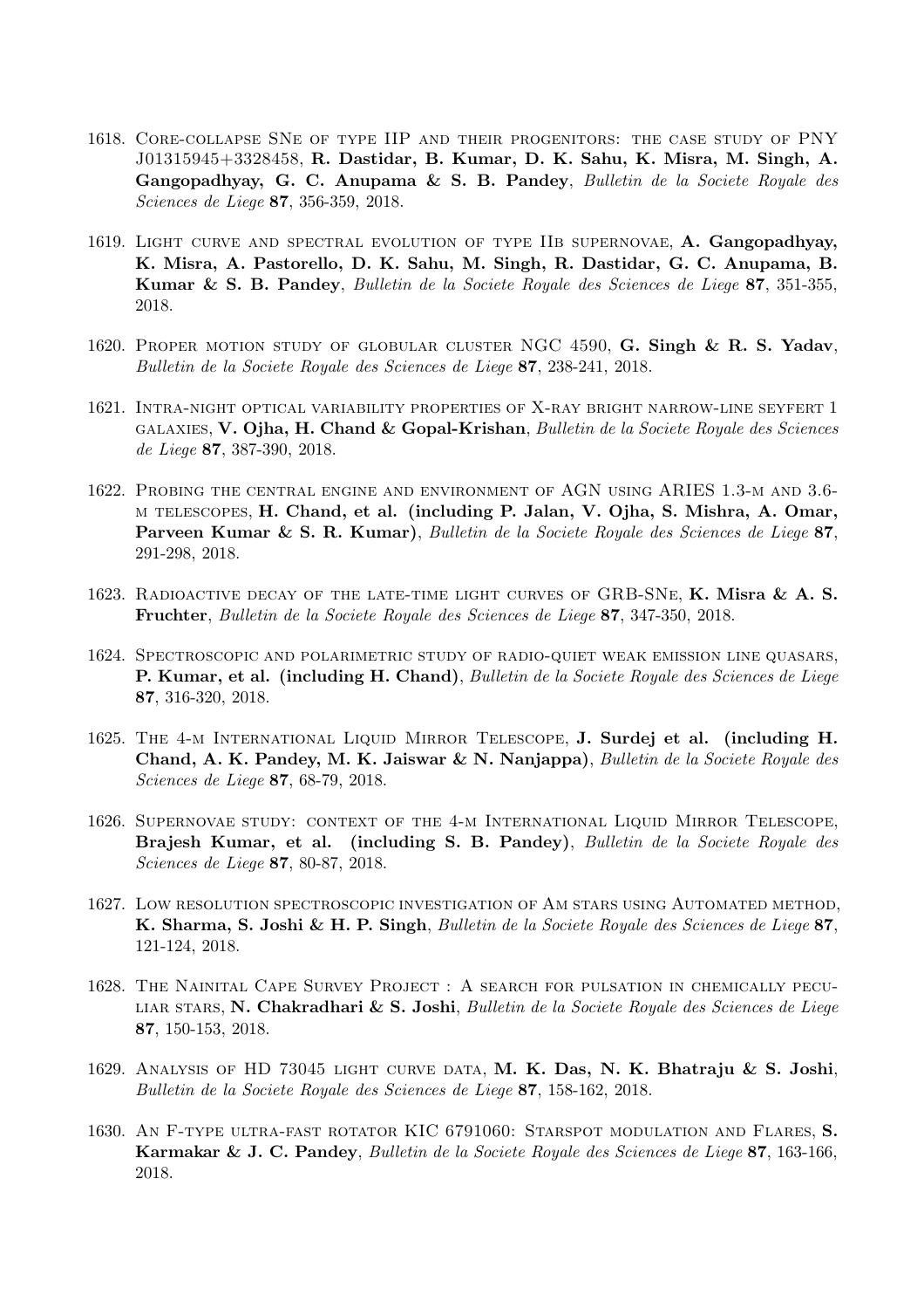1618. Core-collapse SNe of type IIP and their progenitors: the case study of PNY J01315945+3328458, **R. Dastidar, B. Kumar, D. K. Sahu, K. Misra, M. Singh, A. Gangopadhyay, G. C. Anupama & S. B. Pandey**, *Bulletin de la Societe Royale des Sciences de Liege* **87**, 356-359, 2018.

1619. Light curve and spectral evolution of type IIb supernovae, **A. Gangopadhyay, K. Misra, A. Pastorello, D. K. Sahu, M. Singh, R. Dastidar, G. C. Anupama, B. Kumar & S. B. Pandey**, *Bulletin de la Societe Royale des Sciences de Liege* **87**, 351-355, 2018.

1620. Proper motion study of globular cluster NGC 4590, **G. Singh & R. S. Yadav**, *Bulletin de la Societe Royale des Sciences de Liege* **87**, 238-241, 2018.

1621. Intra-night optical variability properties of X-ray bright narrow-line seyfert 1 galaxies, **V. Ojha, H. Chand & Gopal-Krishan**, *Bulletin de la Societe Royale des Sciences de Liege* **87**, 387-390, 2018.

1622. Probing the central engine and environment of AGN using ARIES 1.3-m and 3.6-m telescopes, **H. Chand, et al. (including P. Jalan, V. Ojha, S. Mishra, A. Omar, Parveen Kumar & S. R. Kumar)**, *Bulletin de la Societe Royale des Sciences de Liege* **87**, 291-298, 2018.

1623. Radioactive decay of the late-time light curves of GRB-SNe, **K. Misra & A. S. Fruchter**, *Bulletin de la Societe Royale des Sciences de Liege* **87**, 347-350, 2018.

1624. Spectroscopic and polarimetric study of radio-quiet weak emission line quasars, **P. Kumar, et al. (including H. Chand)**, *Bulletin de la Societe Royale des Sciences de Liege* **87**, 316-320, 2018.

1625. The 4-m International Liquid Mirror Telescope, **J. Surdej et al. (including H. Chand, A. K. Pandey, M. K. Jaiswar & N. Nanjappa)**, *Bulletin de la Societe Royale des Sciences de Liege* **87**, 68-79, 2018.

1626. Supernovae study: context of the 4-m International Liquid Mirror Telescope, **Brajesh Kumar, et al. (including S. B. Pandey)**, *Bulletin de la Societe Royale des Sciences de Liege* **87**, 80-87, 2018.

1627. Low resolution spectroscopic investigation of Am stars using Automated method, **K. Sharma, S. Joshi & H. P. Singh**, *Bulletin de la Societe Royale des Sciences de Liege* **87**, 121-124, 2018.

1628. The Nainital Cape Survey Project : A search for pulsation in chemically peculiar stars, **N. Chakradhari & S. Joshi**, *Bulletin de la Societe Royale des Sciences de Liege* **87**, 150-153, 2018.

1629. Analysis of HD 73045 light curve data, **M. K. Das, N. K. Bhatraju & S. Joshi**, *Bulletin de la Societe Royale des Sciences de Liege* **87**, 158-162, 2018.

1630. An F-type ultra-fast rotator KIC 6791060: Starspot modulation and Flares, **S. Karmakar & J. C. Pandey**, *Bulletin de la Societe Royale des Sciences de Liege* **87**, 163-166, 2018.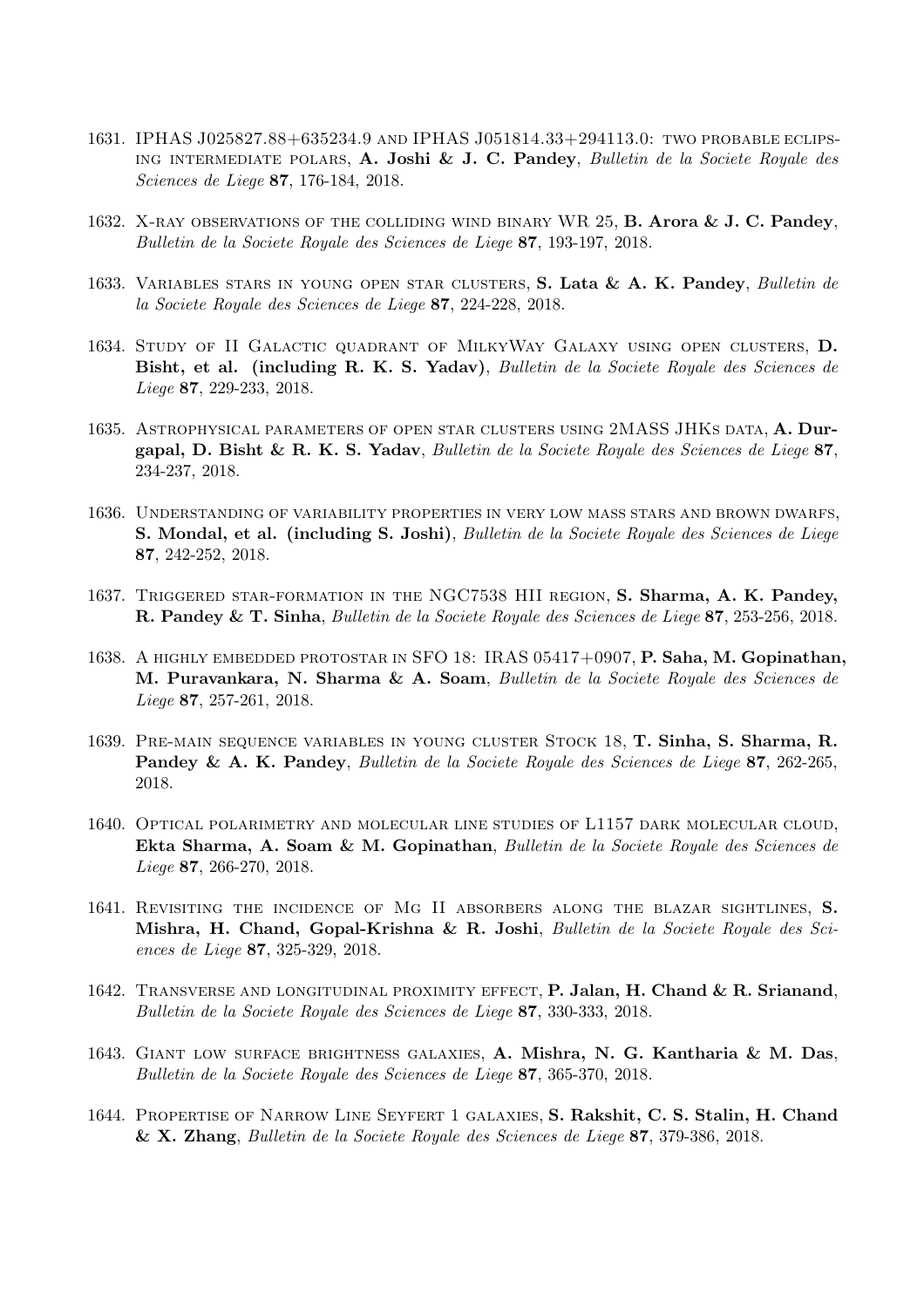1631. IPHAS J025827.88+635234.9 and IPHAS J051814.33+294113.0: two probable eclipsing intermediate polars, **A. Joshi & J. C. Pandey**, *Bulletin de la Societe Royale des Sciences de Liege* **87**, 176-184, 2018.

1632. X-ray observations of the colliding wind binary WR 25, **B. Arora & J. C. Pandey**, *Bulletin de la Societe Royale des Sciences de Liege* **87**, 193-197, 2018.

1633. Variables stars in young open star clusters, **S. Lata & A. K. Pandey**, *Bulletin de la Societe Royale des Sciences de Liege* **87**, 224-228, 2018.

1634. Study of II Galactic quadrant of MilkyWay Galaxy using open clusters, **D. Bisht, et al. (including R. K. S. Yadav)**, *Bulletin de la Societe Royale des Sciences de Liege* **87**, 229-233, 2018.

1635. Astrophysical parameters of open star clusters using 2MASS JHKs data, **A. Durgapal, D. Bisht & R. K. S. Yadav**, *Bulletin de la Societe Royale des Sciences de Liege* **87**, 234-237, 2018.

1636. Understanding of variability properties in very low mass stars and brown dwarfs, **S. Mondal, et al. (including S. Joshi)**, *Bulletin de la Societe Royale des Sciences de Liege* **87**, 242-252, 2018.

1637. Triggered star-formation in the NGC7538 HII region, **S. Sharma, A. K. Pandey, R. Pandey & T. Sinha**, *Bulletin de la Societe Royale des Sciences de Liege* **87**, 253-256, 2018.

1638. A highly embedded protostar in SFO 18: IRAS 05417+0907, **P. Saha, M. Gopinathan, M. Puravankara, N. Sharma & A. Soam**, *Bulletin de la Societe Royale des Sciences de Liege* **87**, 257-261, 2018.

1639. Pre-main sequence variables in young cluster Stock 18, **T. Sinha, S. Sharma, R. Pandey & A. K. Pandey**, *Bulletin de la Societe Royale des Sciences de Liege* **87**, 262-265, 2018.

1640. Optical polarimetry and molecular line studies of L1157 dark molecular cloud, **Ekta Sharma, A. Soam & M. Gopinathan**, *Bulletin de la Societe Royale des Sciences de Liege* **87**, 266-270, 2018.

1641. Revisiting the incidence of Mg II absorbers along the blazar sightlines, **S. Mishra, H. Chand, Gopal-Krishna & R. Joshi**, *Bulletin de la Societe Royale des Sciences de Liege* **87**, 325-329, 2018.

1642. Transverse and longitudinal proximity effect, **P. Jalan, H. Chand & R. Srianand**, *Bulletin de la Societe Royale des Sciences de Liege* **87**, 330-333, 2018.

1643. Giant low surface brightness galaxies, **A. Mishra, N. G. Kantharia & M. Das**, *Bulletin de la Societe Royale des Sciences de Liege* **87**, 365-370, 2018.

1644. Propertise of Narrow Line Seyfert 1 galaxies, **S. Rakshit, C. S. Stalin, H. Chand & X. Zhang**, *Bulletin de la Societe Royale des Sciences de Liege* **87**, 379-386, 2018.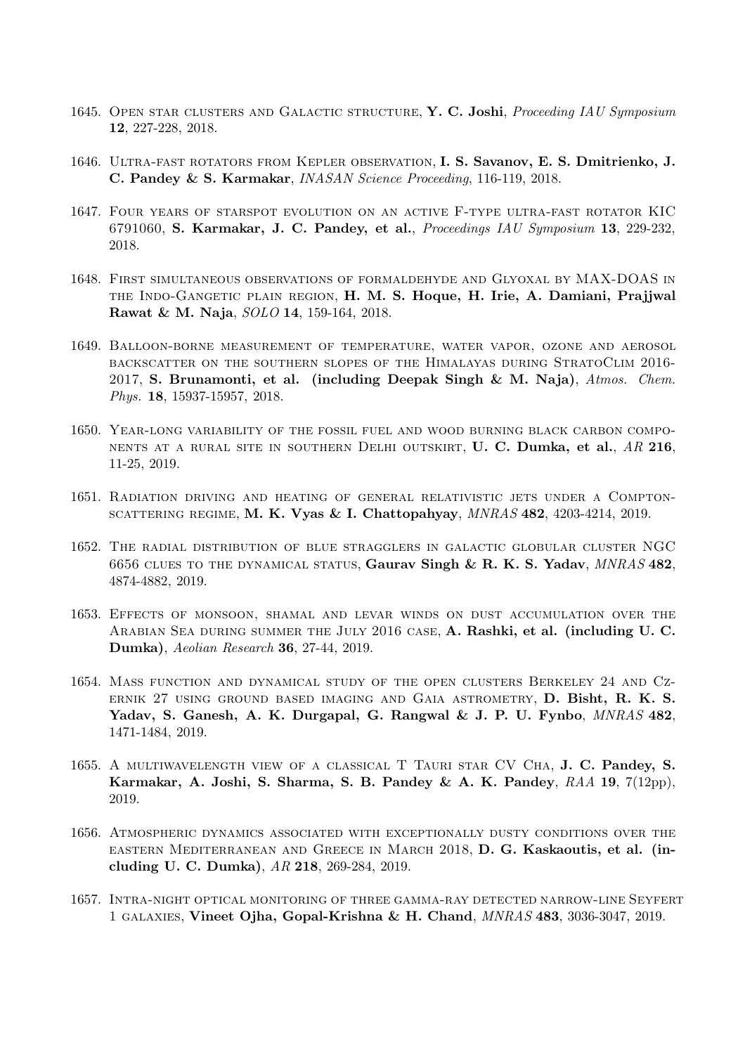1645. Open star clusters and Galactic structure, **Y. C. Joshi**, *Proceeding IAU Symposium* **12**, 227-228, 2018.

1646. Ultra-fast rotators from Kepler observation, **I. S. Savanov, E. S. Dmitrienko, J. C. Pandey & S. Karmakar**, *INASAN Science Proceeding*, 116-119, 2018.

1647. Four years of starspot evolution on an active F-type ultra-fast rotator KIC 6791060, **S. Karmakar, J. C. Pandey, et al.**, *Proceedings IAU Symposium* **13**, 229-232, 2018.

1648. First simultaneous observations of formaldehyde and Glyoxal by MAX-DOAS in the Indo-Gangetic plain region, **H. M. S. Hoque, H. Irie, A. Damiani, Prajjwal Rawat & M. Naja**, *SOLO* **14**, 159-164, 2018.

1649. Balloon-borne measurement of temperature, water vapor, ozone and aerosol backscatter on the southern slopes of the Himalayas during StratoClim 2016-2017, **S. Brunamonti, et al. (including Deepak Singh & M. Naja)**, *Atmos. Chem. Phys.* **18**, 15937-15957, 2018.

1650. Year-long variability of the fossil fuel and wood burning black carbon components at a rural site in southern Delhi outskirt, **U. C. Dumka, et al.**, *AR* **216**, 11-25, 2019.

1651. Radiation driving and heating of general relativistic jets under a Compton-scattering regime, **M. K. Vyas & I. Chattopahyay**, *MNRAS* **482**, 4203-4214, 2019.

1652. The radial distribution of blue stragglers in galactic globular cluster NGC 6656 clues to the dynamical status, **Gaurav Singh & R. K. S. Yadav**, *MNRAS* **482**, 4874-4882, 2019.

1653. Effects of monsoon, shamal and levar winds on dust accumulation over the Arabian Sea during summer the July 2016 case, **A. Rashki, et al. (including U. C. Dumka)**, *Aeolian Research* **36**, 27-44, 2019.

1654. Mass function and dynamical study of the open clusters Berkeley 24 and Czernik 27 using ground based imaging and Gaia astrometry, **D. Bisht, R. K. S. Yadav, S. Ganesh, A. K. Durgapal, G. Rangwal & J. P. U. Fynbo**, *MNRAS* **482**, 1471-1484, 2019.

1655. A multiwavelength view of a classical T Tauri star CV Cha, **J. C. Pandey, S. Karmakar, A. Joshi, S. Sharma, S. B. Pandey & A. K. Pandey**, *RAA* **19**, 7(12pp), 2019.

1656. Atmospheric dynamics associated with exceptionally dusty conditions over the eastern Mediterranean and Greece in March 2018, **D. G. Kaskaoutis, et al. (including U. C. Dumka)**, *AR* **218**, 269-284, 2019.

1657. Intra-night optical monitoring of three gamma-ray detected narrow-line Seyfert 1 galaxies, **Vineet Ojha, Gopal-Krishna & H. Chand**, *MNRAS* **483**, 3036-3047, 2019.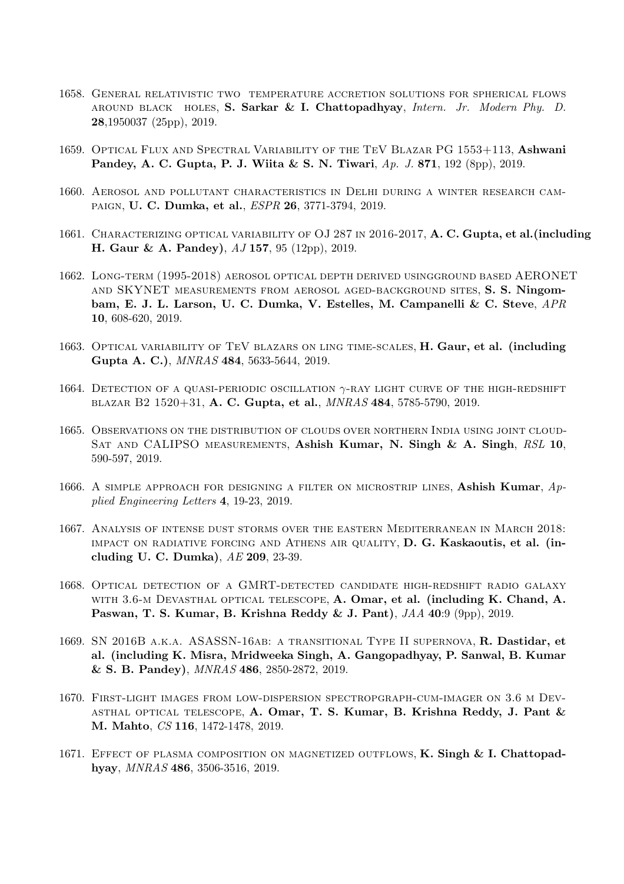1658. General relativistic two temperature accretion solutions for spherical flows around black holes, **S. Sarkar & I. Chattopadhyay**, *Intern. Jr. Modern Phy. D.* **28**,1950037 (25pp), 2019.

1659. Optical Flux and Spectral Variability of the TeV Blazar PG 1553+113, **Ashwani Pandey, A. C. Gupta, P. J. Wiita & S. N. Tiwari**, *Ap. J.* **871**, 192 (8pp), 2019.

1660. Aerosol and pollutant characteristics in Delhi during a winter research campaign, **U. C. Dumka, et al.**, *ESPR* **26**, 3771-3794, 2019.

1661. Characterizing optical variability of OJ 287 in 2016-2017, **A. C. Gupta, et al.(including H. Gaur & A. Pandey)**, *AJ* **157**, 95 (12pp), 2019.

1662. Long-term (1995-2018) aerosol optical depth derived usingground based AERONET and SKYNET measurements from aerosol aged-background sites, **S. S. Ningombam, E. J. L. Larson, U. C. Dumka, V. Estelles, M. Campanelli & C. Steve**, *APR* **10**, 608-620, 2019.

1663. Optical variability of TeV blazars on ling time-scales, **H. Gaur, et al. (including Gupta A. C.)**, *MNRAS* **484**, 5633-5644, 2019.

1664. Detection of a quasi-periodic oscillation $\gamma$-ray light curve of the high-redshift blazar B2 1520+31, **A. C. Gupta, et al.**, *MNRAS* **484**, 5785-5790, 2019.

1665. Observations on the distribution of clouds over northern India using joint cloud-Sat and CALIPSO measurements, **Ashish Kumar, N. Singh & A. Singh**, *RSL* **10**, 590-597, 2019.

1666. A simple approach for designing a filter on microstrip lines, **Ashish Kumar**, *Applied Engineering Letters* **4**, 19-23, 2019.

1667. Analysis of intense dust storms over the eastern Mediterranean in March 2018: impact on radiative forcing and Athens air quality, **D. G. Kaskaoutis, et al. (including U. C. Dumka)**, *AE* **209**, 23-39.

1668. Optical detection of a GMRT-detected candidate high-redshift radio galaxy with 3.6-m Devasthal optical telescope, **A. Omar, et al. (including K. Chand, A. Paswan, T. S. Kumar, B. Krishna Reddy & J. Pant)**, *JAA* **40**:9 (9pp), 2019.

1669. SN 2016B a.k.a. ASASSN-16ab: a transitional Type II supernova, **R. Dastidar, et al. (including K. Misra, Mridweeka Singh, A. Gangopadhyay, P. Sanwal, B. Kumar & S. B. Pandey)**, *MNRAS* **486**, 2850-2872, 2019.

1670. First-light images from low-dispersion spectropgraph-cum-imager on 3.6 m Devasthal optical telescope, **A. Omar, T. S. Kumar, B. Krishna Reddy, J. Pant & M. Mahto**, *CS* **116**, 1472-1478, 2019.

1671. Effect of plasma composition on magnetized outflows, **K. Singh & I. Chattopadhyay**, *MNRAS* **486**, 3506-3516, 2019.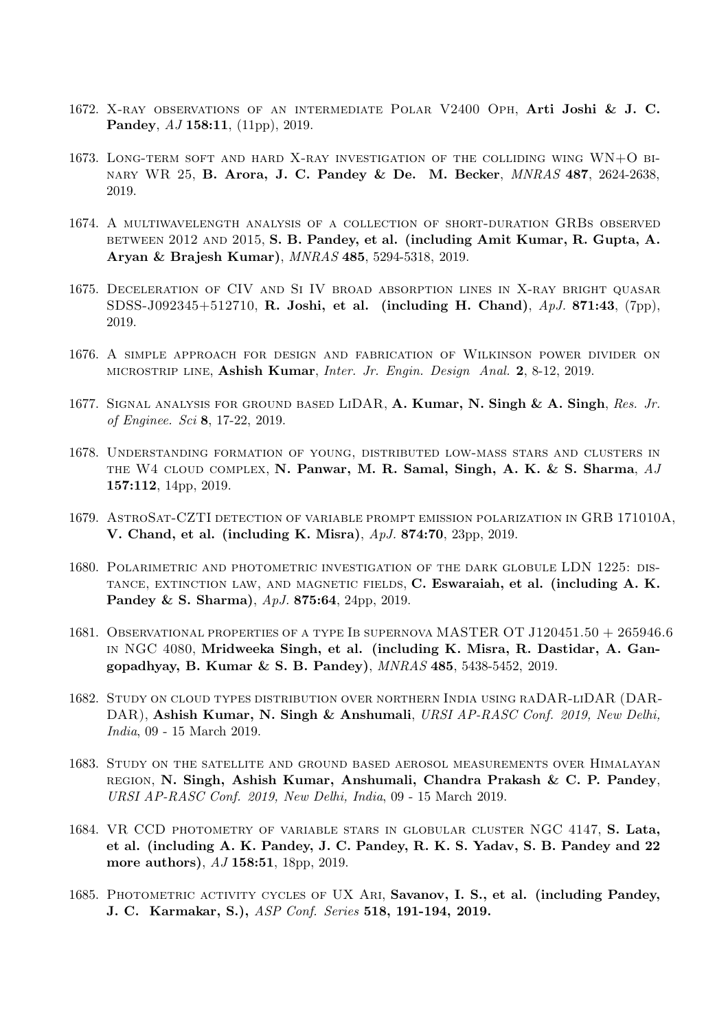1672. X-ray observations of an intermediate Polar V2400 Oph, **Arti Joshi & J. C. Pandey**, *AJ* **158:11**, (11pp), 2019.

1673. Long-term soft and hard X-ray investigation of the colliding wing WN+O binary WR 25, **B. Arora, J. C. Pandey & De. M. Becker**, *MNRAS* **487**, 2624-2638, 2019.

1674. A multiwavelength analysis of a collection of short-duration GRBs observed between 2012 and 2015, **S. B. Pandey, et al. (including Amit Kumar, R. Gupta, A. Aryan & Brajesh Kumar)**, *MNRAS* **485**, 5294-5318, 2019.

1675. Deceleration of CIV and Si IV broad absorption lines in X-ray bright quasar SDSS-J092345+512710, **R. Joshi, et al. (including H. Chand)**, *ApJ.* **871:43**, (7pp), 2019.

1676. A simple approach for design and fabrication of Wilkinson power divider on microstrip line, **Ashish Kumar**, *Inter. Jr. Engin. Design Anal.* **2**, 8-12, 2019.

1677. Signal analysis for ground based LiDAR, **A. Kumar, N. Singh & A. Singh**, *Res. Jr. of Enginee. Sci* **8**, 17-22, 2019.

1678. Understanding formation of young, distributed low-mass stars and clusters in the W4 cloud complex, **N. Panwar, M. R. Samal, Singh, A. K. & S. Sharma**, *AJ* **157:112**, 14pp, 2019.

1679. AstroSat-CZTI detection of variable prompt emission polarization in GRB 171010A, **V. Chand, et al. (including K. Misra)**, *ApJ.* **874:70**, 23pp, 2019.

1680. Polarimetric and photometric investigation of the dark globule LDN 1225: distance, extinction law, and magnetic fields, **C. Eswaraiah, et al. (including A. K. Pandey & S. Sharma)**, *ApJ.* **875:64**, 24pp, 2019.

1681. Observational properties of a type Ib supernova MASTER OT J120451.50 + 265946.6 in NGC 4080, **Mridweeka Singh, et al. (including K. Misra, R. Dastidar, A. Gangopadhyay, B. Kumar & S. B. Pandey)**, *MNRAS* **485**, 5438-5452, 2019.

1682. Study on cloud types distribution over northern India using raDAR-liDAR (DARDAR), **Ashish Kumar, N. Singh & Anshumali**, *URSI AP-RASC Conf. 2019, New Delhi, India*, 09 - 15 March 2019.

1683. Study on the satellite and ground based aerosol measurements over Himalayan region, **N. Singh, Ashish Kumar, Anshumali, Chandra Prakash & C. P. Pandey**, *URSI AP-RASC Conf. 2019, New Delhi, India*, 09 - 15 March 2019.

1684. VR CCD photometry of variable stars in globular cluster NGC 4147, **S. Lata, et al. (including A. K. Pandey, J. C. Pandey, R. K. S. Yadav, S. B. Pandey and 22 more authors)**, *AJ* **158:51**, 18pp, 2019.

1685. Photometric activity cycles of UX Ari, **Savanov, I. S., et al. (including Pandey, J. C. Karmakar, S.)**, *ASP Conf. Series* **518, 191-194, 2019.**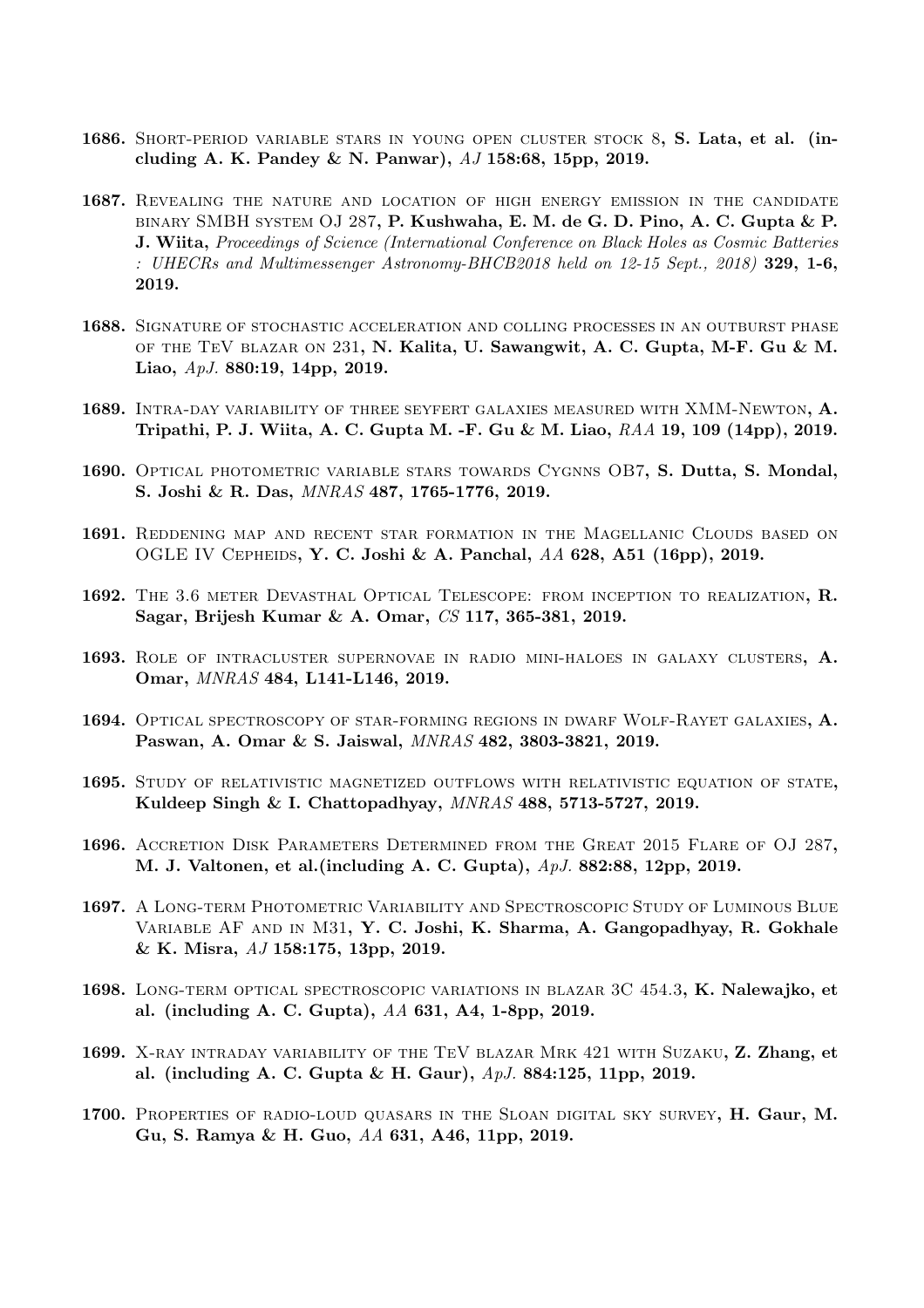**1686.** Short-period variable stars in young open cluster stock 8, **S. Lata, et al. (including A. K. Pandey & N. Panwar),** *AJ* **158:68, 15pp, 2019.**

**1687.** Revealing the nature and location of high energy emission in the candidate binary SMBH system OJ 287, **P. Kushwaha, E. M. de G. D. Pino, A. C. Gupta & P. J. Wiita,** *Proceedings of Science (International Conference on Black Holes as Cosmic Batteries : UHECRs and Multimessenger Astronomy-BHCB2018 held on 12-15 Sept., 2018)* **329, 1-6, 2019.**

**1688.** Signature of stochastic acceleration and colling processes in an outburst phase of the TeV blazar on 231, **N. Kalita, U. Sawangwit, A. C. Gupta, M-F. Gu & M. Liao,** *ApJ.* **880:19, 14pp, 2019.**

**1689.** Intra-day variability of three seyfert galaxies measured with XMM-Newton, **A. Tripathi, P. J. Wiita, A. C. Gupta M. -F. Gu & M. Liao,** *RAA* **19, 109 (14pp), 2019.**

**1690.** Optical photometric variable stars towards Cygnns OB7, **S. Dutta, S. Mondal, S. Joshi & R. Das,** *MNRAS* **487, 1765-1776, 2019.**

**1691.** Reddening map and recent star formation in the Magellanic Clouds based on OGLE IV Cepheids, **Y. C. Joshi & A. Panchal,** *AA* **628, A51 (16pp), 2019.**

**1692.** The 3.6 meter Devasthal Optical Telescope: from inception to realization, **R. Sagar, Brijesh Kumar & A. Omar,** *CS* **117, 365-381, 2019.**

**1693.** Role of intracluster supernovae in radio mini-haloes in galaxy clusters, **A. Omar,** *MNRAS* **484, L141-L146, 2019.**

**1694.** Optical spectroscopy of star-forming regions in dwarf Wolf-Rayet galaxies, **A. Paswan, A. Omar & S. Jaiswal,** *MNRAS* **482, 3803-3821, 2019.**

**1695.** Study of relativistic magnetized outflows with relativistic equation of state, **Kuldeep Singh & I. Chattopadhyay,** *MNRAS* **488, 5713-5727, 2019.**

**1696.** Accretion Disk Parameters Determined from the Great 2015 Flare of OJ 287, **M. J. Valtonen, et al.(including A. C. Gupta),** *ApJ.* **882:88, 12pp, 2019.**

**1697.** A Long-term Photometric Variability and Spectroscopic Study of Luminous Blue Variable AF and in M31, **Y. C. Joshi, K. Sharma, A. Gangopadhyay, R. Gokhale & K. Misra,** *AJ* **158:175, 13pp, 2019.**

**1698.** Long-term optical spectroscopic variations in blazar 3C 454.3, **K. Nalewajko, et al. (including A. C. Gupta),** *AA* **631, A4, 1-8pp, 2019.**

**1699.** X-ray intraday variability of the TeV blazar Mrk 421 with Suzaku, **Z. Zhang, et al. (including A. C. Gupta & H. Gaur),** *ApJ.* **884:125, 11pp, 2019.**

**1700.** Properties of radio-loud quasars in the Sloan digital sky survey, **H. Gaur, M. Gu, S. Ramya & H. Guo,** *AA* **631, A46, 11pp, 2019.**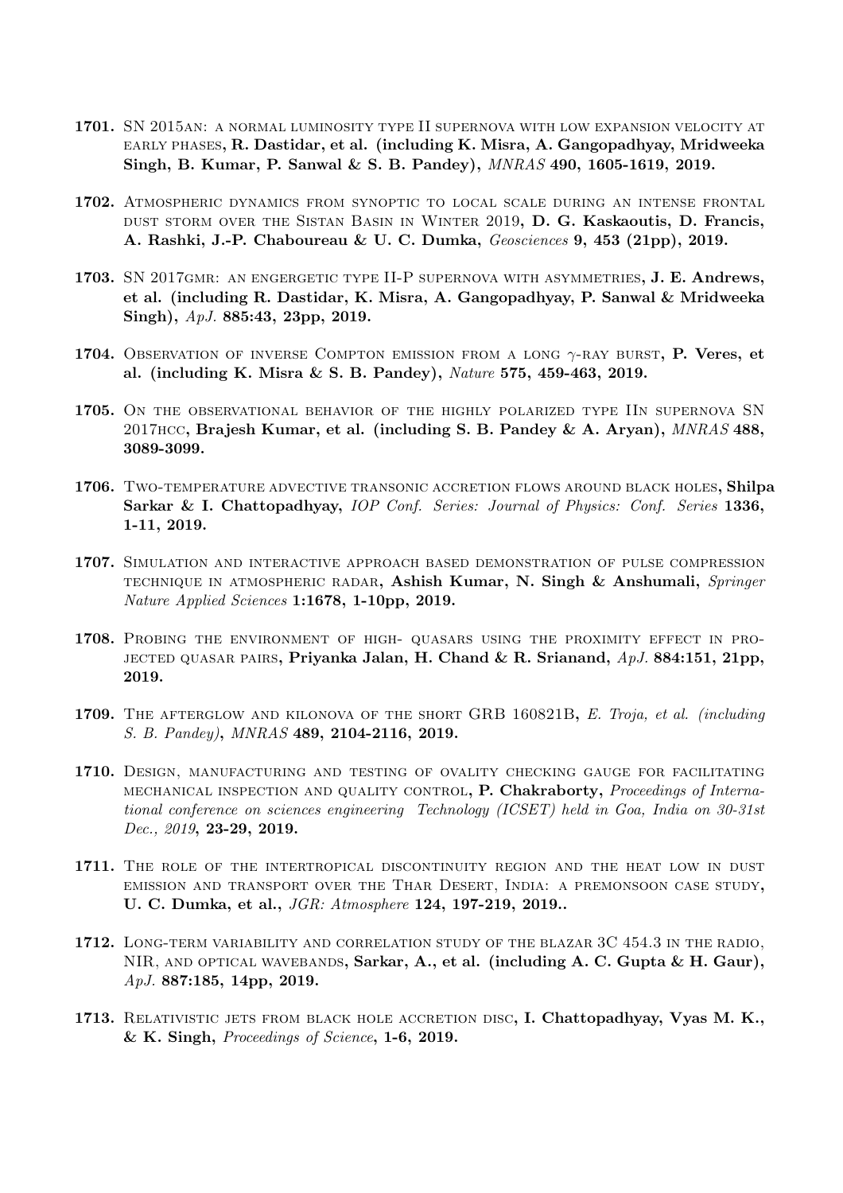**1701.** SN 2015an: a normal luminosity type II supernova with low expansion velocity at early phases, **R. Dastidar, et al. (including K. Misra, A. Gangopadhyay, Mridweeka Singh, B. Kumar, P. Sanwal & S. B. Pandey),** *MNRAS* **490, 1605-1619, 2019.**

**1702.** Atmospheric dynamics from synoptic to local scale during an intense frontal dust storm over the Sistan Basin in Winter 2019, **D. G. Kaskaoutis, D. Francis, A. Rashki, J.-P. Chaboureau & U. C. Dumka,** *Geosciences* **9, 453 (21pp), 2019.**

**1703.** SN 2017gmr: an engergetic type II-P supernova with asymmetries, **J. E. Andrews, et al. (including R. Dastidar, K. Misra, A. Gangopadhyay, P. Sanwal & Mridweeka Singh),** *ApJ.* **885:43, 23pp, 2019.**

**1704.** Observation of inverse Compton emission from a long $\gamma$-ray burst, **P. Veres, et al. (including K. Misra & S. B. Pandey),** *Nature* **575, 459-463, 2019.**

**1705.** On the observational behavior of the highly polarized type IIn supernova SN 2017hcc, **Brajesh Kumar, et al. (including S. B. Pandey & A. Aryan),** *MNRAS* **488, 3089-3099.**

**1706.** Two-temperature advective transonic accretion flows around black holes, **Shilpa Sarkar & I. Chattopadhyay,** *IOP Conf. Series: Journal of Physics: Conf. Series* **1336, 1-11, 2019.**

**1707.** Simulation and interactive approach based demonstration of pulse compression technique in atmospheric radar, **Ashish Kumar, N. Singh & Anshumali,** *Springer Nature Applied Sciences* **1:1678, 1-10pp, 2019.**

**1708.** Probing the environment of high- quasars using the proximity effect in projected quasar pairs, **Priyanka Jalan, H. Chand & R. Srianand,** *ApJ.* **884:151, 21pp, 2019.**

**1709.** The afterglow and kilonova of the short GRB 160821B, *E. Troja, et al. (including S. B. Pandey)*, *MNRAS* **489, 2104-2116, 2019.**

**1710.** Design, manufacturing and testing of ovality checking gauge for facilitating mechanical inspection and quality control, **P. Chakraborty,** *Proceedings of International conference on sciences engineering Technology (ICSET) held in Goa, India on 30-31st Dec., 2019*, **23-29, 2019.**

**1711.** The role of the intertropical discontinuity region and the heat low in dust emission and transport over the Thar Desert, India: a premonsoon case study, **U. C. Dumka, et al.,** *JGR: Atmosphere* **124, 197-219, 2019..**

**1712.** Long-term variability and correlation study of the blazar 3C 454.3 in the radio, NIR, and optical wavebands, **Sarkar, A., et al. (including A. C. Gupta & H. Gaur),** *ApJ.* **887:185, 14pp, 2019.**

**1713.** Relativistic jets from black hole accretion disc, **I. Chattopadhyay, Vyas M. K., & K. Singh,** *Proceedings of Science*, **1-6, 2019.**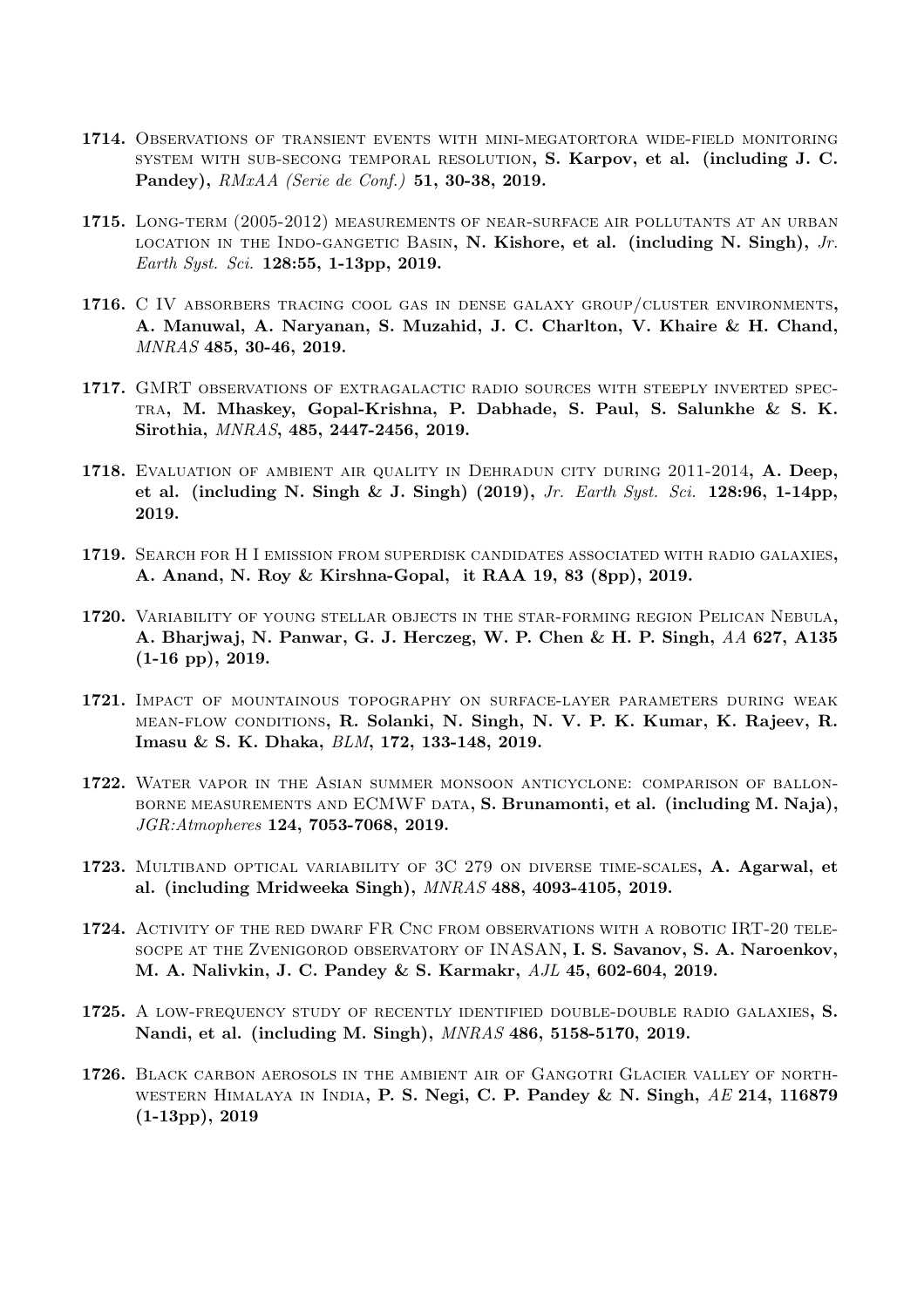**1714.** Observations of transient events with mini-megatortora wide-field monitoring system with sub-secong temporal resolution, **S. Karpov, et al. (including J. C. Pandey),** *RMxAA (Serie de Conf.)* **51, 30-38, 2019.**

**1715.** Long-term (2005-2012) measurements of near-surface air pollutants at an urban location in the Indo-gangetic Basin, **N. Kishore, et al. (including N. Singh),** *Jr. Earth Syst. Sci.* **128:55, 1-13pp, 2019.**

**1716.** C IV absorbers tracing cool gas in dense galaxy group/cluster environments, **A. Manuwal, A. Naryanan, S. Muzahid, J. C. Charlton, V. Khaire & H. Chand,** *MNRAS* **485, 30-46, 2019.**

**1717.** GMRT observations of extragalactic radio sources with steeply inverted spectra, **M. Mhaskey, Gopal-Krishna, P. Dabhade, S. Paul, S. Salunkhe & S. K. Sirothia,** *MNRAS*, **485, 2447-2456, 2019.**

**1718.** Evaluation of ambient air quality in Dehradun city during 2011-2014, **A. Deep, et al. (including N. Singh & J. Singh) (2019),** *Jr. Earth Syst. Sci.* **128:96, 1-14pp, 2019.**

**1719.** Search for H I emission from superdisk candidates associated with radio galaxies, **A. Anand, N. Roy & Kirshna-Gopal, it RAA 19, 83 (8pp), 2019.**

**1720.** Variability of young stellar objects in the star-forming region Pelican Nebula, **A. Bharjwaj, N. Panwar, G. J. Herczeg, W. P. Chen & H. P. Singh,** *AA* **627, A135 (1-16 pp), 2019.**

**1721.** Impact of mountainous topography on surface-layer parameters during weak mean-flow conditions, **R. Solanki, N. Singh, N. V. P. K. Kumar, K. Rajeev, R. Imasu & S. K. Dhaka,** *BLM*, **172, 133-148, 2019.**

**1722.** Water vapor in the Asian summer monsoon anticyclone: comparison of ballon-borne measurements and ECMWF data, **S. Brunamonti, et al. (including M. Naja),** *JGR:Atmopheres* **124, 7053-7068, 2019.**

**1723.** Multiband optical variability of 3C 279 on diverse time-scales, **A. Agarwal, et al. (including Mridweeka Singh),** *MNRAS* **488, 4093-4105, 2019.**

**1724.** Activity of the red dwarf FR Cnc from observations with a robotic IRT-20 telesocpe at the Zvenigorod observatory of INASAN, **I. S. Savanov, S. A. Naroenkov, M. A. Nalivkin, J. C. Pandey & S. Karmakr,** *AJL* **45, 602-604, 2019.**

**1725.** A low-frequency study of recently identified double-double radio galaxies, **S. Nandi, et al. (including M. Singh),** *MNRAS* **486, 5158-5170, 2019.**

**1726.** Black carbon aerosols in the ambient air of Gangotri Glacier valley of north-western Himalaya in India, **P. S. Negi, C. P. Pandey & N. Singh,** *AE* **214, 116879 (1-13pp), 2019**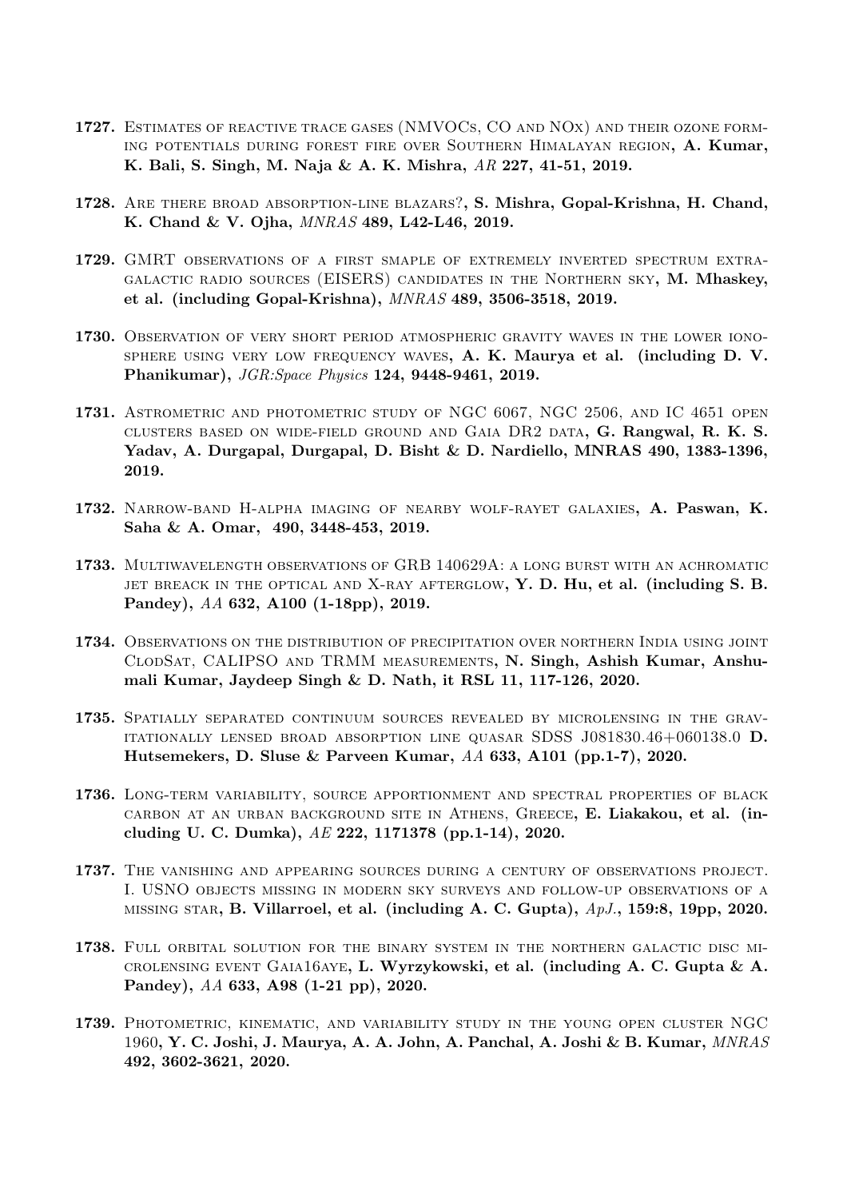**1727.** Estimates of reactive trace gases (NMVOCs, CO and NOx) and their ozone forming potentials during forest fire over Southern Himalayan region, **A. Kumar, K. Bali, S. Singh, M. Naja & A. K. Mishra,** *AR* **227, 41-51, 2019.**

**1728.** Are there broad absorption-line blazars?, **S. Mishra, Gopal-Krishna, H. Chand, K. Chand & V. Ojha,** *MNRAS* **489, L42-L46, 2019.**

**1729.** GMRT observations of a first smaple of extremely inverted spectrum extragalactic radio sources (EISERS) candidates in the Northern sky, **M. Mhaskey, et al. (including Gopal-Krishna),** *MNRAS* **489, 3506-3518, 2019.**

**1730.** Observation of very short period atmospheric gravity waves in the lower ionosphere using very low frequency waves, **A. K. Maurya et al. (including D. V. Phanikumar),** *JGR:Space Physics* **124, 9448-9461, 2019.**

**1731.** Astrometric and photometric study of NGC 6067, NGC 2506, and IC 4651 open clusters based on wide-field ground and Gaia DR2 data, **G. Rangwal, R. K. S. Yadav, A. Durgapal, Durgapal, D. Bisht & D. Nardiello, MNRAS 490, 1383-1396, 2019.**

**1732.** Narrow-band H-alpha imaging of nearby wolf-rayet galaxies, **A. Paswan, K. Saha & A. Omar, 490, 3448-453, 2019.**

**1733.** Multiwavelength observations of GRB 140629A: a long burst with an achromatic jet breack in the optical and X-ray afterglow, **Y. D. Hu, et al. (including S. B. Pandey),** *AA* **632, A100 (1-18pp), 2019.**

**1734.** Observations on the distribution of precipitation over northern India using joint ClodSat, CALIPSO and TRMM measurements, **N. Singh, Ashish Kumar, Anshumali Kumar, Jaydeep Singh & D. Nath, it RSL 11, 117-126, 2020.**

**1735.** Spatially separated continuum sources revealed by microlensing in the gravitationally lensed broad absorption line quasar SDSS J081830.46+060138.0 **D. Hutsemekers, D. Sluse & Parveen Kumar,** *AA* **633, A101 (pp.1-7), 2020.**

**1736.** Long-term variability, source apportionment and spectral properties of black carbon at an urban background site in Athens, Greece, **E. Liakakou, et al. (including U. C. Dumka),** *AE* **222, 1171378 (pp.1-14), 2020.**

**1737.** The vanishing and appearing sources during a century of observations project. I. USNO objects missing in modern sky surveys and follow-up observations of a missing star, **B. Villarroel, et al. (including A. C. Gupta),** *ApJ.*, **159:8, 19pp, 2020.**

**1738.** Full orbital solution for the binary system in the northern galactic disc microlensing event Gaia16aye, **L. Wyrzykowski, et al. (including A. C. Gupta & A. Pandey),** *AA* **633, A98 (1-21 pp), 2020.**

**1739.** Photometric, kinematic, and variability study in the young open cluster NGC 1960, **Y. C. Joshi, J. Maurya, A. A. John, A. Panchal, A. Joshi & B. Kumar,** *MNRAS* **492, 3602-3621, 2020.**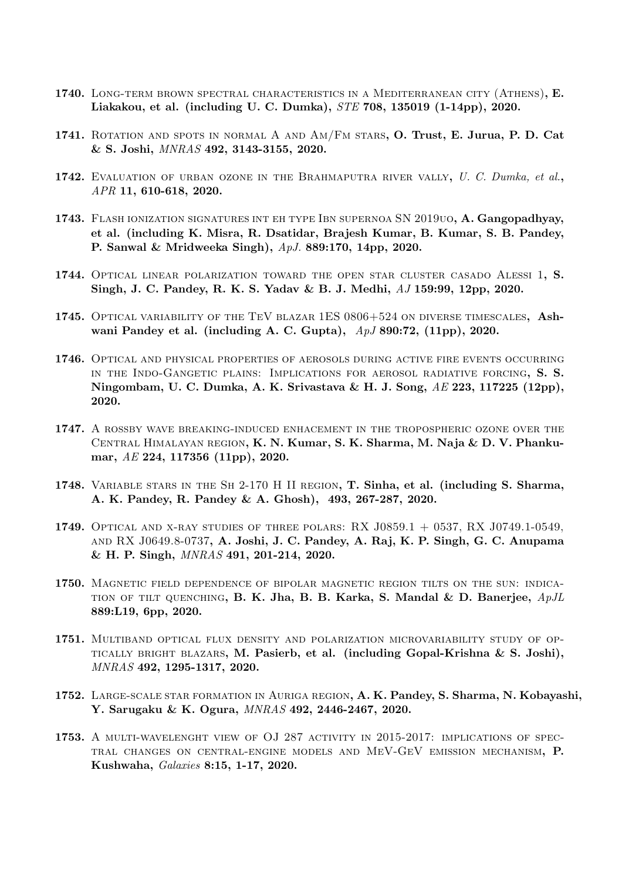**1740.** Long-term brown spectral characteristics in a Mediterranean city (Athens), **E. Liakakou, et al. (including U. C. Dumka),** *STE* **708, 135019 (1-14pp), 2020.**

**1741.** Rotation and spots in normal A and Am/Fm stars, **O. Trust, E. Jurua, P. D. Cat & S. Joshi,** *MNRAS* **492, 3143-3155, 2020.**

**1742.** Evaluation of urban ozone in the Brahmaputra river vally, *U. C. Dumka, et al.*, *APR* **11, 610-618, 2020.**

**1743.** Flash ionization signatures int eh type Ibn supernoa SN 2019uo, **A. Gangopadhyay, et al. (including K. Misra, R. Dsatidar, Brajesh Kumar, B. Kumar, S. B. Pandey, P. Sanwal & Mridweeka Singh),** *ApJ.* **889:170, 14pp, 2020.**

**1744.** Optical linear polarization toward the open star cluster casado Alessi 1, **S. Singh, J. C. Pandey, R. K. S. Yadav & B. J. Medhi,** *AJ* **159:99, 12pp, 2020.**

**1745.** Optical variability of the TeV blazar 1ES 0806+524 on diverse timescales, **Ashwani Pandey et al. (including A. C. Gupta),** *ApJ* **890:72, (11pp), 2020.**

**1746.** Optical and physical properties of aerosols during active fire events occurring in the Indo-Gangetic plains: Implications for aerosol radiative forcing, **S. S. Ningombam, U. C. Dumka, A. K. Srivastava & H. J. Song,** *AE* **223, 117225 (12pp), 2020.**

**1747.** A rossby wave breaking-induced enhacement in the tropospheric ozone over the Central Himalayan region, **K. N. Kumar, S. K. Sharma, M. Naja & D. V. Phanukumar,** *AE* **224, 117356 (11pp), 2020.**

**1748.** Variable stars in the Sh 2-170 H II region, **T. Sinha, et al. (including S. Sharma, A. K. Pandey, R. Pandey & A. Ghosh), 493, 267-287, 2020.**

**1749.** Optical and x-ray studies of three polars: RX J0859.1 + 0537, RX J0749.1-0549, and RX J0649.8-0737, **A. Joshi, J. C. Pandey, A. Raj, K. P. Singh, G. C. Anupama & H. P. Singh,** *MNRAS* **491, 201-214, 2020.**

**1750.** Magnetic field dependence of bipolar magnetic region tilts on the sun: indication of tilt quenching, **B. K. Jha, B. B. Karka, S. Mandal & D. Banerjee,** *ApJL* **889:L19, 6pp, 2020.**

**1751.** Multiband optical flux density and polarization microvariability study of optically bright blazars, **M. Pasierb, et al. (including Gopal-Krishna & S. Joshi),** *MNRAS* **492, 1295-1317, 2020.**

**1752.** Large-scale star formation in Auriga region, **A. K. Pandey, S. Sharma, N. Kobayashi, Y. Sarugaku & K. Ogura,** *MNRAS* **492, 2446-2467, 2020.**

**1753.** A multi-wavelenght view of OJ 287 activity in 2015-2017: implications of spectral changes on central-engine models and MeV-GeV emission mechanism, **P. Kushwaha,** *Galaxies* **8:15, 1-17, 2020.**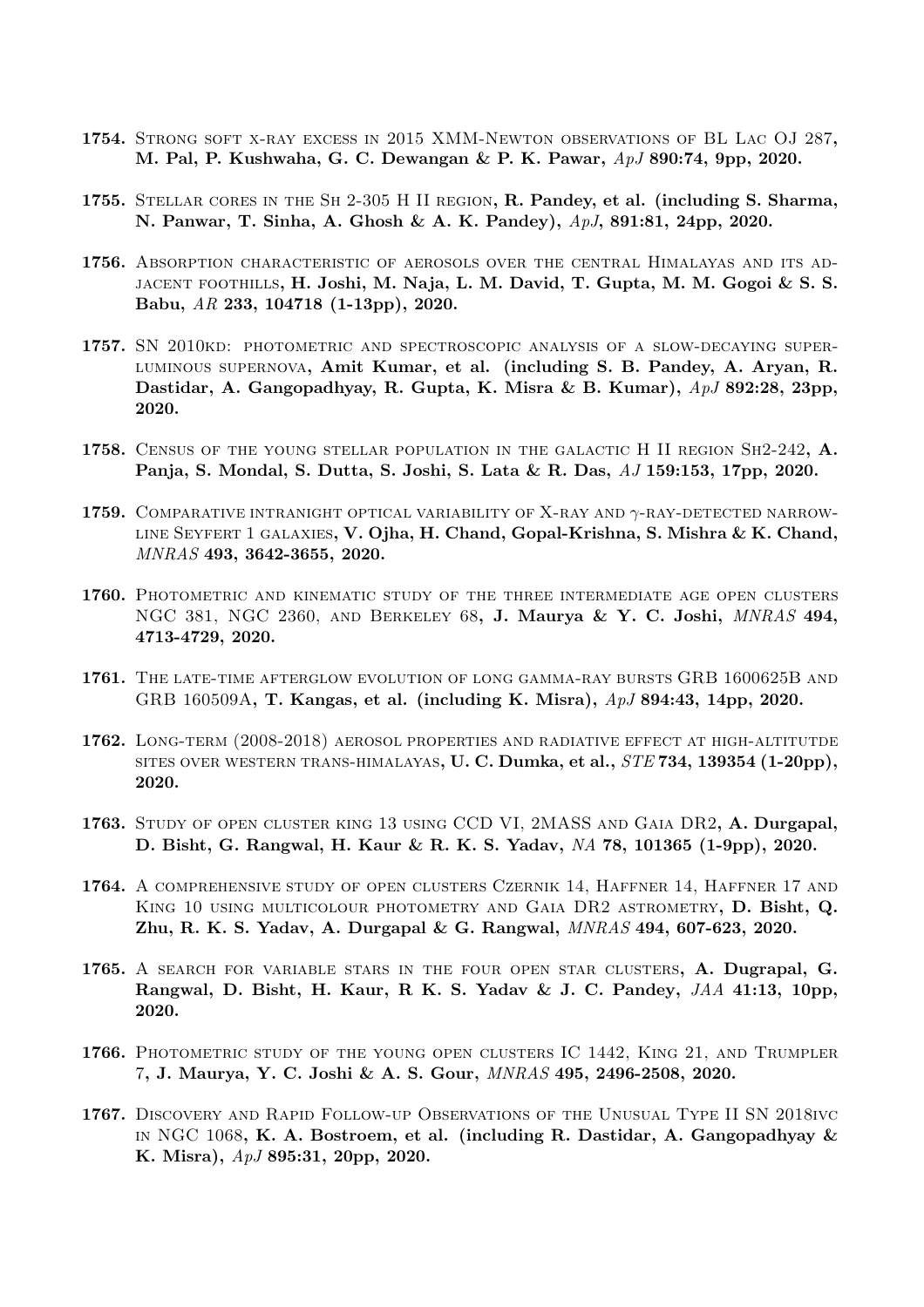**1754.** Strong soft x-ray excess in 2015 XMM-Newton observations of BL Lac OJ 287, **M. Pal, P. Kushwaha, G. C. Dewangan & P. K. Pawar,** *ApJ* **890:74, 9pp, 2020.**

**1755.** Stellar cores in the Sh 2-305 H II region, **R. Pandey, et al. (including S. Sharma, N. Panwar, T. Sinha, A. Ghosh & A. K. Pandey),** *ApJ*, **891:81, 24pp, 2020.**

**1756.** Absorption characteristic of aerosols over the central Himalayas and its adjacent foothills, **H. Joshi, M. Naja, L. M. David, T. Gupta, M. M. Gogoi & S. S. Babu,** *AR* **233, 104718 (1-13pp), 2020.**

**1757.** SN 2010kd: photometric and spectroscopic analysis of a slow-decaying superluminous supernova, **Amit Kumar, et al. (including S. B. Pandey, A. Aryan, R. Dastidar, A. Gangopadhyay, R. Gupta, K. Misra & B. Kumar),** *ApJ* **892:28, 23pp, 2020.**

**1758.** Census of the young stellar population in the galactic H II region Sh2-242, **A. Panja, S. Mondal, S. Dutta, S. Joshi, S. Lata & R. Das,** *AJ* **159:153, 17pp, 2020.**

**1759.** Comparative intranight optical variability of X-ray and $\gamma$-ray-detected narrow-line Seyfert 1 galaxies, **V. Ojha, H. Chand, Gopal-Krishna, S. Mishra & K. Chand,** *MNRAS* **493, 3642-3655, 2020.**

**1760.** Photometric and kinematic study of the three intermediate age open clusters NGC 381, NGC 2360, and Berkeley 68, **J. Maurya & Y. C. Joshi,** *MNRAS* **494, 4713-4729, 2020.**

**1761.** The late-time afterglow evolution of long gamma-ray bursts GRB 1600625B and GRB 160509A, **T. Kangas, et al. (including K. Misra),** *ApJ* **894:43, 14pp, 2020.**

**1762.** Long-term (2008-2018) aerosol properties and radiative effect at high-altitutde sites over western trans-himalayas, **U. C. Dumka, et al.,** *STE* **734, 139354 (1-20pp), 2020.**

**1763.** Study of open cluster king 13 using CCD VI, 2MASS and Gaia DR2, **A. Durgapal, D. Bisht, G. Rangwal, H. Kaur & R. K. S. Yadav,** *NA* **78, 101365 (1-9pp), 2020.**

**1764.** A comprehensive study of open clusters Czernik 14, Haffner 14, Haffner 17 and King 10 using multicolour photometry and Gaia DR2 astrometry, **D. Bisht, Q. Zhu, R. K. S. Yadav, A. Durgapal & G. Rangwal,** *MNRAS* **494, 607-623, 2020.**

**1765.** A search for variable stars in the four open star clusters, **A. Dugrapal, G. Rangwal, D. Bisht, H. Kaur, R K. S. Yadav & J. C. Pandey,** *JAA* **41:13, 10pp, 2020.**

**1766.** Photometric study of the young open clusters IC 1442, King 21, and Trumpler 7, **J. Maurya, Y. C. Joshi & A. S. Gour,** *MNRAS* **495, 2496-2508, 2020.**

**1767.** Discovery and Rapid Follow-up Observations of the Unusual Type II SN 2018ivc in NGC 1068, **K. A. Bostroem, et al. (including R. Dastidar, A. Gangopadhyay & K. Misra),** *ApJ* **895:31, 20pp, 2020.**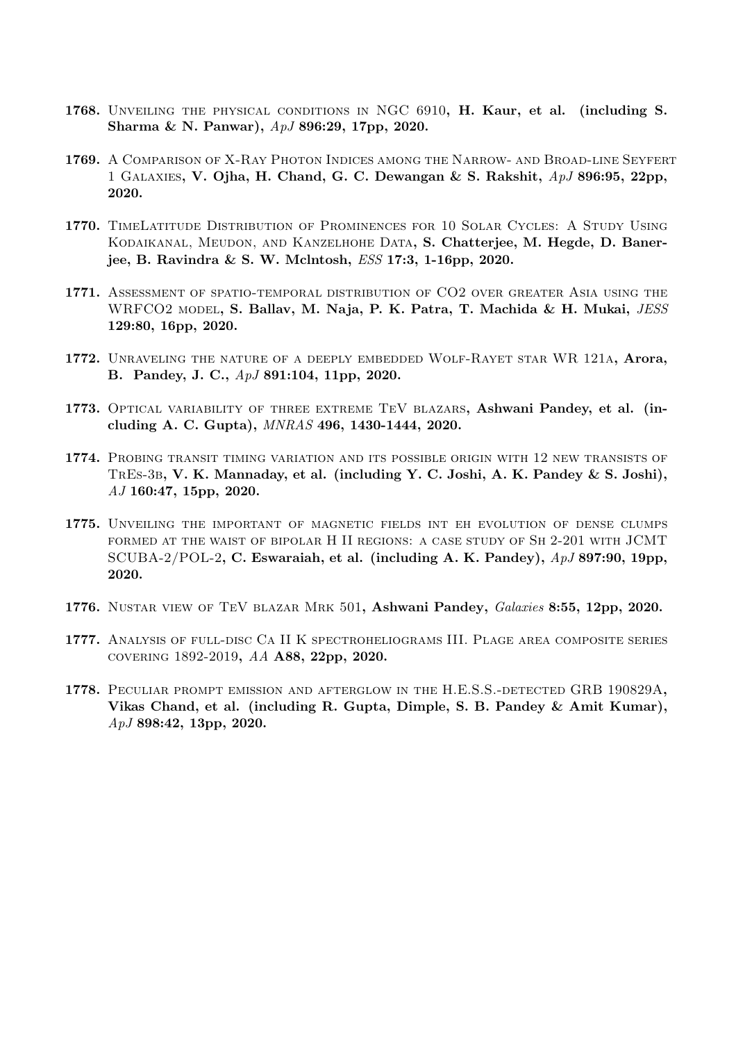**1768.** Unveiling the physical conditions in NGC 6910, **H. Kaur, et al. (including S. Sharma & N. Panwar),** *ApJ* **896:29, 17pp, 2020.**

**1769.** A Comparison of X-Ray Photon Indices among the Narrow- and Broad-line Seyfert 1 Galaxies, **V. Ojha, H. Chand, G. C. Dewangan & S. Rakshit,** *ApJ* **896:95, 22pp, 2020.**

**1770.** TimeLatitude Distribution of Prominences for 10 Solar Cycles: A Study Using Kodaikanal, Meudon, and Kanzelhohe Data, **S. Chatterjee, M. Hegde, D. Banerjee, B. Ravindra & S. W. Mclntosh,** *ESS* **17:3, 1-16pp, 2020.**

**1771.** Assessment of spatio-temporal distribution of CO2 over greater Asia using the WRFCO2 model, **S. Ballav, M. Naja, P. K. Patra, T. Machida & H. Mukai,** *JESS* **129:80, 16pp, 2020.**

**1772.** Unraveling the nature of a deeply embedded Wolf-Rayet star WR 121a, **Arora, B. Pandey, J. C.,** *ApJ* **891:104, 11pp, 2020.**

**1773.** Optical variability of three extreme TeV blazars, **Ashwani Pandey, et al. (including A. C. Gupta),** *MNRAS* **496, 1430-1444, 2020.**

**1774.** Probing transit timing variation and its possible origin with 12 new transists of TrEs-3b, **V. K. Mannaday, et al. (including Y. C. Joshi, A. K. Pandey & S. Joshi),** *AJ* **160:47, 15pp, 2020.**

**1775.** Unveiling the important of magnetic fields int eh evolution of dense clumps formed at the waist of bipolar H II regions: a case study of Sh 2-201 with JCMT SCUBA-2/POL-2, **C. Eswaraiah, et al. (including A. K. Pandey),** *ApJ* **897:90, 19pp, 2020.**

**1776.** Nustar view of TeV blazar Mrk 501, **Ashwani Pandey,** *Galaxies* **8:55, 12pp, 2020.**

**1777.** Analysis of full-disc Ca II K spectroheliograms III. Plage area composite series covering 1892-2019, *AA* **A88, 22pp, 2020.**

**1778.** Peculiar prompt emission and afterglow in the H.E.S.S.-detected GRB 190829A, **Vikas Chand, et al. (including R. Gupta, Dimple, S. B. Pandey & Amit Kumar),** *ApJ* **898:42, 13pp, 2020.**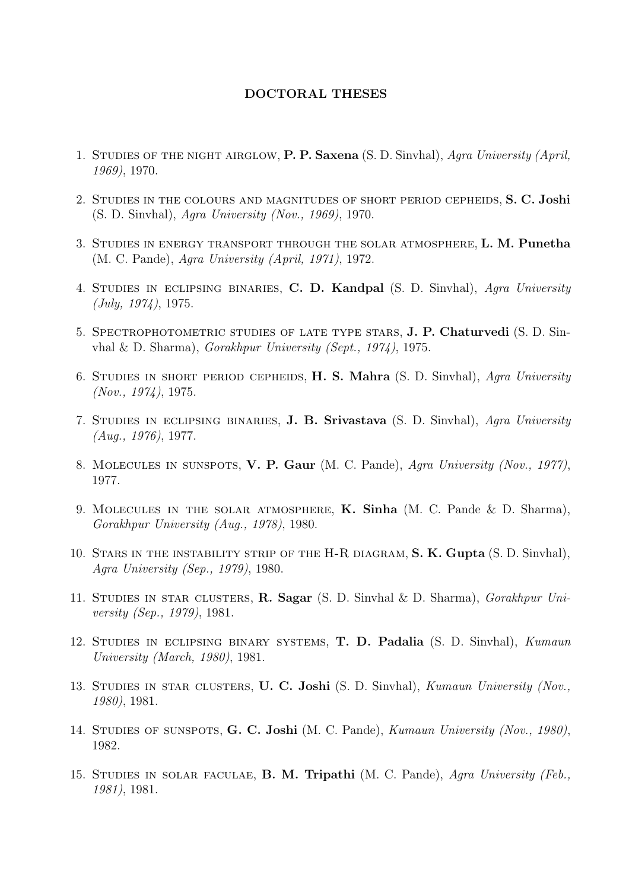**DOCTORAL THESES**

1. Studies of the night airglow, **P. P. Saxena** (S. D. Sinvhal), *Agra University (April, 1969)*, 1970.

2. Studies in the colours and magnitudes of short period cepheids, **S. C. Joshi** (S. D. Sinvhal), *Agra University (Nov., 1969)*, 1970.

3. Studies in energy transport through the solar atmosphere, **L. M. Punetha** (M. C. Pande), *Agra University (April, 1971)*, 1972.

4. Studies in eclipsing binaries, **C. D. Kandpal** (S. D. Sinvhal), *Agra University (July, 1974)*, 1975.

5. Spectrophotometric studies of late type stars, **J. P. Chaturvedi** (S. D. Sinvhal & D. Sharma), *Gorakhpur University (Sept., 1974)*, 1975.

6. Studies in short period cepheids, **H. S. Mahra** (S. D. Sinvhal), *Agra University (Nov., 1974)*, 1975.

7. Studies in eclipsing binaries, **J. B. Srivastava** (S. D. Sinvhal), *Agra University (Aug., 1976)*, 1977.

8. Molecules in sunspots, **V. P. Gaur** (M. C. Pande), *Agra University (Nov., 1977)*, 1977.

9. Molecules in the solar atmosphere, **K. Sinha** (M. C. Pande & D. Sharma), *Gorakhpur University (Aug., 1978)*, 1980.

10. Stars in the instability strip of the H-R diagram, **S. K. Gupta** (S. D. Sinvhal), *Agra University (Sep., 1979)*, 1980.

11. Studies in star clusters, **R. Sagar** (S. D. Sinvhal & D. Sharma), *Gorakhpur University (Sep., 1979)*, 1981.

12. Studies in eclipsing binary systems, **T. D. Padalia** (S. D. Sinvhal), *Kumaun University (March, 1980)*, 1981.

13. Studies in star clusters, **U. C. Joshi** (S. D. Sinvhal), *Kumaun University (Nov., 1980)*, 1981.

14. Studies of sunspots, **G. C. Joshi** (M. C. Pande), *Kumaun University (Nov., 1980)*, 1982.

15. Studies in solar faculae, **B. M. Tripathi** (M. C. Pande), *Agra University (Feb., 1981)*, 1981.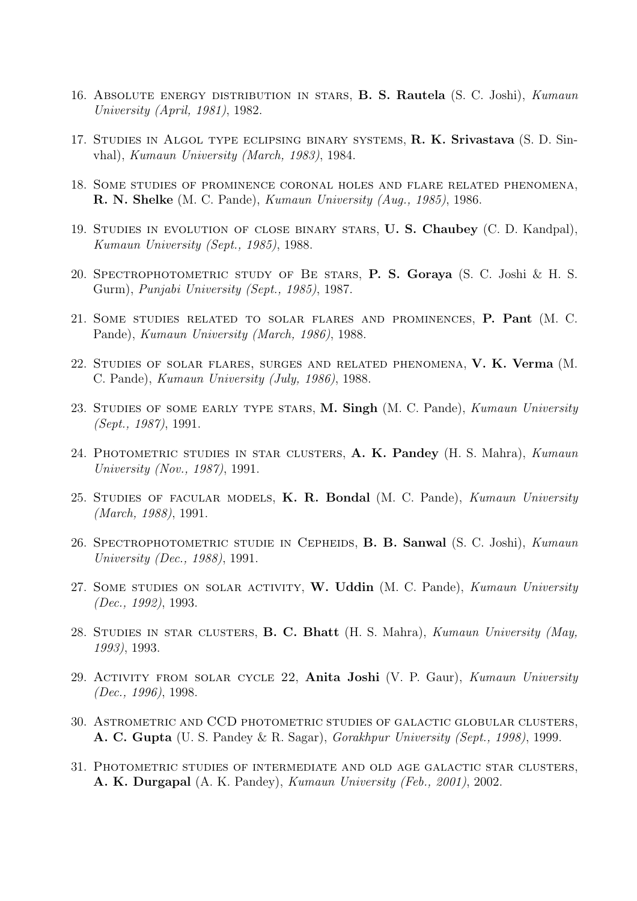16. Absolute energy distribution in stars, **B. S. Rautela** (S. C. Joshi), *Kumaun University (April, 1981)*, 1982.

17. Studies in Algol type eclipsing binary systems, **R. K. Srivastava** (S. D. Sinvhal), *Kumaun University (March, 1983)*, 1984.

18. Some studies of prominence coronal holes and flare related phenomena, **R. N. Shelke** (M. C. Pande), *Kumaun University (Aug., 1985)*, 1986.

19. Studies in evolution of close binary stars, **U. S. Chaubey** (C. D. Kandpal), *Kumaun University (Sept., 1985)*, 1988.

20. Spectrophotometric study of Be stars, **P. S. Goraya** (S. C. Joshi & H. S. Gurm), *Punjabi University (Sept., 1985)*, 1987.

21. Some studies related to solar flares and prominences, **P. Pant** (M. C. Pande), *Kumaun University (March, 1986)*, 1988.

22. Studies of solar flares, surges and related phenomena, **V. K. Verma** (M. C. Pande), *Kumaun University (July, 1986)*, 1988.

23. Studies of some early type stars, **M. Singh** (M. C. Pande), *Kumaun University (Sept., 1987)*, 1991.

24. Photometric studies in star clusters, **A. K. Pandey** (H. S. Mahra), *Kumaun University (Nov., 1987)*, 1991.

25. Studies of facular models, **K. R. Bondal** (M. C. Pande), *Kumaun University (March, 1988)*, 1991.

26. Spectrophotometric studie in Cepheids, **B. B. Sanwal** (S. C. Joshi), *Kumaun University (Dec., 1988)*, 1991.

27. Some studies on solar activity, **W. Uddin** (M. C. Pande), *Kumaun University (Dec., 1992)*, 1993.

28. Studies in star clusters, **B. C. Bhatt** (H. S. Mahra), *Kumaun University (May, 1993)*, 1993.

29. Activity from solar cycle 22, **Anita Joshi** (V. P. Gaur), *Kumaun University (Dec., 1996)*, 1998.

30. Astrometric and CCD photometric studies of galactic globular clusters, **A. C. Gupta** (U. S. Pandey & R. Sagar), *Gorakhpur University (Sept., 1998)*, 1999.

31. Photometric studies of intermediate and old age galactic star clusters, **A. K. Durgapal** (A. K. Pandey), *Kumaun University (Feb., 2001)*, 2002.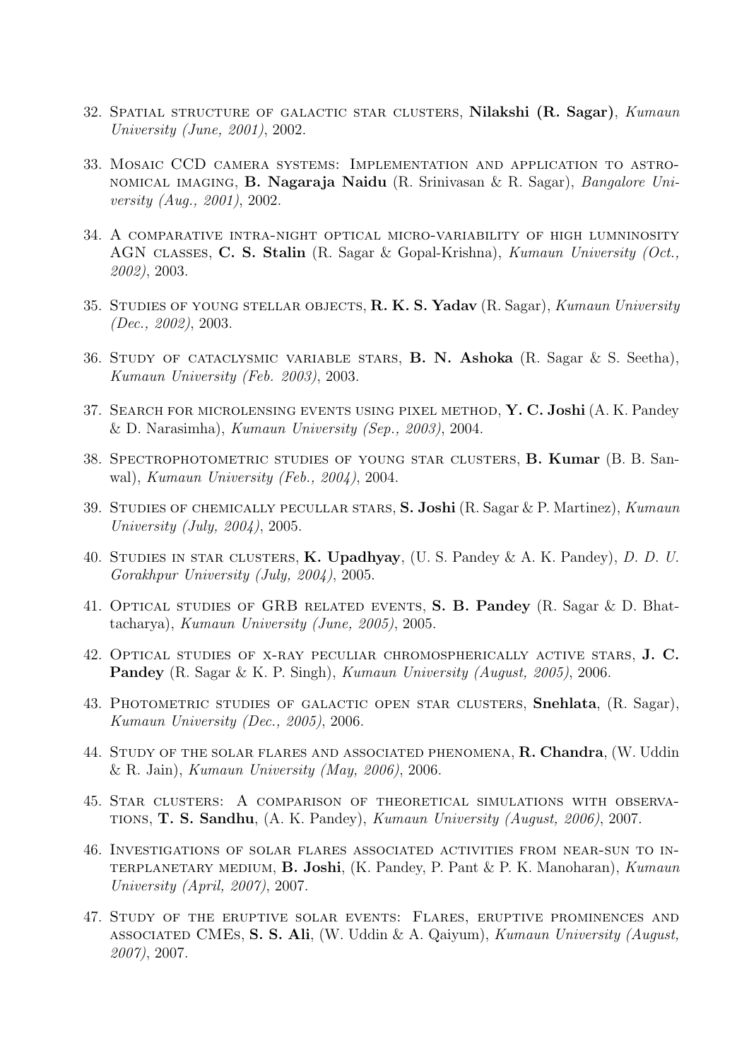32. Spatial structure of galactic star clusters, **Nilakshi (R. Sagar)**, *Kumaun University (June, 2001)*, 2002.

33. Mosaic CCD camera systems: Implementation and application to astronomical imaging, **B. Nagaraja Naidu** (R. Srinivasan & R. Sagar), *Bangalore University (Aug., 2001)*, 2002.

34. A comparative intra-night optical micro-variability of high lumninosity AGN classes, **C. S. Stalin** (R. Sagar & Gopal-Krishna), *Kumaun University (Oct., 2002)*, 2003.

35. Studies of young stellar objects, **R. K. S. Yadav** (R. Sagar), *Kumaun University (Dec., 2002)*, 2003.

36. Study of cataclysmic variable stars, **B. N. Ashoka** (R. Sagar & S. Seetha), *Kumaun University (Feb. 2003)*, 2003.

37. Search for microlensing events using pixel method, **Y. C. Joshi** (A. K. Pandey & D. Narasimha), *Kumaun University (Sep., 2003)*, 2004.

38. Spectrophotometric studies of young star clusters, **B. Kumar** (B. B. Sanwal), *Kumaun University (Feb., 2004)*, 2004.

39. Studies of chemically pecullar stars, **S. Joshi** (R. Sagar & P. Martinez), *Kumaun University (July, 2004)*, 2005.

40. Studies in star clusters, **K. Upadhyay**, (U. S. Pandey & A. K. Pandey), *D. D. U. Gorakhpur University (July, 2004)*, 2005.

41. Optical studies of GRB related events, **S. B. Pandey** (R. Sagar & D. Bhattacharya), *Kumaun University (June, 2005)*, 2005.

42. Optical studies of x-ray peculiar chromospherically active stars, **J. C. Pandey** (R. Sagar & K. P. Singh), *Kumaun University (August, 2005)*, 2006.

43. Photometric studies of galactic open star clusters, **Snehlata**, (R. Sagar), *Kumaun University (Dec., 2005)*, 2006.

44. Study of the solar flares and associated phenomena, **R. Chandra**, (W. Uddin & R. Jain), *Kumaun University (May, 2006)*, 2006.

45. Star clusters: A comparison of theoretical simulations with observations, **T. S. Sandhu**, (A. K. Pandey), *Kumaun University (August, 2006)*, 2007.

46. Investigations of solar flares associated activities from near-sun to interplanetary medium, **B. Joshi**, (K. Pandey, P. Pant & P. K. Manoharan), *Kumaun University (April, 2007)*, 2007.

47. Study of the eruptive solar events: Flares, eruptive prominences and associated CMEs, **S. S. Ali**, (W. Uddin & A. Qaiyum), *Kumaun University (August, 2007)*, 2007.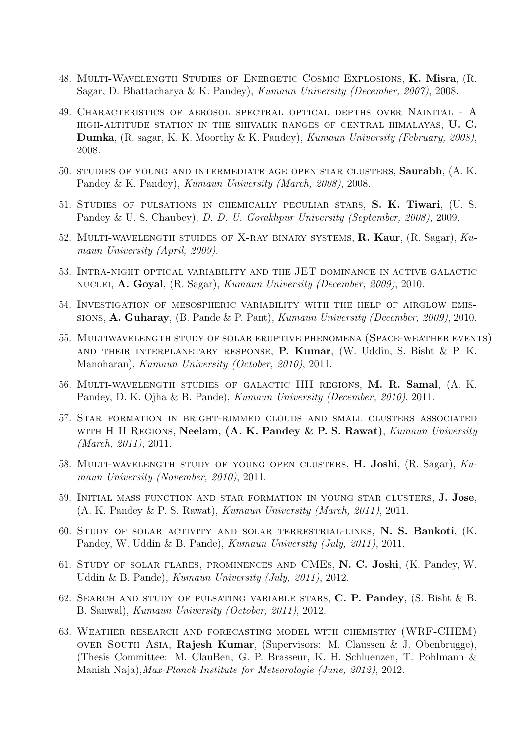48. Multi-Wavelength Studies of Energetic Cosmic Explosions, **K. Misra**, (R. Sagar, D. Bhattacharya & K. Pandey), *Kumaun University (December, 2007)*, 2008.

49. Characteristics of aerosol spectral optical depths over Nainital - A high-altitude station in the shivalik ranges of central himalayas, **U. C. Dumka**, (R. sagar, K. K. Moorthy & K. Pandey), *Kumaun University (February, 2008)*, 2008.

50. studies of young and intermediate age open star clusters, **Saurabh**, (A. K. Pandey & K. Pandey), *Kumaun University (March, 2008)*, 2008.

51. Studies of pulsations in chemically peculiar stars, **S. K. Tiwari**, (U. S. Pandey & U. S. Chaubey), *D. D. U. Gorakhpur University (September, 2008)*, 2009.

52. Multi-wavelength stuides of X-ray binary systems, **R. Kaur**, (R. Sagar), *Kumaun University (April, 2009)*.

53. Intra-night optical variability and the JET dominance in active galactic nuclei, **A. Goyal**, (R. Sagar), *Kumaun University (December, 2009)*, 2010.

54. Investigation of mesospheric variability with the help of airglow emissions, **A. Guharay**, (B. Pande & P. Pant), *Kumaun University (December, 2009)*, 2010.

55. Multiwavelength study of solar eruptive phenomena (Space-weather events) and their interplanetary response, **P. Kumar**, (W. Uddin, S. Bisht & P. K. Manoharan), *Kumaun University (October, 2010)*, 2011.

56. Multi-wavelength studies of galactic HII regions, **M. R. Samal**, (A. K. Pandey, D. K. Ojha & B. Pande), *Kumaun University (December, 2010)*, 2011.

57. Star formation in bright-rimmed clouds and small clusters associated with H II Regions, **Neelam, (A. K. Pandey & P. S. Rawat)**, *Kumaun University (March, 2011)*, 2011.

58. Multi-wavelength study of young open clusters, **H. Joshi**, (R. Sagar), *Kumaun University (November, 2010)*, 2011.

59. Initial mass function and star formation in young star clusters, **J. Jose**, (A. K. Pandey & P. S. Rawat), *Kumaun University (March, 2011)*, 2011.

60. Study of solar activity and solar terrestrial-links, **N. S. Bankoti**, (K. Pandey, W. Uddin & B. Pande), *Kumaun University (July, 2011)*, 2011.

61. Study of solar flares, prominences and CMEs, **N. C. Joshi**, (K. Pandey, W. Uddin & B. Pande), *Kumaun University (July, 2011)*, 2012.

62. Search and study of pulsating variable stars, **C. P. Pandey**, (S. Bisht & B. B. Sanwal), *Kumaun University (October, 2011)*, 2012.

63. Weather research and forecasting model with chemistry (WRF-CHEM) over South Asia, **Rajesh Kumar**, (Supervisors: M. Claussen & J. Obenbrugge), (Thesis Committee: M. ClauBen, G. P. Brasseur, K. H. Schluenzen, T. Pohlmann & Manish Naja),*Max-Planck-Institute for Meteorologie (June, 2012)*, 2012.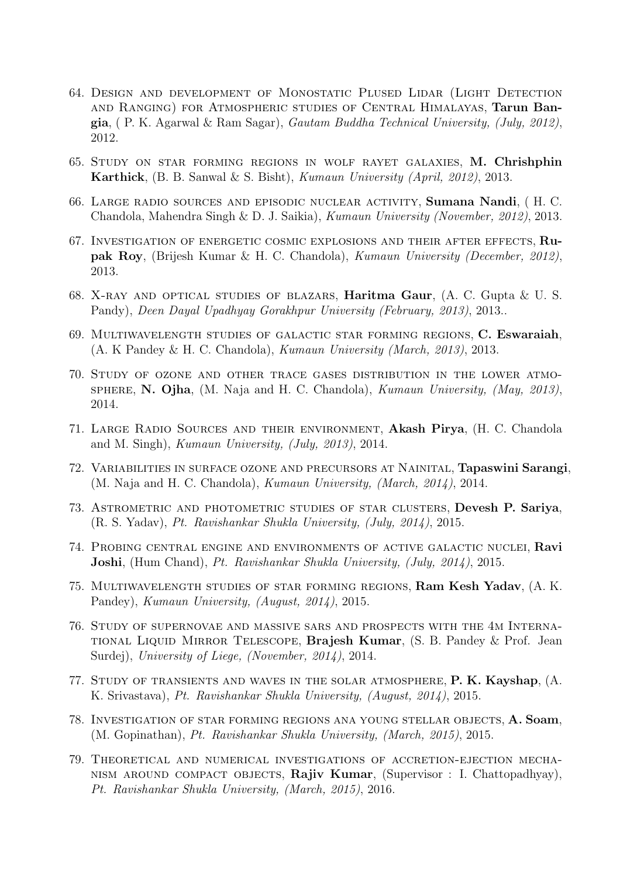64. Design and development of Monostatic Plused Lidar (Light Detection and Ranging) for Atmospheric studies of Central Himalayas, **Tarun Bangia**, ( P. K. Agarwal & Ram Sagar), *Gautam Buddha Technical University, (July, 2012)*, 2012.

65. Study on star forming regions in wolf rayet galaxies, **M. Chrishphin Karthick**, (B. B. Sanwal & S. Bisht), *Kumaun University (April, 2012)*, 2013.

66. Large radio sources and episodic nuclear activity, **Sumana Nandi**, ( H. C. Chandola, Mahendra Singh & D. J. Saikia), *Kumaun University (November, 2012)*, 2013.

67. Investigation of energetic cosmic explosions and their after effects, **Rupak Roy**, (Brijesh Kumar & H. C. Chandola), *Kumaun University (December, 2012)*, 2013.

68. X-ray and optical studies of blazars, **Haritma Gaur**, (A. C. Gupta & U. S. Pandy), *Deen Dayal Upadhyay Gorakhpur University (February, 2013)*, 2013..

69. Multiwavelength studies of galactic star forming regions, **C. Eswaraiah**, (A. K Pandey & H. C. Chandola), *Kumaun University (March, 2013)*, 2013.

70. Study of ozone and other trace gases distribution in the lower atmosphere, **N. Ojha**, (M. Naja and H. C. Chandola), *Kumaun University, (May, 2013)*, 2014.

71. Large Radio Sources and their environment, **Akash Pirya**, (H. C. Chandola and M. Singh), *Kumaun University, (July, 2013)*, 2014.

72. Variabilities in surface ozone and precursors at Nainital, **Tapaswini Sarangi**, (M. Naja and H. C. Chandola), *Kumaun University, (March, 2014)*, 2014.

73. Astrometric and photometric studies of star clusters, **Devesh P. Sariya**, (R. S. Yadav), *Pt. Ravishankar Shukla University, (July, 2014)*, 2015.

74. Probing central engine and environments of active galactic nuclei, **Ravi Joshi**, (Hum Chand), *Pt. Ravishankar Shukla University, (July, 2014)*, 2015.

75. Multiwavelength studies of star forming regions, **Ram Kesh Yadav**, (A. K. Pandey), *Kumaun University, (August, 2014)*, 2015.

76. Study of supernovae and massive sars and prospects with the 4m International Liquid Mirror Telescope, **Brajesh Kumar**, (S. B. Pandey & Prof. Jean Surdej), *University of Liege, (November, 2014)*, 2014.

77. Study of transients and waves in the solar atmosphere, **P. K. Kayshap**, (A. K. Srivastava), *Pt. Ravishankar Shukla University, (August, 2014)*, 2015.

78. Investigation of star forming regions ana young stellar objects, **A. Soam**, (M. Gopinathan), *Pt. Ravishankar Shukla University, (March, 2015)*, 2015.

79. Theoretical and numerical investigations of accretion-ejection mechanism around compact objects, **Rajiv Kumar**, (Supervisor : I. Chattopadhyay), *Pt. Ravishankar Shukla University, (March, 2015)*, 2016.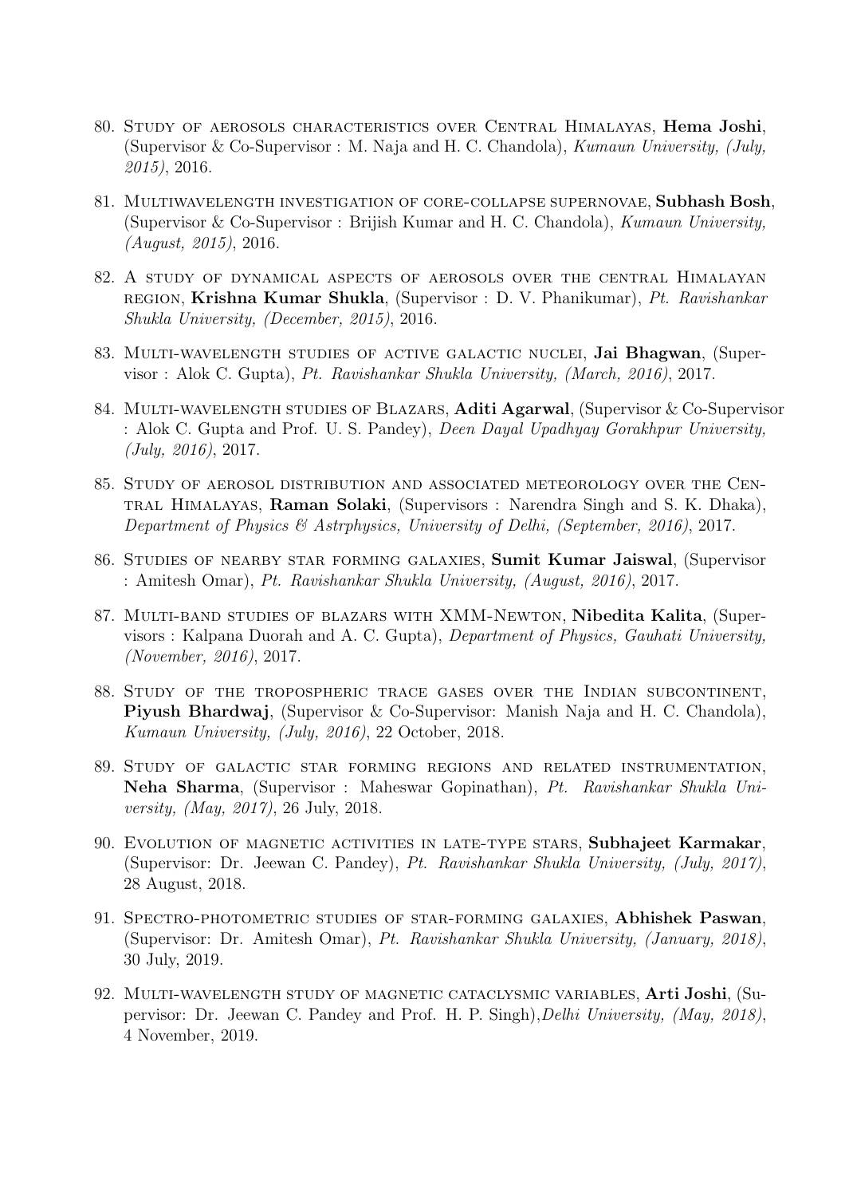80. Study of aerosols characteristics over Central Himalayas, **Hema Joshi**, (Supervisor & Co-Supervisor : M. Naja and H. C. Chandola), *Kumaun University, (July, 2015)*, 2016.

81. Multiwavelength investigation of core-collapse supernovae, **Subhash Bosh**, (Supervisor & Co-Supervisor : Brijish Kumar and H. C. Chandola), *Kumaun University, (August, 2015)*, 2016.

82. A study of dynamical aspects of aerosols over the central Himalayan region, **Krishna Kumar Shukla**, (Supervisor : D. V. Phanikumar), *Pt. Ravishankar Shukla University, (December, 2015)*, 2016.

83. Multi-wavelength studies of active galactic nuclei, **Jai Bhagwan**, (Supervisor : Alok C. Gupta), *Pt. Ravishankar Shukla University, (March, 2016)*, 2017.

84. Multi-wavelength studies of Blazars, **Aditi Agarwal**, (Supervisor & Co-Supervisor : Alok C. Gupta and Prof. U. S. Pandey), *Deen Dayal Upadhyay Gorakhpur University, (July, 2016)*, 2017.

85. Study of aerosol distribution and associated meteorology over the Central Himalayas, **Raman Solaki**, (Supervisors : Narendra Singh and S. K. Dhaka), *Department of Physics & Astrphysics, University of Delhi, (September, 2016)*, 2017.

86. Studies of nearby star forming galaxies, **Sumit Kumar Jaiswal**, (Supervisor : Amitesh Omar), *Pt. Ravishankar Shukla University, (August, 2016)*, 2017.

87. Multi-band studies of blazars with XMM-Newton, **Nibedita Kalita**, (Supervisors : Kalpana Duorah and A. C. Gupta), *Department of Physics, Gauhati University, (November, 2016)*, 2017.

88. Study of the tropospheric trace gases over the Indian subcontinent, **Piyush Bhardwaj**, (Supervisor & Co-Supervisor: Manish Naja and H. C. Chandola), *Kumaun University, (July, 2016)*, 22 October, 2018.

89. Study of galactic star forming regions and related instrumentation, **Neha Sharma**, (Supervisor : Maheswar Gopinathan), *Pt. Ravishankar Shukla University, (May, 2017)*, 26 July, 2018.

90. Evolution of magnetic activities in late-type stars, **Subhajeet Karmakar**, (Supervisor: Dr. Jeewan C. Pandey), *Pt. Ravishankar Shukla University, (July, 2017)*, 28 August, 2018.

91. Spectro-photometric studies of star-forming galaxies, **Abhishek Paswan**, (Supervisor: Dr. Amitesh Omar), *Pt. Ravishankar Shukla University, (January, 2018)*, 30 July, 2019.

92. Multi-wavelength study of magnetic cataclysmic variables, **Arti Joshi**, (Supervisor: Dr. Jeewan C. Pandey and Prof. H. P. Singh),*Delhi University, (May, 2018)*, 4 November, 2019.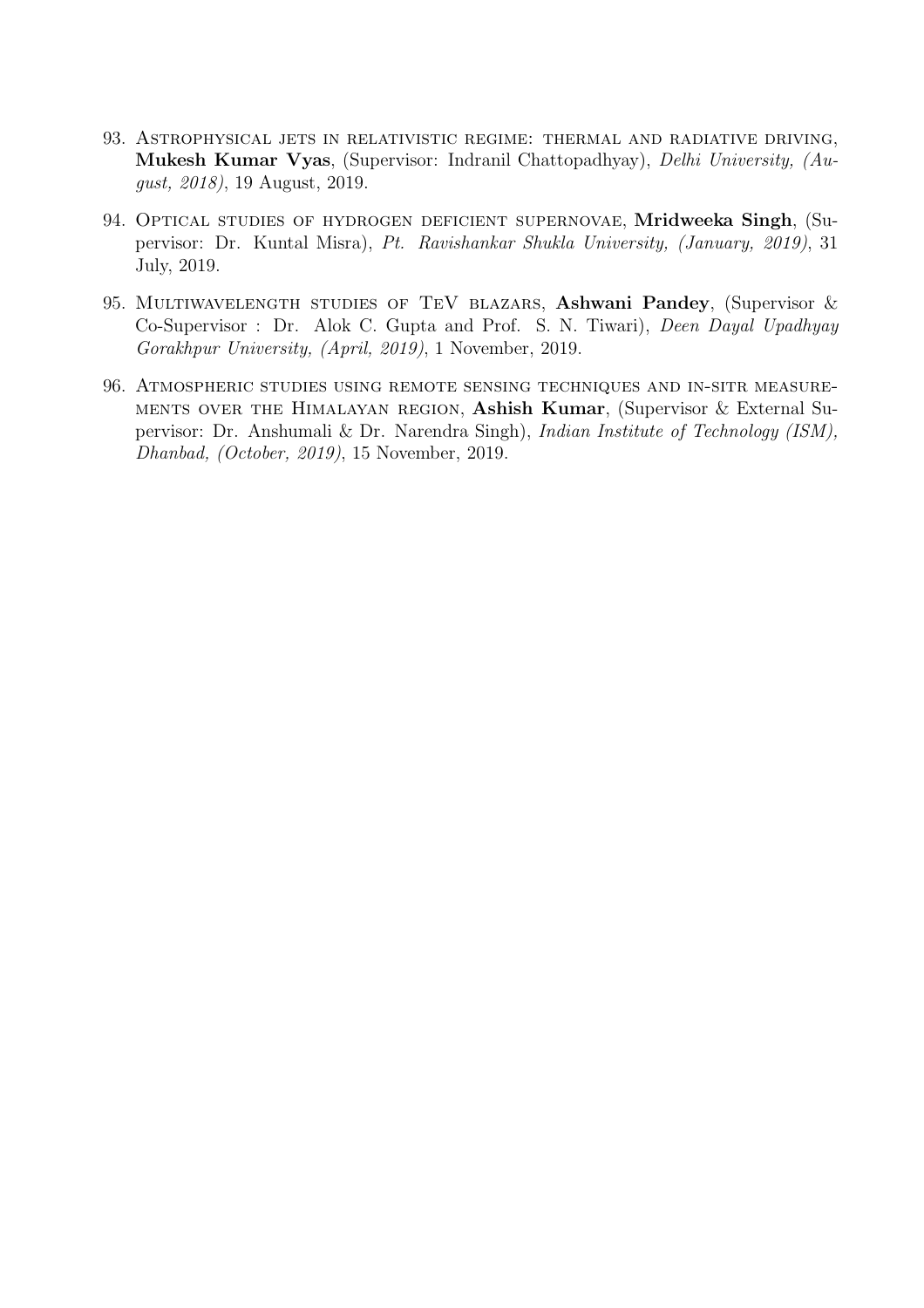93. Astrophysical jets in relativistic regime: thermal and radiative driving, **Mukesh Kumar Vyas**, (Supervisor: Indranil Chattopadhyay), *Delhi University, (August, 2018)*, 19 August, 2019.

94. Optical studies of hydrogen deficient supernovae, **Mridweeka Singh**, (Supervisor: Dr. Kuntal Misra), *Pt. Ravishankar Shukla University, (January, 2019)*, 31 July, 2019.

95. Multiwavelength studies of TeV blazars, **Ashwani Pandey**, (Supervisor & Co-Supervisor : Dr. Alok C. Gupta and Prof. S. N. Tiwari), *Deen Dayal Upadhyay Gorakhpur University, (April, 2019)*, 1 November, 2019.

96. Atmospheric studies using remote sensing techniques and in-sitr measurements over the Himalayan region, **Ashish Kumar**, (Supervisor & External Supervisor: Dr. Anshumali & Dr. Narendra Singh), *Indian Institute of Technology (ISM), Dhanbad, (October, 2019)*, 15 November, 2019.